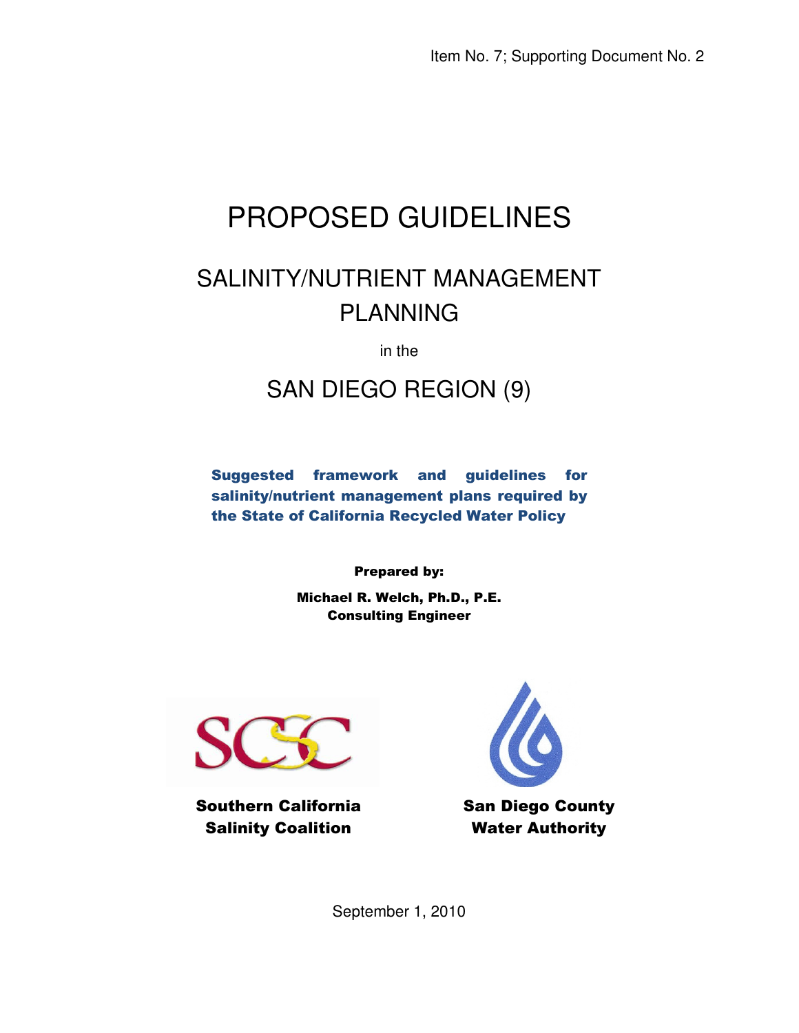Item No. 7; Supporting Document No. 2

# PROPOSED GUIDELINES

## SALINITY/NUTRIENT MANAGEMENT PLANNING

in the

## SAN DIEGO REGION (9)

**Suggested framework and guidelines for salinity/nutrient management plans required by the State of California Recycled Water Policy**

**Prepared by:**

**Michael R. Welch, Ph.D., P.E.**
**Consulting Engineer**

**Southern California Salinity Coalition**

**San Diego County Water Authority**

September 1, 2010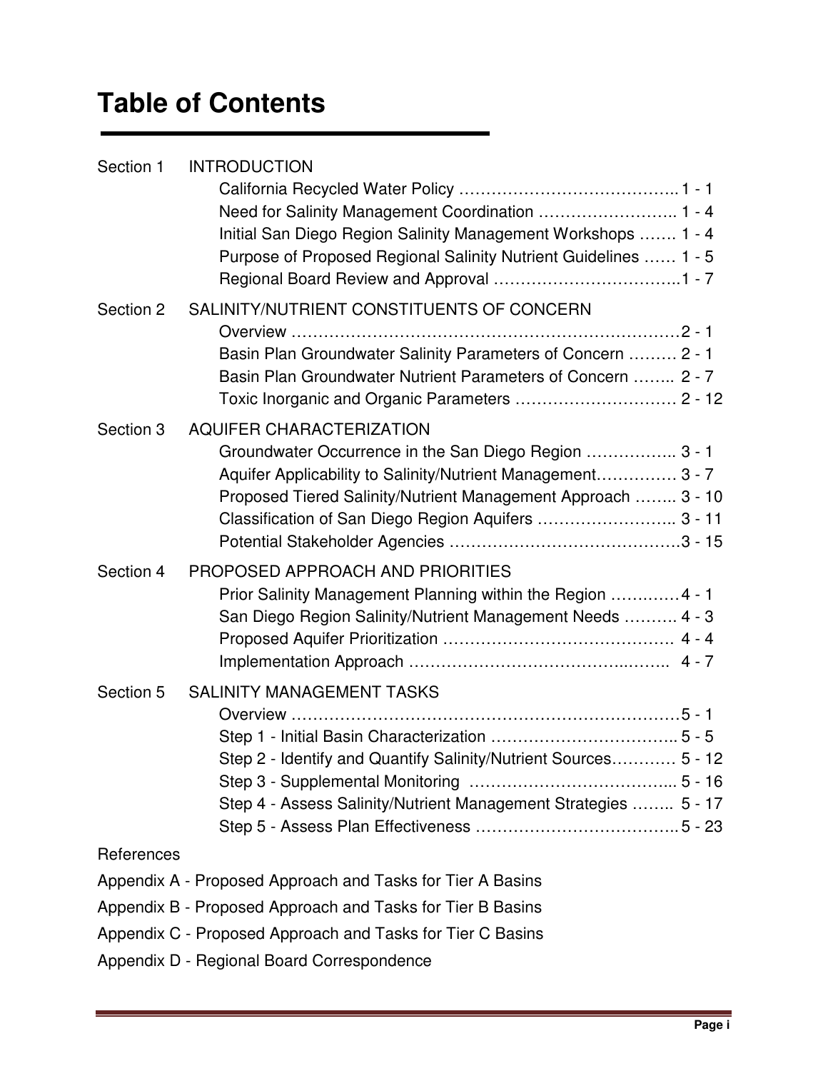# Table of Contents

Section 1 INTRODUCTION

- California Recycled Water Policy …………………………………. 1 - 1
- Need for Salinity Management Coordination …………………….. 1 - 4
- Initial San Diego Region Salinity Management Workshops ……. 1 - 4
- Purpose of Proposed Regional Salinity Nutrient Guidelines …… 1 - 5
- Regional Board Review and Approval ……………………………..1 - 7

Section 2 SALINITY/NUTRIENT CONSTITUENTS OF CONCERN

- Overview ……………………………………………………………2 - 1
- Basin Plan Groundwater Salinity Parameters of Concern ……… 2 - 1
- Basin Plan Groundwater Nutrient Parameters of Concern …….. 2 - 7
- Toxic Inorganic and Organic Parameters ………………………… 2 - 12

Section 3 AQUIFER CHARACTERIZATION

- Groundwater Occurrence in the San Diego Region …………….. 3 - 1
- Aquifer Applicability to Salinity/Nutrient Management…………… 3 - 7
- Proposed Tiered Salinity/Nutrient Management Approach …….. 3 - 10
- Classification of San Diego Region Aquifers …………………….. 3 - 11
- Potential Stakeholder Agencies ……………………………………3 - 15

Section 4 PROPOSED APPROACH AND PRIORITIES

- Prior Salinity Management Planning within the Region …………4 - 1
- San Diego Region Salinity/Nutrient Management Needs ………. 4 - 3
- Proposed Aquifer Prioritization …………………………………… 4 - 4
- Implementation Approach ………………………………………. 4 - 7

Section 5 SALINITY MANAGEMENT TASKS

- Overview ……………………………………………………………5 - 1
- Step 1 - Initial Basin Characterization …………………………….. 5 - 5
- Step 2 - Identify and Quantify Salinity/Nutrient Sources………… 5 - 12
- Step 3 - Supplemental Monitoring ……………………………….. 5 - 16
- Step 4 - Assess Salinity/Nutrient Management Strategies …….. 5 - 17
- Step 5 - Assess Plan Effectiveness ………………………………. 5 - 23

References

Appendix A - Proposed Approach and Tasks for Tier A Basins

Appendix B - Proposed Approach and Tasks for Tier B Basins

Appendix C - Proposed Approach and Tasks for Tier C Basins

Appendix D - Regional Board Correspondence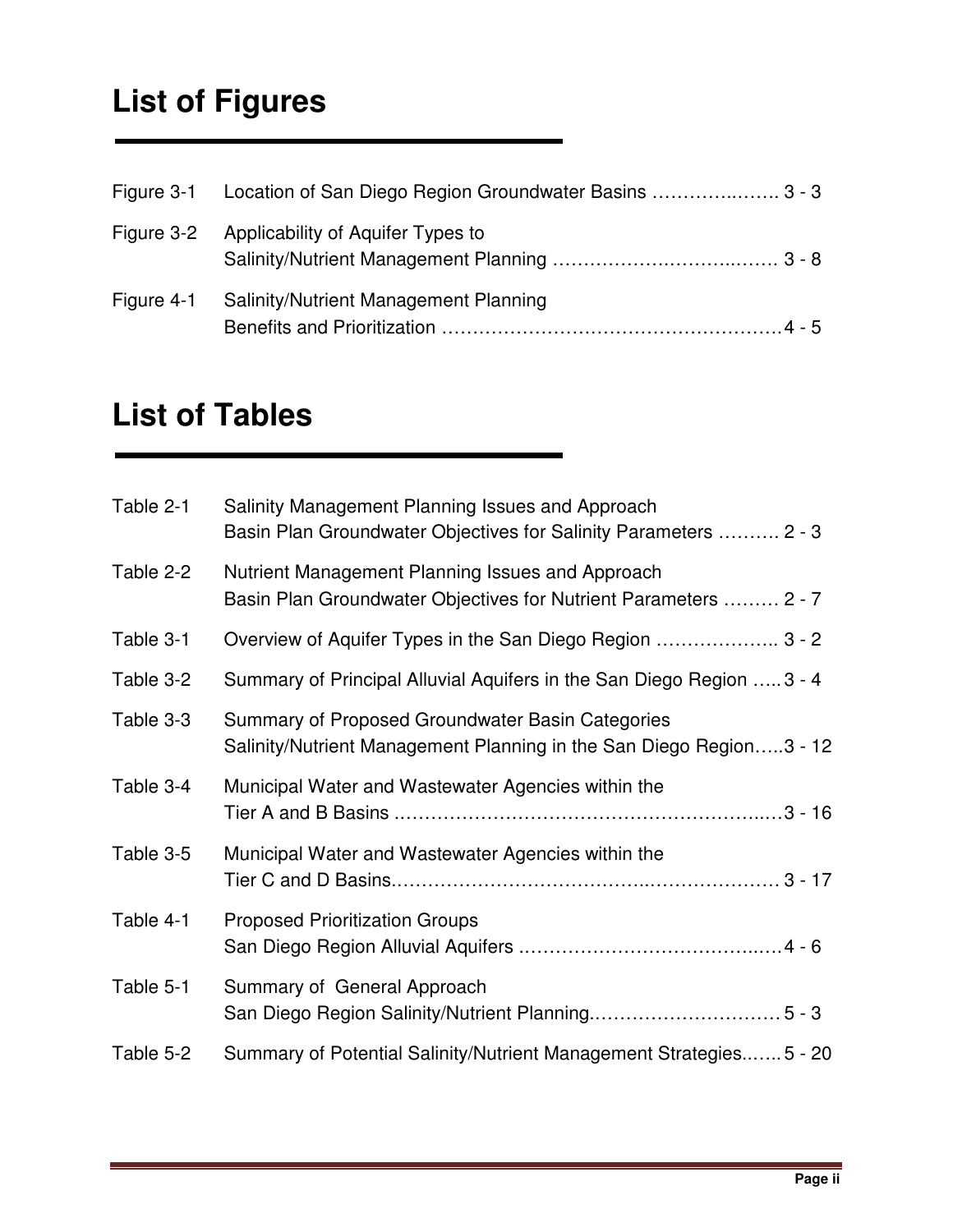# List of Figures

| | | |
|---|---|---|
| Figure 3-1 | Location of San Diego Region Groundwater Basins | 3 - 3 |
| Figure 3-2 | Applicability of Aquifer Types to Salinity/Nutrient Management Planning | 3 - 8 |
| Figure 4-1 | Salinity/Nutrient Management Planning Benefits and Prioritization | 4 - 5 |

# List of Tables

| | | |
|---|---|---|
| Table 2-1 | Salinity Management Planning Issues and Approach Basin Plan Groundwater Objectives for Salinity Parameters | 2 - 3 |
| Table 2-2 | Nutrient Management Planning Issues and Approach Basin Plan Groundwater Objectives for Nutrient Parameters | 2 - 7 |
| Table 3-1 | Overview of Aquifer Types in the San Diego Region | 3 - 2 |
| Table 3-2 | Summary of Principal Alluvial Aquifers in the San Diego Region | 3 - 4 |
| Table 3-3 | Summary of Proposed Groundwater Basin Categories Salinity/Nutrient Management Planning in the San Diego Region | 3 - 12 |
| Table 3-4 | Municipal Water and Wastewater Agencies within the Tier A and B Basins | 3 - 16 |
| Table 3-5 | Municipal Water and Wastewater Agencies within the Tier C and D Basins | 3 - 17 |
| Table 4-1 | Proposed Prioritization Groups San Diego Region Alluvial Aquifers | 4 - 6 |
| Table 5-1 | Summary of General Approach San Diego Region Salinity/Nutrient Planning | 5 - 3 |
| Table 5-2 | Summary of Potential Salinity/Nutrient Management Strategies | 5 - 20 |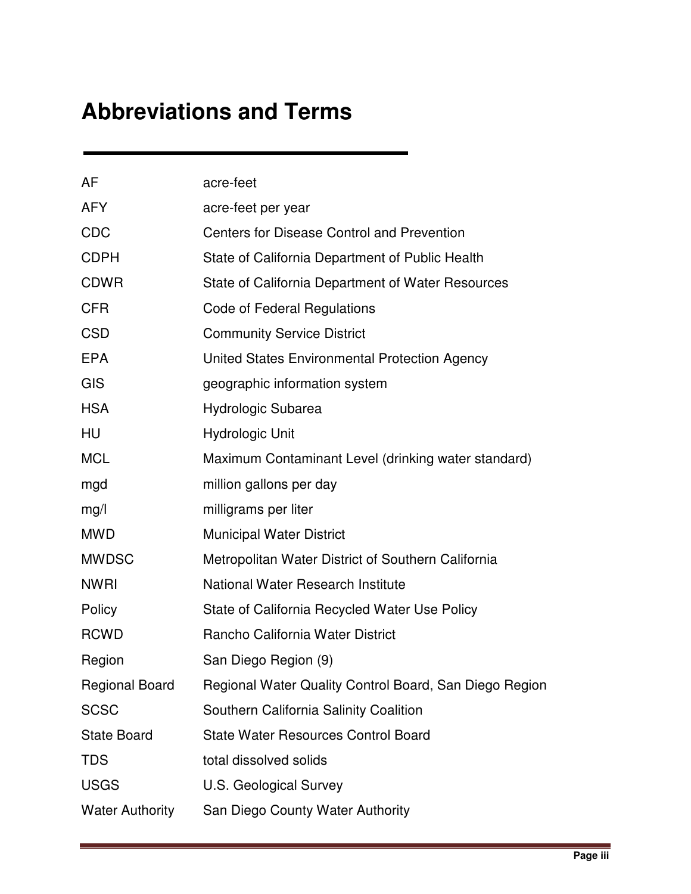# Abbreviations and Terms

| | |
|---|---|
| AF | acre-feet |
| AFY | acre-feet per year |
| CDC | Centers for Disease Control and Prevention |
| CDPH | State of California Department of Public Health |
| CDWR | State of California Department of Water Resources |
| CFR | Code of Federal Regulations |
| CSD | Community Service District |
| EPA | United States Environmental Protection Agency |
| GIS | geographic information system |
| HSA | Hydrologic Subarea |
| HU | Hydrologic Unit |
| MCL | Maximum Contaminant Level (drinking water standard) |
| mgd | million gallons per day |
| mg/l | milligrams per liter |
| MWD | Municipal Water District |
| MWDSC | Metropolitan Water District of Southern California |
| NWRI | National Water Research Institute |
| Policy | State of California Recycled Water Use Policy |
| RCWD | Rancho California Water District |
| Region | San Diego Region (9) |
| Regional Board | Regional Water Quality Control Board, San Diego Region |
| SCSC | Southern California Salinity Coalition |
| State Board | State Water Resources Control Board |
| TDS | total dissolved solids |
| USGS | U.S. Geological Survey |
| Water Authority | San Diego County Water Authority |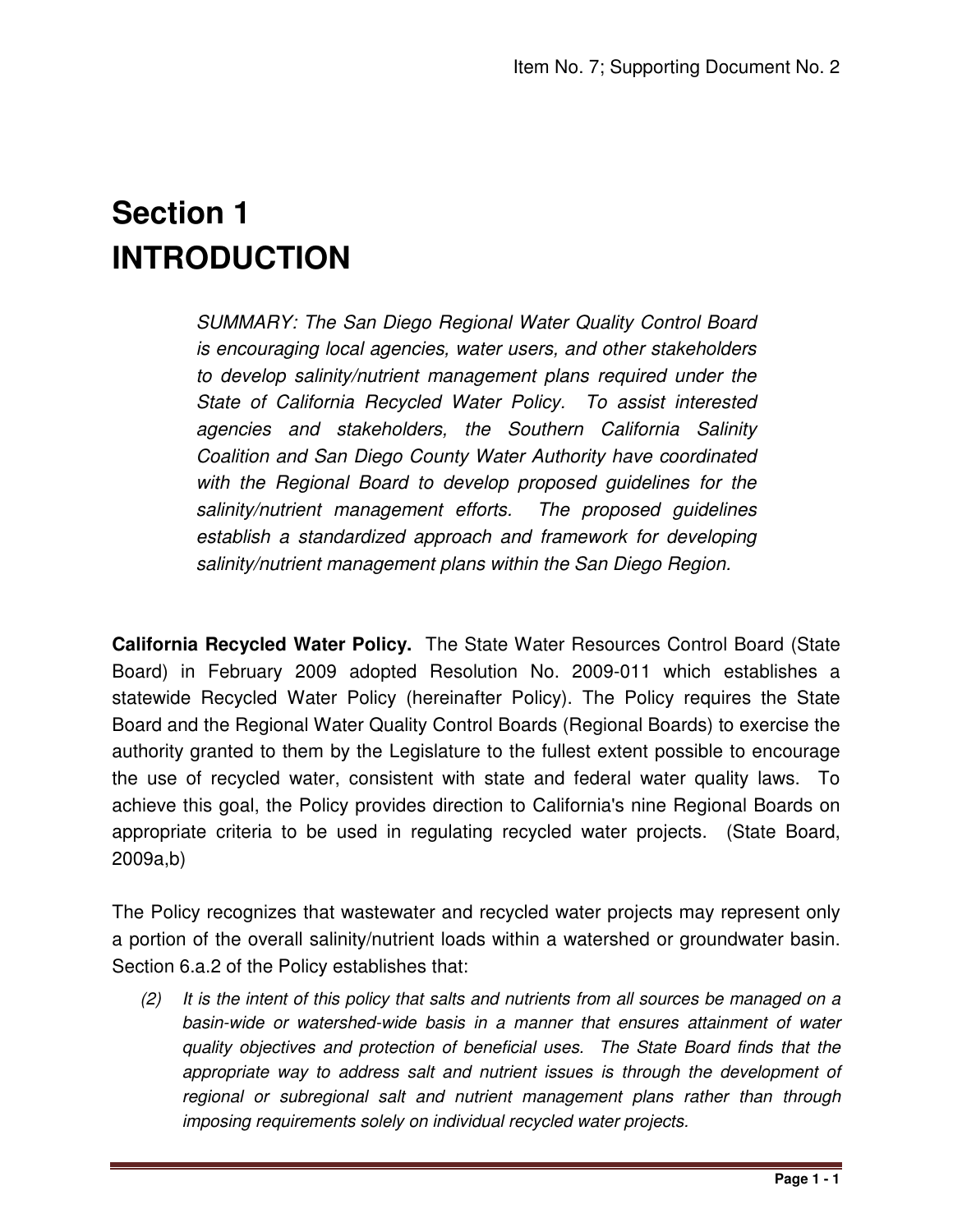# Section 1
# INTRODUCTION

*SUMMARY: The San Diego Regional Water Quality Control Board is encouraging local agencies, water users, and other stakeholders to develop salinity/nutrient management plans required under the State of California Recycled Water Policy. To assist interested agencies and stakeholders, the Southern California Salinity Coalition and San Diego County Water Authority have coordinated with the Regional Board to develop proposed guidelines for the salinity/nutrient management efforts. The proposed guidelines establish a standardized approach and framework for developing salinity/nutrient management plans within the San Diego Region.*

**California Recycled Water Policy.** The State Water Resources Control Board (State Board) in February 2009 adopted Resolution No. 2009-011 which establishes a statewide Recycled Water Policy (hereinafter Policy). The Policy requires the State Board and the Regional Water Quality Control Boards (Regional Boards) to exercise the authority granted to them by the Legislature to the fullest extent possible to encourage the use of recycled water, consistent with state and federal water quality laws. To achieve this goal, the Policy provides direction to California's nine Regional Boards on appropriate criteria to be used in regulating recycled water projects. (State Board, 2009a,b)

The Policy recognizes that wastewater and recycled water projects may represent only a portion of the overall salinity/nutrient loads within a watershed or groundwater basin. Section 6.a.2 of the Policy establishes that:

(2) *It is the intent of this policy that salts and nutrients from all sources be managed on a basin-wide or watershed-wide basis in a manner that ensures attainment of water quality objectives and protection of beneficial uses. The State Board finds that the appropriate way to address salt and nutrient issues is through the development of regional or subregional salt and nutrient management plans rather than through imposing requirements solely on individual recycled water projects.*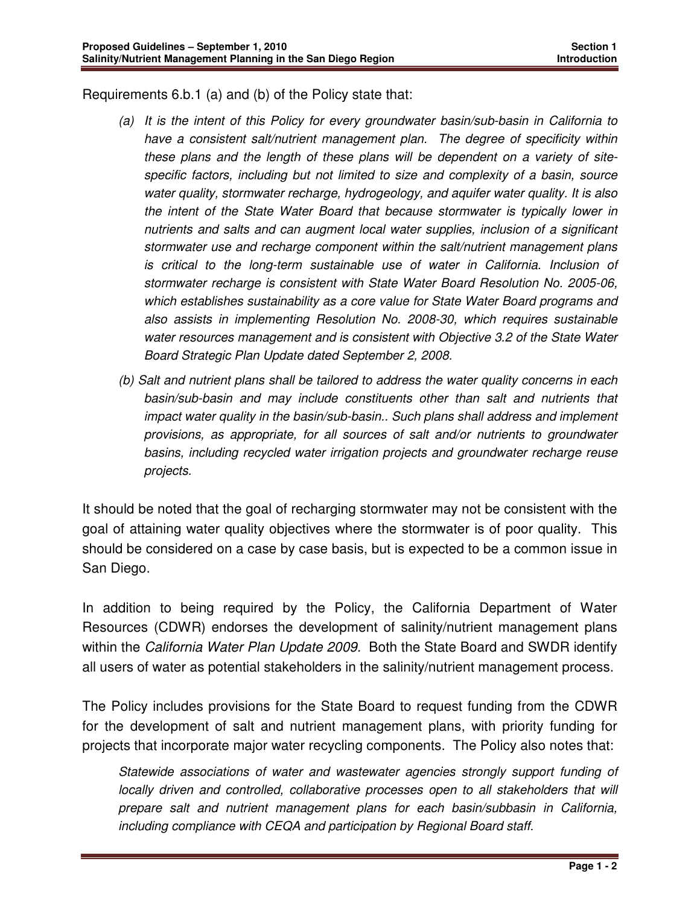Requirements 6.b.1 (a) and (b) of the Policy state that:

> *(a) It is the intent of this Policy for every groundwater basin/sub-basin in California to have a consistent salt/nutrient management plan. The degree of specificity within these plans and the length of these plans will be dependent on a variety of site-specific factors, including but not limited to size and complexity of a basin, source water quality, stormwater recharge, hydrogeology, and aquifer water quality. It is also the intent of the State Water Board that because stormwater is typically lower in nutrients and salts and can augment local water supplies, inclusion of a significant stormwater use and recharge component within the salt/nutrient management plans is critical to the long-term sustainable use of water in California. Inclusion of stormwater recharge is consistent with State Water Board Resolution No. 2005-06, which establishes sustainability as a core value for State Water Board programs and also assists in implementing Resolution No. 2008-30, which requires sustainable water resources management and is consistent with Objective 3.2 of the State Water Board Strategic Plan Update dated September 2, 2008.*
>
> *(b) Salt and nutrient plans shall be tailored to address the water quality concerns in each basin/sub-basin and may include constituents other than salt and nutrients that impact water quality in the basin/sub-basin.. Such plans shall address and implement provisions, as appropriate, for all sources of salt and/or nutrients to groundwater basins, including recycled water irrigation projects and groundwater recharge reuse projects.*

It should be noted that the goal of recharging stormwater may not be consistent with the goal of attaining water quality objectives where the stormwater is of poor quality. This should be considered on a case by case basis, but is expected to be a common issue in San Diego.

In addition to being required by the Policy, the California Department of Water Resources (CDWR) endorses the development of salinity/nutrient management plans within the *California Water Plan Update 2009*. Both the State Board and SWDR identify all users of water as potential stakeholders in the salinity/nutrient management process.

The Policy includes provisions for the State Board to request funding from the CDWR for the development of salt and nutrient management plans, with priority funding for projects that incorporate major water recycling components. The Policy also notes that:

> *Statewide associations of water and wastewater agencies strongly support funding of locally driven and controlled, collaborative processes open to all stakeholders that will prepare salt and nutrient management plans for each basin/subbasin in California, including compliance with CEQA and participation by Regional Board staff.*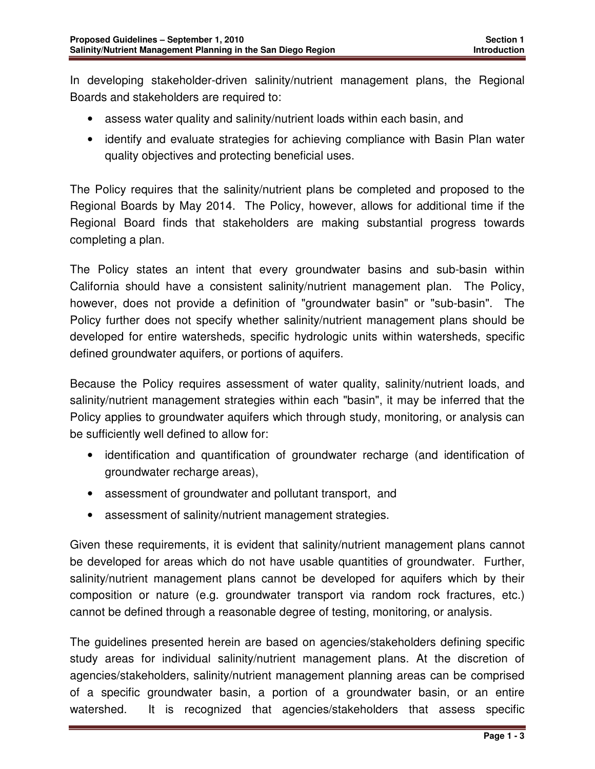In developing stakeholder-driven salinity/nutrient management plans, the Regional Boards and stakeholders are required to:

- assess water quality and salinity/nutrient loads within each basin, and
- identify and evaluate strategies for achieving compliance with Basin Plan water quality objectives and protecting beneficial uses.

The Policy requires that the salinity/nutrient plans be completed and proposed to the Regional Boards by May 2014. The Policy, however, allows for additional time if the Regional Board finds that stakeholders are making substantial progress towards completing a plan.

The Policy states an intent that every groundwater basins and sub-basin within California should have a consistent salinity/nutrient management plan. The Policy, however, does not provide a definition of "groundwater basin" or "sub-basin". The Policy further does not specify whether salinity/nutrient management plans should be developed for entire watersheds, specific hydrologic units within watersheds, specific defined groundwater aquifers, or portions of aquifers.

Because the Policy requires assessment of water quality, salinity/nutrient loads, and salinity/nutrient management strategies within each "basin", it may be inferred that the Policy applies to groundwater aquifers which through study, monitoring, or analysis can be sufficiently well defined to allow for:

- identification and quantification of groundwater recharge (and identification of groundwater recharge areas),
- assessment of groundwater and pollutant transport, and
- assessment of salinity/nutrient management strategies.

Given these requirements, it is evident that salinity/nutrient management plans cannot be developed for areas which do not have usable quantities of groundwater. Further, salinity/nutrient management plans cannot be developed for aquifers which by their composition or nature (e.g. groundwater transport via random rock fractures, etc.) cannot be defined through a reasonable degree of testing, monitoring, or analysis.

The guidelines presented herein are based on agencies/stakeholders defining specific study areas for individual salinity/nutrient management plans. At the discretion of agencies/stakeholders, salinity/nutrient management planning areas can be comprised of a specific groundwater basin, a portion of a groundwater basin, or an entire watershed. It is recognized that agencies/stakeholders that assess specific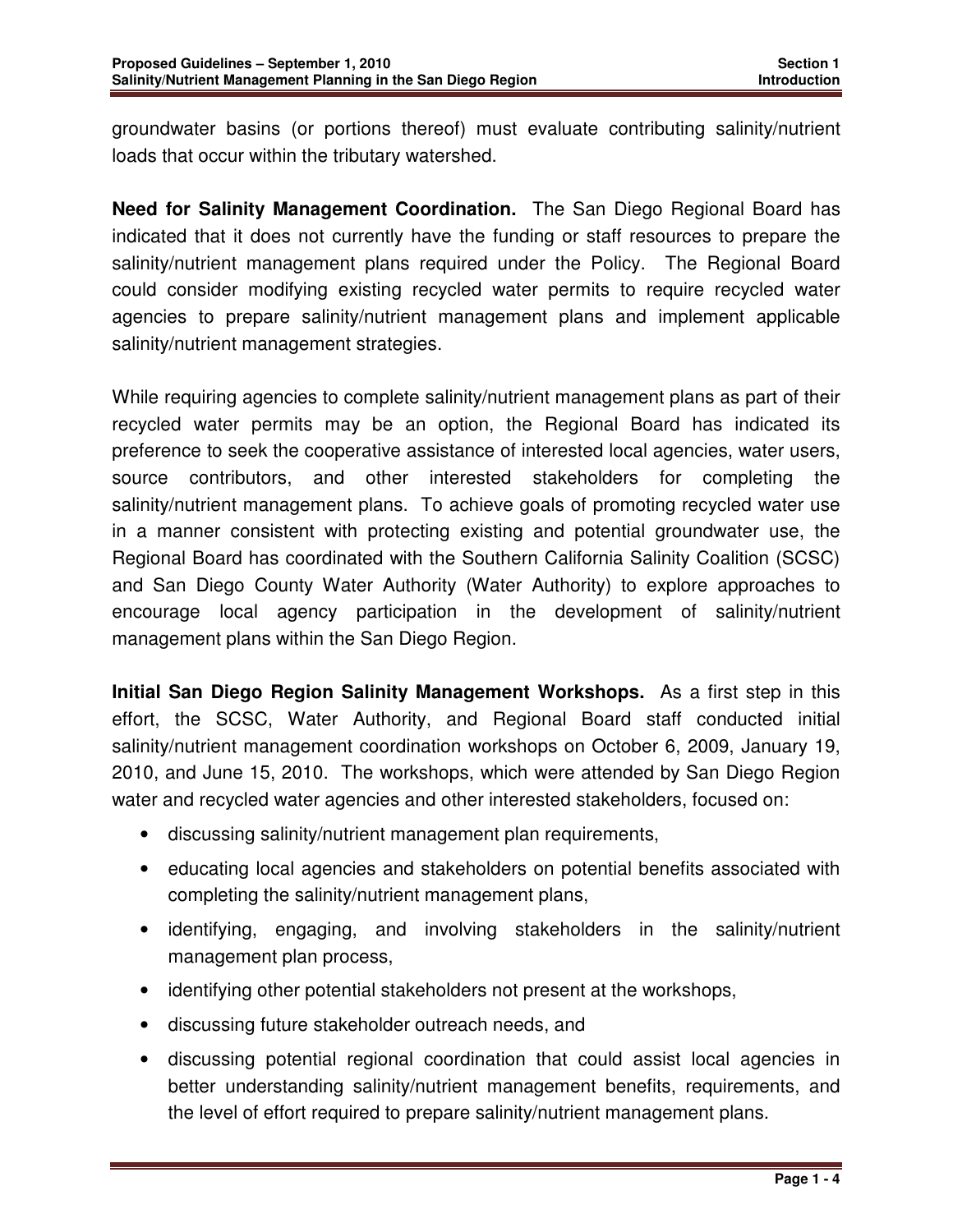groundwater basins (or portions thereof) must evaluate contributing salinity/nutrient loads that occur within the tributary watershed.

**Need for Salinity Management Coordination.** The San Diego Regional Board has indicated that it does not currently have the funding or staff resources to prepare the salinity/nutrient management plans required under the Policy. The Regional Board could consider modifying existing recycled water permits to require recycled water agencies to prepare salinity/nutrient management plans and implement applicable salinity/nutrient management strategies.

While requiring agencies to complete salinity/nutrient management plans as part of their recycled water permits may be an option, the Regional Board has indicated its preference to seek the cooperative assistance of interested local agencies, water users, source contributors, and other interested stakeholders for completing the salinity/nutrient management plans. To achieve goals of promoting recycled water use in a manner consistent with protecting existing and potential groundwater use, the Regional Board has coordinated with the Southern California Salinity Coalition (SCSC) and San Diego County Water Authority (Water Authority) to explore approaches to encourage local agency participation in the development of salinity/nutrient management plans within the San Diego Region.

**Initial San Diego Region Salinity Management Workshops.** As a first step in this effort, the SCSC, Water Authority, and Regional Board staff conducted initial salinity/nutrient management coordination workshops on October 6, 2009, January 19, 2010, and June 15, 2010. The workshops, which were attended by San Diego Region water and recycled water agencies and other interested stakeholders, focused on:

- discussing salinity/nutrient management plan requirements,
- educating local agencies and stakeholders on potential benefits associated with completing the salinity/nutrient management plans,
- identifying, engaging, and involving stakeholders in the salinity/nutrient management plan process,
- identifying other potential stakeholders not present at the workshops,
- discussing future stakeholder outreach needs, and
- discussing potential regional coordination that could assist local agencies in better understanding salinity/nutrient management benefits, requirements, and the level of effort required to prepare salinity/nutrient management plans.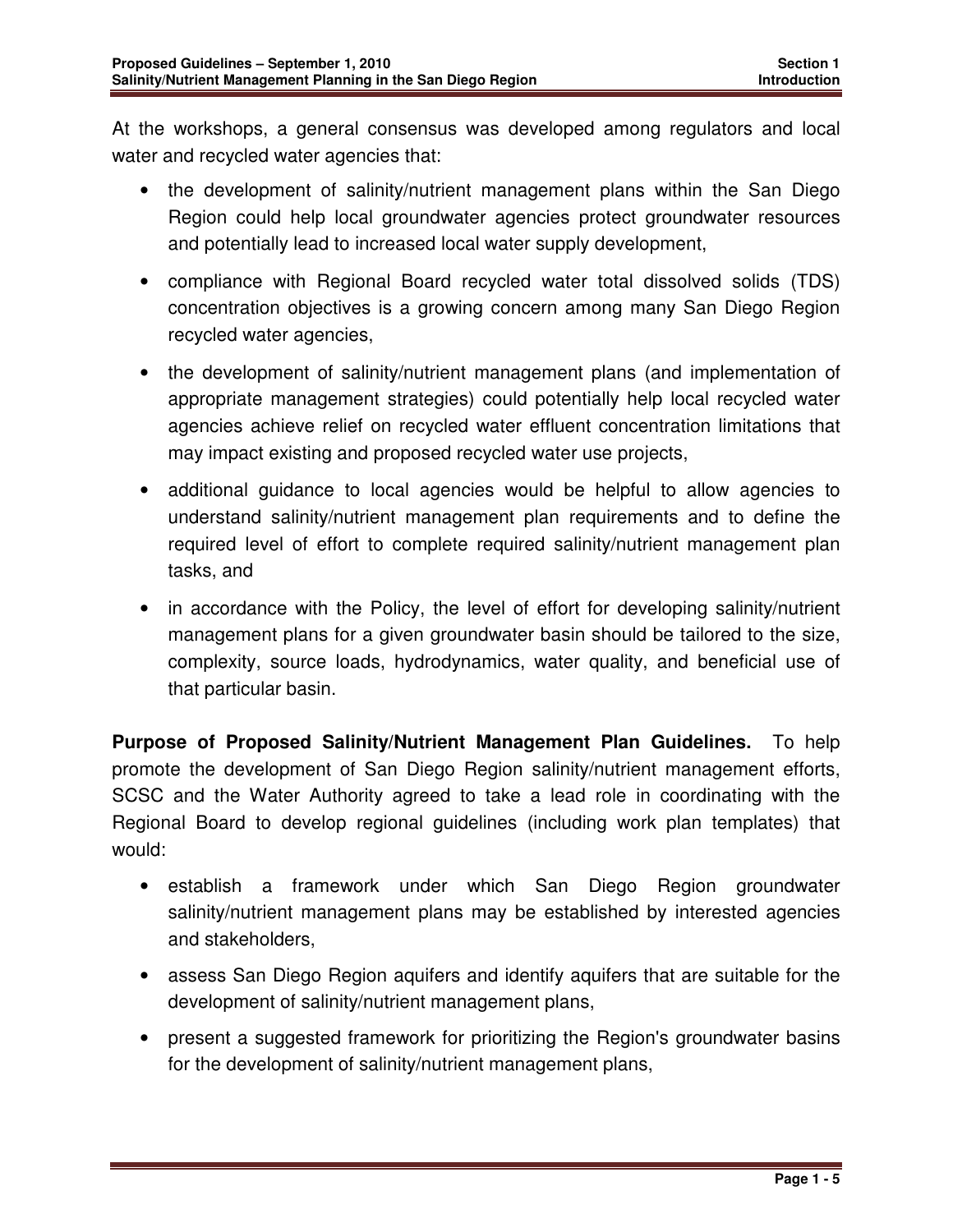At the workshops, a general consensus was developed among regulators and local water and recycled water agencies that:

- the development of salinity/nutrient management plans within the San Diego Region could help local groundwater agencies protect groundwater resources and potentially lead to increased local water supply development,
- compliance with Regional Board recycled water total dissolved solids (TDS) concentration objectives is a growing concern among many San Diego Region recycled water agencies,
- the development of salinity/nutrient management plans (and implementation of appropriate management strategies) could potentially help local recycled water agencies achieve relief on recycled water effluent concentration limitations that may impact existing and proposed recycled water use projects,
- additional guidance to local agencies would be helpful to allow agencies to understand salinity/nutrient management plan requirements and to define the required level of effort to complete required salinity/nutrient management plan tasks, and
- in accordance with the Policy, the level of effort for developing salinity/nutrient management plans for a given groundwater basin should be tailored to the size, complexity, source loads, hydrodynamics, water quality, and beneficial use of that particular basin.

**Purpose of Proposed Salinity/Nutrient Management Plan Guidelines.** To help promote the development of San Diego Region salinity/nutrient management efforts, SCSC and the Water Authority agreed to take a lead role in coordinating with the Regional Board to develop regional guidelines (including work plan templates) that would:

- establish a framework under which San Diego Region groundwater salinity/nutrient management plans may be established by interested agencies and stakeholders,
- assess San Diego Region aquifers and identify aquifers that are suitable for the development of salinity/nutrient management plans,
- present a suggested framework for prioritizing the Region's groundwater basins for the development of salinity/nutrient management plans,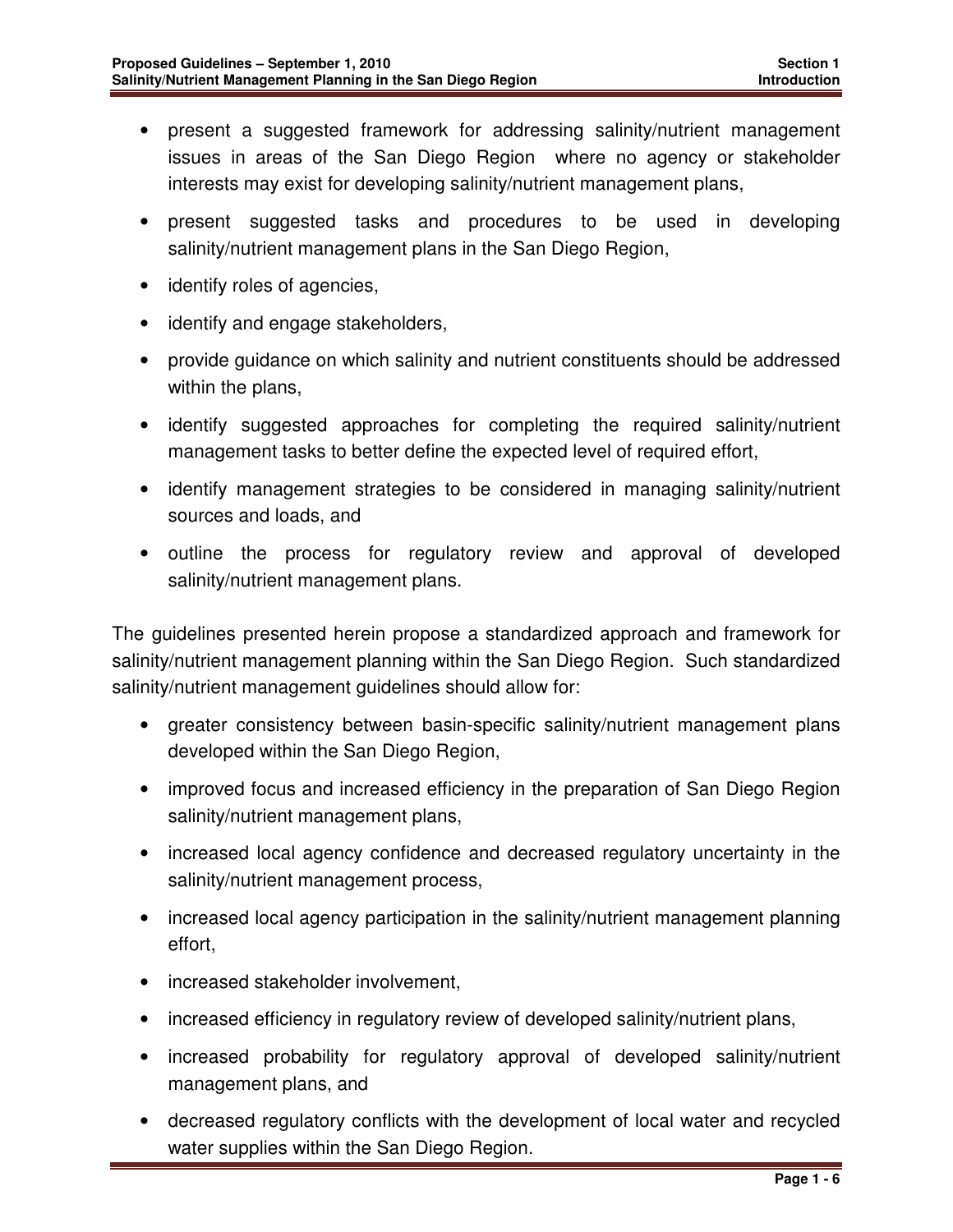- present a suggested framework for addressing salinity/nutrient management issues in areas of the San Diego Region where no agency or stakeholder interests may exist for developing salinity/nutrient management plans,
- present suggested tasks and procedures to be used in developing salinity/nutrient management plans in the San Diego Region,
- identify roles of agencies,
- identify and engage stakeholders,
- provide guidance on which salinity and nutrient constituents should be addressed within the plans,
- identify suggested approaches for completing the required salinity/nutrient management tasks to better define the expected level of required effort,
- identify management strategies to be considered in managing salinity/nutrient sources and loads, and
- outline the process for regulatory review and approval of developed salinity/nutrient management plans.

The guidelines presented herein propose a standardized approach and framework for salinity/nutrient management planning within the San Diego Region. Such standardized salinity/nutrient management guidelines should allow for:

- greater consistency between basin-specific salinity/nutrient management plans developed within the San Diego Region,
- improved focus and increased efficiency in the preparation of San Diego Region salinity/nutrient management plans,
- increased local agency confidence and decreased regulatory uncertainty in the salinity/nutrient management process,
- increased local agency participation in the salinity/nutrient management planning effort,
- increased stakeholder involvement,
- increased efficiency in regulatory review of developed salinity/nutrient plans,
- increased probability for regulatory approval of developed salinity/nutrient management plans, and
- decreased regulatory conflicts with the development of local water and recycled water supplies within the San Diego Region.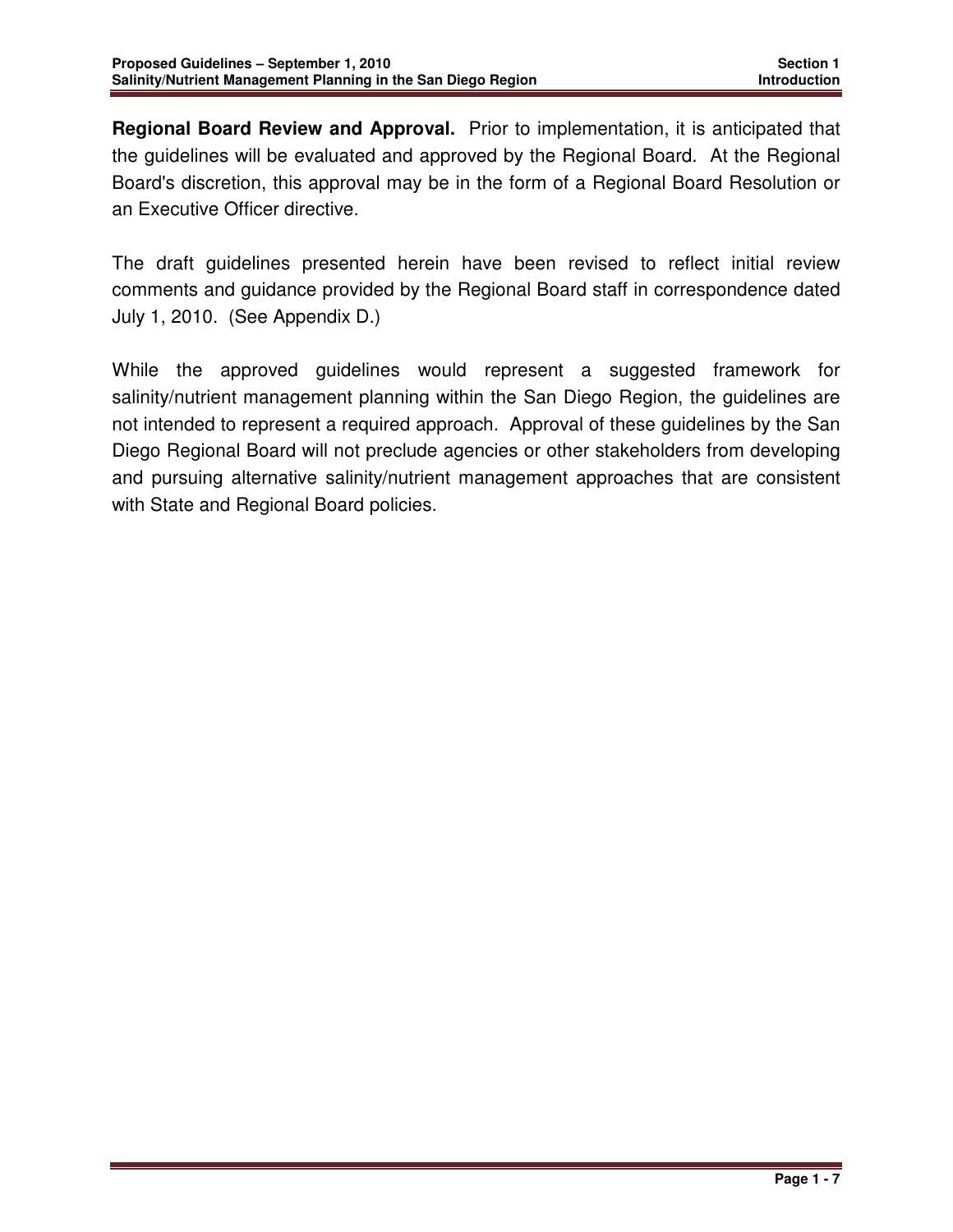**Regional Board Review and Approval.** Prior to implementation, it is anticipated that the guidelines will be evaluated and approved by the Regional Board. At the Regional Board's discretion, this approval may be in the form of a Regional Board Resolution or an Executive Officer directive.

The draft guidelines presented herein have been revised to reflect initial review comments and guidance provided by the Regional Board staff in correspondence dated July 1, 2010. (See Appendix D.)

While the approved guidelines would represent a suggested framework for salinity/nutrient management planning within the San Diego Region, the guidelines are not intended to represent a required approach. Approval of these guidelines by the San Diego Regional Board will not preclude agencies or other stakeholders from developing and pursuing alternative salinity/nutrient management approaches that are consistent with State and Regional Board policies.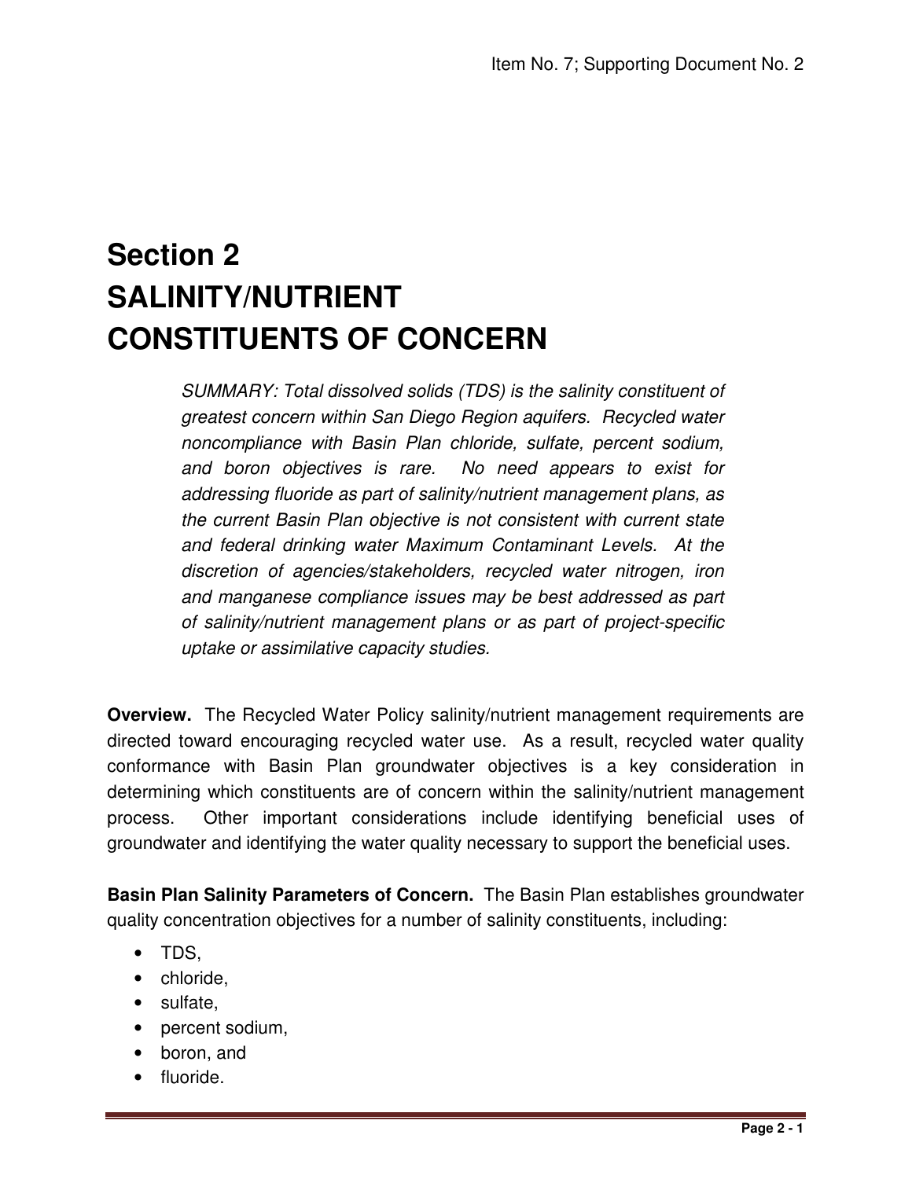# Section 2 SALINITY/NUTRIENT CONSTITUENTS OF CONCERN

*SUMMARY: Total dissolved solids (TDS) is the salinity constituent of greatest concern within San Diego Region aquifers. Recycled water noncompliance with Basin Plan chloride, sulfate, percent sodium, and boron objectives is rare. No need appears to exist for addressing fluoride as part of salinity/nutrient management plans, as the current Basin Plan objective is not consistent with current state and federal drinking water Maximum Contaminant Levels. At the discretion of agencies/stakeholders, recycled water nitrogen, iron and manganese compliance issues may be best addressed as part of salinity/nutrient management plans or as part of project-specific uptake or assimilative capacity studies.*

**Overview.** The Recycled Water Policy salinity/nutrient management requirements are directed toward encouraging recycled water use. As a result, recycled water quality conformance with Basin Plan groundwater objectives is a key consideration in determining which constituents are of concern within the salinity/nutrient management process. Other important considerations include identifying beneficial uses of groundwater and identifying the water quality necessary to support the beneficial uses.

**Basin Plan Salinity Parameters of Concern.** The Basin Plan establishes groundwater quality concentration objectives for a number of salinity constituents, including:

- TDS,
- chloride,
- sulfate,
- percent sodium,
- boron, and
- fluoride.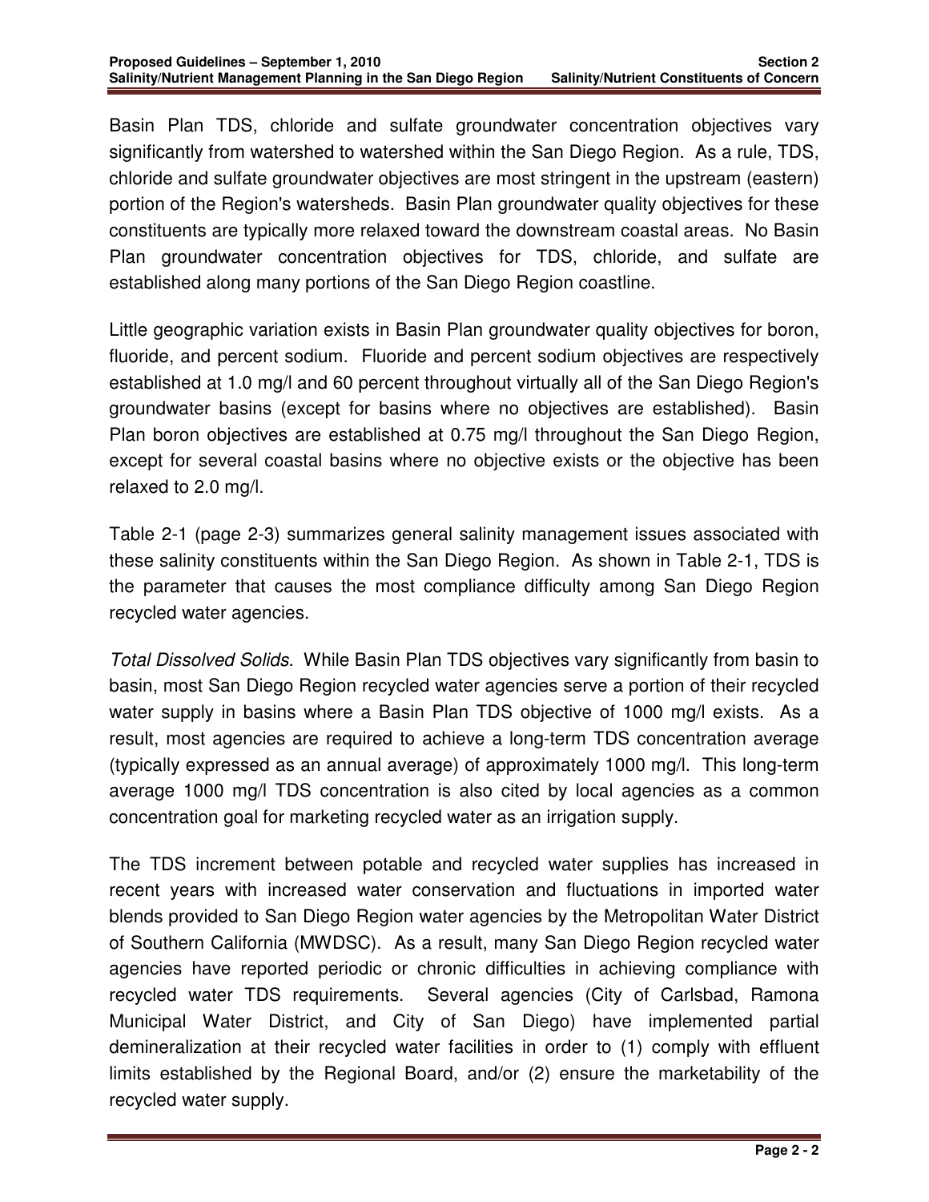Basin Plan TDS, chloride and sulfate groundwater concentration objectives vary significantly from watershed to watershed within the San Diego Region. As a rule, TDS, chloride and sulfate groundwater objectives are most stringent in the upstream (eastern) portion of the Region's watersheds. Basin Plan groundwater quality objectives for these constituents are typically more relaxed toward the downstream coastal areas. No Basin Plan groundwater concentration objectives for TDS, chloride, and sulfate are established along many portions of the San Diego Region coastline.

Little geographic variation exists in Basin Plan groundwater quality objectives for boron, fluoride, and percent sodium. Fluoride and percent sodium objectives are respectively established at 1.0 mg/l and 60 percent throughout virtually all of the San Diego Region's groundwater basins (except for basins where no objectives are established). Basin Plan boron objectives are established at 0.75 mg/l throughout the San Diego Region, except for several coastal basins where no objective exists or the objective has been relaxed to 2.0 mg/l.

Table 2-1 (page 2-3) summarizes general salinity management issues associated with these salinity constituents within the San Diego Region. As shown in Table 2-1, TDS is the parameter that causes the most compliance difficulty among San Diego Region recycled water agencies.

*Total Dissolved Solids.* While Basin Plan TDS objectives vary significantly from basin to basin, most San Diego Region recycled water agencies serve a portion of their recycled water supply in basins where a Basin Plan TDS objective of 1000 mg/l exists. As a result, most agencies are required to achieve a long-term TDS concentration average (typically expressed as an annual average) of approximately 1000 mg/l. This long-term average 1000 mg/l TDS concentration is also cited by local agencies as a common concentration goal for marketing recycled water as an irrigation supply.

The TDS increment between potable and recycled water supplies has increased in recent years with increased water conservation and fluctuations in imported water blends provided to San Diego Region water agencies by the Metropolitan Water District of Southern California (MWDSC). As a result, many San Diego Region recycled water agencies have reported periodic or chronic difficulties in achieving compliance with recycled water TDS requirements. Several agencies (City of Carlsbad, Ramona Municipal Water District, and City of San Diego) have implemented partial demineralization at their recycled water facilities in order to (1) comply with effluent limits established by the Regional Board, and/or (2) ensure the marketability of the recycled water supply.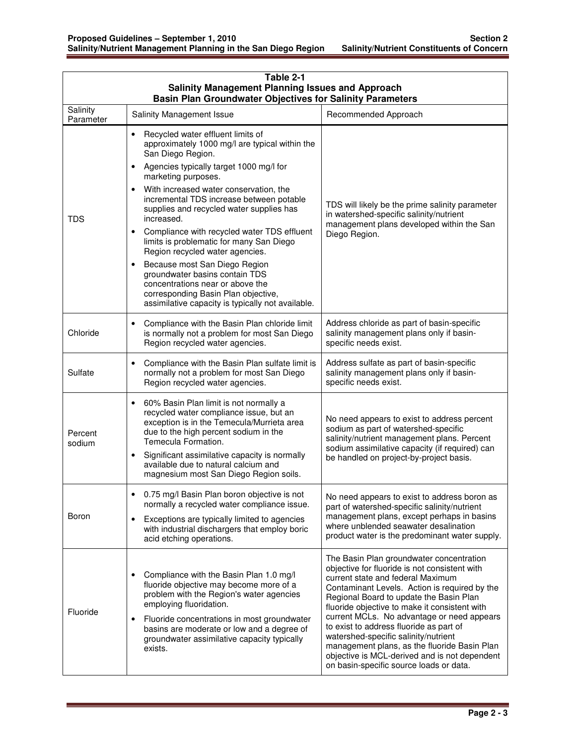**Table 2-1**
**Salinity Management Planning Issues and Approach**
**Basin Plan Groundwater Objectives for Salinity Parameters**

| Salinity Parameter | Salinity Management Issue | Recommended Approach |
|---|---|---|
| TDS | • Recycled water effluent limits of approximately 1000 mg/l are typical within the San Diego Region.<br>• Agencies typically target 1000 mg/l for marketing purposes.<br>• With increased water conservation, the incremental TDS increase between potable supplies and recycled water supplies has increased.<br>• Compliance with recycled water TDS effluent limits is problematic for many San Diego Region recycled water agencies.<br>• Because most San Diego Region groundwater basins contain TDS concentrations near or above the corresponding Basin Plan objective, assimilative capacity is typically not available. | TDS will likely be the prime salinity parameter in watershed-specific salinity/nutrient management plans developed within the San Diego Region. |
| Chloride | • Compliance with the Basin Plan chloride limit is normally not a problem for most San Diego Region recycled water agencies. | Address chloride as part of basin-specific salinity management plans only if basin-specific needs exist. |
| Sulfate | • Compliance with the Basin Plan sulfate limit is normally not a problem for most San Diego Region recycled water agencies. | Address sulfate as part of basin-specific salinity management plans only if basin-specific needs exist. |
| Percent sodium | • 60% Basin Plan limit is not normally a recycled water compliance issue, but an exception is in the Temecula/Murrieta area due to the high percent sodium in the Temecula Formation.<br>• Significant assimilative capacity is normally available due to natural calcium and magnesium most San Diego Region soils. | No need appears to exist to address percent sodium as part of watershed-specific salinity/nutrient management plans. Percent sodium assimilative capacity (if required) can be handled on project-by-project basis. |
| Boron | • 0.75 mg/l Basin Plan boron objective is not normally a recycled water compliance issue.<br>• Exceptions are typically limited to agencies with industrial dischargers that employ boric acid etching operations. | No need appears to exist to address boron as part of watershed-specific salinity/nutrient management plans, except perhaps in basins where unblended seawater desalination product water is the predominant water supply. |
| Fluoride | • Compliance with the Basin Plan 1.0 mg/l fluoride objective may become more of a problem with the Region's water agencies employing fluoridation.<br>• Fluoride concentrations in most groundwater basins are moderate or low and a degree of groundwater assimilative capacity typically exists. | The Basin Plan groundwater concentration objective for fluoride is not consistent with current state and federal Maximum Contaminant Levels. Action is required by the Regional Board to update the Basin Plan fluoride objective to make it consistent with current MCLs. No advantage or need appears to exist to address fluoride as part of watershed-specific salinity/nutrient management plans, as the fluoride Basin Plan objective is MCL-derived and is not dependent on basin-specific source loads or data. |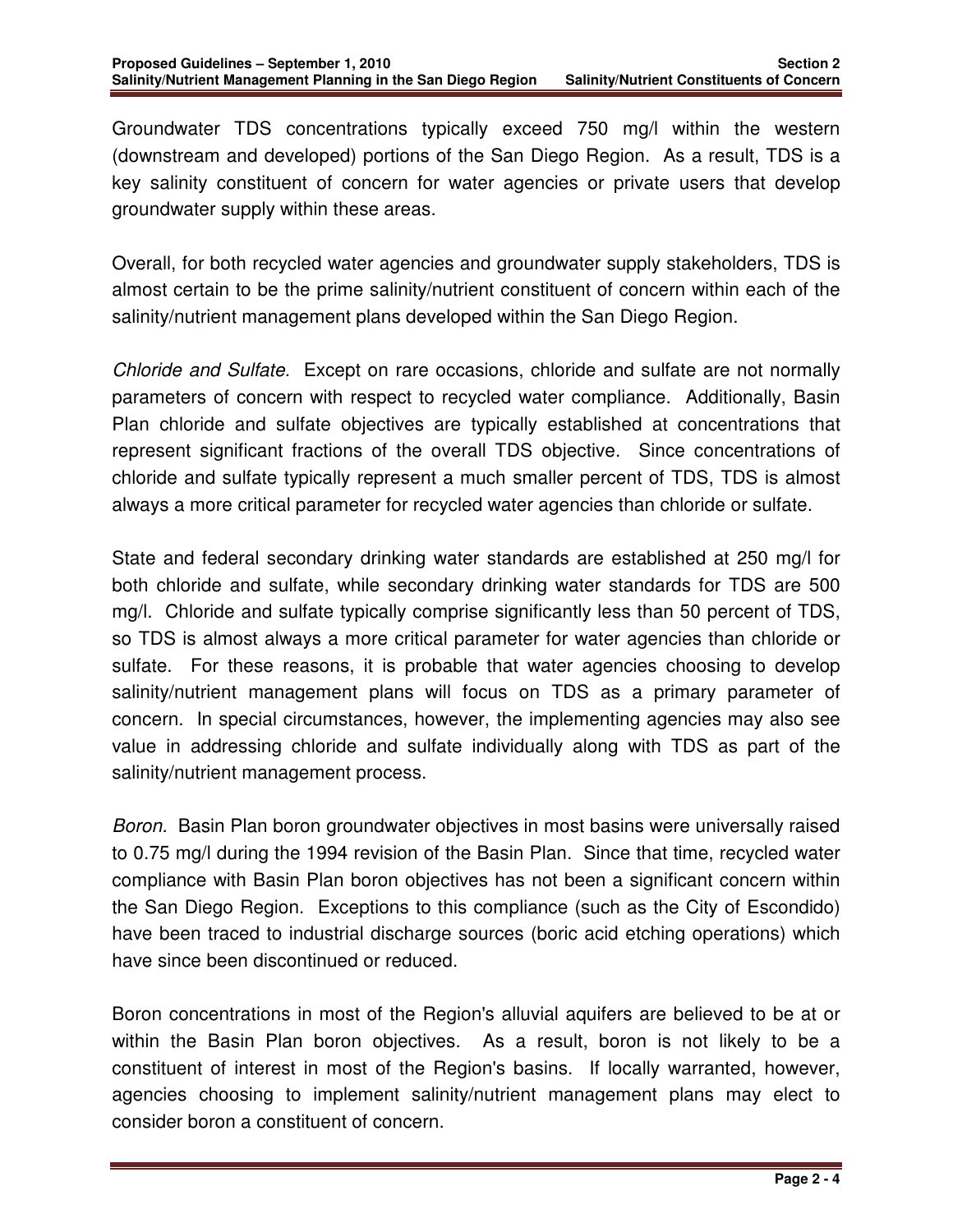Groundwater TDS concentrations typically exceed 750 mg/l within the western (downstream and developed) portions of the San Diego Region. As a result, TDS is a key salinity constituent of concern for water agencies or private users that develop groundwater supply within these areas.

Overall, for both recycled water agencies and groundwater supply stakeholders, TDS is almost certain to be the prime salinity/nutrient constituent of concern within each of the salinity/nutrient management plans developed within the San Diego Region.

*Chloride and Sulfate.* Except on rare occasions, chloride and sulfate are not normally parameters of concern with respect to recycled water compliance. Additionally, Basin Plan chloride and sulfate objectives are typically established at concentrations that represent significant fractions of the overall TDS objective. Since concentrations of chloride and sulfate typically represent a much smaller percent of TDS, TDS is almost always a more critical parameter for recycled water agencies than chloride or sulfate.

State and federal secondary drinking water standards are established at 250 mg/l for both chloride and sulfate, while secondary drinking water standards for TDS are 500 mg/l. Chloride and sulfate typically comprise significantly less than 50 percent of TDS, so TDS is almost always a more critical parameter for water agencies than chloride or sulfate. For these reasons, it is probable that water agencies choosing to develop salinity/nutrient management plans will focus on TDS as a primary parameter of concern. In special circumstances, however, the implementing agencies may also see value in addressing chloride and sulfate individually along with TDS as part of the salinity/nutrient management process.

*Boron.* Basin Plan boron groundwater objectives in most basins were universally raised to 0.75 mg/l during the 1994 revision of the Basin Plan. Since that time, recycled water compliance with Basin Plan boron objectives has not been a significant concern within the San Diego Region. Exceptions to this compliance (such as the City of Escondido) have been traced to industrial discharge sources (boric acid etching operations) which have since been discontinued or reduced.

Boron concentrations in most of the Region's alluvial aquifers are believed to be at or within the Basin Plan boron objectives. As a result, boron is not likely to be a constituent of interest in most of the Region's basins. If locally warranted, however, agencies choosing to implement salinity/nutrient management plans may elect to consider boron a constituent of concern.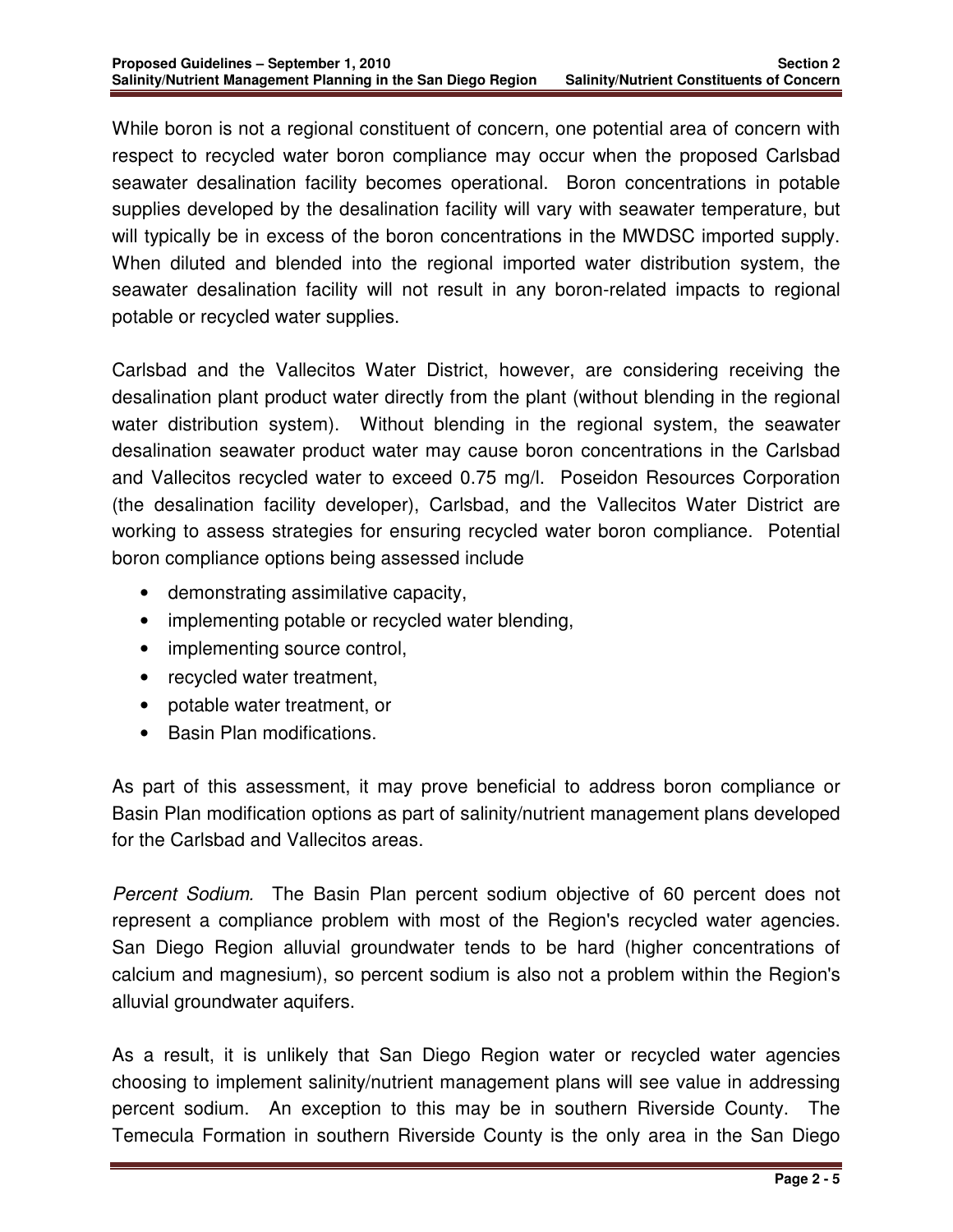While boron is not a regional constituent of concern, one potential area of concern with respect to recycled water boron compliance may occur when the proposed Carlsbad seawater desalination facility becomes operational. Boron concentrations in potable supplies developed by the desalination facility will vary with seawater temperature, but will typically be in excess of the boron concentrations in the MWDSC imported supply. When diluted and blended into the regional imported water distribution system, the seawater desalination facility will not result in any boron-related impacts to regional potable or recycled water supplies.

Carlsbad and the Vallecitos Water District, however, are considering receiving the desalination plant product water directly from the plant (without blending in the regional water distribution system). Without blending in the regional system, the seawater desalination seawater product water may cause boron concentrations in the Carlsbad and Vallecitos recycled water to exceed 0.75 mg/l. Poseidon Resources Corporation (the desalination facility developer), Carlsbad, and the Vallecitos Water District are working to assess strategies for ensuring recycled water boron compliance. Potential boron compliance options being assessed include

- demonstrating assimilative capacity,
- implementing potable or recycled water blending,
- implementing source control,
- recycled water treatment,
- potable water treatment, or
- Basin Plan modifications.

As part of this assessment, it may prove beneficial to address boron compliance or Basin Plan modification options as part of salinity/nutrient management plans developed for the Carlsbad and Vallecitos areas.

*Percent Sodium.* The Basin Plan percent sodium objective of 60 percent does not represent a compliance problem with most of the Region's recycled water agencies. San Diego Region alluvial groundwater tends to be hard (higher concentrations of calcium and magnesium), so percent sodium is also not a problem within the Region's alluvial groundwater aquifers.

As a result, it is unlikely that San Diego Region water or recycled water agencies choosing to implement salinity/nutrient management plans will see value in addressing percent sodium. An exception to this may be in southern Riverside County. The Temecula Formation in southern Riverside County is the only area in the San Diego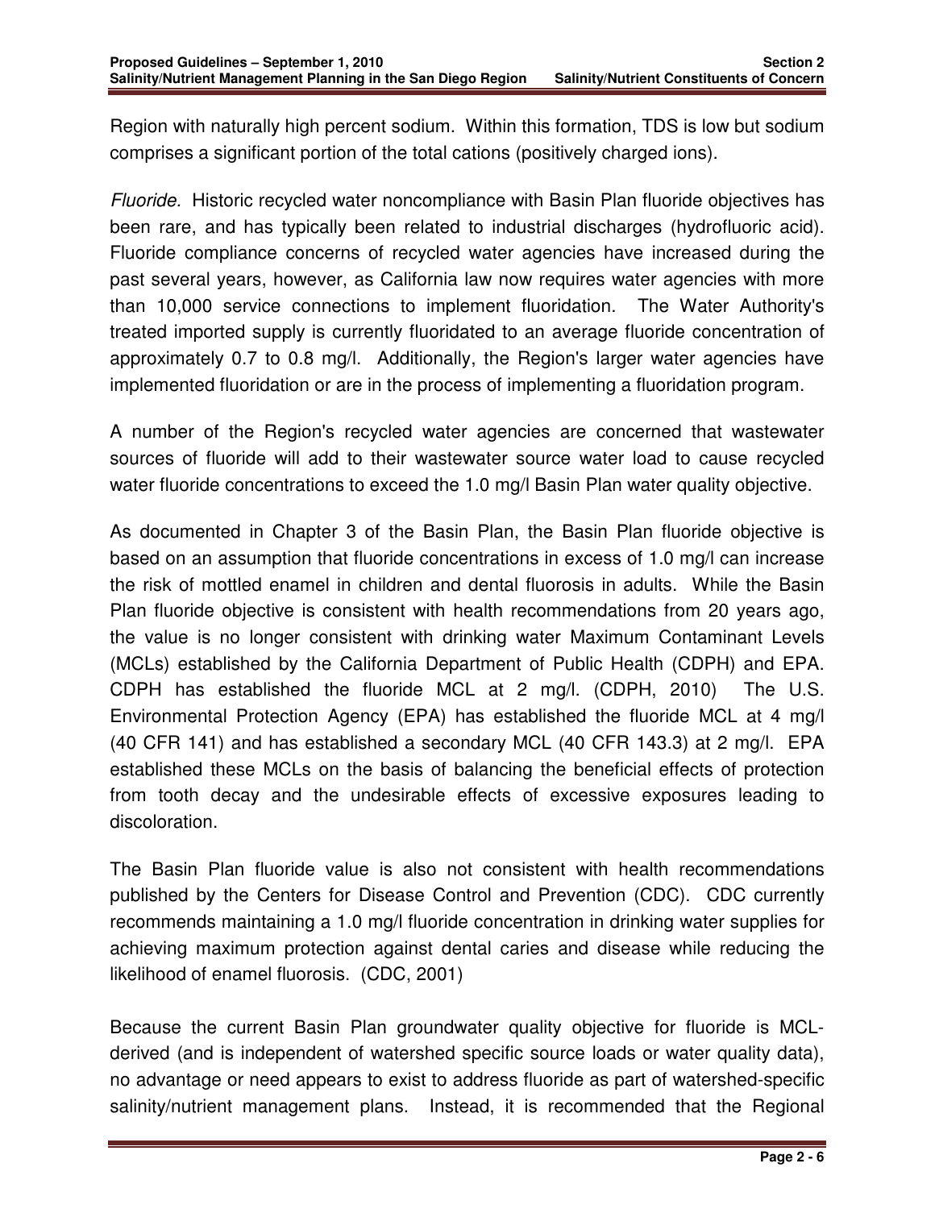Region with naturally high percent sodium. Within this formation, TDS is low but sodium comprises a significant portion of the total cations (positively charged ions).

*Fluoride.* Historic recycled water noncompliance with Basin Plan fluoride objectives has been rare, and has typically been related to industrial discharges (hydrofluoric acid). Fluoride compliance concerns of recycled water agencies have increased during the past several years, however, as California law now requires water agencies with more than 10,000 service connections to implement fluoridation. The Water Authority's treated imported supply is currently fluoridated to an average fluoride concentration of approximately 0.7 to 0.8 mg/l. Additionally, the Region's larger water agencies have implemented fluoridation or are in the process of implementing a fluoridation program.

A number of the Region's recycled water agencies are concerned that wastewater sources of fluoride will add to their wastewater source water load to cause recycled water fluoride concentrations to exceed the 1.0 mg/l Basin Plan water quality objective.

As documented in Chapter 3 of the Basin Plan, the Basin Plan fluoride objective is based on an assumption that fluoride concentrations in excess of 1.0 mg/l can increase the risk of mottled enamel in children and dental fluorosis in adults. While the Basin Plan fluoride objective is consistent with health recommendations from 20 years ago, the value is no longer consistent with drinking water Maximum Contaminant Levels (MCLs) established by the California Department of Public Health (CDPH) and EPA. CDPH has established the fluoride MCL at 2 mg/l. (CDPH, 2010) The U.S. Environmental Protection Agency (EPA) has established the fluoride MCL at 4 mg/l (40 CFR 141) and has established a secondary MCL (40 CFR 143.3) at 2 mg/l. EPA established these MCLs on the basis of balancing the beneficial effects of protection from tooth decay and the undesirable effects of excessive exposures leading to discoloration.

The Basin Plan fluoride value is also not consistent with health recommendations published by the Centers for Disease Control and Prevention (CDC). CDC currently recommends maintaining a 1.0 mg/l fluoride concentration in drinking water supplies for achieving maximum protection against dental caries and disease while reducing the likelihood of enamel fluorosis. (CDC, 2001)

Because the current Basin Plan groundwater quality objective for fluoride is MCL-derived (and is independent of watershed specific source loads or water quality data), no advantage or need appears to exist to address fluoride as part of watershed-specific salinity/nutrient management plans. Instead, it is recommended that the Regional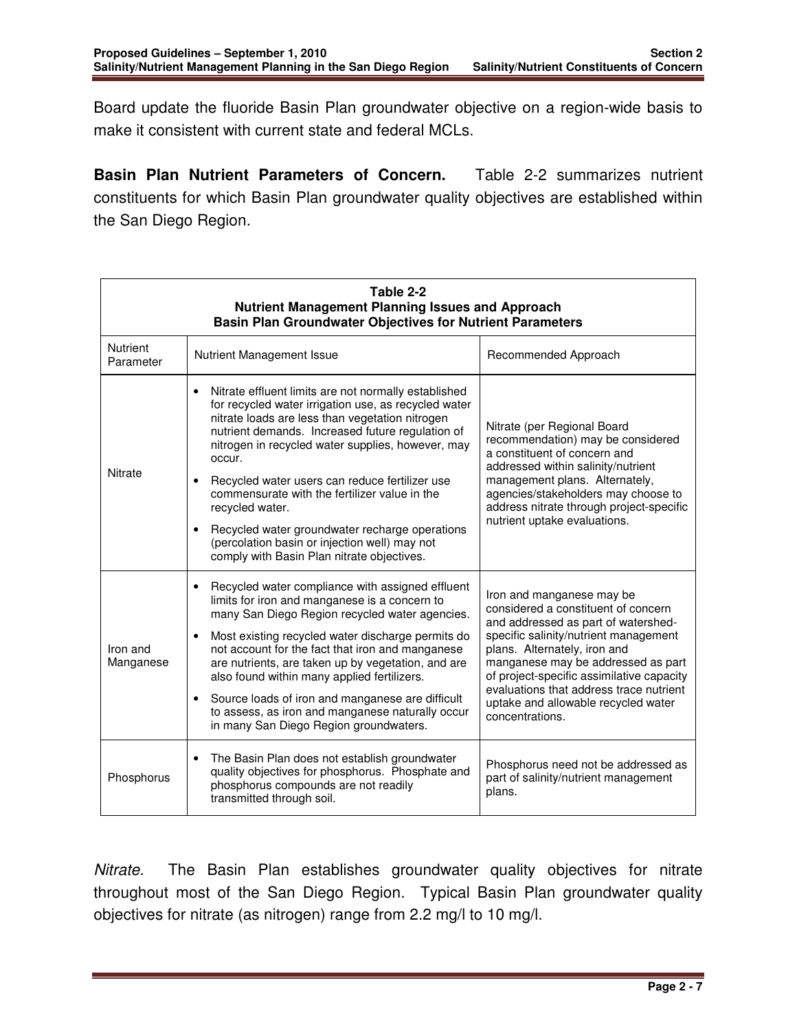Board update the fluoride Basin Plan groundwater objective on a region-wide basis to make it consistent with current state and federal MCLs.

**Basin Plan Nutrient Parameters of Concern.** Table 2-2 summarizes nutrient constituents for which Basin Plan groundwater quality objectives are established within the San Diego Region.

**Table 2-2**
**Nutrient Management Planning Issues and Approach**
**Basin Plan Groundwater Objectives for Nutrient Parameters**

| Nutrient Parameter | Nutrient Management Issue | Recommended Approach |
|---|---|---|
| Nitrate | • Nitrate effluent limits are not normally established for recycled water irrigation use, as recycled water nitrate loads are less than vegetation nitrogen nutrient demands. Increased future regulation of nitrogen in recycled water supplies, however, may occur.<br>• Recycled water users can reduce fertilizer use commensurate with the fertilizer value in the recycled water.<br>• Recycled water groundwater recharge operations (percolation basin or injection well) may not comply with Basin Plan nitrate objectives. | Nitrate (per Regional Board recommendation) may be considered a constituent of concern and addressed within salinity/nutrient management plans. Alternately, agencies/stakeholders may choose to address nitrate through project-specific nutrient uptake evaluations. |
| Iron and Manganese | • Recycled water compliance with assigned effluent limits for iron and manganese is a concern to many San Diego Region recycled water agencies.<br>• Most existing recycled water discharge permits do not account for the fact that iron and manganese are nutrients, are taken up by vegetation, and are also found within many applied fertilizers.<br>• Source loads of iron and manganese are difficult to assess, as iron and manganese naturally occur in many San Diego Region groundwaters. | Iron and manganese may be considered a constituent of concern and addressed as part of watershed-specific salinity/nutrient management plans. Alternately, iron and manganese may be addressed as part of project-specific assimilative capacity evaluations that address trace nutrient uptake and allowable recycled water concentrations. |
| Phosphorus | • The Basin Plan does not establish groundwater quality objectives for phosphorus. Phosphate and phosphorus compounds are not readily transmitted through soil. | Phosphorus need not be addressed as part of salinity/nutrient management plans. |

*Nitrate.* The Basin Plan establishes groundwater quality objectives for nitrate throughout most of the San Diego Region. Typical Basin Plan groundwater quality objectives for nitrate (as nitrogen) range from 2.2 mg/l to 10 mg/l.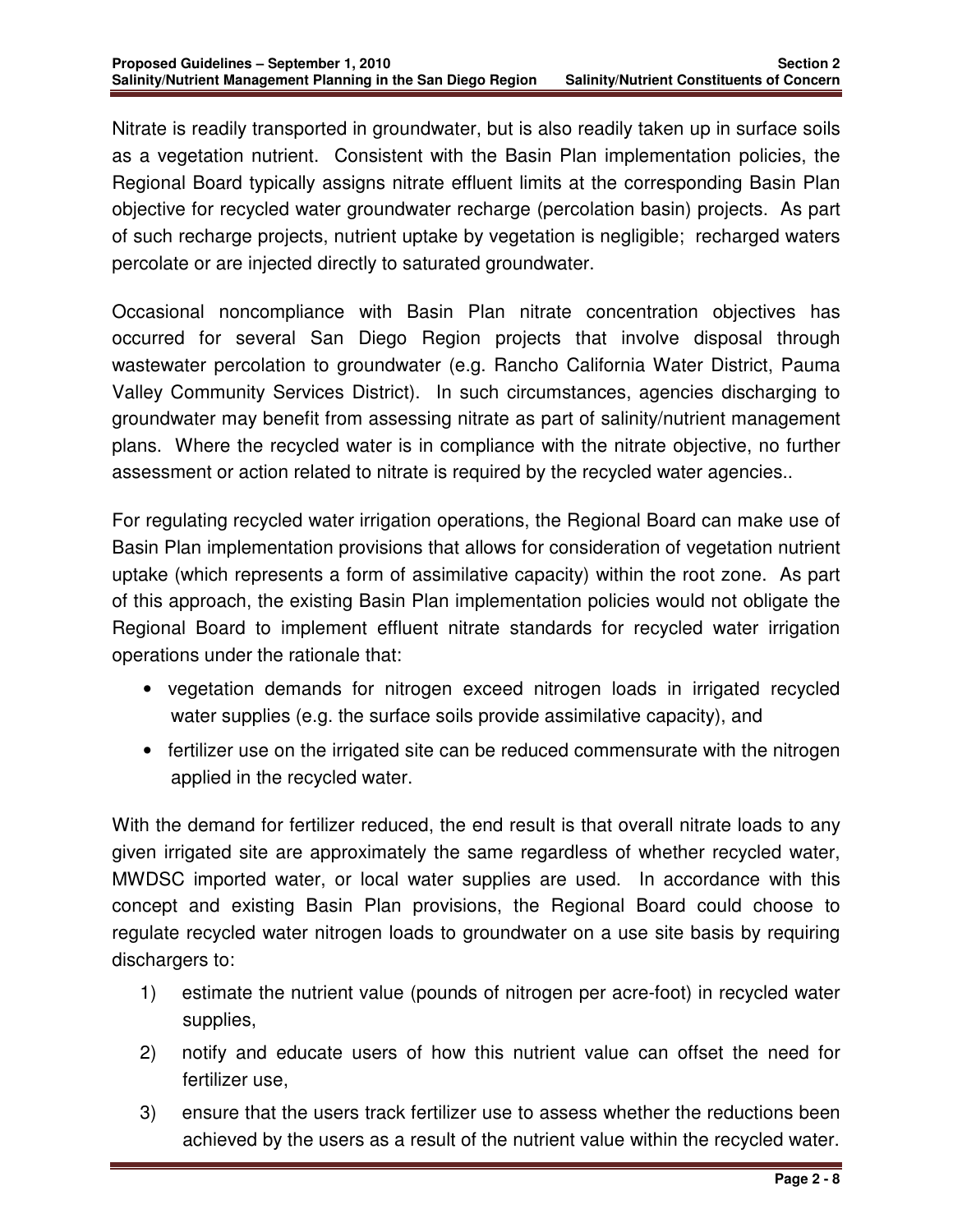Nitrate is readily transported in groundwater, but is also readily taken up in surface soils as a vegetation nutrient. Consistent with the Basin Plan implementation policies, the Regional Board typically assigns nitrate effluent limits at the corresponding Basin Plan objective for recycled water groundwater recharge (percolation basin) projects. As part of such recharge projects, nutrient uptake by vegetation is negligible; recharged waters percolate or are injected directly to saturated groundwater.

Occasional noncompliance with Basin Plan nitrate concentration objectives has occurred for several San Diego Region projects that involve disposal through wastewater percolation to groundwater (e.g. Rancho California Water District, Pauma Valley Community Services District). In such circumstances, agencies discharging to groundwater may benefit from assessing nitrate as part of salinity/nutrient management plans. Where the recycled water is in compliance with the nitrate objective, no further assessment or action related to nitrate is required by the recycled water agencies..

For regulating recycled water irrigation operations, the Regional Board can make use of Basin Plan implementation provisions that allows for consideration of vegetation nutrient uptake (which represents a form of assimilative capacity) within the root zone. As part of this approach, the existing Basin Plan implementation policies would not obligate the Regional Board to implement effluent nitrate standards for recycled water irrigation operations under the rationale that:

- vegetation demands for nitrogen exceed nitrogen loads in irrigated recycled water supplies (e.g. the surface soils provide assimilative capacity), and
- fertilizer use on the irrigated site can be reduced commensurate with the nitrogen applied in the recycled water.

With the demand for fertilizer reduced, the end result is that overall nitrate loads to any given irrigated site are approximately the same regardless of whether recycled water, MWDSC imported water, or local water supplies are used. In accordance with this concept and existing Basin Plan provisions, the Regional Board could choose to regulate recycled water nitrogen loads to groundwater on a use site basis by requiring dischargers to:

1) estimate the nutrient value (pounds of nitrogen per acre-foot) in recycled water supplies,
2) notify and educate users of how this nutrient value can offset the need for fertilizer use,
3) ensure that the users track fertilizer use to assess whether the reductions been achieved by the users as a result of the nutrient value within the recycled water.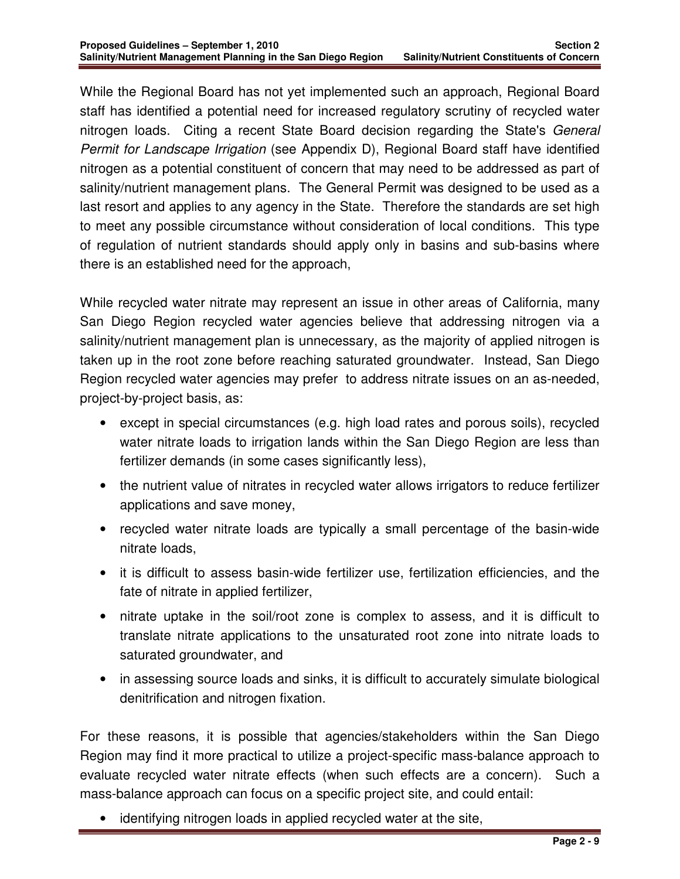While the Regional Board has not yet implemented such an approach, Regional Board staff has identified a potential need for increased regulatory scrutiny of recycled water nitrogen loads. Citing a recent State Board decision regarding the State's *General Permit for Landscape Irrigation* (see Appendix D), Regional Board staff have identified nitrogen as a potential constituent of concern that may need to be addressed as part of salinity/nutrient management plans. The General Permit was designed to be used as a last resort and applies to any agency in the State. Therefore the standards are set high to meet any possible circumstance without consideration of local conditions. This type of regulation of nutrient standards should apply only in basins and sub-basins where there is an established need for the approach,

While recycled water nitrate may represent an issue in other areas of California, many San Diego Region recycled water agencies believe that addressing nitrogen via a salinity/nutrient management plan is unnecessary, as the majority of applied nitrogen is taken up in the root zone before reaching saturated groundwater. Instead, San Diego Region recycled water agencies may prefer to address nitrate issues on an as-needed, project-by-project basis, as:

- except in special circumstances (e.g. high load rates and porous soils), recycled water nitrate loads to irrigation lands within the San Diego Region are less than fertilizer demands (in some cases significantly less),
- the nutrient value of nitrates in recycled water allows irrigators to reduce fertilizer applications and save money,
- recycled water nitrate loads are typically a small percentage of the basin-wide nitrate loads,
- it is difficult to assess basin-wide fertilizer use, fertilization efficiencies, and the fate of nitrate in applied fertilizer,
- nitrate uptake in the soil/root zone is complex to assess, and it is difficult to translate nitrate applications to the unsaturated root zone into nitrate loads to saturated groundwater, and
- in assessing source loads and sinks, it is difficult to accurately simulate biological denitrification and nitrogen fixation.

For these reasons, it is possible that agencies/stakeholders within the San Diego Region may find it more practical to utilize a project-specific mass-balance approach to evaluate recycled water nitrate effects (when such effects are a concern). Such a mass-balance approach can focus on a specific project site, and could entail:

- identifying nitrogen loads in applied recycled water at the site,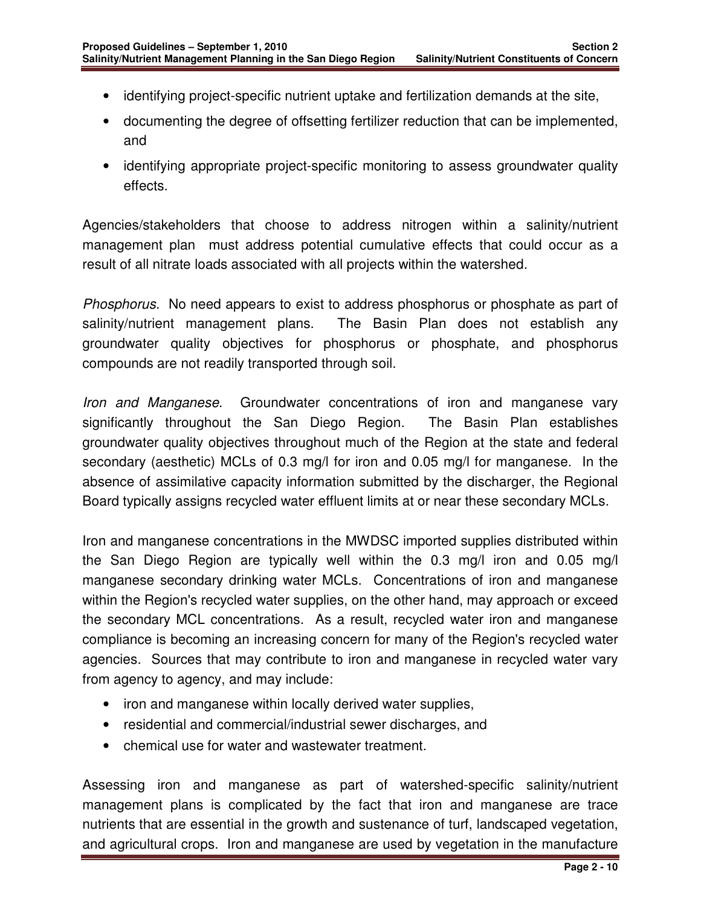- identifying project-specific nutrient uptake and fertilization demands at the site,
- documenting the degree of offsetting fertilizer reduction that can be implemented, and
- identifying appropriate project-specific monitoring to assess groundwater quality effects.

Agencies/stakeholders that choose to address nitrogen within a salinity/nutrient management plan must address potential cumulative effects that could occur as a result of all nitrate loads associated with all projects within the watershed.

*Phosphorus.* No need appears to exist to address phosphorus or phosphate as part of salinity/nutrient management plans. The Basin Plan does not establish any groundwater quality objectives for phosphorus or phosphate, and phosphorus compounds are not readily transported through soil.

*Iron and Manganese*. Groundwater concentrations of iron and manganese vary significantly throughout the San Diego Region. The Basin Plan establishes groundwater quality objectives throughout much of the Region at the state and federal secondary (aesthetic) MCLs of 0.3 mg/l for iron and 0.05 mg/l for manganese. In the absence of assimilative capacity information submitted by the discharger, the Regional Board typically assigns recycled water effluent limits at or near these secondary MCLs.

Iron and manganese concentrations in the MWDSC imported supplies distributed within the San Diego Region are typically well within the 0.3 mg/l iron and 0.05 mg/l manganese secondary drinking water MCLs. Concentrations of iron and manganese within the Region's recycled water supplies, on the other hand, may approach or exceed the secondary MCL concentrations. As a result, recycled water iron and manganese compliance is becoming an increasing concern for many of the Region's recycled water agencies. Sources that may contribute to iron and manganese in recycled water vary from agency to agency, and may include:

- iron and manganese within locally derived water supplies,
- residential and commercial/industrial sewer discharges, and
- chemical use for water and wastewater treatment.

Assessing iron and manganese as part of watershed-specific salinity/nutrient management plans is complicated by the fact that iron and manganese are trace nutrients that are essential in the growth and sustenance of turf, landscaped vegetation, and agricultural crops. Iron and manganese are used by vegetation in the manufacture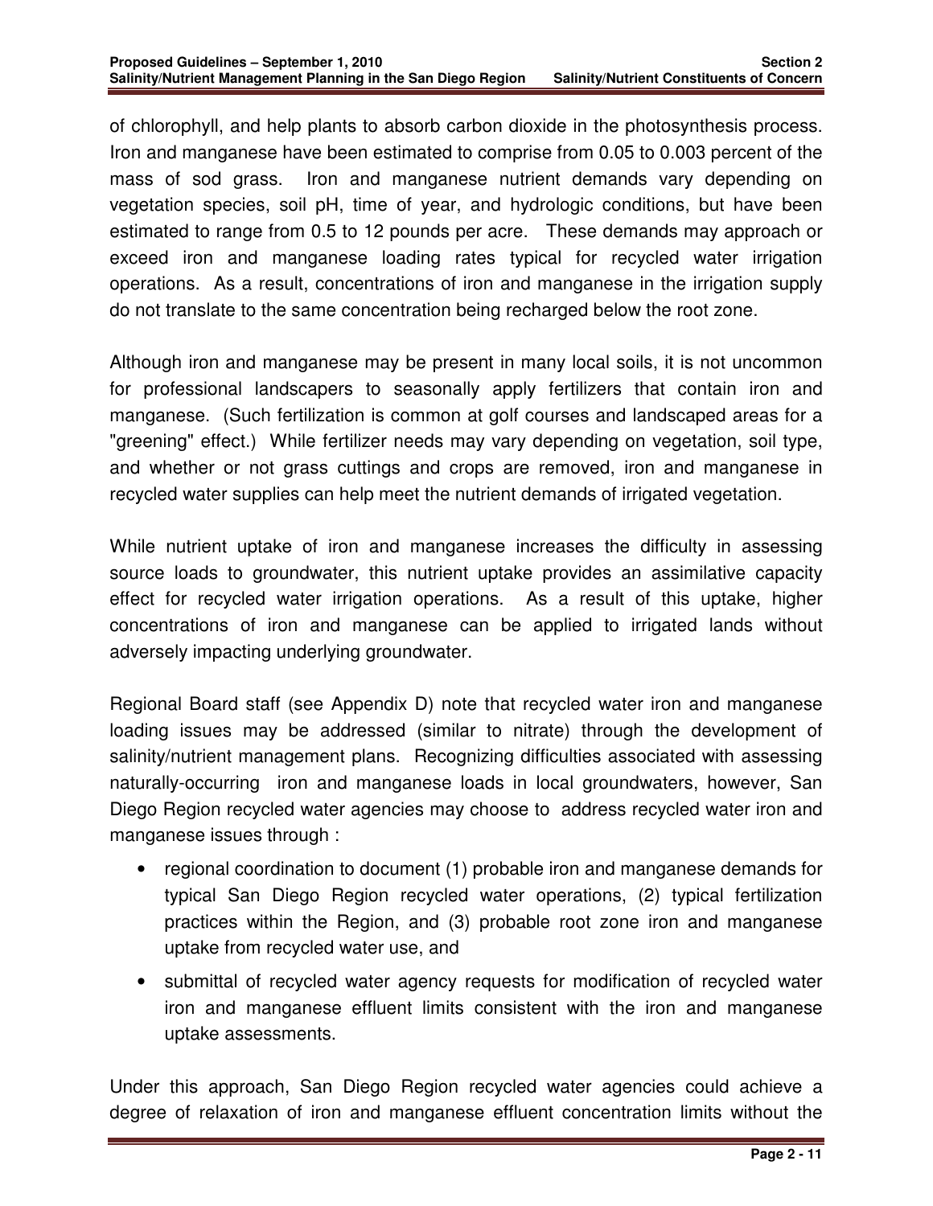of chlorophyll, and help plants to absorb carbon dioxide in the photosynthesis process. Iron and manganese have been estimated to comprise from 0.05 to 0.003 percent of the mass of sod grass. Iron and manganese nutrient demands vary depending on vegetation species, soil pH, time of year, and hydrologic conditions, but have been estimated to range from 0.5 to 12 pounds per acre. These demands may approach or exceed iron and manganese loading rates typical for recycled water irrigation operations. As a result, concentrations of iron and manganese in the irrigation supply do not translate to the same concentration being recharged below the root zone.

Although iron and manganese may be present in many local soils, it is not uncommon for professional landscapers to seasonally apply fertilizers that contain iron and manganese. (Such fertilization is common at golf courses and landscaped areas for a "greening" effect.) While fertilizer needs may vary depending on vegetation, soil type, and whether or not grass cuttings and crops are removed, iron and manganese in recycled water supplies can help meet the nutrient demands of irrigated vegetation.

While nutrient uptake of iron and manganese increases the difficulty in assessing source loads to groundwater, this nutrient uptake provides an assimilative capacity effect for recycled water irrigation operations. As a result of this uptake, higher concentrations of iron and manganese can be applied to irrigated lands without adversely impacting underlying groundwater.

Regional Board staff (see Appendix D) note that recycled water iron and manganese loading issues may be addressed (similar to nitrate) through the development of salinity/nutrient management plans. Recognizing difficulties associated with assessing naturally-occurring iron and manganese loads in local groundwaters, however, San Diego Region recycled water agencies may choose to address recycled water iron and manganese issues through :

- regional coordination to document (1) probable iron and manganese demands for typical San Diego Region recycled water operations, (2) typical fertilization practices within the Region, and (3) probable root zone iron and manganese uptake from recycled water use, and
- submittal of recycled water agency requests for modification of recycled water iron and manganese effluent limits consistent with the iron and manganese uptake assessments.

Under this approach, San Diego Region recycled water agencies could achieve a degree of relaxation of iron and manganese effluent concentration limits without the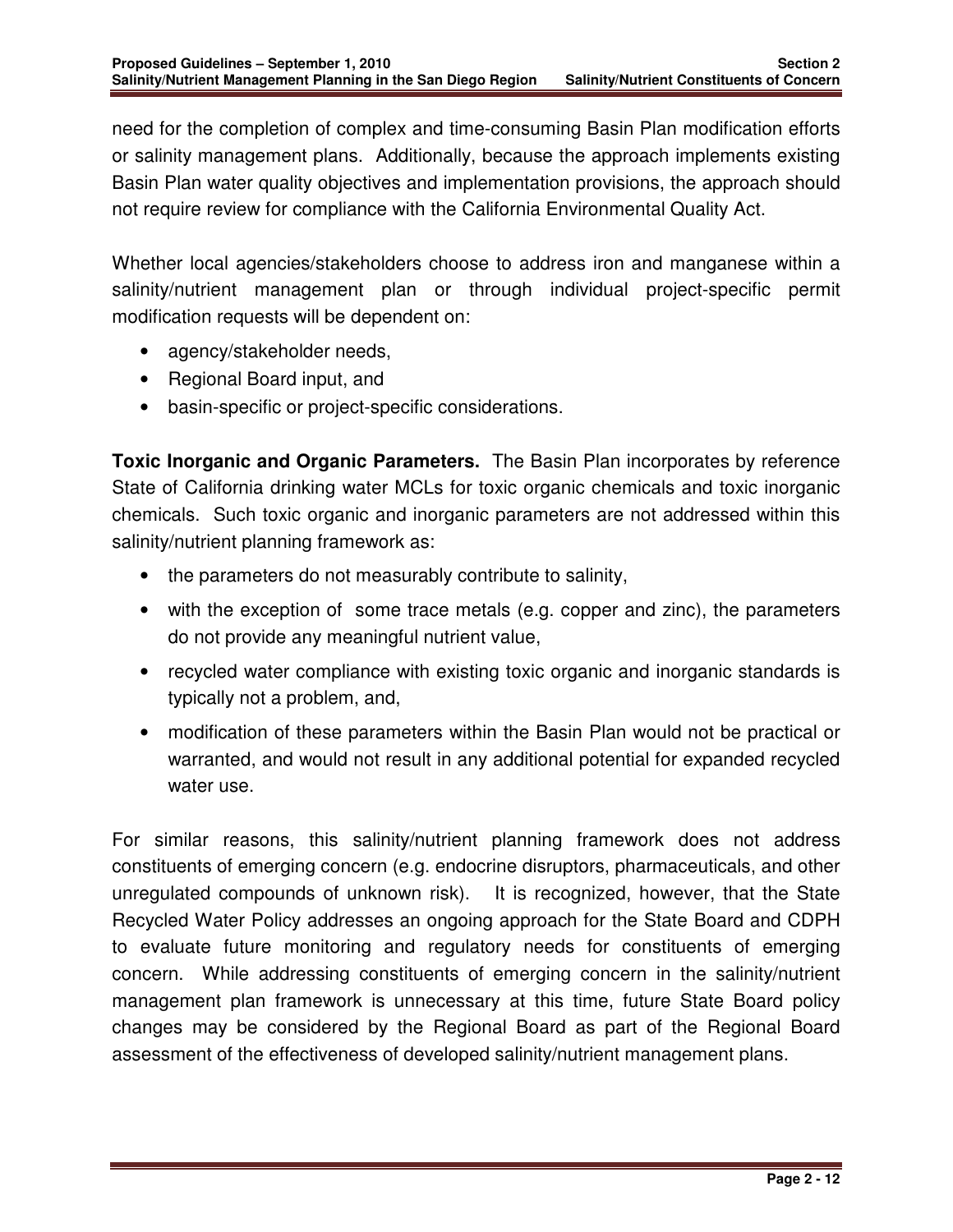need for the completion of complex and time-consuming Basin Plan modification efforts or salinity management plans. Additionally, because the approach implements existing Basin Plan water quality objectives and implementation provisions, the approach should not require review for compliance with the California Environmental Quality Act.

Whether local agencies/stakeholders choose to address iron and manganese within a salinity/nutrient management plan or through individual project-specific permit modification requests will be dependent on:

- agency/stakeholder needs,
- Regional Board input, and
- basin-specific or project-specific considerations.

**Toxic Inorganic and Organic Parameters.** The Basin Plan incorporates by reference State of California drinking water MCLs for toxic organic chemicals and toxic inorganic chemicals. Such toxic organic and inorganic parameters are not addressed within this salinity/nutrient planning framework as:

- the parameters do not measurably contribute to salinity,
- with the exception of some trace metals (e.g. copper and zinc), the parameters do not provide any meaningful nutrient value,
- recycled water compliance with existing toxic organic and inorganic standards is typically not a problem, and,
- modification of these parameters within the Basin Plan would not be practical or warranted, and would not result in any additional potential for expanded recycled water use.

For similar reasons, this salinity/nutrient planning framework does not address constituents of emerging concern (e.g. endocrine disruptors, pharmaceuticals, and other unregulated compounds of unknown risk). It is recognized, however, that the State Recycled Water Policy addresses an ongoing approach for the State Board and CDPH to evaluate future monitoring and regulatory needs for constituents of emerging concern. While addressing constituents of emerging concern in the salinity/nutrient management plan framework is unnecessary at this time, future State Board policy changes may be considered by the Regional Board as part of the Regional Board assessment of the effectiveness of developed salinity/nutrient management plans.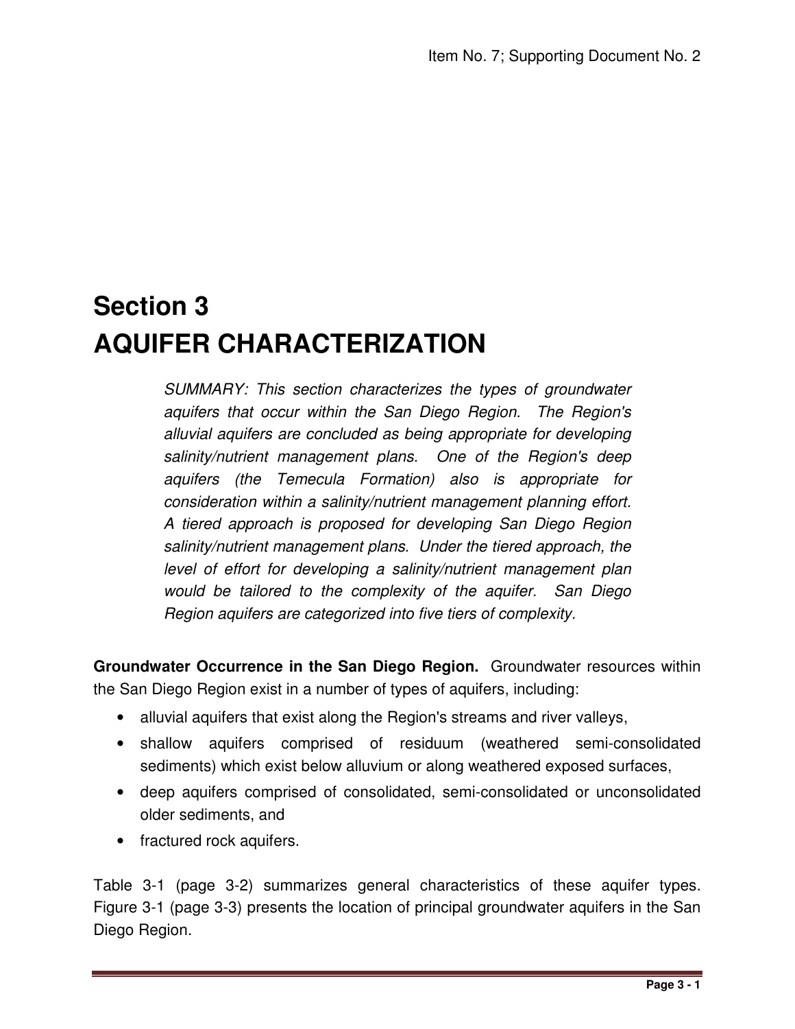# Section 3
# AQUIFER CHARACTERIZATION

*SUMMARY: This section characterizes the types of groundwater aquifers that occur within the San Diego Region. The Region's alluvial aquifers are concluded as being appropriate for developing salinity/nutrient management plans. One of the Region's deep aquifers (the Temecula Formation) also is appropriate for consideration within a salinity/nutrient management planning effort. A tiered approach is proposed for developing San Diego Region salinity/nutrient management plans. Under the tiered approach, the level of effort for developing a salinity/nutrient management plan would be tailored to the complexity of the aquifer. San Diego Region aquifers are categorized into five tiers of complexity.*

**Groundwater Occurrence in the San Diego Region.** Groundwater resources within the San Diego Region exist in a number of types of aquifers, including:

- alluvial aquifers that exist along the Region's streams and river valleys,
- shallow aquifers comprised of residuum (weathered semi-consolidated sediments) which exist below alluvium or along weathered exposed surfaces,
- deep aquifers comprised of consolidated, semi-consolidated or unconsolidated older sediments, and
- fractured rock aquifers.

Table 3-1 (page 3-2) summarizes general characteristics of these aquifer types. Figure 3-1 (page 3-3) presents the location of principal groundwater aquifers in the San Diego Region.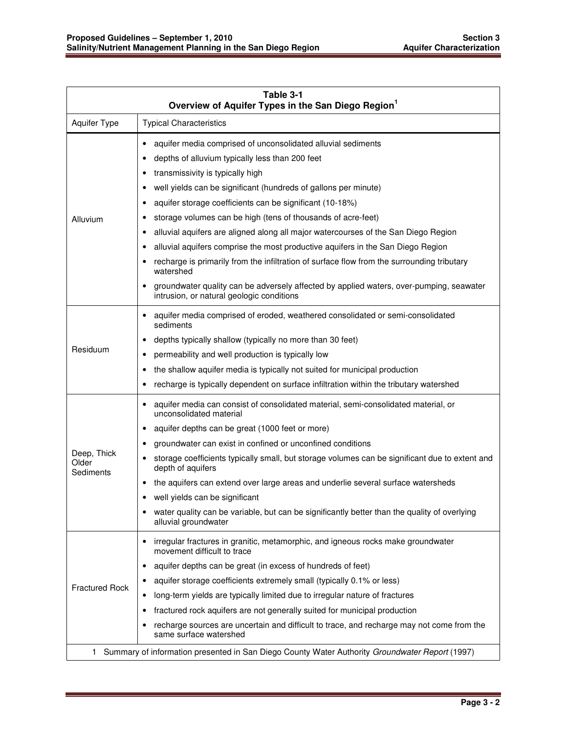**Table 3-1**
**Overview of Aquifer Types in the San Diego Region[1]**

| Aquifer Type | Typical Characteristics |
| --- | --- |
| Alluvium | • aquifer media comprised of unconsolidated alluvial sediments<br>• depths of alluvium typically less than 200 feet<br>• transmissivity is typically high<br>• well yields can be significant (hundreds of gallons per minute)<br>• aquifer storage coefficients can be significant (10-18%)<br>• storage volumes can be high (tens of thousands of acre-feet)<br>• alluvial aquifers are aligned along all major watercourses of the San Diego Region<br>• alluvial aquifers comprise the most productive aquifers in the San Diego Region<br>• recharge is primarily from the infiltration of surface flow from the surrounding tributary watershed<br>• groundwater quality can be adversely affected by applied waters, over-pumping, seawater intrusion, or natural geologic conditions |
| Residuum | • aquifer media comprised of eroded, weathered consolidated or semi-consolidated sediments<br>• depths typically shallow (typically no more than 30 feet)<br>• permeability and well production is typically low<br>• the shallow aquifer media is typically not suited for municipal production<br>• recharge is typically dependent on surface infiltration within the tributary watershed |
| Deep, Thick Older Sediments | • aquifer media can consist of consolidated material, semi-consolidated material, or unconsolidated material<br>• aquifer depths can be great (1000 feet or more)<br>• groundwater can exist in confined or unconfined conditions<br>• storage coefficients typically small, but storage volumes can be significant due to extent and depth of aquifers<br>• the aquifers can extend over large areas and underlie several surface watersheds<br>• well yields can be significant<br>• water quality can be variable, but can be significantly better than the quality of overlying alluvial groundwater |
| Fractured Rock | • irregular fractures in granitic, metamorphic, and igneous rocks make groundwater movement difficult to trace<br>• aquifer depths can be great (in excess of hundreds of feet)<br>• aquifer storage coefficients extremely small (typically 0.1% or less)<br>• long-term yields are typically limited due to irregular nature of fractures<br>• fractured rock aquifers are not generally suited for municipal production<br>• recharge sources are uncertain and difficult to trace, and recharge may not come from the same surface watershed |

1 Summary of information presented in San Diego County Water Authority *Groundwater Report* (1997)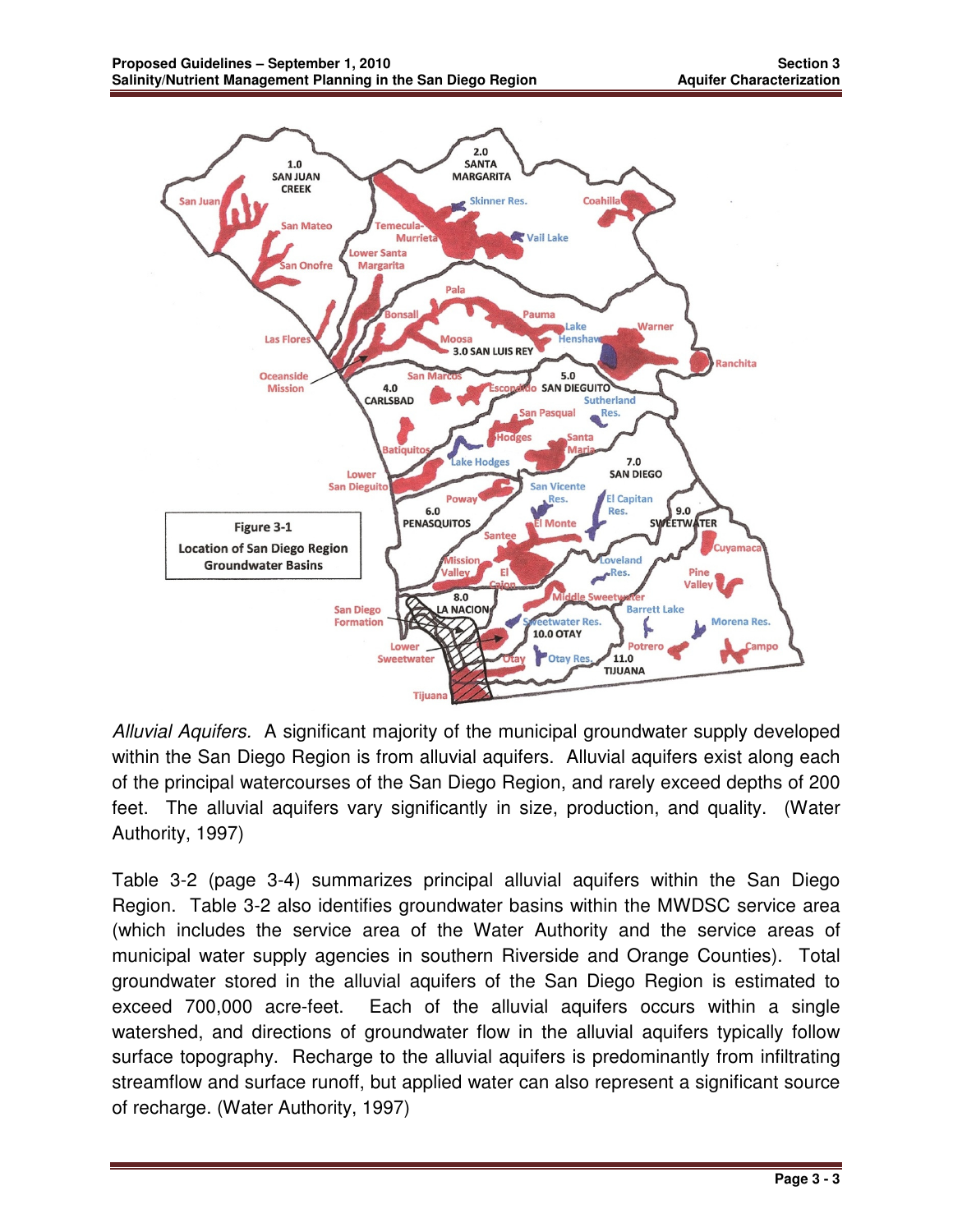Figure 3-1

Location of San Diego Region Groundwater Basins

*Alluvial Aquifers.* A significant majority of the municipal groundwater supply developed within the San Diego Region is from alluvial aquifers. Alluvial aquifers exist along each of the principal watercourses of the San Diego Region, and rarely exceed depths of 200 feet. The alluvial aquifers vary significantly in size, production, and quality. (Water Authority, 1997)

Table 3-2 (page 3-4) summarizes principal alluvial aquifers within the San Diego Region. Table 3-2 also identifies groundwater basins within the MWDSC service area (which includes the service area of the Water Authority and the service areas of municipal water supply agencies in southern Riverside and Orange Counties). Total groundwater stored in the alluvial aquifers of the San Diego Region is estimated to exceed 700,000 acre-feet. Each of the alluvial aquifers occurs within a single watershed, and directions of groundwater flow in the alluvial aquifers typically follow surface topography. Recharge to the alluvial aquifers is predominantly from infiltrating streamflow and surface runoff, but applied water can also represent a significant source of recharge. (Water Authority, 1997)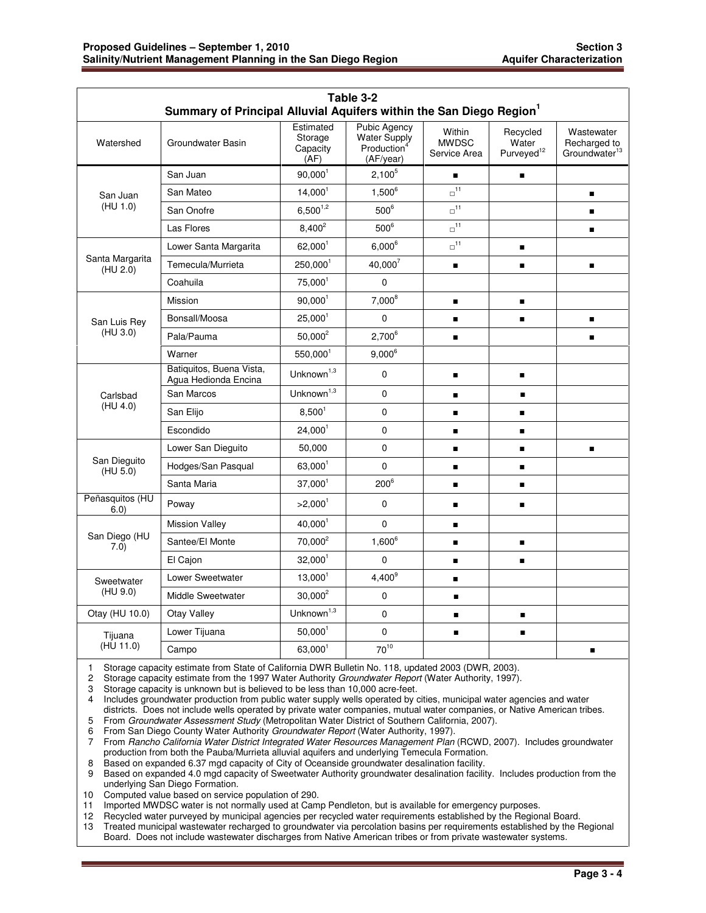**Table 3-2**
**Summary of Principal Alluvial Aquifers within the San Diego Region[1]**

| Watershed | Groundwater Basin | Estimated Storage Capacity (AF) | Pubic Agency Water Supply Production[4] (AF/year) | Within MWDSC Service Area | Recycled Water Purveyed[12] | Wastewater Recharged to Groundwater[13] |
|---|---|---|---|---|---|---|
| San Juan (HU 1.0) | San Juan | 90,000[1] | 2,100[5] | ■ | ■ | |
| | San Mateo | 14,000[1] | 1,500[6] | □[11] | | ■ |
| | San Onofre | 6,500[1,2] | 500[6] | □[11] | | ■ |
| | Las Flores | 8,400[2] | 500[6] | □[11] | | ■ |
| Santa Margarita (HU 2.0) | Lower Santa Margarita | 62,000[1] | 6,000[6] | □[11] | ■ | |
| | Temecula/Murrieta | 250,000[1] | 40,000[7] | ■ | ■ | ■ |
| | Coahuila | 75,000[1] | 0 | | | |
| San Luis Rey (HU 3.0) | Mission | 90,000[1] | 7,000[8] | ■ | ■ | |
| | Bonsall/Moosa | 25,000[1] | 0 | ■ | ■ | ■ |
| | Pala/Pauma | 50,000[2] | 2,700[6] | ■ | | ■ |
| | Warner | 550,000[1] | 9,000[6] | | | |
| Carlsbad (HU 4.0) | Batiquitos, Buena Vista, Agua Hedionda Encina | Unknown[1,3] | 0 | ■ | ■ | |
| | San Marcos | Unknown[1,3] | 0 | ■ | ■ | |
| | San Elijo | 8,500[1] | 0 | ■ | ■ | |
| | Escondido | 24,000[1] | 0 | ■ | ■ | |
| San Dieguito (HU 5.0) | Lower San Dieguito | 50,000 | 0 | ■ | ■ | ■ |
| | Hodges/San Pasqual | 63,000[1] | 0 | ■ | ■ | |
| | Santa Maria | 37,000[1] | 200[6] | ■ | ■ | |
| Peñasquitos (HU 6.0) | Poway | >2,000[1] | 0 | ■ | ■ | |
| San Diego (HU 7.0) | Mission Valley | 40,000[1] | 0 | ■ | | |
| | Santee/El Monte | 70,000[2] | 1,600[6] | ■ | ■ | |
| | El Cajon | 32,000[1] | 0 | ■ | ■ | |
| Sweetwater (HU 9.0) | Lower Sweetwater | 13,000[1] | 4,400[9] | ■ | | |
| | Middle Sweetwater | 30,000[2] | 0 | ■ | | |
| Otay (HU 10.0) | Otay Valley | Unknown[1,3] | 0 | ■ | ■ | |
| Tijuana (HU 11.0) | Lower Tijuana | 50,000[1] | 0 | ■ | ■ | |
| | Campo | 63,000[1] | 70[10] | | | ■ |

1 Storage capacity estimate from State of California DWR Bulletin No. 118, updated 2003 (DWR, 2003).
2 Storage capacity estimate from the 1997 Water Authority *Groundwater Report* (Water Authority, 1997).
3 Storage capacity is unknown but is believed to be less than 10,000 acre-feet.
4 Includes groundwater production from public water supply wells operated by cities, municipal water agencies and water districts. Does not include wells operated by private water companies, mutual water companies, or Native American tribes.
5 From *Groundwater Assessment Study* (Metropolitan Water District of Southern California, 2007).
6 From San Diego County Water Authority *Groundwater Report* (Water Authority, 1997).
7 From *Rancho California Water District Integrated Water Resources Management Plan* (RCWD, 2007). Includes groundwater production from both the Pauba/Murrieta alluvial aquifers and underlying Temecula Formation.
8 Based on expanded 6.37 mgd capacity of City of Oceanside groundwater desalination facility.
9 Based on expanded 4.0 mgd capacity of Sweetwater Authority groundwater desalination facility. Includes production from the underlying San Diego Formation.
10 Computed value based on service population of 290.
11 Imported MWDSC water is not normally used at Camp Pendleton, but is available for emergency purposes.
12 Recycled water purveyed by municipal agencies per recycled water requirements established by the Regional Board.
13 Treated municipal wastewater recharged to groundwater via percolation basins per requirements established by the Regional Board. Does not include wastewater discharges from Native American tribes or from private wastewater systems.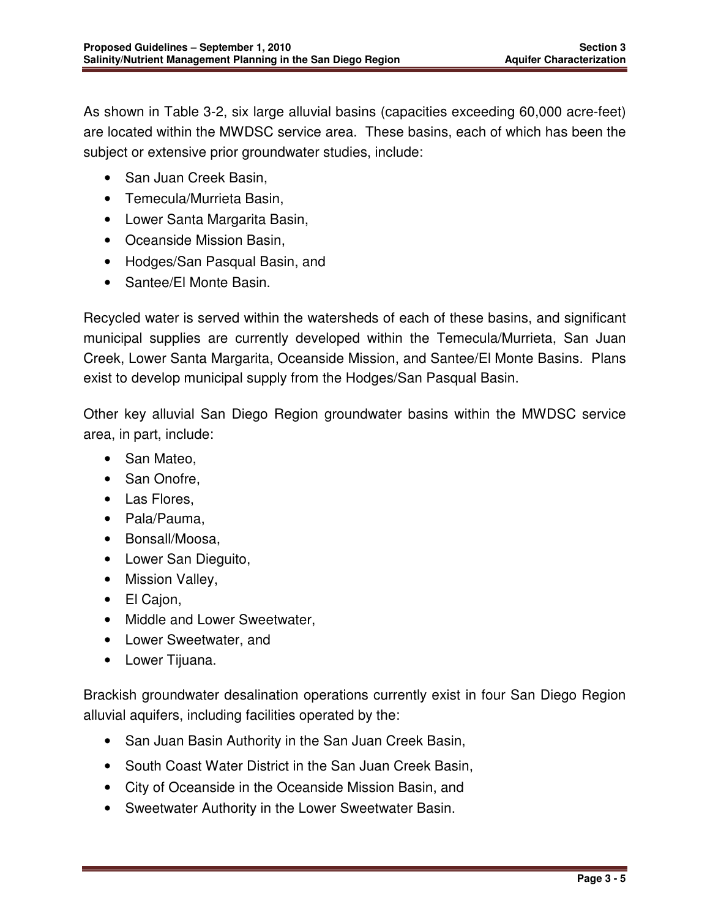As shown in Table 3-2, six large alluvial basins (capacities exceeding 60,000 acre-feet) are located within the MWDSC service area. These basins, each of which has been the subject or extensive prior groundwater studies, include:

- San Juan Creek Basin,
- Temecula/Murrieta Basin,
- Lower Santa Margarita Basin,
- Oceanside Mission Basin,
- Hodges/San Pasqual Basin, and
- Santee/El Monte Basin.

Recycled water is served within the watersheds of each of these basins, and significant municipal supplies are currently developed within the Temecula/Murrieta, San Juan Creek, Lower Santa Margarita, Oceanside Mission, and Santee/El Monte Basins. Plans exist to develop municipal supply from the Hodges/San Pasqual Basin.

Other key alluvial San Diego Region groundwater basins within the MWDSC service area, in part, include:

- San Mateo,
- San Onofre,
- Las Flores,
- Pala/Pauma,
- Bonsall/Moosa,
- Lower San Dieguito,
- Mission Valley,
- El Cajon,
- Middle and Lower Sweetwater,
- Lower Sweetwater, and
- Lower Tijuana.

Brackish groundwater desalination operations currently exist in four San Diego Region alluvial aquifers, including facilities operated by the:

- San Juan Basin Authority in the San Juan Creek Basin,
- South Coast Water District in the San Juan Creek Basin,
- City of Oceanside in the Oceanside Mission Basin, and
- Sweetwater Authority in the Lower Sweetwater Basin.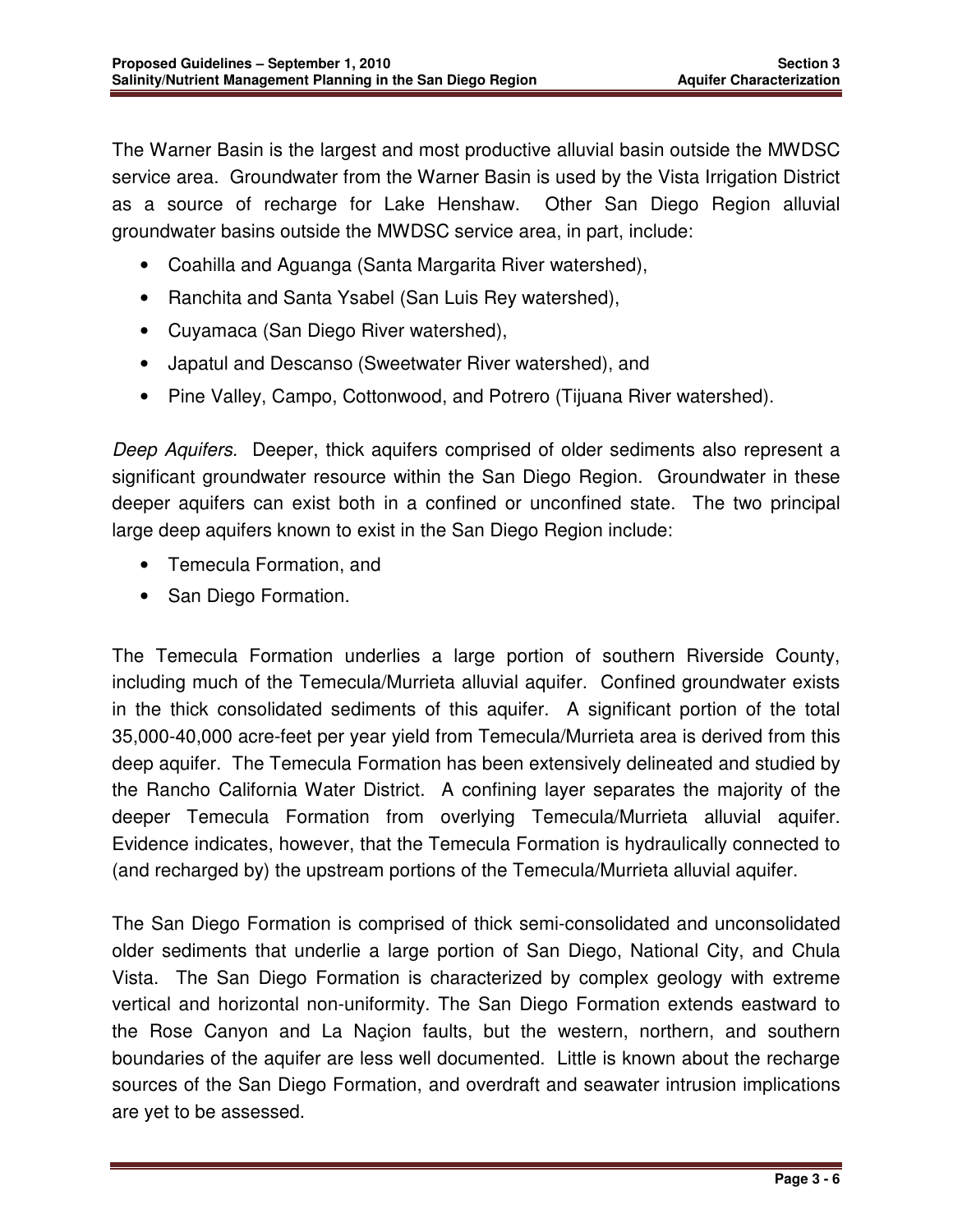The Warner Basin is the largest and most productive alluvial basin outside the MWDSC service area. Groundwater from the Warner Basin is used by the Vista Irrigation District as a source of recharge for Lake Henshaw. Other San Diego Region alluvial groundwater basins outside the MWDSC service area, in part, include:

- Coahilla and Aguanga (Santa Margarita River watershed),
- Ranchita and Santa Ysabel (San Luis Rey watershed),
- Cuyamaca (San Diego River watershed),
- Japatul and Descanso (Sweetwater River watershed), and
- Pine Valley, Campo, Cottonwood, and Potrero (Tijuana River watershed).

*Deep Aquifers*. Deeper, thick aquifers comprised of older sediments also represent a significant groundwater resource within the San Diego Region. Groundwater in these deeper aquifers can exist both in a confined or unconfined state. The two principal large deep aquifers known to exist in the San Diego Region include:

- Temecula Formation, and
- San Diego Formation.

The Temecula Formation underlies a large portion of southern Riverside County, including much of the Temecula/Murrieta alluvial aquifer. Confined groundwater exists in the thick consolidated sediments of this aquifer. A significant portion of the total 35,000-40,000 acre-feet per year yield from Temecula/Murrieta area is derived from this deep aquifer. The Temecula Formation has been extensively delineated and studied by the Rancho California Water District. A confining layer separates the majority of the deeper Temecula Formation from overlying Temecula/Murrieta alluvial aquifer. Evidence indicates, however, that the Temecula Formation is hydraulically connected to (and recharged by) the upstream portions of the Temecula/Murrieta alluvial aquifer.

The San Diego Formation is comprised of thick semi-consolidated and unconsolidated older sediments that underlie a large portion of San Diego, National City, and Chula Vista. The San Diego Formation is characterized by complex geology with extreme vertical and horizontal non-uniformity. The San Diego Formation extends eastward to the Rose Canyon and La Naçion faults, but the western, northern, and southern boundaries of the aquifer are less well documented. Little is known about the recharge sources of the San Diego Formation, and overdraft and seawater intrusion implications are yet to be assessed.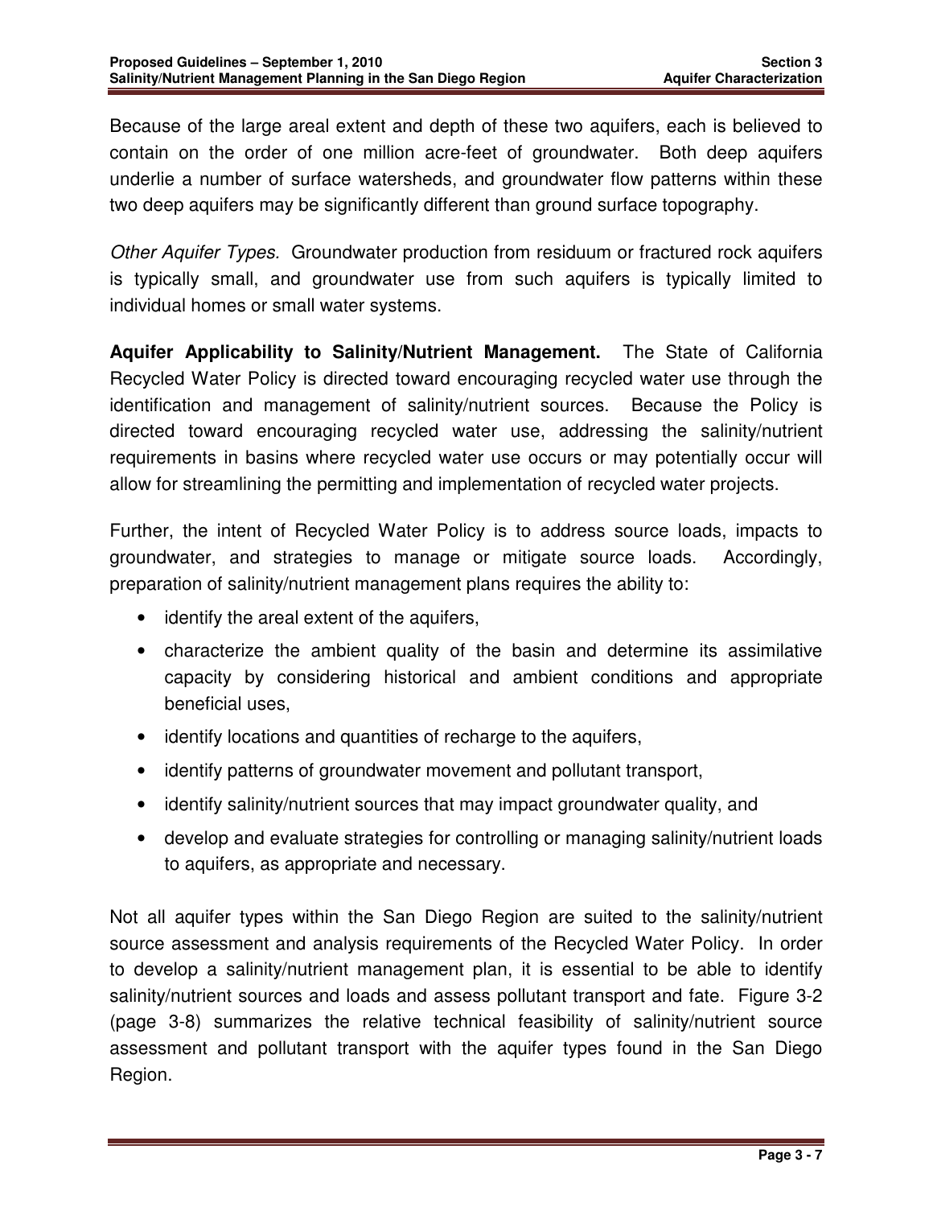Because of the large areal extent and depth of these two aquifers, each is believed to contain on the order of one million acre-feet of groundwater. Both deep aquifers underlie a number of surface watersheds, and groundwater flow patterns within these two deep aquifers may be significantly different than ground surface topography.

*Other Aquifer Types.* Groundwater production from residuum or fractured rock aquifers is typically small, and groundwater use from such aquifers is typically limited to individual homes or small water systems.

**Aquifer Applicability to Salinity/Nutrient Management.** The State of California Recycled Water Policy is directed toward encouraging recycled water use through the identification and management of salinity/nutrient sources. Because the Policy is directed toward encouraging recycled water use, addressing the salinity/nutrient requirements in basins where recycled water use occurs or may potentially occur will allow for streamlining the permitting and implementation of recycled water projects.

Further, the intent of Recycled Water Policy is to address source loads, impacts to groundwater, and strategies to manage or mitigate source loads. Accordingly, preparation of salinity/nutrient management plans requires the ability to:

- identify the areal extent of the aquifers,
- characterize the ambient quality of the basin and determine its assimilative capacity by considering historical and ambient conditions and appropriate beneficial uses,
- identify locations and quantities of recharge to the aquifers,
- identify patterns of groundwater movement and pollutant transport,
- identify salinity/nutrient sources that may impact groundwater quality, and
- develop and evaluate strategies for controlling or managing salinity/nutrient loads to aquifers, as appropriate and necessary.

Not all aquifer types within the San Diego Region are suited to the salinity/nutrient source assessment and analysis requirements of the Recycled Water Policy. In order to develop a salinity/nutrient management plan, it is essential to be able to identify salinity/nutrient sources and loads and assess pollutant transport and fate. Figure 3-2 (page 3-8) summarizes the relative technical feasibility of salinity/nutrient source assessment and pollutant transport with the aquifer types found in the San Diego Region.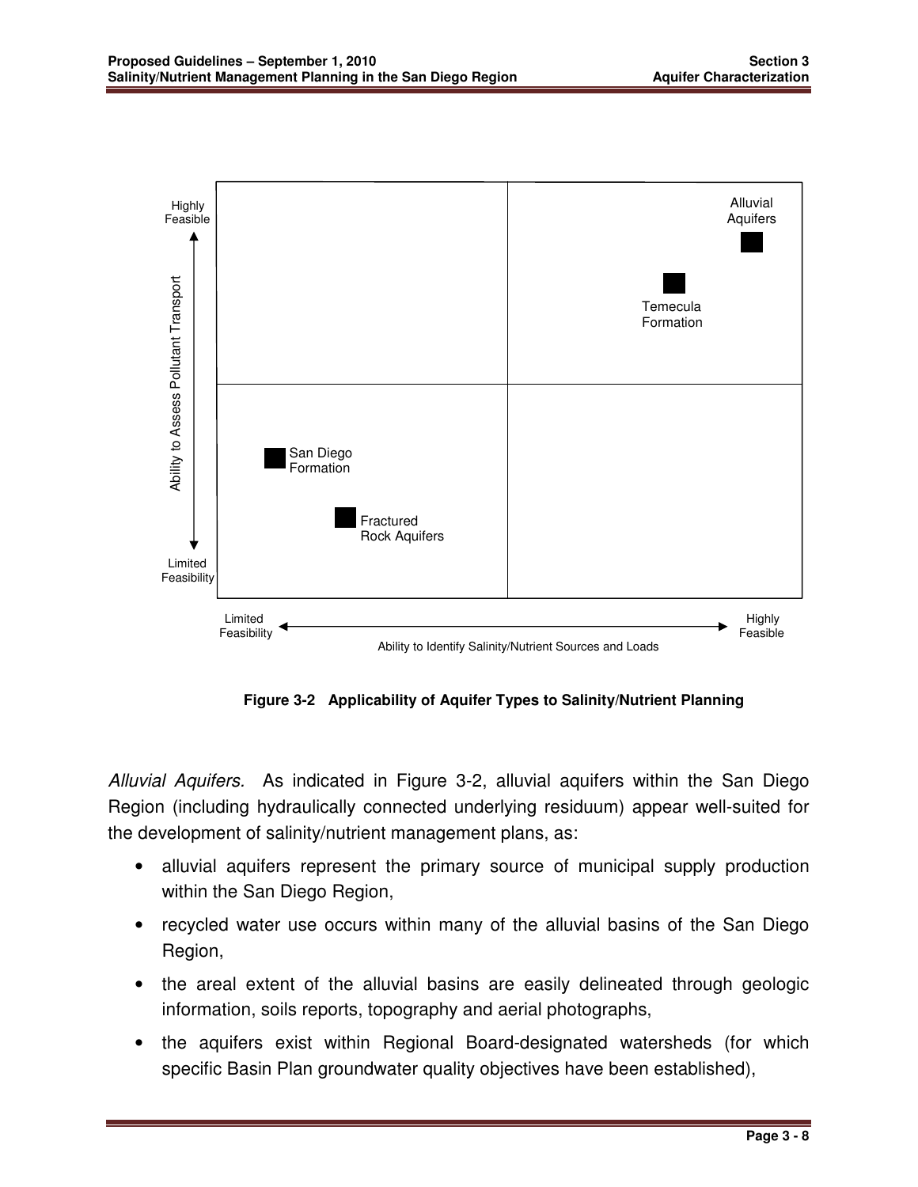**Figure 3-2 Applicability of Aquifer Types to Salinity/Nutrient Planning**

*Alluvial Aquifers.* As indicated in Figure 3-2, alluvial aquifers within the San Diego Region (including hydraulically connected underlying residuum) appear well-suited for the development of salinity/nutrient management plans, as:

- alluvial aquifers represent the primary source of municipal supply production within the San Diego Region,
- recycled water use occurs within many of the alluvial basins of the San Diego Region,
- the areal extent of the alluvial basins are easily delineated through geologic information, soils reports, topography and aerial photographs,
- the aquifers exist within Regional Board-designated watersheds (for which specific Basin Plan groundwater quality objectives have been established),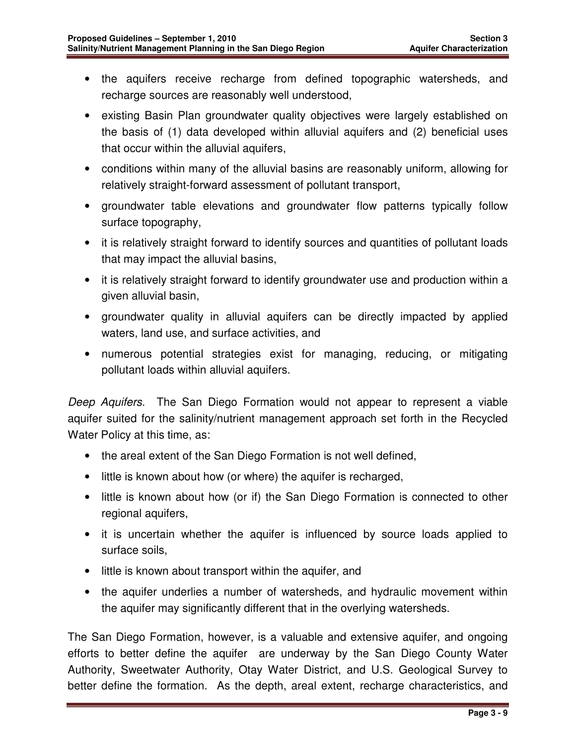- the aquifers receive recharge from defined topographic watersheds, and recharge sources are reasonably well understood,
- existing Basin Plan groundwater quality objectives were largely established on the basis of (1) data developed within alluvial aquifers and (2) beneficial uses that occur within the alluvial aquifers,
- conditions within many of the alluvial basins are reasonably uniform, allowing for relatively straight-forward assessment of pollutant transport,
- groundwater table elevations and groundwater flow patterns typically follow surface topography,
- it is relatively straight forward to identify sources and quantities of pollutant loads that may impact the alluvial basins,
- it is relatively straight forward to identify groundwater use and production within a given alluvial basin,
- groundwater quality in alluvial aquifers can be directly impacted by applied waters, land use, and surface activities, and
- numerous potential strategies exist for managing, reducing, or mitigating pollutant loads within alluvial aquifers.

*Deep Aquifers.* The San Diego Formation would not appear to represent a viable aquifer suited for the salinity/nutrient management approach set forth in the Recycled Water Policy at this time, as:

- the areal extent of the San Diego Formation is not well defined,
- little is known about how (or where) the aquifer is recharged,
- little is known about how (or if) the San Diego Formation is connected to other regional aquifers,
- it is uncertain whether the aquifer is influenced by source loads applied to surface soils,
- little is known about transport within the aquifer, and
- the aquifer underlies a number of watersheds, and hydraulic movement within the aquifer may significantly different that in the overlying watersheds.

The San Diego Formation, however, is a valuable and extensive aquifer, and ongoing efforts to better define the aquifer are underway by the San Diego County Water Authority, Sweetwater Authority, Otay Water District, and U.S. Geological Survey to better define the formation. As the depth, areal extent, recharge characteristics, and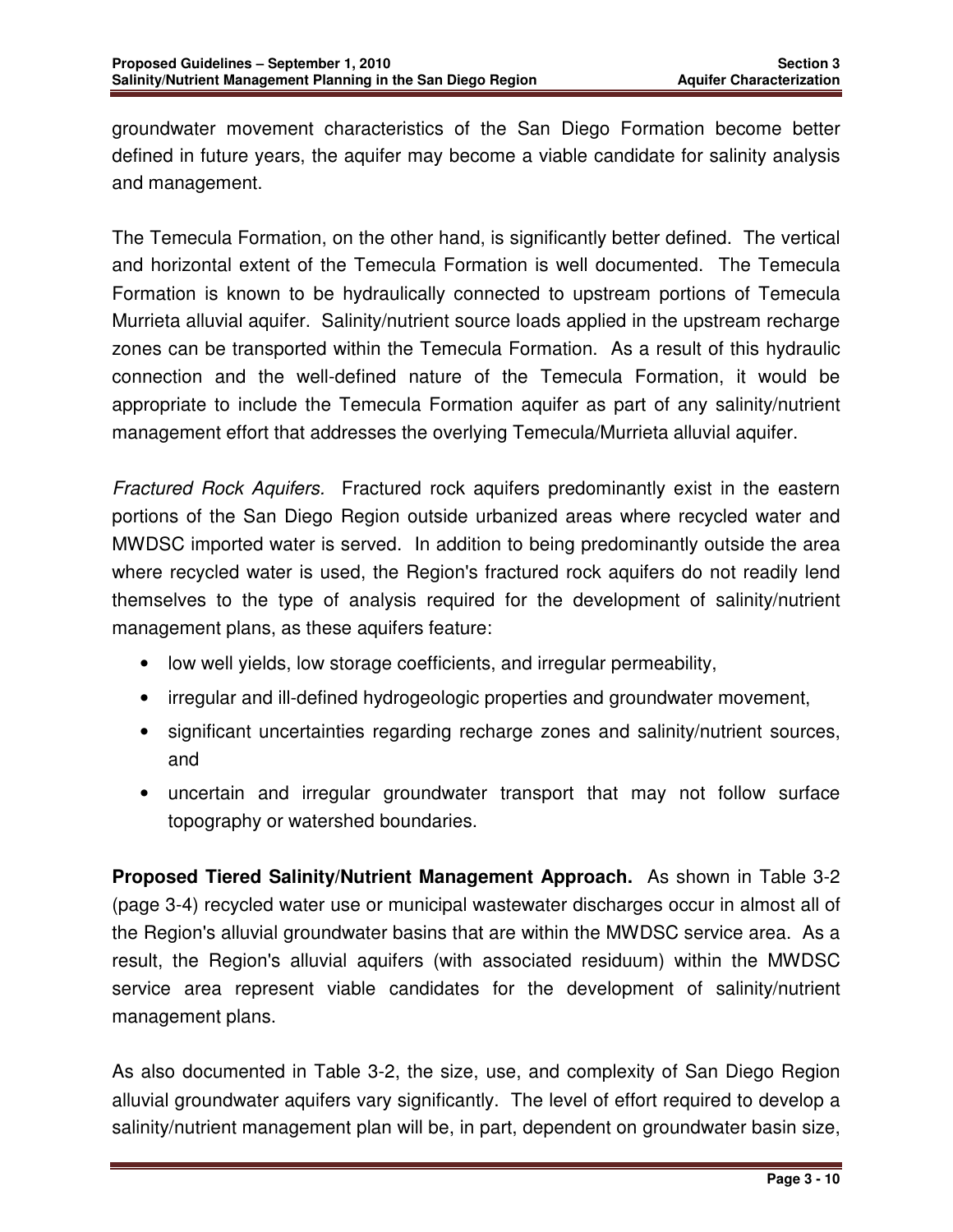groundwater movement characteristics of the San Diego Formation become better defined in future years, the aquifer may become a viable candidate for salinity analysis and management.

The Temecula Formation, on the other hand, is significantly better defined. The vertical and horizontal extent of the Temecula Formation is well documented. The Temecula Formation is known to be hydraulically connected to upstream portions of Temecula Murrieta alluvial aquifer. Salinity/nutrient source loads applied in the upstream recharge zones can be transported within the Temecula Formation. As a result of this hydraulic connection and the well-defined nature of the Temecula Formation, it would be appropriate to include the Temecula Formation aquifer as part of any salinity/nutrient management effort that addresses the overlying Temecula/Murrieta alluvial aquifer.

*Fractured Rock Aquifers.* Fractured rock aquifers predominantly exist in the eastern portions of the San Diego Region outside urbanized areas where recycled water and MWDSC imported water is served. In addition to being predominantly outside the area where recycled water is used, the Region's fractured rock aquifers do not readily lend themselves to the type of analysis required for the development of salinity/nutrient management plans, as these aquifers feature:

- low well yields, low storage coefficients, and irregular permeability,
- irregular and ill-defined hydrogeologic properties and groundwater movement,
- significant uncertainties regarding recharge zones and salinity/nutrient sources, and
- uncertain and irregular groundwater transport that may not follow surface topography or watershed boundaries.

**Proposed Tiered Salinity/Nutrient Management Approach.** As shown in Table 3-2 (page 3-4) recycled water use or municipal wastewater discharges occur in almost all of the Region's alluvial groundwater basins that are within the MWDSC service area. As a result, the Region's alluvial aquifers (with associated residuum) within the MWDSC service area represent viable candidates for the development of salinity/nutrient management plans.

As also documented in Table 3-2, the size, use, and complexity of San Diego Region alluvial groundwater aquifers vary significantly. The level of effort required to develop a salinity/nutrient management plan will be, in part, dependent on groundwater basin size,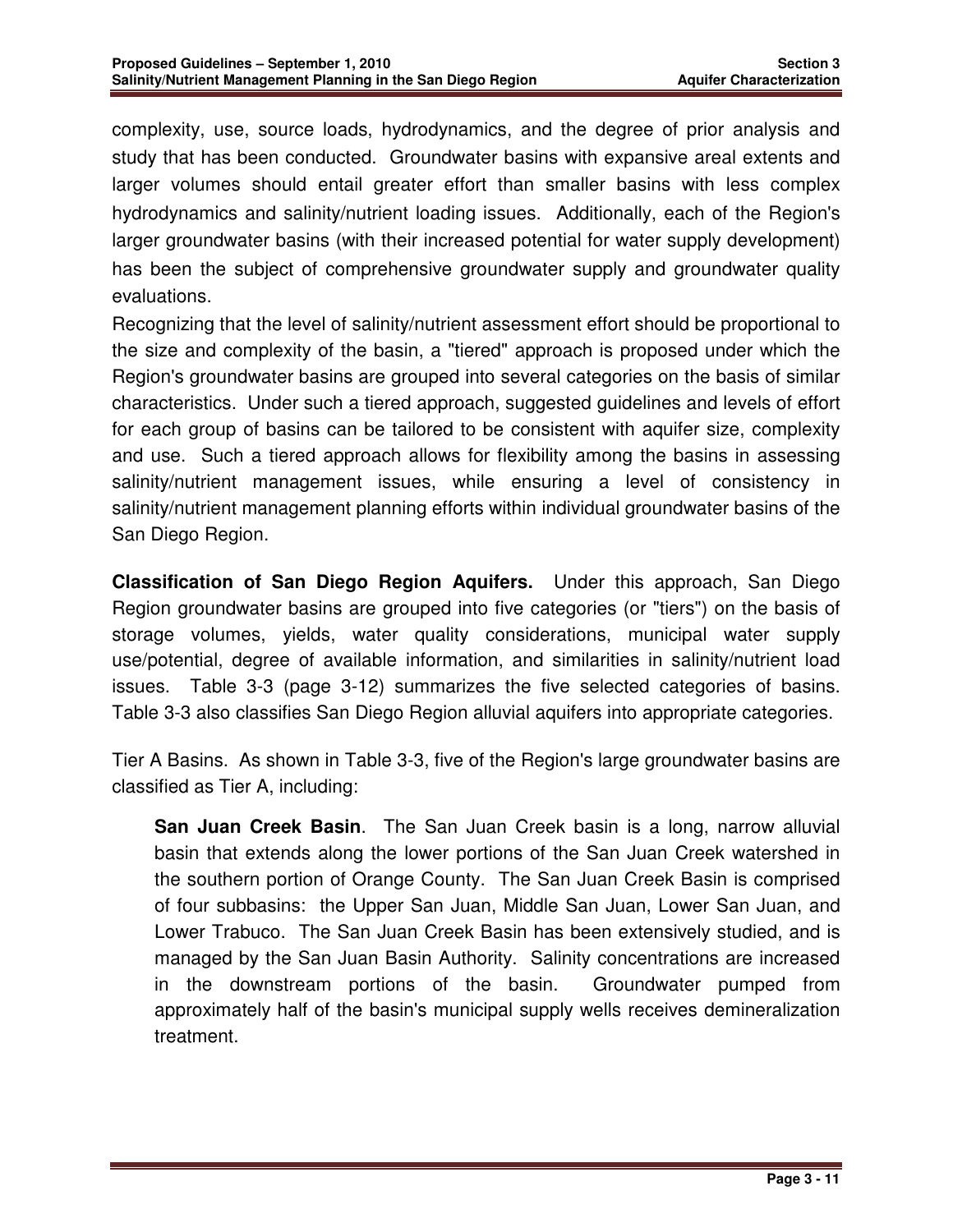complexity, use, source loads, hydrodynamics, and the degree of prior analysis and study that has been conducted. Groundwater basins with expansive areal extents and larger volumes should entail greater effort than smaller basins with less complex hydrodynamics and salinity/nutrient loading issues. Additionally, each of the Region's larger groundwater basins (with their increased potential for water supply development) has been the subject of comprehensive groundwater supply and groundwater quality evaluations.

Recognizing that the level of salinity/nutrient assessment effort should be proportional to the size and complexity of the basin, a "tiered" approach is proposed under which the Region's groundwater basins are grouped into several categories on the basis of similar characteristics. Under such a tiered approach, suggested guidelines and levels of effort for each group of basins can be tailored to be consistent with aquifer size, complexity and use. Such a tiered approach allows for flexibility among the basins in assessing salinity/nutrient management issues, while ensuring a level of consistency in salinity/nutrient management planning efforts within individual groundwater basins of the San Diego Region.

**Classification of San Diego Region Aquifers.** Under this approach, San Diego Region groundwater basins are grouped into five categories (or "tiers") on the basis of storage volumes, yields, water quality considerations, municipal water supply use/potential, degree of available information, and similarities in salinity/nutrient load issues. Table 3-3 (page 3-12) summarizes the five selected categories of basins. Table 3-3 also classifies San Diego Region alluvial aquifers into appropriate categories.

Tier A Basins. As shown in Table 3-3, five of the Region's large groundwater basins are classified as Tier A, including:

> **San Juan Creek Basin**. The San Juan Creek basin is a long, narrow alluvial basin that extends along the lower portions of the San Juan Creek watershed in the southern portion of Orange County. The San Juan Creek Basin is comprised of four subbasins: the Upper San Juan, Middle San Juan, Lower San Juan, and Lower Trabuco. The San Juan Creek Basin has been extensively studied, and is managed by the San Juan Basin Authority. Salinity concentrations are increased in the downstream portions of the basin. Groundwater pumped from approximately half of the basin's municipal supply wells receives demineralization treatment.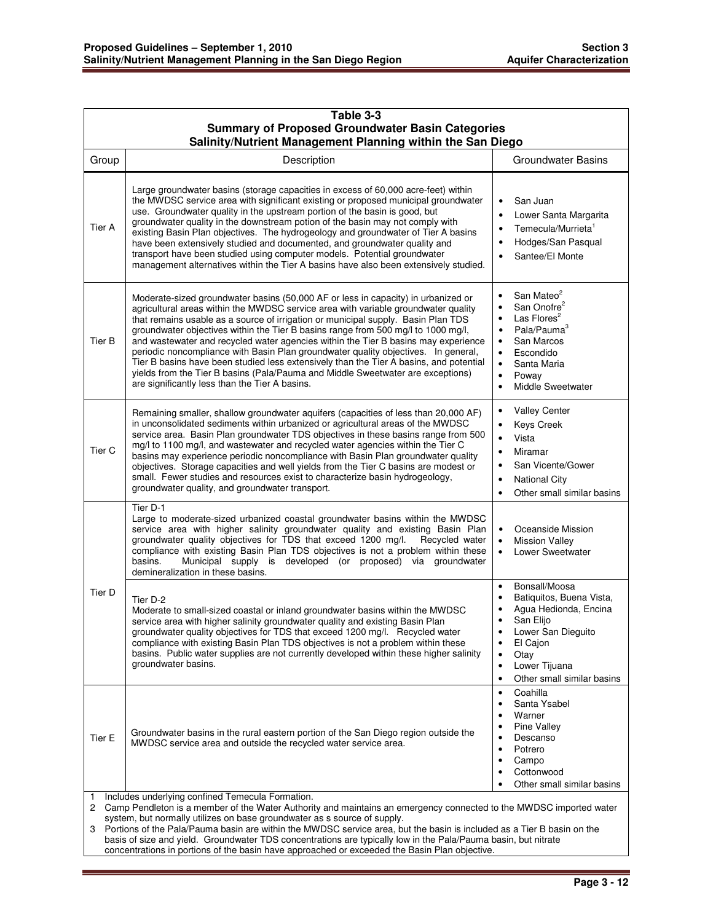**Table 3-3**
**Summary of Proposed Groundwater Basin Categories**
**Salinity/Nutrient Management Planning within the San Diego**

| Group | Description | Groundwater Basins |
|---|---|---|
| Tier A | Large groundwater basins (storage capacities in excess of 60,000 acre-feet) within the MWDSC service area with significant existing or proposed municipal groundwater use. Groundwater quality in the upstream portion of the basin is good, but groundwater quality in the downstream potion of the basin may not comply with existing Basin Plan objectives. The hydrogeology and groundwater of Tier A basins have been extensively studied and documented, and groundwater quality and transport have been studied using computer models. Potential groundwater management alternatives within the Tier A basins have also been extensively studied. | • San Juan<br>• Lower Santa Margarita<br>• Temecula/Murrieta[1]<br>• Hodges/San Pasqual<br>• Santee/El Monte |
| Tier B | Moderate-sized groundwater basins (50,000 AF or less in capacity) in urbanized or agricultural areas within the MWDSC service area with variable groundwater quality that remains usable as a source of irrigation or municipal supply. Basin Plan TDS groundwater objectives within the Tier B basins range from 500 mg/l to 1000 mg/l, and wastewater and recycled water agencies within the Tier B basins may experience periodic noncompliance with Basin Plan groundwater quality objectives. In general, Tier B basins have been studied less extensively than the Tier A basins, and potential yields from the Tier B basins (Pala/Pauma and Middle Sweetwater are exceptions) are significantly less than the Tier A basins. | • San Mateo[2]<br>• San Onofre[2]<br>• Las Flores[2]<br>• Pala/Pauma[3]<br>• San Marcos<br>• Escondido<br>• Santa Maria<br>• Poway<br>• Middle Sweetwater |
| Tier C | Remaining smaller, shallow groundwater aquifers (capacities of less than 20,000 AF) in unconsolidated sediments within urbanized or agricultural areas of the MWDSC service area. Basin Plan groundwater TDS objectives in these basins range from 500 mg/l to 1100 mg/l, and wastewater and recycled water agencies within the Tier C basins may experience periodic noncompliance with Basin Plan groundwater quality objectives. Storage capacities and well yields from the Tier C basins are modest or small. Fewer studies and resources exist to characterize basin hydrogeology, groundwater quality, and groundwater transport. | • Valley Center<br>• Keys Creek<br>• Vista<br>• Miramar<br>• San Vicente/Gower<br>• National City<br>• Other small similar basins |
| Tier D | Tier D-1<br>Large to moderate-sized urbanized coastal groundwater basins within the MWDSC service area with higher salinity groundwater quality and existing Basin Plan groundwater quality objectives for TDS that exceed 1200 mg/l. Recycled water compliance with existing Basin Plan TDS objectives is not a problem within these basins. Municipal supply is developed (or proposed) via groundwater demineralization in these basins. | • Oceanside Mission<br>• Mission Valley<br>• Lower Sweetwater |
| | Tier D-2<br>Moderate to small-sized coastal or inland groundwater basins within the MWDSC service area with higher salinity groundwater quality and existing Basin Plan groundwater quality objectives for TDS that exceed 1200 mg/l. Recycled water compliance with existing Basin Plan TDS objectives is not a problem within these basins. Public water supplies are not currently developed within these higher salinity groundwater basins. | • Bonsall/Moosa<br>• Batiquitos, Buena Vista,<br>• Agua Hedionda, Encina<br>• San Elijo<br>• Lower San Dieguito<br>• El Cajon<br>• Otay<br>• Lower Tijuana<br>• Other small similar basins |
| Tier E | Groundwater basins in the rural eastern portion of the San Diego region outside the MWDSC service area and outside the recycled water service area. | • Coahilla<br>• Santa Ysabel<br>• Warner<br>• Pine Valley<br>• Descanso<br>• Potrero<br>• Campo<br>• Cottonwood<br>• Other small similar basins |

1 Includes underlying confined Temecula Formation.

2 Camp Pendleton is a member of the Water Authority and maintains an emergency connected to the MWDSC imported water system, but normally utilizes on base groundwater as s source of supply.

3 Portions of the Pala/Pauma basin are within the MWDSC service area, but the basin is included as a Tier B basin on the basis of size and yield. Groundwater TDS concentrations are typically low in the Pala/Pauma basin, but nitrate concentrations in portions of the basin have approached or exceeded the Basin Plan objective.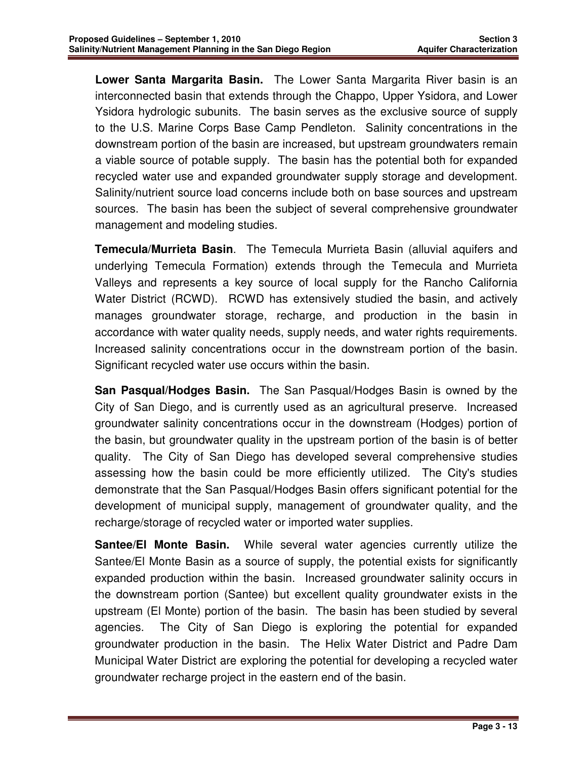**Lower Santa Margarita Basin.** The Lower Santa Margarita River basin is an interconnected basin that extends through the Chappo, Upper Ysidora, and Lower Ysidora hydrologic subunits. The basin serves as the exclusive source of supply to the U.S. Marine Corps Base Camp Pendleton. Salinity concentrations in the downstream portion of the basin are increased, but upstream groundwaters remain a viable source of potable supply. The basin has the potential both for expanded recycled water use and expanded groundwater supply storage and development. Salinity/nutrient source load concerns include both on base sources and upstream sources. The basin has been the subject of several comprehensive groundwater management and modeling studies.

**Temecula/Murrieta Basin**. The Temecula Murrieta Basin (alluvial aquifers and underlying Temecula Formation) extends through the Temecula and Murrieta Valleys and represents a key source of local supply for the Rancho California Water District (RCWD). RCWD has extensively studied the basin, and actively manages groundwater storage, recharge, and production in the basin in accordance with water quality needs, supply needs, and water rights requirements. Increased salinity concentrations occur in the downstream portion of the basin. Significant recycled water use occurs within the basin.

**San Pasqual/Hodges Basin.** The San Pasqual/Hodges Basin is owned by the City of San Diego, and is currently used as an agricultural preserve. Increased groundwater salinity concentrations occur in the downstream (Hodges) portion of the basin, but groundwater quality in the upstream portion of the basin is of better quality. The City of San Diego has developed several comprehensive studies assessing how the basin could be more efficiently utilized. The City's studies demonstrate that the San Pasqual/Hodges Basin offers significant potential for the development of municipal supply, management of groundwater quality, and the recharge/storage of recycled water or imported water supplies.

**Santee/El Monte Basin.** While several water agencies currently utilize the Santee/El Monte Basin as a source of supply, the potential exists for significantly expanded production within the basin. Increased groundwater salinity occurs in the downstream portion (Santee) but excellent quality groundwater exists in the upstream (El Monte) portion of the basin. The basin has been studied by several agencies. The City of San Diego is exploring the potential for expanded groundwater production in the basin. The Helix Water District and Padre Dam Municipal Water District are exploring the potential for developing a recycled water groundwater recharge project in the eastern end of the basin.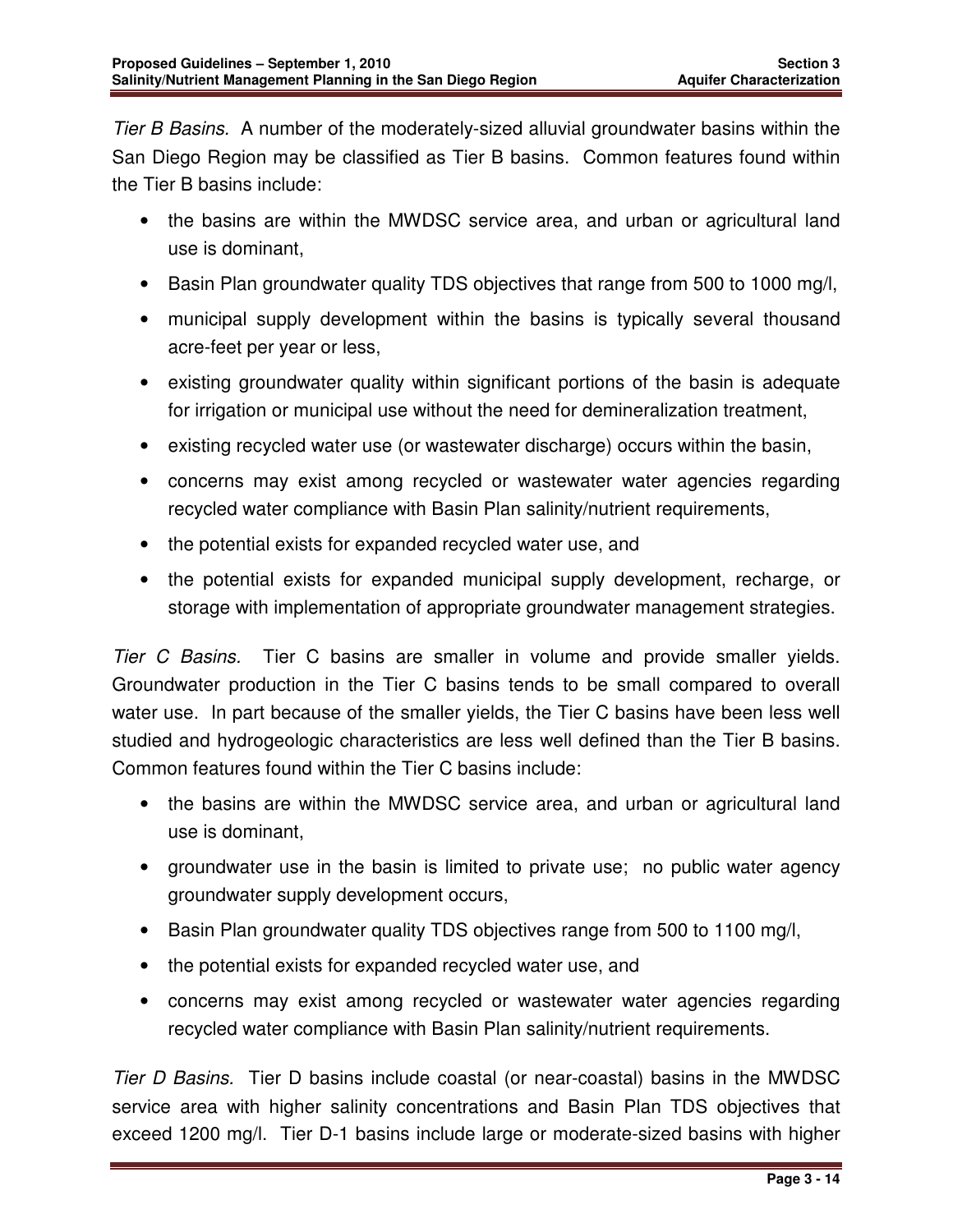*Tier B Basins.* A number of the moderately-sized alluvial groundwater basins within the San Diego Region may be classified as Tier B basins. Common features found within the Tier B basins include:

- the basins are within the MWDSC service area, and urban or agricultural land use is dominant,
- Basin Plan groundwater quality TDS objectives that range from 500 to 1000 mg/l,
- municipal supply development within the basins is typically several thousand acre-feet per year or less,
- existing groundwater quality within significant portions of the basin is adequate for irrigation or municipal use without the need for demineralization treatment,
- existing recycled water use (or wastewater discharge) occurs within the basin,
- concerns may exist among recycled or wastewater water agencies regarding recycled water compliance with Basin Plan salinity/nutrient requirements,
- the potential exists for expanded recycled water use, and
- the potential exists for expanded municipal supply development, recharge, or storage with implementation of appropriate groundwater management strategies.

*Tier C Basins.* Tier C basins are smaller in volume and provide smaller yields. Groundwater production in the Tier C basins tends to be small compared to overall water use. In part because of the smaller yields, the Tier C basins have been less well studied and hydrogeologic characteristics are less well defined than the Tier B basins. Common features found within the Tier C basins include:

- the basins are within the MWDSC service area, and urban or agricultural land use is dominant,
- groundwater use in the basin is limited to private use; no public water agency groundwater supply development occurs,
- Basin Plan groundwater quality TDS objectives range from 500 to 1100 mg/l,
- the potential exists for expanded recycled water use, and
- concerns may exist among recycled or wastewater water agencies regarding recycled water compliance with Basin Plan salinity/nutrient requirements.

*Tier D Basins.* Tier D basins include coastal (or near-coastal) basins in the MWDSC service area with higher salinity concentrations and Basin Plan TDS objectives that exceed 1200 mg/l. Tier D-1 basins include large or moderate-sized basins with higher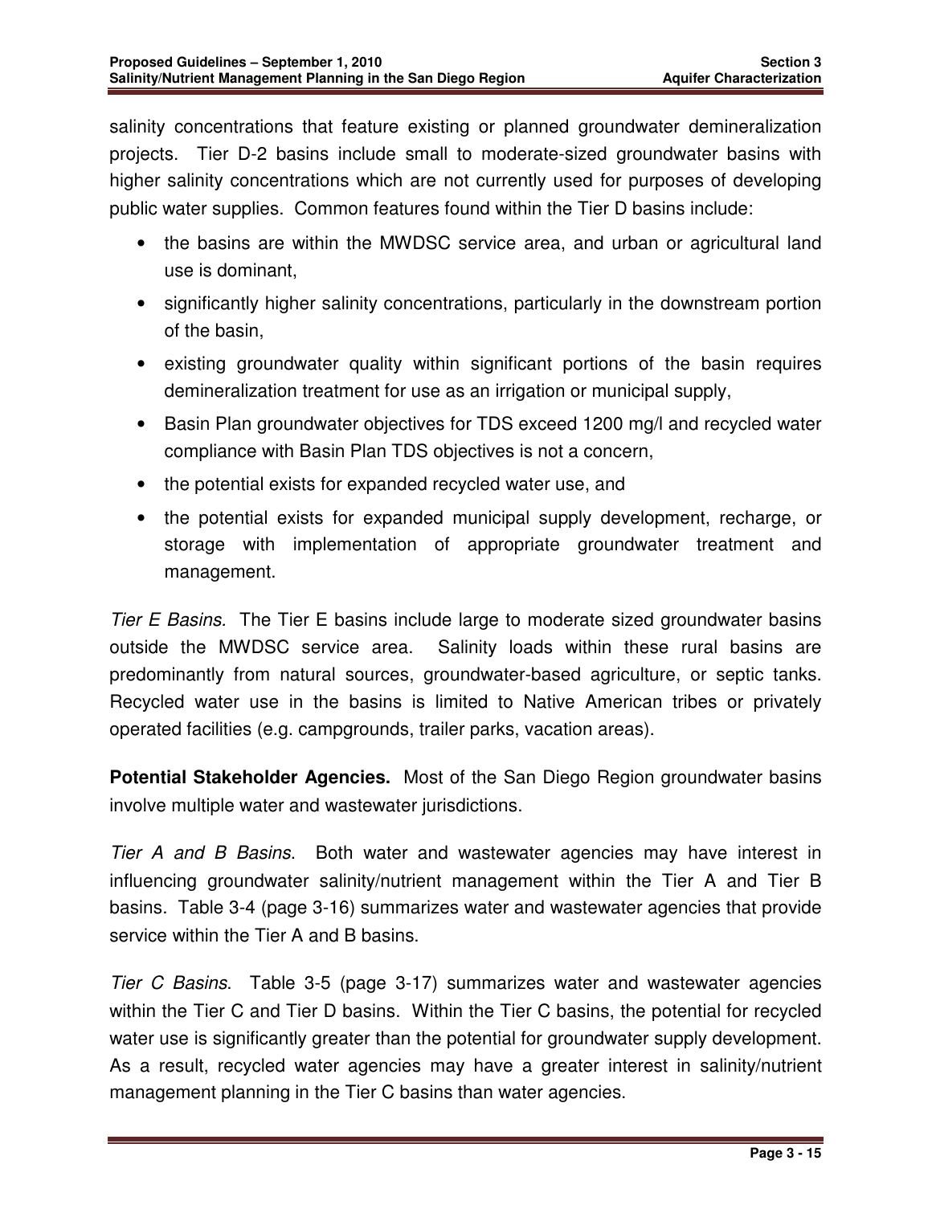salinity concentrations that feature existing or planned groundwater demineralization projects. Tier D-2 basins include small to moderate-sized groundwater basins with higher salinity concentrations which are not currently used for purposes of developing public water supplies. Common features found within the Tier D basins include:

- the basins are within the MWDSC service area, and urban or agricultural land use is dominant,
- significantly higher salinity concentrations, particularly in the downstream portion of the basin,
- existing groundwater quality within significant portions of the basin requires demineralization treatment for use as an irrigation or municipal supply,
- Basin Plan groundwater objectives for TDS exceed 1200 mg/l and recycled water compliance with Basin Plan TDS objectives is not a concern,
- the potential exists for expanded recycled water use, and
- the potential exists for expanded municipal supply development, recharge, or storage with implementation of appropriate groundwater treatment and management.

*Tier E Basins.* The Tier E basins include large to moderate sized groundwater basins outside the MWDSC service area. Salinity loads within these rural basins are predominantly from natural sources, groundwater-based agriculture, or septic tanks. Recycled water use in the basins is limited to Native American tribes or privately operated facilities (e.g. campgrounds, trailer parks, vacation areas).

**Potential Stakeholder Agencies.** Most of the San Diego Region groundwater basins involve multiple water and wastewater jurisdictions.

*Tier A and B Basins.* Both water and wastewater agencies may have interest in influencing groundwater salinity/nutrient management within the Tier A and Tier B basins. Table 3-4 (page 3-16) summarizes water and wastewater agencies that provide service within the Tier A and B basins.

*Tier C Basins.* Table 3-5 (page 3-17) summarizes water and wastewater agencies within the Tier C and Tier D basins. Within the Tier C basins, the potential for recycled water use is significantly greater than the potential for groundwater supply development. As a result, recycled water agencies may have a greater interest in salinity/nutrient management planning in the Tier C basins than water agencies.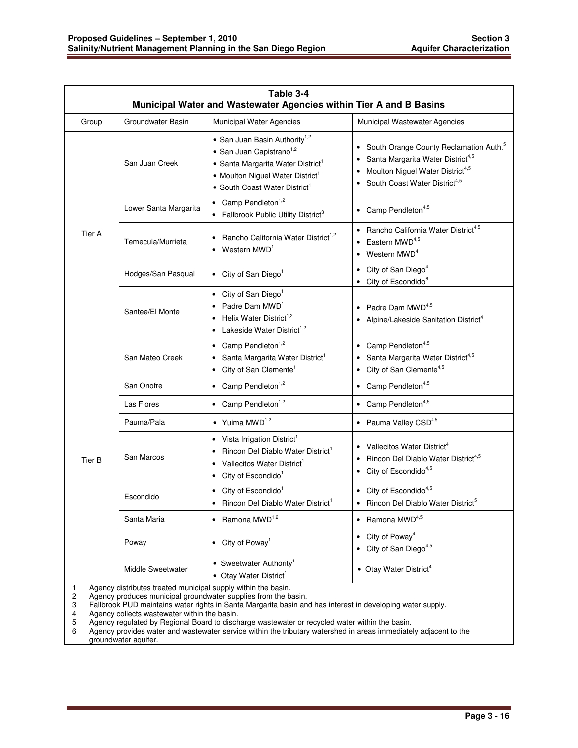**Table 3-4**
**Municipal Water and Wastewater Agencies within Tier A and B Basins**

| Group | Groundwater Basin | Municipal Water Agencies | Municipal Wastewater Agencies |
|---|---|---|---|
| Tier A | San Juan Creek | • San Juan Basin Authority[1,2]<br>• San Juan Capistrano[1,2]<br>• Santa Margarita Water District[1]<br>• Moulton Niguel Water District[1]<br>• South Coast Water District[1] | • South Orange County Reclamation Auth.[5]<br>• Santa Margarita Water District[4,5]<br>• Moulton Niguel Water District[4,5]<br>• South Coast Water District[4,5] |
| | Lower Santa Margarita | • Camp Pendleton[1,2]<br>• Fallbrook Public Utility District[3] | • Camp Pendleton[4,5] |
| | Temecula/Murrieta | • Rancho California Water District[1,2]<br>• Western MWD[1] | • Rancho California Water District[4,5]<br>• Eastern MWD[4,5]<br>• Western MWD[4] |
| | Hodges/San Pasqual | • City of San Diego[1] | • City of San Diego[4]<br>• City of Escondido[6] |
| | Santee/El Monte | • City of San Diego[1]<br>• Padre Dam MWD[1]<br>• Helix Water District[1,2]<br>• Lakeside Water District[1,2] | • Padre Dam MWD[4,5]<br>• Alpine/Lakeside Sanitation District[4] |
| Tier B | San Mateo Creek | • Camp Pendleton[1,2]<br>• Santa Margarita Water District[1]<br>• City of San Clemente[1] | • Camp Pendleton[4,5]<br>• Santa Margarita Water District[4,5]<br>• City of San Clemente[4,5] |
| | San Onofre | • Camp Pendleton[1,2] | • Camp Pendleton[4,5] |
| | Las Flores | • Camp Pendleton[1,2] | • Camp Pendleton[4,5] |
| | Pauma/Pala | • Yuima MWD[1,2] | • Pauma Valley CSD[4,5] |
| | San Marcos | • Vista Irrigation District[1]<br>• Rincon Del Diablo Water District[1]<br>• Vallecitos Water District[1]<br>• City of Escondido[1] | • Vallecitos Water District[4]<br>• Rincon Del Diablo Water District[4,5]<br>• City of Escondido[4,5] |
| | Escondido | • City of Escondido[1]<br>• Rincon Del Diablo Water District[1] | • City of Escondido[4,5]<br>• Rincon Del Diablo Water District[5] |
| | Santa Maria | • Ramona MWD[1,2] | • Ramona MWD[4,5] |
| | Poway | • City of Poway[1] | • City of Poway[4]<br>• City of San Diego[4,5] |
| | Middle Sweetwater | • Sweetwater Authority[1]<br>• Otay Water District[1] | • Otay Water District[4] |

1 Agency distributes treated municipal supply within the basin.
2 Agency produces municipal groundwater supplies from the basin.
3 Fallbrook PUD maintains water rights in Santa Margarita basin and has interest in developing water supply.
4 Agency collects wastewater within the basin.
5 Agency regulated by Regional Board to discharge wastewater or recycled water within the basin.
6 Agency provides water and wastewater service within the tributary watershed in areas immediately adjacent to the groundwater aquifer.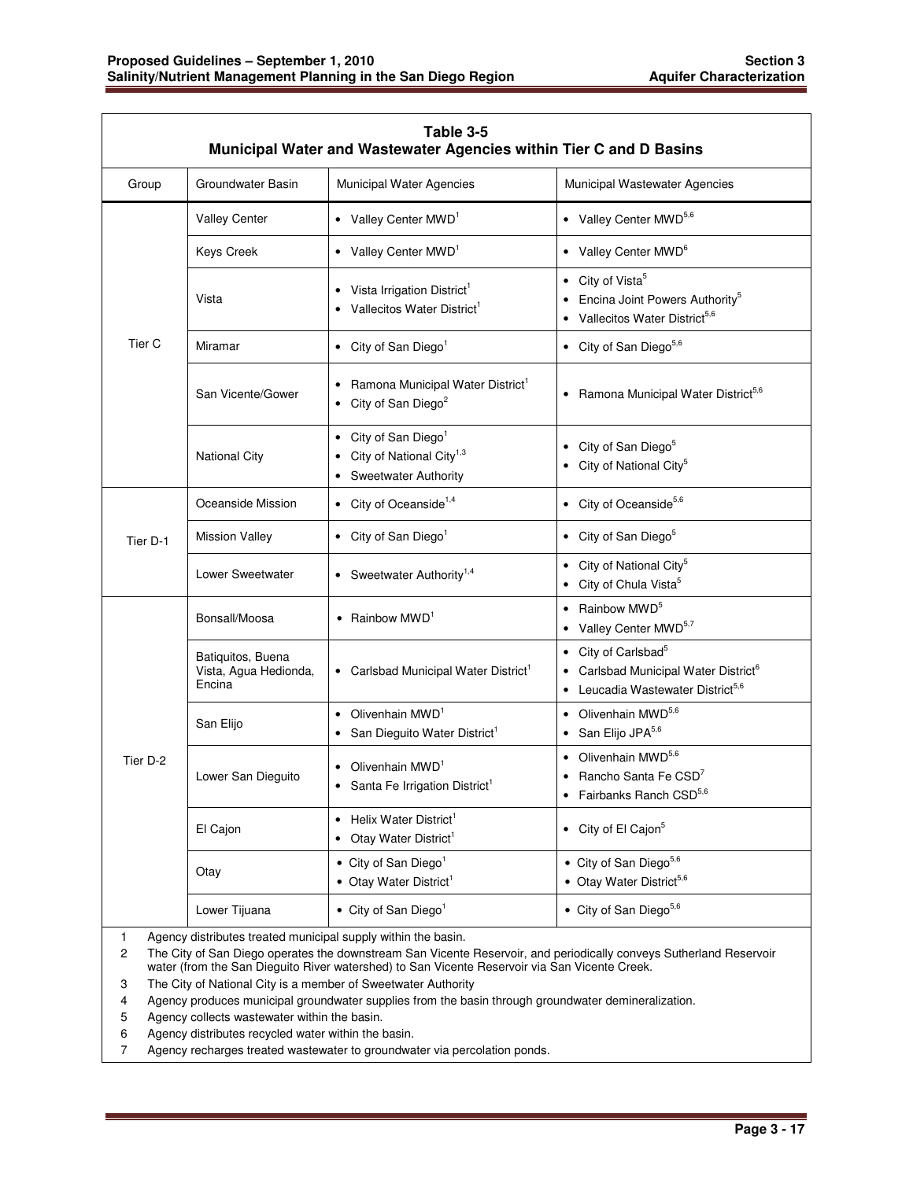**Table 3-5**
**Municipal Water and Wastewater Agencies within Tier C and D Basins**

| Group | Groundwater Basin | Municipal Water Agencies | Municipal Wastewater Agencies |
|---|---|---|---|
| Tier C | Valley Center | • Valley Center MWD[1] | • Valley Center MWD[5,6] |
| | Keys Creek | • Valley Center MWD[1] | • Valley Center MWD[6] |
| | Vista | • Vista Irrigation District[1] <br> • Vallecitos Water District[1] | • City of Vista[5] <br> • Encina Joint Powers Authority[5] <br> • Vallecitos Water District[5,6] |
| | Miramar | • City of San Diego[1] | • City of San Diego[5,6] |
| | San Vicente/Gower | • Ramona Municipal Water District[1] <br> • City of San Diego[2] | • Ramona Municipal Water District[5,6] |
| | National City | • City of San Diego[1] <br> • City of National City[1,3] <br> • Sweetwater Authority | • City of San Diego[5] <br> • City of National City[5] |
| Tier D-1 | Oceanside Mission | • City of Oceanside[1,4] | • City of Oceanside[5,6] |
| | Mission Valley | • City of San Diego[1] | • City of San Diego[5] |
| | Lower Sweetwater | • Sweetwater Authority[1,4] | • City of National City[5] <br> • City of Chula Vista[5] |
| Tier D-2 | Bonsall/Moosa | • Rainbow MWD[1] | • Rainbow MWD[5] <br> • Valley Center MWD[5,7] |
| | Batiquitos, Buena Vista, Agua Hedionda, Encina | • Carlsbad Municipal Water District[1] | • City of Carlsbad[5] <br> • Carlsbad Municipal Water District[6] <br> • Leucadia Wastewater District[5,6] |
| | San Elijo | • Olivenhain MWD[1] <br> • San Dieguito Water District[1] | • Olivenhain MWD[5,6] <br> • San Elijo JPA[5,6] |
| | Lower San Dieguito | • Olivenhain MWD[1] <br> • Santa Fe Irrigation District[1] | • Olivenhain MWD[5,6] <br> • Rancho Santa Fe CSD[7] <br> • Fairbanks Ranch CSD[5,6] |
| | El Cajon | • Helix Water District[1] <br> • Otay Water District[1] | • City of El Cajon[5] |
| | Otay | • City of San Diego[1] <br> • Otay Water District[1] | • City of San Diego[5,6] <br> • Otay Water District[5,6] |
| | Lower Tijuana | • City of San Diego[1] | • City of San Diego[5,6] |

1. Agency distributes treated municipal supply within the basin.
2. The City of San Diego operates the downstream San Vicente Reservoir, and periodically conveys Sutherland Reservoir water (from the San Dieguito River watershed) to San Vicente Reservoir via San Vicente Creek.
3. The City of National City is a member of Sweetwater Authority
4. Agency produces municipal groundwater supplies from the basin through groundwater demineralization.
5. Agency collects wastewater within the basin.
6. Agency distributes recycled water within the basin.
7. Agency recharges treated wastewater to groundwater via percolation ponds.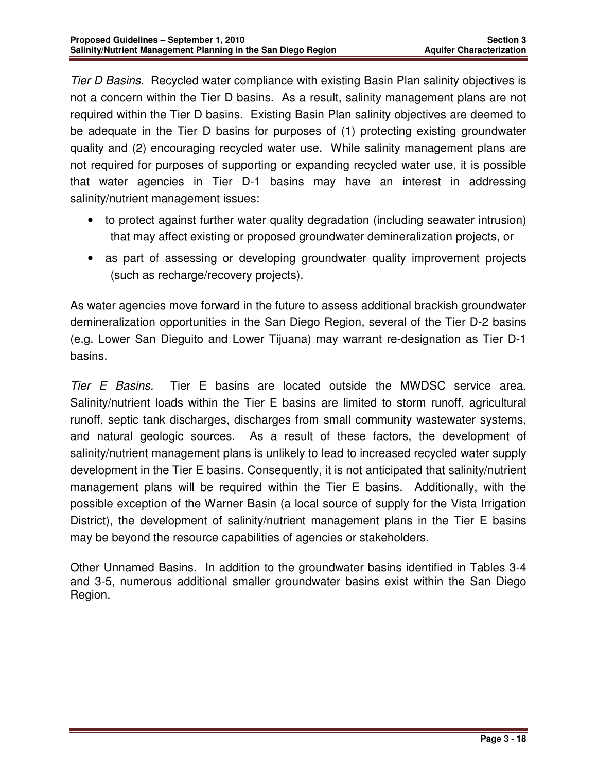*Tier D Basins.* Recycled water compliance with existing Basin Plan salinity objectives is not a concern within the Tier D basins. As a result, salinity management plans are not required within the Tier D basins. Existing Basin Plan salinity objectives are deemed to be adequate in the Tier D basins for purposes of (1) protecting existing groundwater quality and (2) encouraging recycled water use. While salinity management plans are not required for purposes of supporting or expanding recycled water use, it is possible that water agencies in Tier D-1 basins may have an interest in addressing salinity/nutrient management issues:

- to protect against further water quality degradation (including seawater intrusion) that may affect existing or proposed groundwater demineralization projects, or
- as part of assessing or developing groundwater quality improvement projects (such as recharge/recovery projects).

As water agencies move forward in the future to assess additional brackish groundwater demineralization opportunities in the San Diego Region, several of the Tier D-2 basins (e.g. Lower San Dieguito and Lower Tijuana) may warrant re-designation as Tier D-1 basins.

*Tier E Basins.* Tier E basins are located outside the MWDSC service area. Salinity/nutrient loads within the Tier E basins are limited to storm runoff, agricultural runoff, septic tank discharges, discharges from small community wastewater systems, and natural geologic sources. As a result of these factors, the development of salinity/nutrient management plans is unlikely to lead to increased recycled water supply development in the Tier E basins. Consequently, it is not anticipated that salinity/nutrient management plans will be required within the Tier E basins. Additionally, with the possible exception of the Warner Basin (a local source of supply for the Vista Irrigation District), the development of salinity/nutrient management plans in the Tier E basins may be beyond the resource capabilities of agencies or stakeholders.

Other Unnamed Basins. In addition to the groundwater basins identified in Tables 3-4 and 3-5, numerous additional smaller groundwater basins exist within the San Diego Region.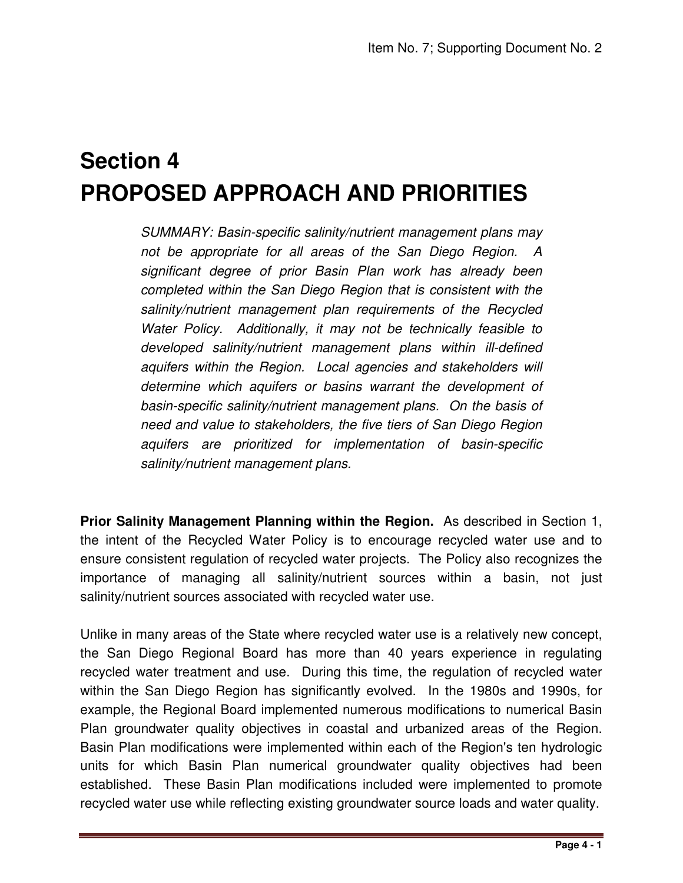# Section 4
# PROPOSED APPROACH AND PRIORITIES

*SUMMARY: Basin-specific salinity/nutrient management plans may not be appropriate for all areas of the San Diego Region. A significant degree of prior Basin Plan work has already been completed within the San Diego Region that is consistent with the salinity/nutrient management plan requirements of the Recycled Water Policy. Additionally, it may not be technically feasible to developed salinity/nutrient management plans within ill-defined aquifers within the Region. Local agencies and stakeholders will determine which aquifers or basins warrant the development of basin-specific salinity/nutrient management plans. On the basis of need and value to stakeholders, the five tiers of San Diego Region aquifers are prioritized for implementation of basin-specific salinity/nutrient management plans.*

**Prior Salinity Management Planning within the Region.** As described in Section 1, the intent of the Recycled Water Policy is to encourage recycled water use and to ensure consistent regulation of recycled water projects. The Policy also recognizes the importance of managing all salinity/nutrient sources within a basin, not just salinity/nutrient sources associated with recycled water use.

Unlike in many areas of the State where recycled water use is a relatively new concept, the San Diego Regional Board has more than 40 years experience in regulating recycled water treatment and use. During this time, the regulation of recycled water within the San Diego Region has significantly evolved. In the 1980s and 1990s, for example, the Regional Board implemented numerous modifications to numerical Basin Plan groundwater quality objectives in coastal and urbanized areas of the Region. Basin Plan modifications were implemented within each of the Region's ten hydrologic units for which Basin Plan numerical groundwater quality objectives had been established. These Basin Plan modifications included were implemented to promote recycled water use while reflecting existing groundwater source loads and water quality.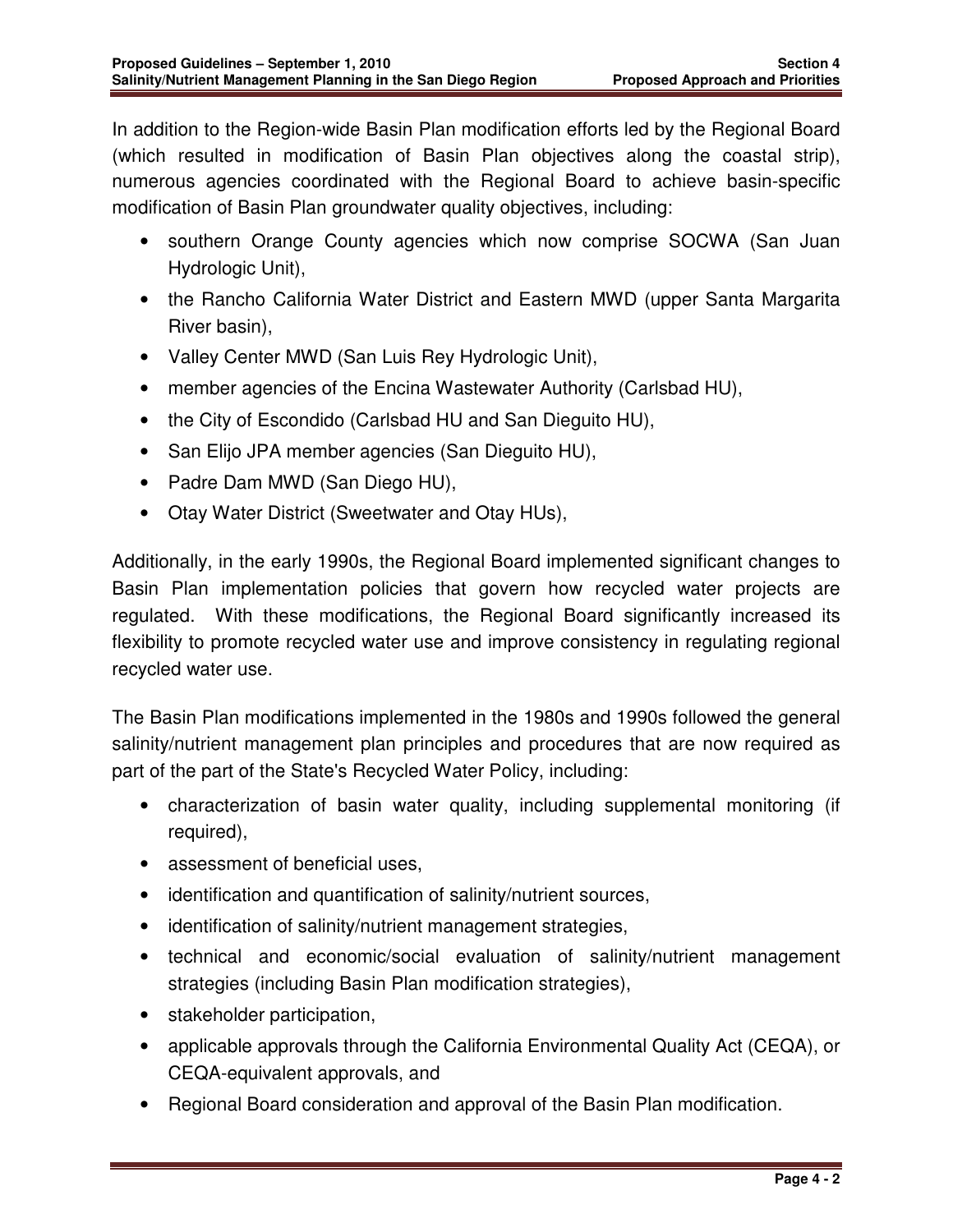In addition to the Region-wide Basin Plan modification efforts led by the Regional Board (which resulted in modification of Basin Plan objectives along the coastal strip), numerous agencies coordinated with the Regional Board to achieve basin-specific modification of Basin Plan groundwater quality objectives, including:

- southern Orange County agencies which now comprise SOCWA (San Juan Hydrologic Unit),
- the Rancho California Water District and Eastern MWD (upper Santa Margarita River basin),
- Valley Center MWD (San Luis Rey Hydrologic Unit),
- member agencies of the Encina Wastewater Authority (Carlsbad HU),
- the City of Escondido (Carlsbad HU and San Dieguito HU),
- San Elijo JPA member agencies (San Dieguito HU),
- Padre Dam MWD (San Diego HU),
- Otay Water District (Sweetwater and Otay HUs),

Additionally, in the early 1990s, the Regional Board implemented significant changes to Basin Plan implementation policies that govern how recycled water projects are regulated. With these modifications, the Regional Board significantly increased its flexibility to promote recycled water use and improve consistency in regulating regional recycled water use.

The Basin Plan modifications implemented in the 1980s and 1990s followed the general salinity/nutrient management plan principles and procedures that are now required as part of the part of the State's Recycled Water Policy, including:

- characterization of basin water quality, including supplemental monitoring (if required),
- assessment of beneficial uses,
- identification and quantification of salinity/nutrient sources,
- identification of salinity/nutrient management strategies,
- technical and economic/social evaluation of salinity/nutrient management strategies (including Basin Plan modification strategies),
- stakeholder participation,
- applicable approvals through the California Environmental Quality Act (CEQA), or CEQA-equivalent approvals, and
- Regional Board consideration and approval of the Basin Plan modification.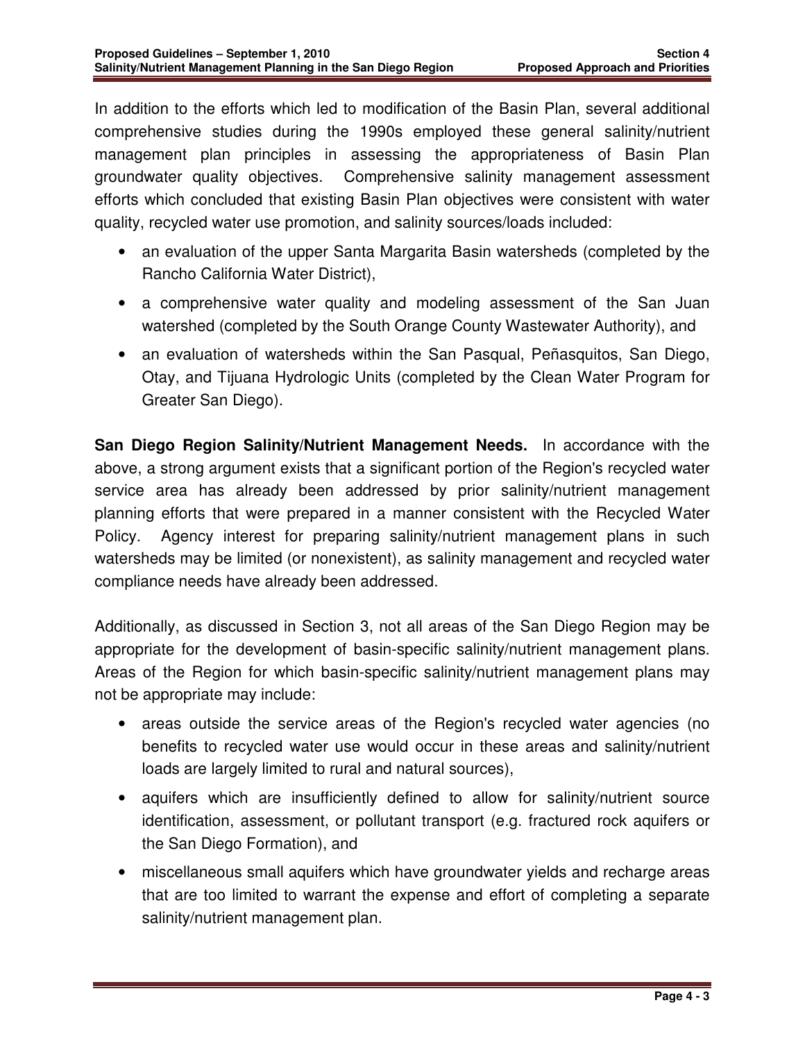In addition to the efforts which led to modification of the Basin Plan, several additional comprehensive studies during the 1990s employed these general salinity/nutrient management plan principles in assessing the appropriateness of Basin Plan groundwater quality objectives. Comprehensive salinity management assessment efforts which concluded that existing Basin Plan objectives were consistent with water quality, recycled water use promotion, and salinity sources/loads included:

- an evaluation of the upper Santa Margarita Basin watersheds (completed by the Rancho California Water District),
- a comprehensive water quality and modeling assessment of the San Juan watershed (completed by the South Orange County Wastewater Authority), and
- an evaluation of watersheds within the San Pasqual, Peñasquitos, San Diego, Otay, and Tijuana Hydrologic Units (completed by the Clean Water Program for Greater San Diego).

**San Diego Region Salinity/Nutrient Management Needs.** In accordance with the above, a strong argument exists that a significant portion of the Region's recycled water service area has already been addressed by prior salinity/nutrient management planning efforts that were prepared in a manner consistent with the Recycled Water Policy. Agency interest for preparing salinity/nutrient management plans in such watersheds may be limited (or nonexistent), as salinity management and recycled water compliance needs have already been addressed.

Additionally, as discussed in Section 3, not all areas of the San Diego Region may be appropriate for the development of basin-specific salinity/nutrient management plans. Areas of the Region for which basin-specific salinity/nutrient management plans may not be appropriate may include:

- areas outside the service areas of the Region's recycled water agencies (no benefits to recycled water use would occur in these areas and salinity/nutrient loads are largely limited to rural and natural sources),
- aquifers which are insufficiently defined to allow for salinity/nutrient source identification, assessment, or pollutant transport (e.g. fractured rock aquifers or the San Diego Formation), and
- miscellaneous small aquifers which have groundwater yields and recharge areas that are too limited to warrant the expense and effort of completing a separate salinity/nutrient management plan.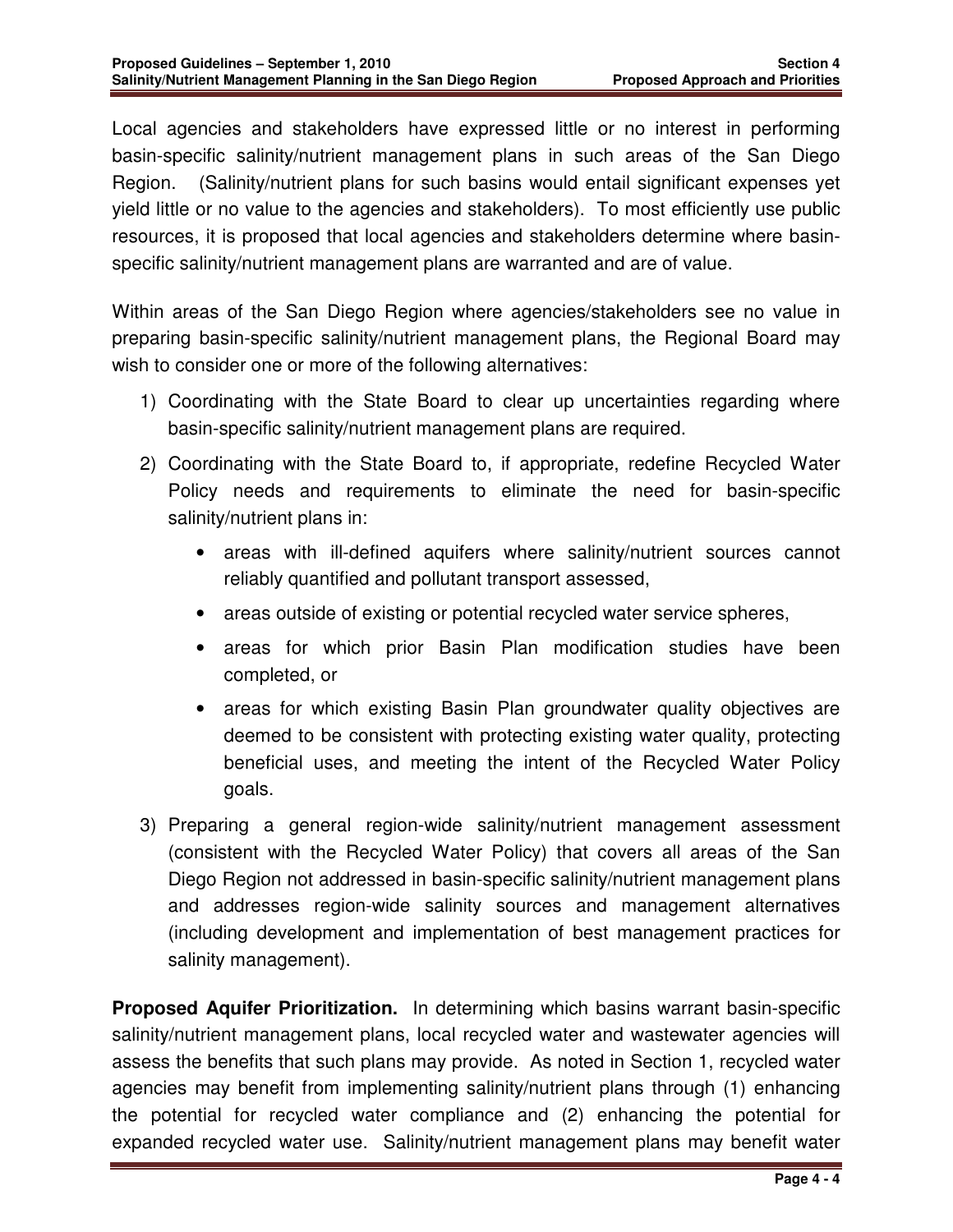Local agencies and stakeholders have expressed little or no interest in performing basin-specific salinity/nutrient management plans in such areas of the San Diego Region. (Salinity/nutrient plans for such basins would entail significant expenses yet yield little or no value to the agencies and stakeholders). To most efficiently use public resources, it is proposed that local agencies and stakeholders determine where basin-specific salinity/nutrient management plans are warranted and are of value.

Within areas of the San Diego Region where agencies/stakeholders see no value in preparing basin-specific salinity/nutrient management plans, the Regional Board may wish to consider one or more of the following alternatives:

1) Coordinating with the State Board to clear up uncertainties regarding where basin-specific salinity/nutrient management plans are required.
2) Coordinating with the State Board to, if appropriate, redefine Recycled Water Policy needs and requirements to eliminate the need for basin-specific salinity/nutrient plans in:
   - areas with ill-defined aquifers where salinity/nutrient sources cannot reliably quantified and pollutant transport assessed,
   - areas outside of existing or potential recycled water service spheres,
   - areas for which prior Basin Plan modification studies have been completed, or
   - areas for which existing Basin Plan groundwater quality objectives are deemed to be consistent with protecting existing water quality, protecting beneficial uses, and meeting the intent of the Recycled Water Policy goals.
3) Preparing a general region-wide salinity/nutrient management assessment (consistent with the Recycled Water Policy) that covers all areas of the San Diego Region not addressed in basin-specific salinity/nutrient management plans and addresses region-wide salinity sources and management alternatives (including development and implementation of best management practices for salinity management).

**Proposed Aquifer Prioritization.** In determining which basins warrant basin-specific salinity/nutrient management plans, local recycled water and wastewater agencies will assess the benefits that such plans may provide. As noted in Section 1, recycled water agencies may benefit from implementing salinity/nutrient plans through (1) enhancing the potential for recycled water compliance and (2) enhancing the potential for expanded recycled water use. Salinity/nutrient management plans may benefit water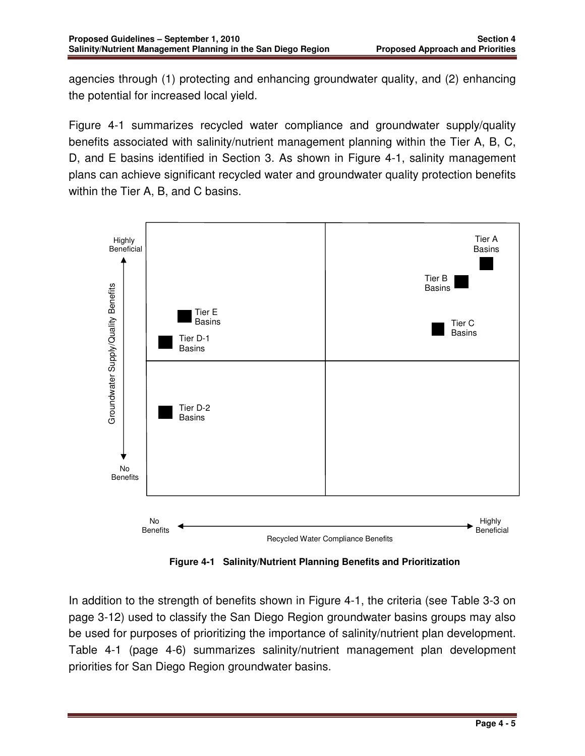agencies through (1) protecting and enhancing groundwater quality, and (2) enhancing the potential for increased local yield.

Figure 4-1 summarizes recycled water compliance and groundwater supply/quality benefits associated with salinity/nutrient management planning within the Tier A, B, C, D, and E basins identified in Section 3. As shown in Figure 4-1, salinity management plans can achieve significant recycled water and groundwater quality protection benefits within the Tier A, B, and C basins.

**Figure 4-1 Salinity/Nutrient Planning Benefits and Prioritization**

In addition to the strength of benefits shown in Figure 4-1, the criteria (see Table 3-3 on page 3-12) used to classify the San Diego Region groundwater basins groups may also be used for purposes of prioritizing the importance of salinity/nutrient plan development. Table 4-1 (page 4-6) summarizes salinity/nutrient management plan development priorities for San Diego Region groundwater basins.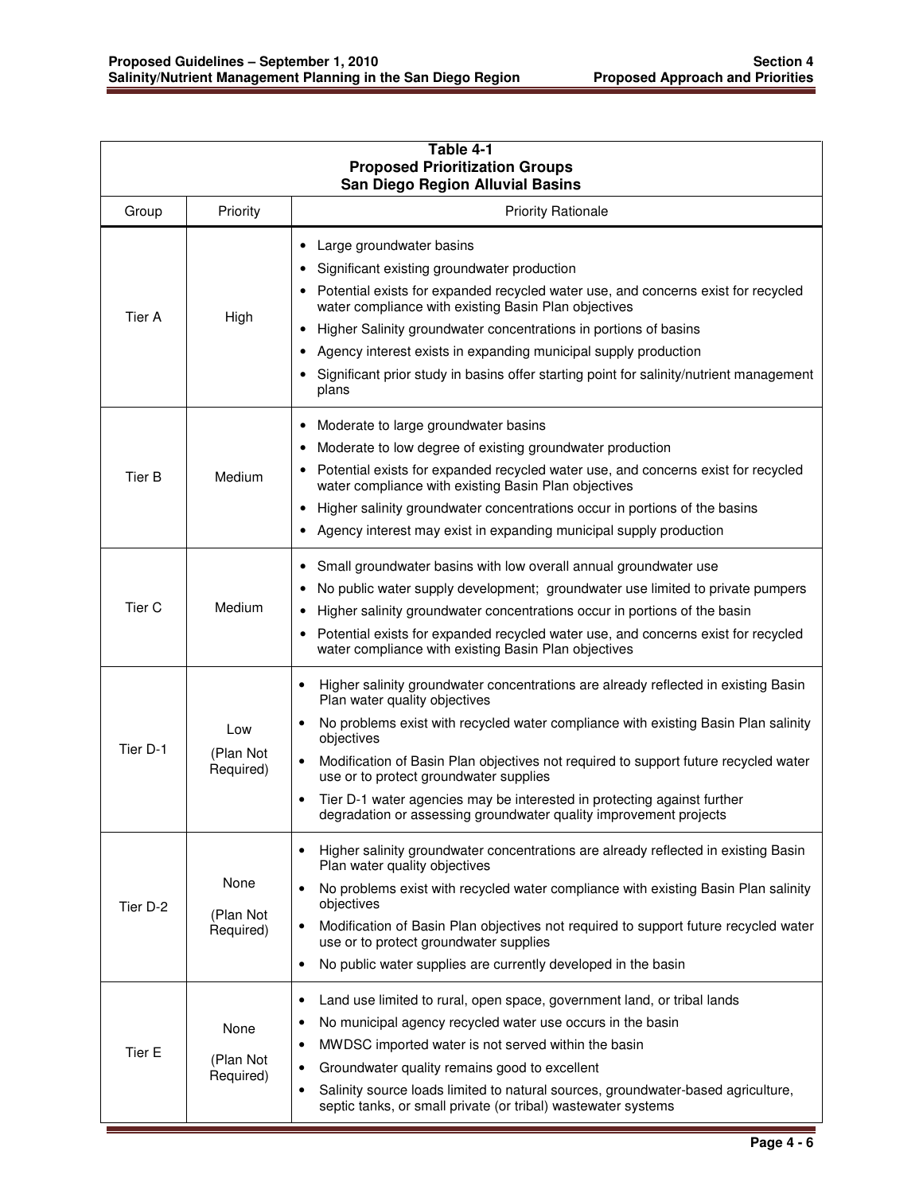**Table 4-1**
**Proposed Prioritization Groups**
**San Diego Region Alluvial Basins**

| Group | Priority | Priority Rationale |
|---|---|---|
| Tier A | High | • Large groundwater basins<br>• Significant existing groundwater production<br>• Potential exists for expanded recycled water use, and concerns exist for recycled water compliance with existing Basin Plan objectives<br>• Higher Salinity groundwater concentrations in portions of basins<br>• Agency interest exists in expanding municipal supply production<br>• Significant prior study in basins offer starting point for salinity/nutrient management plans |
| Tier B | Medium | • Moderate to large groundwater basins<br>• Moderate to low degree of existing groundwater production<br>• Potential exists for expanded recycled water use, and concerns exist for recycled water compliance with existing Basin Plan objectives<br>• Higher salinity groundwater concentrations occur in portions of the basins<br>• Agency interest may exist in expanding municipal supply production |
| Tier C | Medium | • Small groundwater basins with low overall annual groundwater use<br>• No public water supply development; groundwater use limited to private pumpers<br>• Higher salinity groundwater concentrations occur in portions of the basin<br>• Potential exists for expanded recycled water use, and concerns exist for recycled water compliance with existing Basin Plan objectives |
| Tier D-1 | Low<br>(Plan Not Required) | • Higher salinity groundwater concentrations are already reflected in existing Basin Plan water quality objectives<br>• No problems exist with recycled water compliance with existing Basin Plan salinity objectives<br>• Modification of Basin Plan objectives not required to support future recycled water use or to protect groundwater supplies<br>• Tier D-1 water agencies may be interested in protecting against further degradation or assessing groundwater quality improvement projects |
| Tier D-2 | None<br>(Plan Not Required) | • Higher salinity groundwater concentrations are already reflected in existing Basin Plan water quality objectives<br>• No problems exist with recycled water compliance with existing Basin Plan salinity objectives<br>• Modification of Basin Plan objectives not required to support future recycled water use or to protect groundwater supplies<br>• No public water supplies are currently developed in the basin |
| Tier E | None<br>(Plan Not Required) | • Land use limited to rural, open space, government land, or tribal lands<br>• No municipal agency recycled water use occurs in the basin<br>• MWDSC imported water is not served within the basin<br>• Groundwater quality remains good to excellent<br>• Salinity source loads limited to natural sources, groundwater-based agriculture, septic tanks, or small private (or tribal) wastewater systems |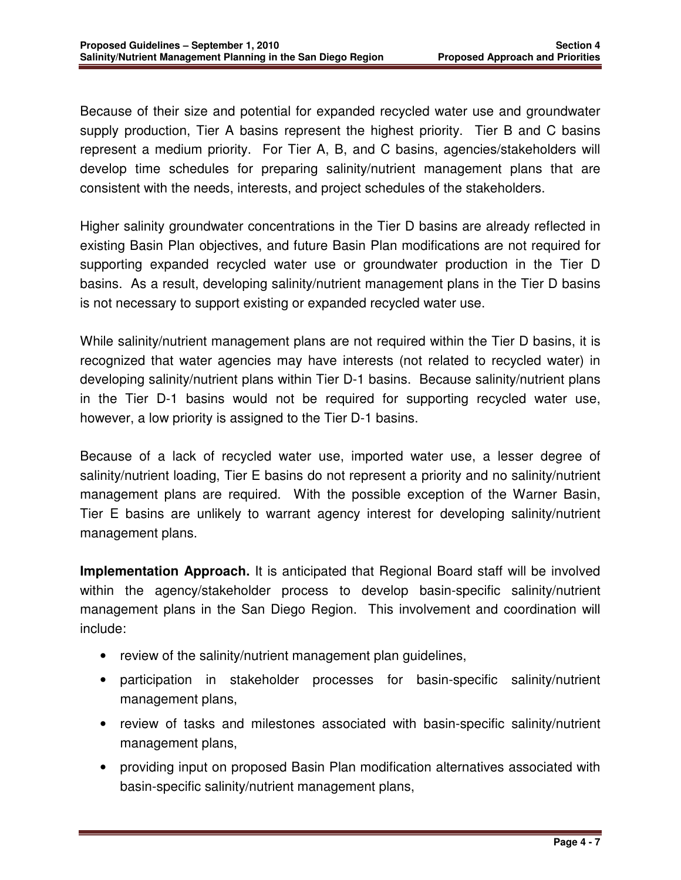Because of their size and potential for expanded recycled water use and groundwater supply production, Tier A basins represent the highest priority. Tier B and C basins represent a medium priority. For Tier A, B, and C basins, agencies/stakeholders will develop time schedules for preparing salinity/nutrient management plans that are consistent with the needs, interests, and project schedules of the stakeholders.

Higher salinity groundwater concentrations in the Tier D basins are already reflected in existing Basin Plan objectives, and future Basin Plan modifications are not required for supporting expanded recycled water use or groundwater production in the Tier D basins. As a result, developing salinity/nutrient management plans in the Tier D basins is not necessary to support existing or expanded recycled water use.

While salinity/nutrient management plans are not required within the Tier D basins, it is recognized that water agencies may have interests (not related to recycled water) in developing salinity/nutrient plans within Tier D-1 basins. Because salinity/nutrient plans in the Tier D-1 basins would not be required for supporting recycled water use, however, a low priority is assigned to the Tier D-1 basins.

Because of a lack of recycled water use, imported water use, a lesser degree of salinity/nutrient loading, Tier E basins do not represent a priority and no salinity/nutrient management plans are required. With the possible exception of the Warner Basin, Tier E basins are unlikely to warrant agency interest for developing salinity/nutrient management plans.

**Implementation Approach.** It is anticipated that Regional Board staff will be involved within the agency/stakeholder process to develop basin-specific salinity/nutrient management plans in the San Diego Region. This involvement and coordination will include:

- review of the salinity/nutrient management plan guidelines,
- participation in stakeholder processes for basin-specific salinity/nutrient management plans,
- review of tasks and milestones associated with basin-specific salinity/nutrient management plans,
- providing input on proposed Basin Plan modification alternatives associated with basin-specific salinity/nutrient management plans,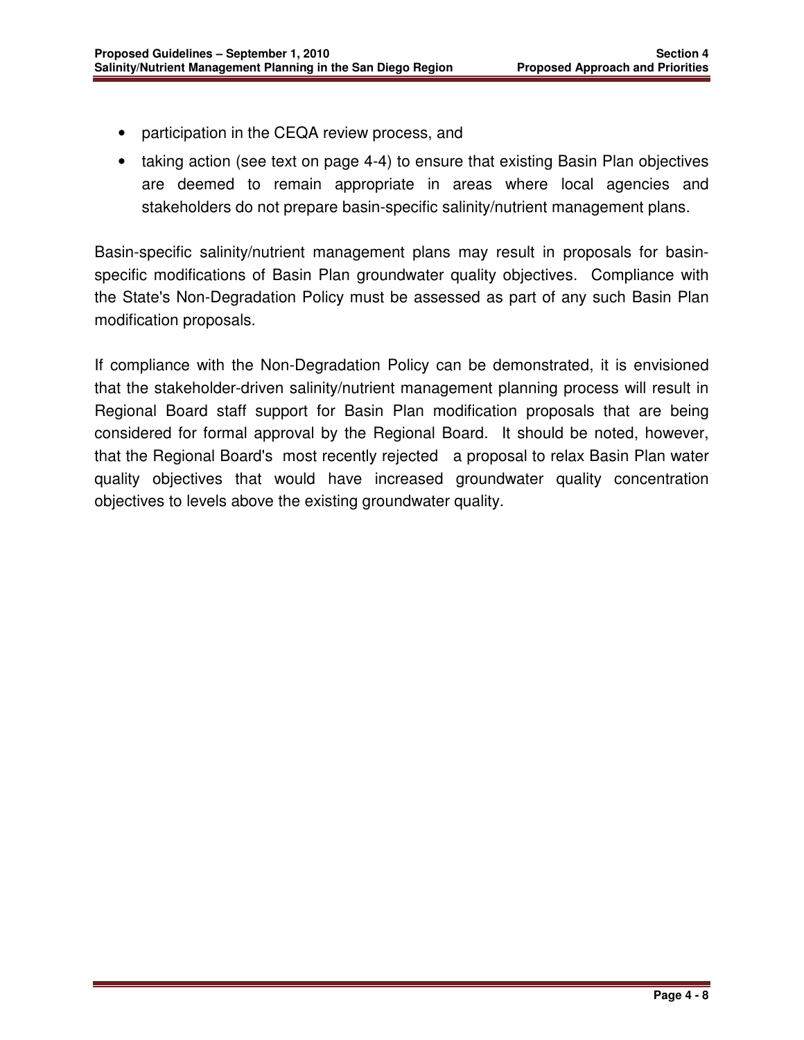- participation in the CEQA review process, and
- taking action (see text on page 4-4) to ensure that existing Basin Plan objectives are deemed to remain appropriate in areas where local agencies and stakeholders do not prepare basin-specific salinity/nutrient management plans.

Basin-specific salinity/nutrient management plans may result in proposals for basin-specific modifications of Basin Plan groundwater quality objectives. Compliance with the State's Non-Degradation Policy must be assessed as part of any such Basin Plan modification proposals.

If compliance with the Non-Degradation Policy can be demonstrated, it is envisioned that the stakeholder-driven salinity/nutrient management planning process will result in Regional Board staff support for Basin Plan modification proposals that are being considered for formal approval by the Regional Board. It should be noted, however, that the Regional Board's most recently rejected a proposal to relax Basin Plan water quality objectives that would have increased groundwater quality concentration objectives to levels above the existing groundwater quality.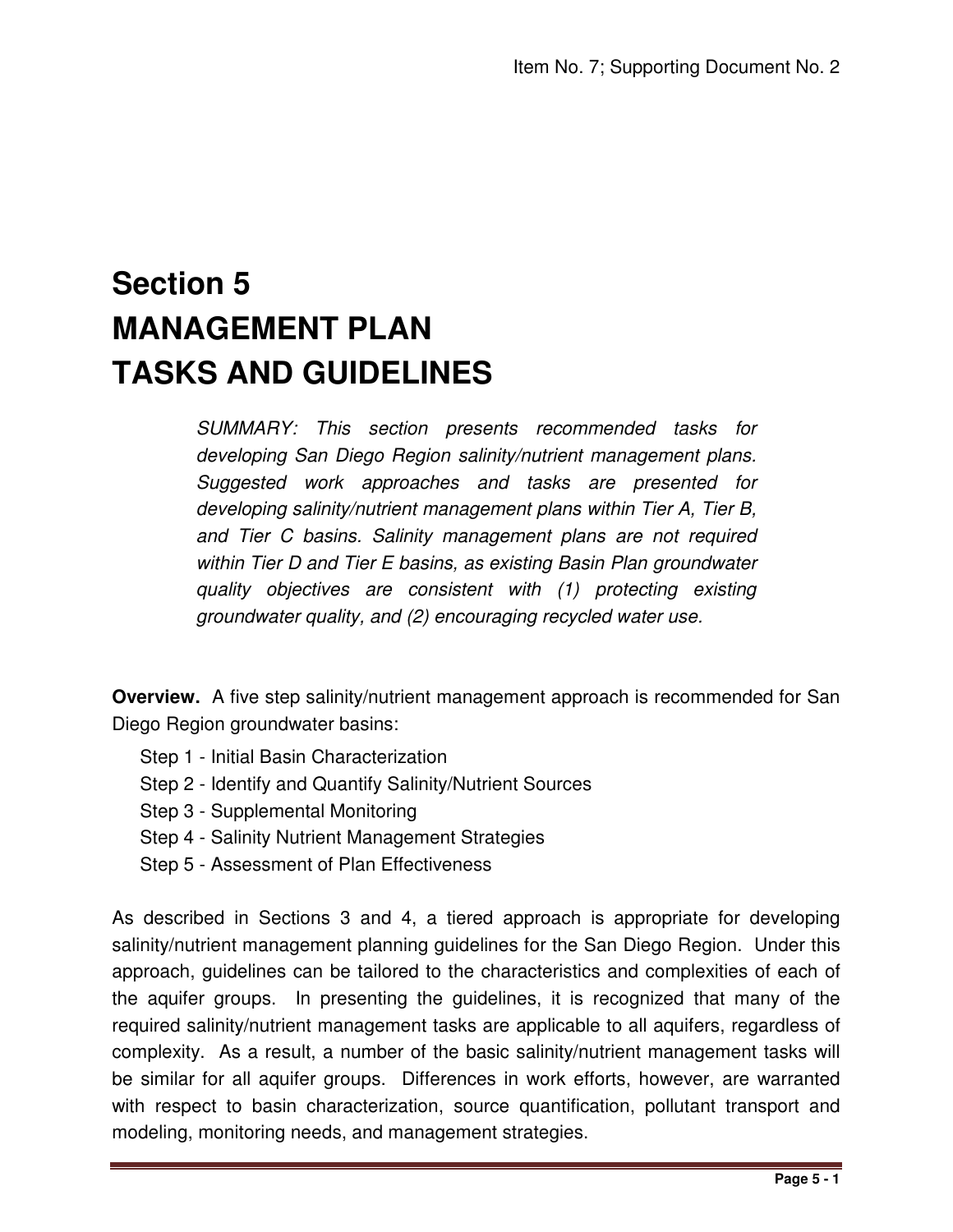# Section 5
# MANAGEMENT PLAN
# TASKS AND GUIDELINES

*SUMMARY: This section presents recommended tasks for developing San Diego Region salinity/nutrient management plans. Suggested work approaches and tasks are presented for developing salinity/nutrient management plans within Tier A, Tier B, and Tier C basins. Salinity management plans are not required within Tier D and Tier E basins, as existing Basin Plan groundwater quality objectives are consistent with (1) protecting existing groundwater quality, and (2) encouraging recycled water use.*

**Overview.** A five step salinity/nutrient management approach is recommended for San Diego Region groundwater basins:

- Step 1 - Initial Basin Characterization
- Step 2 - Identify and Quantify Salinity/Nutrient Sources
- Step 3 - Supplemental Monitoring
- Step 4 - Salinity Nutrient Management Strategies
- Step 5 - Assessment of Plan Effectiveness

As described in Sections 3 and 4, a tiered approach is appropriate for developing salinity/nutrient management planning guidelines for the San Diego Region. Under this approach, guidelines can be tailored to the characteristics and complexities of each of the aquifer groups. In presenting the guidelines, it is recognized that many of the required salinity/nutrient management tasks are applicable to all aquifers, regardless of complexity. As a result, a number of the basic salinity/nutrient management tasks will be similar for all aquifer groups. Differences in work efforts, however, are warranted with respect to basin characterization, source quantification, pollutant transport and modeling, monitoring needs, and management strategies.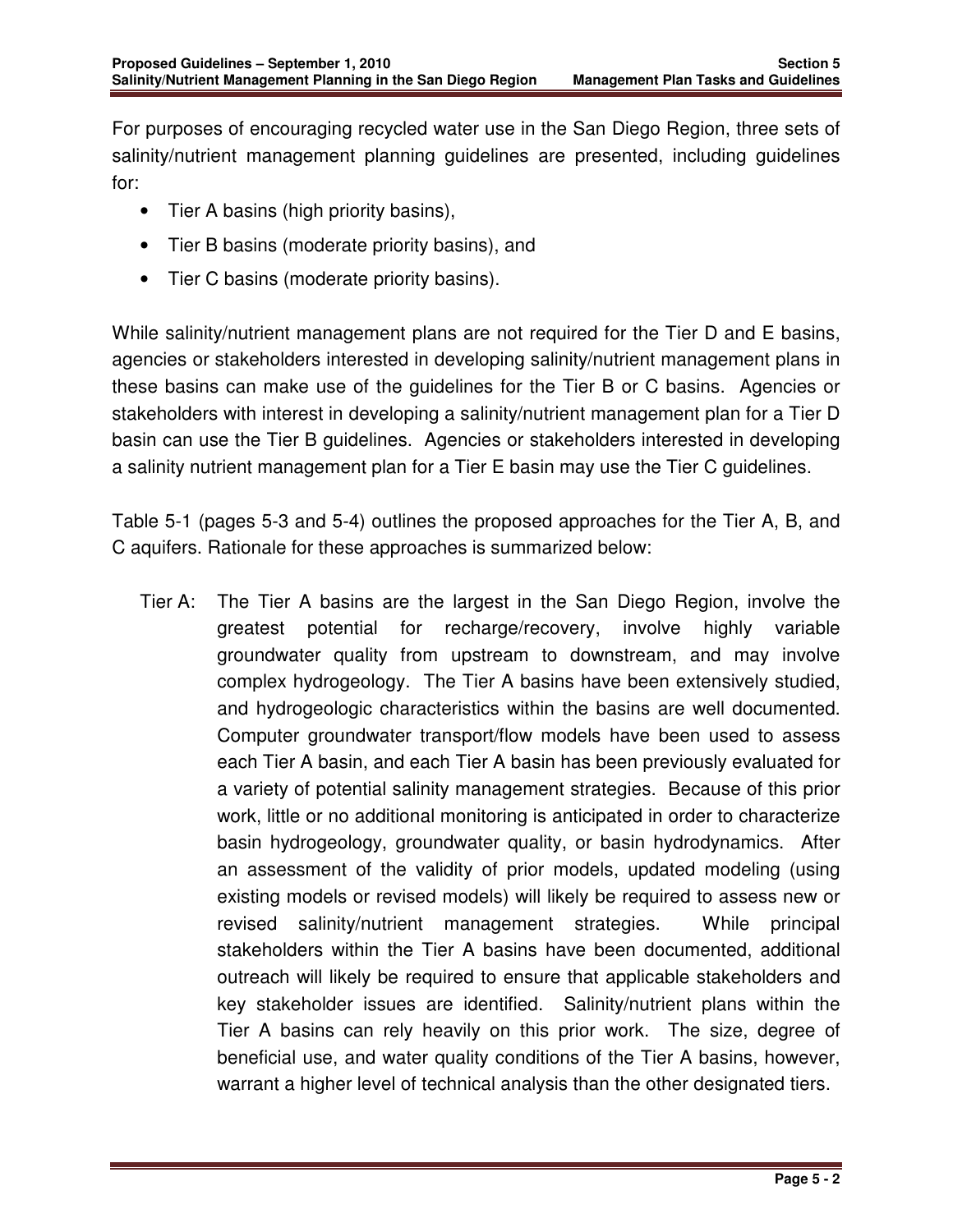For purposes of encouraging recycled water use in the San Diego Region, three sets of salinity/nutrient management planning guidelines are presented, including guidelines for:

- Tier A basins (high priority basins),
- Tier B basins (moderate priority basins), and
- Tier C basins (moderate priority basins).

While salinity/nutrient management plans are not required for the Tier D and E basins, agencies or stakeholders interested in developing salinity/nutrient management plans in these basins can make use of the guidelines for the Tier B or C basins. Agencies or stakeholders with interest in developing a salinity/nutrient management plan for a Tier D basin can use the Tier B guidelines. Agencies or stakeholders interested in developing a salinity nutrient management plan for a Tier E basin may use the Tier C guidelines.

Table 5-1 (pages 5-3 and 5-4) outlines the proposed approaches for the Tier A, B, and C aquifers. Rationale for these approaches is summarized below:

Tier A: The Tier A basins are the largest in the San Diego Region, involve the greatest potential for recharge/recovery, involve highly variable groundwater quality from upstream to downstream, and may involve complex hydrogeology. The Tier A basins have been extensively studied, and hydrogeologic characteristics within the basins are well documented. Computer groundwater transport/flow models have been used to assess each Tier A basin, and each Tier A basin has been previously evaluated for a variety of potential salinity management strategies. Because of this prior work, little or no additional monitoring is anticipated in order to characterize basin hydrogeology, groundwater quality, or basin hydrodynamics. After an assessment of the validity of prior models, updated modeling (using existing models or revised models) will likely be required to assess new or revised salinity/nutrient management strategies. While principal stakeholders within the Tier A basins have been documented, additional outreach will likely be required to ensure that applicable stakeholders and key stakeholder issues are identified. Salinity/nutrient plans within the Tier A basins can rely heavily on this prior work. The size, degree of beneficial use, and water quality conditions of the Tier A basins, however, warrant a higher level of technical analysis than the other designated tiers.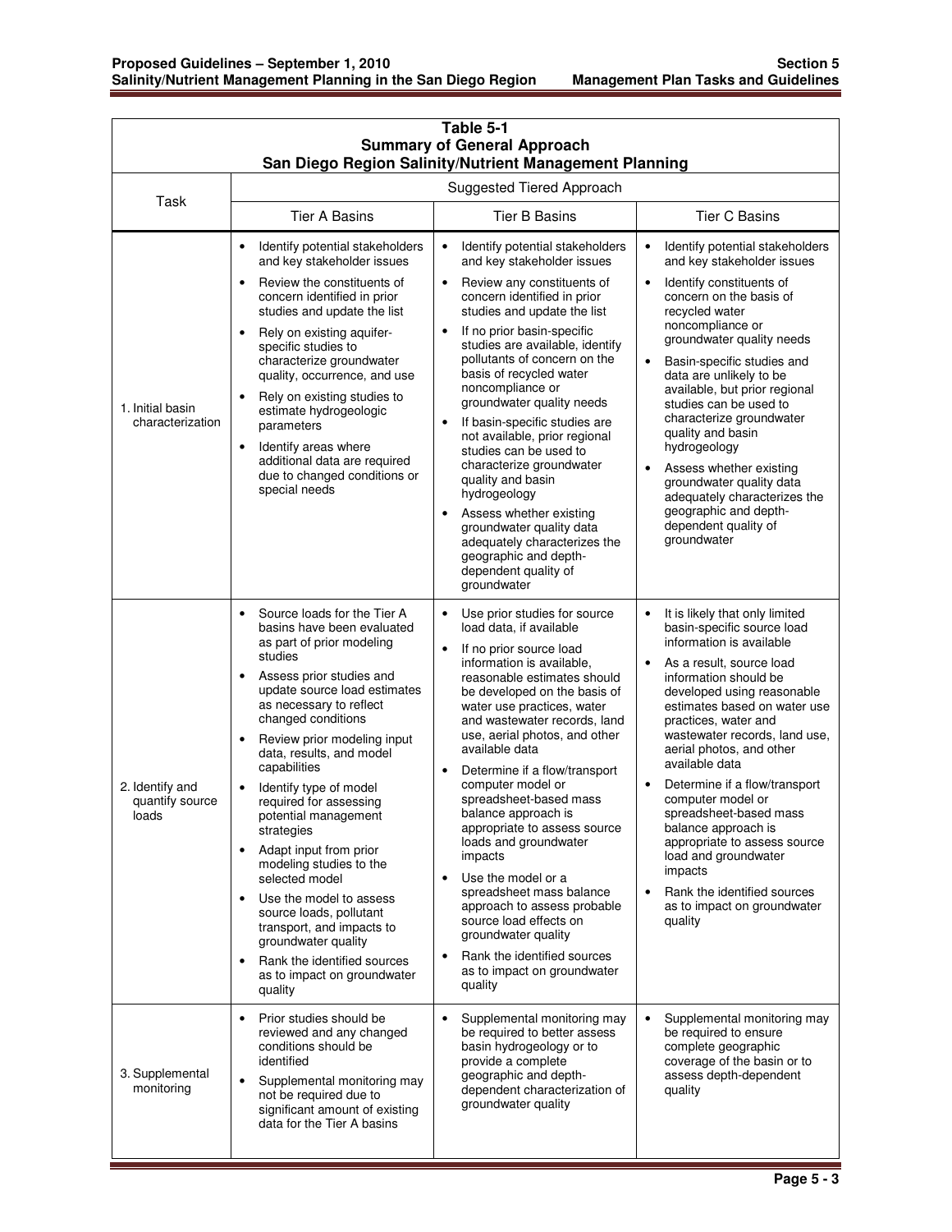**Table 5-1**
**Summary of General Approach**
**San Diego Region Salinity/Nutrient Management Planning**

| Task | Suggested Tiered Approach | | |
|---|---|---|---|
| | Tier A Basins | Tier B Basins | Tier C Basins |
| 1. Initial basin characterization | • Identify potential stakeholders and key stakeholder issues<br>• Review the constituents of concern identified in prior studies and update the list<br>• Rely on existing aquifer-specific studies to characterize groundwater quality, occurrence, and use<br>• Rely on existing studies to estimate hydrogeologic parameters<br>• Identify areas where additional data are required due to changed conditions or special needs | • Identify potential stakeholders and key stakeholder issues<br>• Review any constituents of concern identified in prior studies and update the list<br>• If no prior basin-specific studies are available, identify pollutants of concern on the basis of recycled water noncompliance or groundwater quality needs<br>• If basin-specific studies are not available, prior regional studies can be used to characterize groundwater quality and basin hydrogeology<br>• Assess whether existing groundwater quality data adequately characterizes the geographic and depth-dependent quality of groundwater | • Identify potential stakeholders and key stakeholder issues<br>• Identify constituents of concern on the basis of recycled water noncompliance or groundwater quality needs<br>• Basin-specific studies and data are unlikely to be available, but prior regional studies can be used to characterize groundwater quality and basin hydrogeology<br>• Assess whether existing groundwater quality data adequately characterizes the geographic and depth-dependent quality of groundwater |
| 2. Identify and quantify source loads | • Source loads for the Tier A basins have been evaluated as part of prior modeling studies<br>• Assess prior studies and update source load estimates as necessary to reflect changed conditions<br>• Review prior modeling input data, results, and model capabilities<br>• Identify type of model required for assessing potential management strategies<br>• Adapt input from prior modeling studies to the selected model<br>• Use the model to assess source loads, pollutant transport, and impacts to groundwater quality<br>• Rank the identified sources as to impact on groundwater quality | • Use prior studies for source load data, if available<br>• If no prior source load information is available, reasonable estimates should be developed on the basis of water use practices, water and wastewater records, land use, aerial photos, and other available data<br>• Determine if a flow/transport computer model or spreadsheet-based mass balance approach is appropriate to assess source loads and groundwater impacts<br>• Use the model or a spreadsheet mass balance approach to assess probable source load effects on groundwater quality<br>• Rank the identified sources as to impact on groundwater quality | • It is likely that only limited basin-specific source load information is available<br>• As a result, source load information should be developed using reasonable estimates based on water use practices, water and wastewater records, land use, aerial photos, and other available data<br>• Determine if a flow/transport computer model or spreadsheet-based mass balance approach is appropriate to assess source load and groundwater impacts<br>• Rank the identified sources as to impact on groundwater quality |
| 3. Supplemental monitoring | • Prior studies should be reviewed and any changed conditions should be identified<br>• Supplemental monitoring may not be required due to significant amount of existing data for the Tier A basins | • Supplemental monitoring may be required to better assess basin hydrogeology or to provide a complete geographic and depth-dependent characterization of groundwater quality | • Supplemental monitoring may be required to ensure complete geographic coverage of the basin or to assess depth-dependent quality |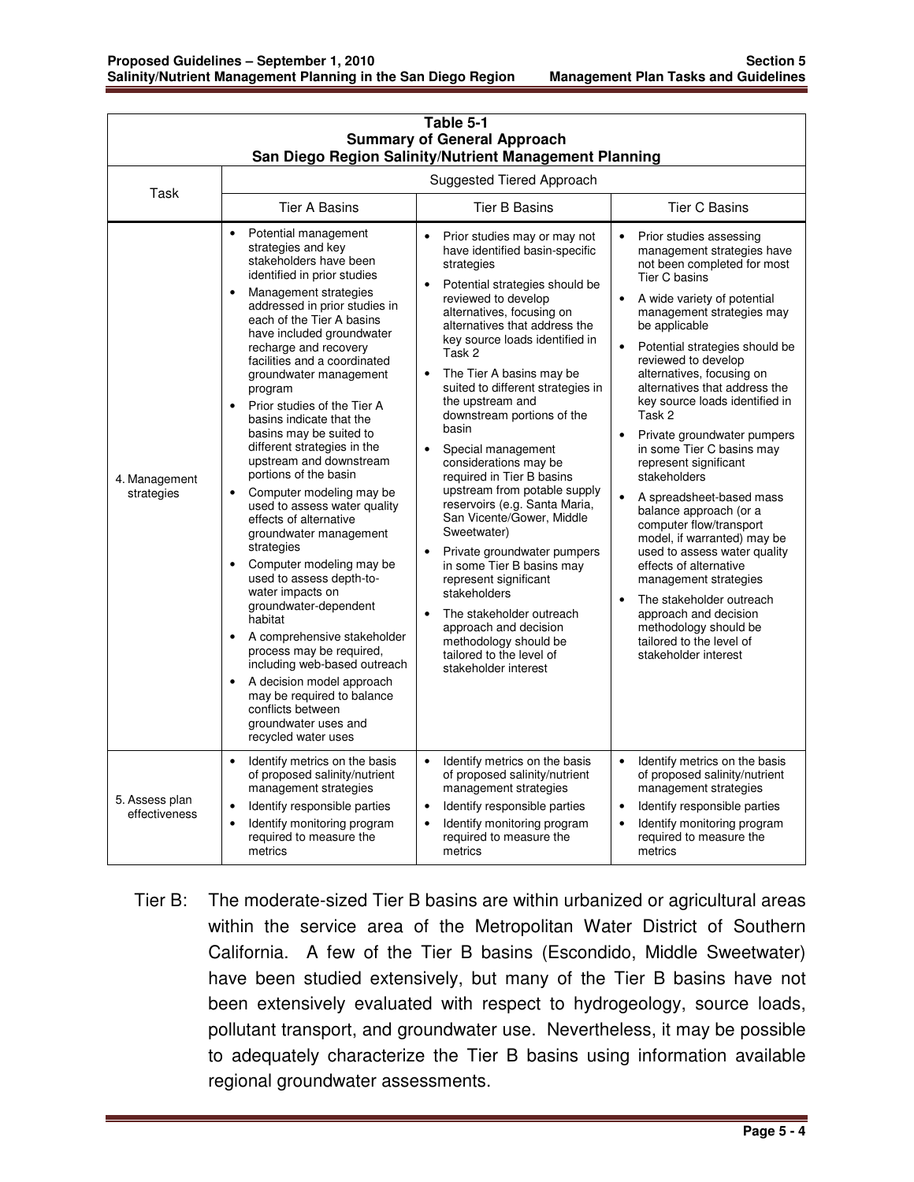**Table 5-1**
**Summary of General Approach**
**San Diego Region Salinity/Nutrient Management Planning**

| Task | Suggested Tiered Approach | | |
|---|---|---|---|
| | Tier A Basins | Tier B Basins | Tier C Basins |
| 4. Management strategies | • Potential management strategies and key stakeholders have been identified in prior studies<br>• Management strategies addressed in prior studies in each of the Tier A basins have included groundwater recharge and recovery facilities and a coordinated groundwater management program<br>• Prior studies of the Tier A basins indicate that the basins may be suited to different strategies in the upstream and downstream portions of the basin<br>• Computer modeling may be used to assess water quality effects of alternative groundwater management strategies<br>• Computer modeling may be used to assess depth-to-water impacts on groundwater-dependent habitat<br>• A comprehensive stakeholder process may be required, including web-based outreach<br>• A decision model approach may be required to balance conflicts between groundwater uses and recycled water uses | • Prior studies may or may not have identified basin-specific strategies<br>• Potential strategies should be reviewed to develop alternatives, focusing on alternatives that address the key source loads identified in Task 2<br>• The Tier A basins may be suited to different strategies in the upstream and downstream portions of the basin<br>• Special management considerations may be required in Tier B basins upstream from potable supply reservoirs (e.g. Santa Maria, San Vicente/Gower, Middle Sweetwater)<br>• Private groundwater pumpers in some Tier B basins may represent significant stakeholders<br>• The stakeholder outreach approach and decision methodology should be tailored to the level of stakeholder interest | • Prior studies assessing management strategies have not been completed for most Tier C basins<br>• A wide variety of potential management strategies may be applicable<br>• Potential strategies should be reviewed to develop alternatives, focusing on alternatives that address the key source loads identified in Task 2<br>• Private groundwater pumpers in some Tier C basins may represent significant stakeholders<br>• A spreadsheet-based mass balance approach (or a computer flow/transport model, if warranted) may be used to assess water quality effects of alternative management strategies<br>• The stakeholder outreach approach and decision methodology should be tailored to the level of stakeholder interest |
| 5. Assess plan effectiveness | • Identify metrics on the basis of proposed salinity/nutrient management strategies<br>• Identify responsible parties<br>• Identify monitoring program required to measure the metrics | • Identify metrics on the basis of proposed salinity/nutrient management strategies<br>• Identify responsible parties<br>• Identify monitoring program required to measure the metrics | • Identify metrics on the basis of proposed salinity/nutrient management strategies<br>• Identify responsible parties<br>• Identify monitoring program required to measure the metrics |

Tier B: The moderate-sized Tier B basins are within urbanized or agricultural areas within the service area of the Metropolitan Water District of Southern California. A few of the Tier B basins (Escondido, Middle Sweetwater) have been studied extensively, but many of the Tier B basins have not been extensively evaluated with respect to hydrogeology, source loads, pollutant transport, and groundwater use. Nevertheless, it may be possible to adequately characterize the Tier B basins using information available regional groundwater assessments.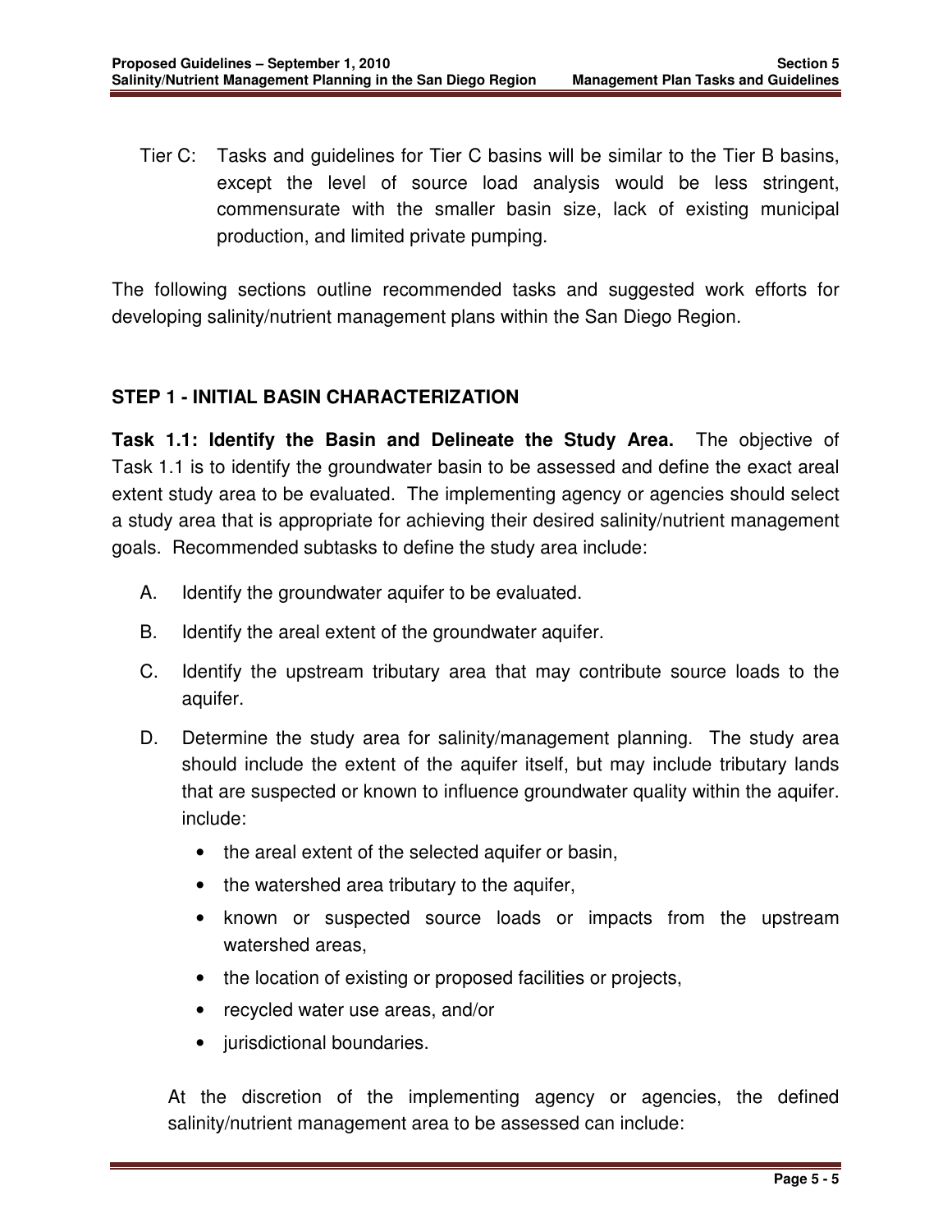Tier C: Tasks and guidelines for Tier C basins will be similar to the Tier B basins, except the level of source load analysis would be less stringent, commensurate with the smaller basin size, lack of existing municipal production, and limited private pumping.

The following sections outline recommended tasks and suggested work efforts for developing salinity/nutrient management plans within the San Diego Region.

## STEP 1 - INITIAL BASIN CHARACTERIZATION

**Task 1.1: Identify the Basin and Delineate the Study Area.** The objective of Task 1.1 is to identify the groundwater basin to be assessed and define the exact areal extent study area to be evaluated. The implementing agency or agencies should select a study area that is appropriate for achieving their desired salinity/nutrient management goals. Recommended subtasks to define the study area include:

A. Identify the groundwater aquifer to be evaluated.

B. Identify the areal extent of the groundwater aquifer.

C. Identify the upstream tributary area that may contribute source loads to the aquifer.

D. Determine the study area for salinity/management planning. The study area should include the extent of the aquifer itself, but may include tributary lands that are suspected or known to influence groundwater quality within the aquifer. include:

- the areal extent of the selected aquifer or basin,
- the watershed area tributary to the aquifer,
- known or suspected source loads or impacts from the upstream watershed areas,
- the location of existing or proposed facilities or projects,
- recycled water use areas, and/or
- jurisdictional boundaries.

At the discretion of the implementing agency or agencies, the defined salinity/nutrient management area to be assessed can include: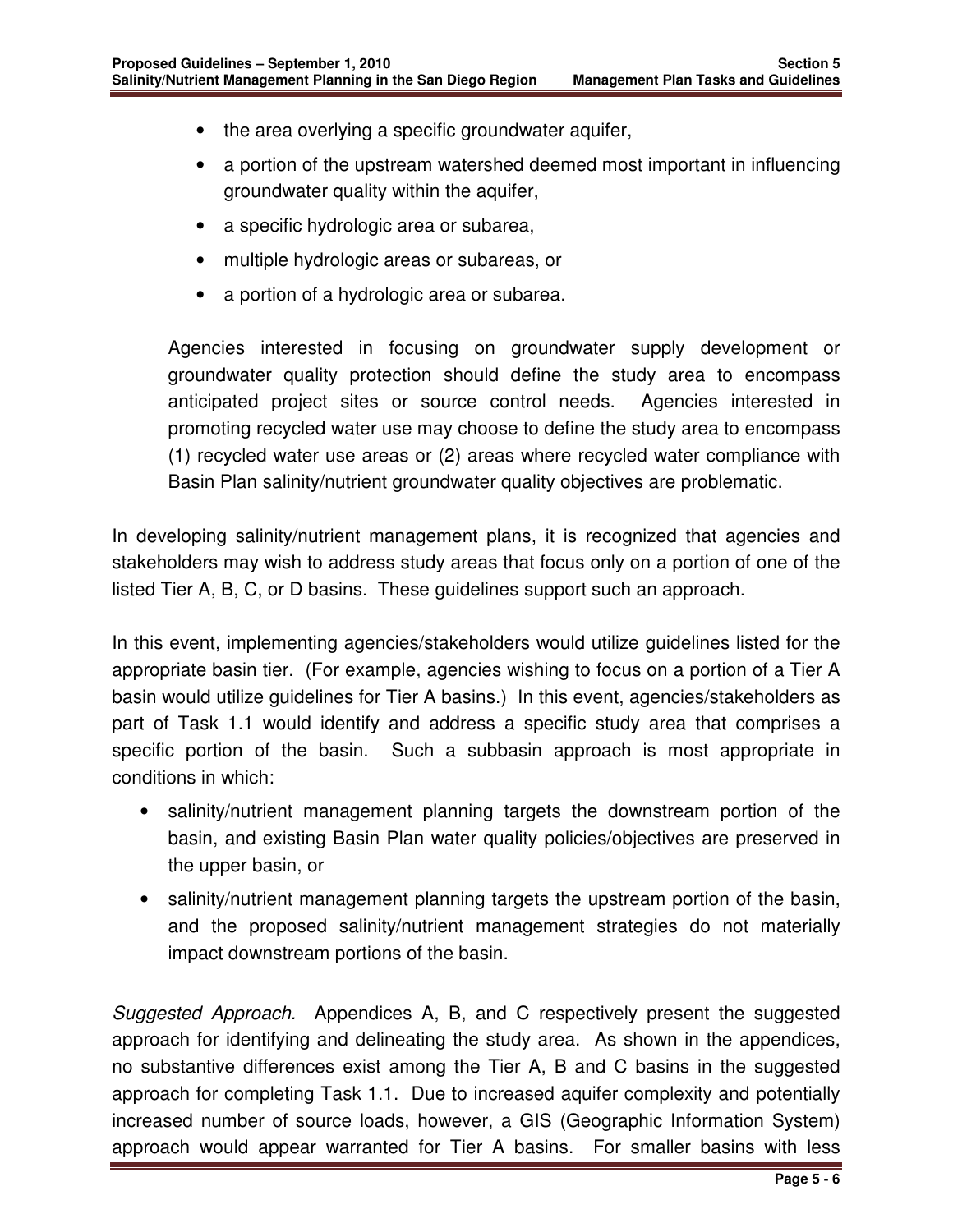- the area overlying a specific groundwater aquifer,
- a portion of the upstream watershed deemed most important in influencing groundwater quality within the aquifer,
- a specific hydrologic area or subarea,
- multiple hydrologic areas or subareas, or
- a portion of a hydrologic area or subarea.

Agencies interested in focusing on groundwater supply development or groundwater quality protection should define the study area to encompass anticipated project sites or source control needs. Agencies interested in promoting recycled water use may choose to define the study area to encompass (1) recycled water use areas or (2) areas where recycled water compliance with Basin Plan salinity/nutrient groundwater quality objectives are problematic.

In developing salinity/nutrient management plans, it is recognized that agencies and stakeholders may wish to address study areas that focus only on a portion of one of the listed Tier A, B, C, or D basins. These guidelines support such an approach.

In this event, implementing agencies/stakeholders would utilize guidelines listed for the appropriate basin tier. (For example, agencies wishing to focus on a portion of a Tier A basin would utilize guidelines for Tier A basins.) In this event, agencies/stakeholders as part of Task 1.1 would identify and address a specific study area that comprises a specific portion of the basin. Such a subbasin approach is most appropriate in conditions in which:

- salinity/nutrient management planning targets the downstream portion of the basin, and existing Basin Plan water quality policies/objectives are preserved in the upper basin, or
- salinity/nutrient management planning targets the upstream portion of the basin, and the proposed salinity/nutrient management strategies do not materially impact downstream portions of the basin.

*Suggested Approach.* Appendices A, B, and C respectively present the suggested approach for identifying and delineating the study area. As shown in the appendices, no substantive differences exist among the Tier A, B and C basins in the suggested approach for completing Task 1.1. Due to increased aquifer complexity and potentially increased number of source loads, however, a GIS (Geographic Information System) approach would appear warranted for Tier A basins. For smaller basins with less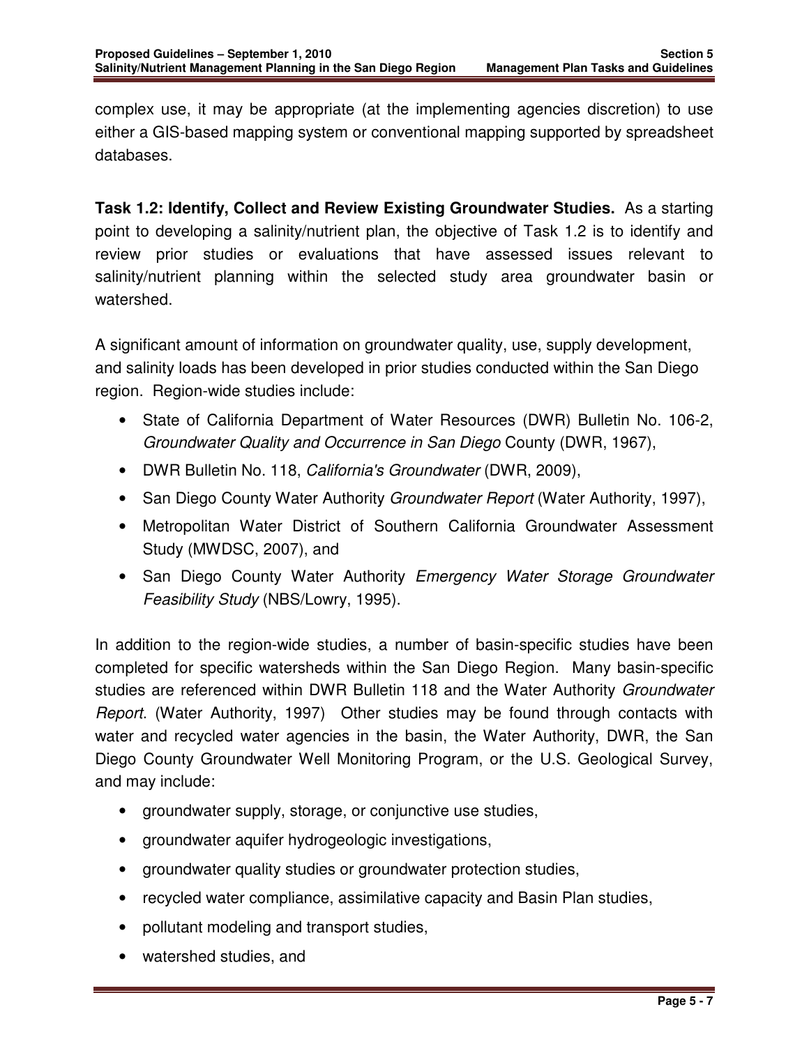complex use, it may be appropriate (at the implementing agencies discretion) to use either a GIS-based mapping system or conventional mapping supported by spreadsheet databases.

**Task 1.2: Identify, Collect and Review Existing Groundwater Studies.** As a starting point to developing a salinity/nutrient plan, the objective of Task 1.2 is to identify and review prior studies or evaluations that have assessed issues relevant to salinity/nutrient planning within the selected study area groundwater basin or watershed.

A significant amount of information on groundwater quality, use, supply development, and salinity loads has been developed in prior studies conducted within the San Diego region. Region-wide studies include:

- State of California Department of Water Resources (DWR) Bulletin No. 106-2, *Groundwater Quality and Occurrence in San Diego* County (DWR, 1967),
- DWR Bulletin No. 118, *California's Groundwater* (DWR, 2009),
- San Diego County Water Authority *Groundwater Report* (Water Authority, 1997),
- Metropolitan Water District of Southern California Groundwater Assessment Study (MWDSC, 2007), and
- San Diego County Water Authority *Emergency Water Storage Groundwater Feasibility Study* (NBS/Lowry, 1995).

In addition to the region-wide studies, a number of basin-specific studies have been completed for specific watersheds within the San Diego Region. Many basin-specific studies are referenced within DWR Bulletin 118 and the Water Authority *Groundwater Report*. (Water Authority, 1997) Other studies may be found through contacts with water and recycled water agencies in the basin, the Water Authority, DWR, the San Diego County Groundwater Well Monitoring Program, or the U.S. Geological Survey, and may include:

- groundwater supply, storage, or conjunctive use studies,
- groundwater aquifer hydrogeologic investigations,
- groundwater quality studies or groundwater protection studies,
- recycled water compliance, assimilative capacity and Basin Plan studies,
- pollutant modeling and transport studies,
- watershed studies, and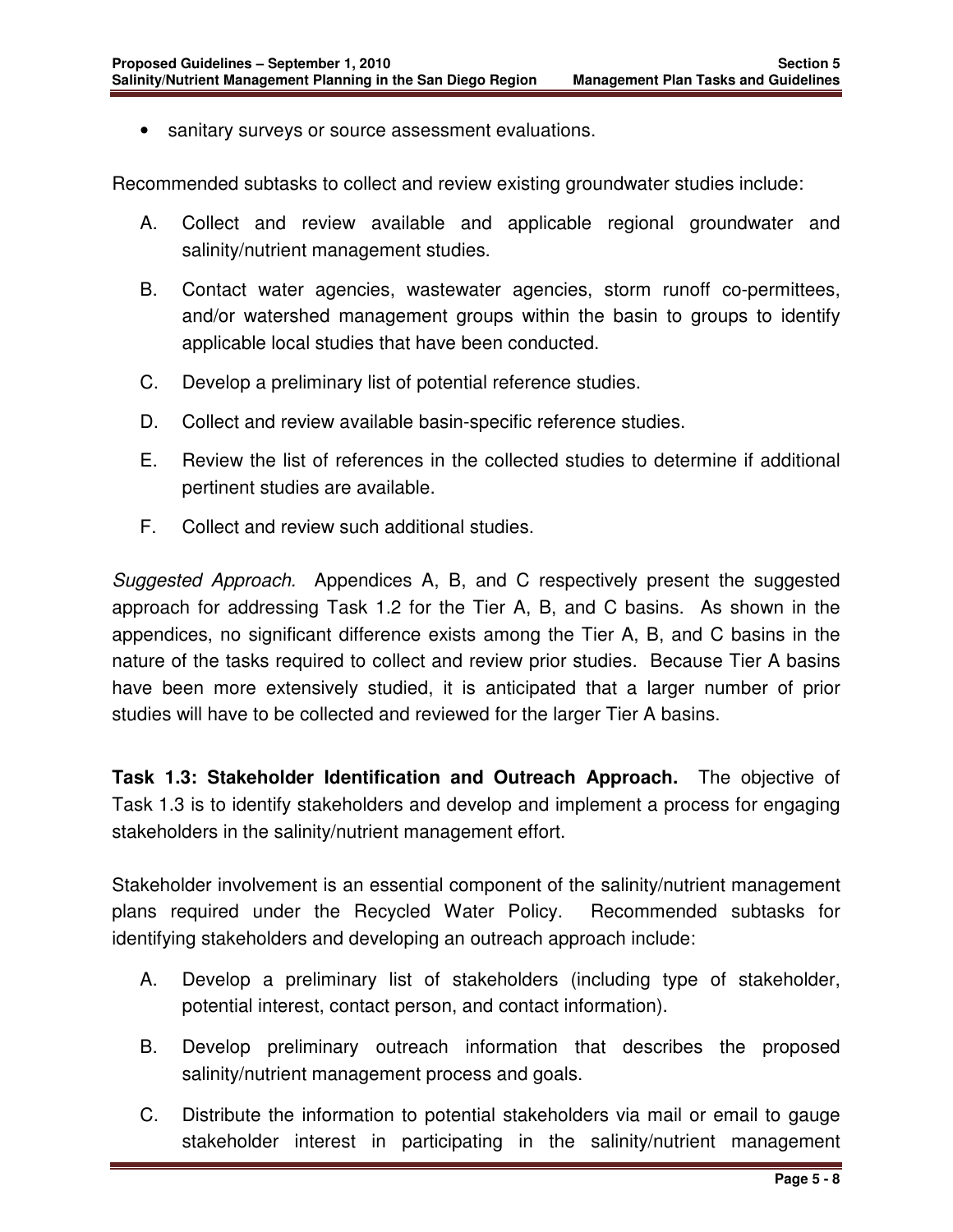- sanitary surveys or source assessment evaluations.

Recommended subtasks to collect and review existing groundwater studies include:

A. Collect and review available and applicable regional groundwater and salinity/nutrient management studies.

B. Contact water agencies, wastewater agencies, storm runoff co-permittees, and/or watershed management groups within the basin to groups to identify applicable local studies that have been conducted.

C. Develop a preliminary list of potential reference studies.

D. Collect and review available basin-specific reference studies.

E. Review the list of references in the collected studies to determine if additional pertinent studies are available.

F. Collect and review such additional studies.

*Suggested Approach.* Appendices A, B, and C respectively present the suggested approach for addressing Task 1.2 for the Tier A, B, and C basins. As shown in the appendices, no significant difference exists among the Tier A, B, and C basins in the nature of the tasks required to collect and review prior studies. Because Tier A basins have been more extensively studied, it is anticipated that a larger number of prior studies will have to be collected and reviewed for the larger Tier A basins.

**Task 1.3: Stakeholder Identification and Outreach Approach.** The objective of Task 1.3 is to identify stakeholders and develop and implement a process for engaging stakeholders in the salinity/nutrient management effort.

Stakeholder involvement is an essential component of the salinity/nutrient management plans required under the Recycled Water Policy. Recommended subtasks for identifying stakeholders and developing an outreach approach include:

A. Develop a preliminary list of stakeholders (including type of stakeholder, potential interest, contact person, and contact information).

B. Develop preliminary outreach information that describes the proposed salinity/nutrient management process and goals.

C. Distribute the information to potential stakeholders via mail or email to gauge stakeholder interest in participating in the salinity/nutrient management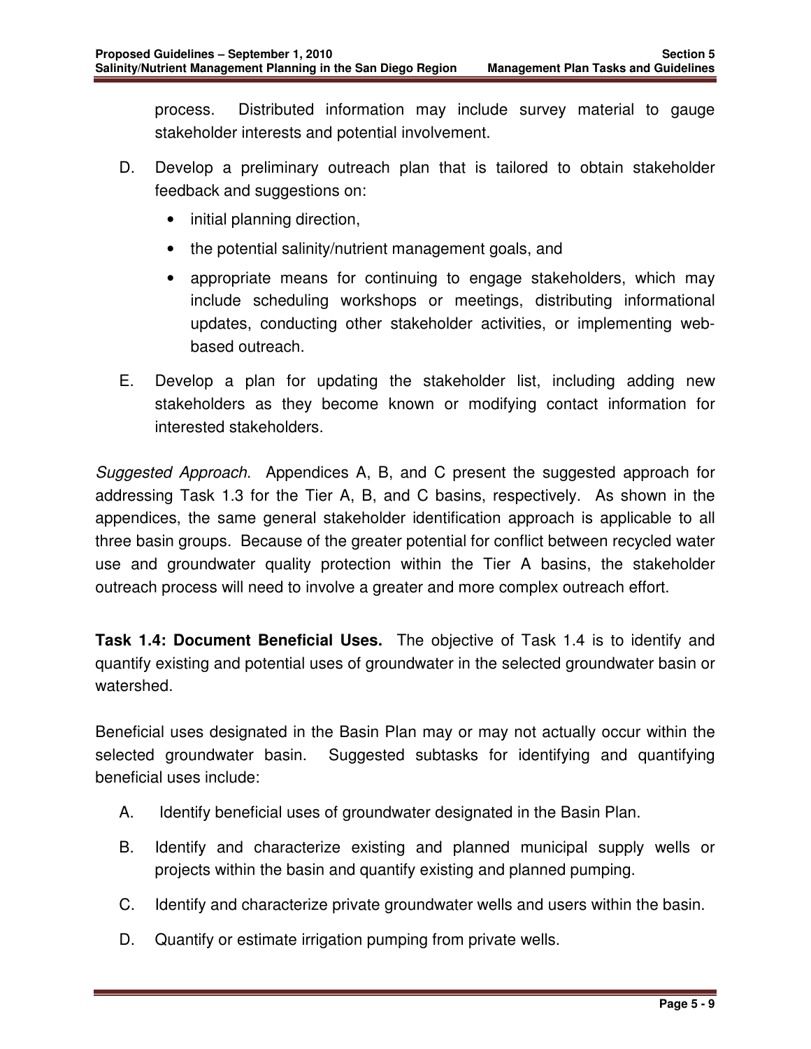process. Distributed information may include survey material to gauge stakeholder interests and potential involvement.

D. Develop a preliminary outreach plan that is tailored to obtain stakeholder feedback and suggestions on:

- initial planning direction,
- the potential salinity/nutrient management goals, and
- appropriate means for continuing to engage stakeholders, which may include scheduling workshops or meetings, distributing informational updates, conducting other stakeholder activities, or implementing web-based outreach.

E. Develop a plan for updating the stakeholder list, including adding new stakeholders as they become known or modifying contact information for interested stakeholders.

*Suggested Approach.* Appendices A, B, and C present the suggested approach for addressing Task 1.3 for the Tier A, B, and C basins, respectively. As shown in the appendices, the same general stakeholder identification approach is applicable to all three basin groups. Because of the greater potential for conflict between recycled water use and groundwater quality protection within the Tier A basins, the stakeholder outreach process will need to involve a greater and more complex outreach effort.

**Task 1.4: Document Beneficial Uses.** The objective of Task 1.4 is to identify and quantify existing and potential uses of groundwater in the selected groundwater basin or watershed.

Beneficial uses designated in the Basin Plan may or may not actually occur within the selected groundwater basin. Suggested subtasks for identifying and quantifying beneficial uses include:

A. Identify beneficial uses of groundwater designated in the Basin Plan.

B. Identify and characterize existing and planned municipal supply wells or projects within the basin and quantify existing and planned pumping.

C. Identify and characterize private groundwater wells and users within the basin.

D. Quantify or estimate irrigation pumping from private wells.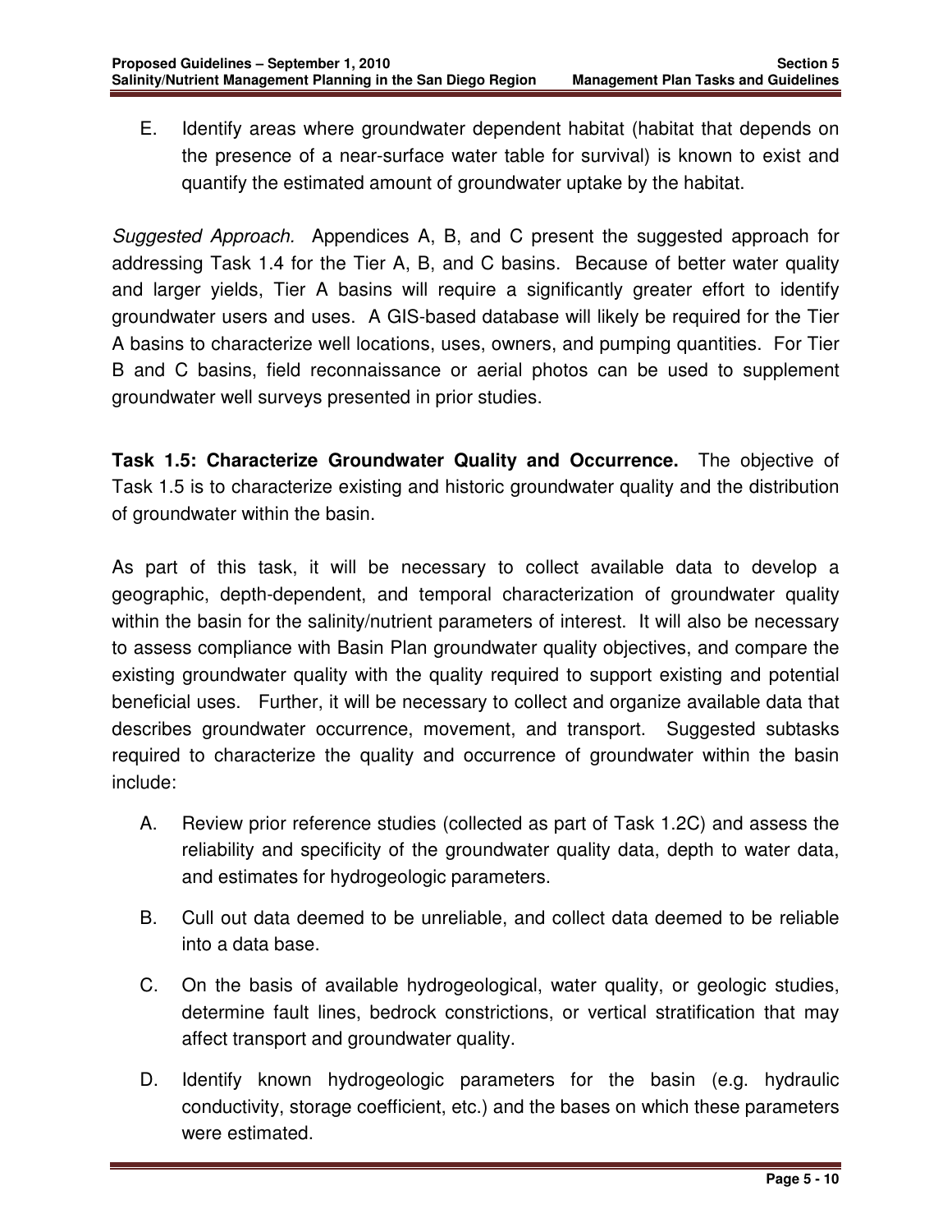E. Identify areas where groundwater dependent habitat (habitat that depends on the presence of a near-surface water table for survival) is known to exist and quantify the estimated amount of groundwater uptake by the habitat.

*Suggested Approach.* Appendices A, B, and C present the suggested approach for addressing Task 1.4 for the Tier A, B, and C basins. Because of better water quality and larger yields, Tier A basins will require a significantly greater effort to identify groundwater users and uses. A GIS-based database will likely be required for the Tier A basins to characterize well locations, uses, owners, and pumping quantities. For Tier B and C basins, field reconnaissance or aerial photos can be used to supplement groundwater well surveys presented in prior studies.

**Task 1.5: Characterize Groundwater Quality and Occurrence.** The objective of Task 1.5 is to characterize existing and historic groundwater quality and the distribution of groundwater within the basin.

As part of this task, it will be necessary to collect available data to develop a geographic, depth-dependent, and temporal characterization of groundwater quality within the basin for the salinity/nutrient parameters of interest. It will also be necessary to assess compliance with Basin Plan groundwater quality objectives, and compare the existing groundwater quality with the quality required to support existing and potential beneficial uses. Further, it will be necessary to collect and organize available data that describes groundwater occurrence, movement, and transport. Suggested subtasks required to characterize the quality and occurrence of groundwater within the basin include:

A. Review prior reference studies (collected as part of Task 1.2C) and assess the reliability and specificity of the groundwater quality data, depth to water data, and estimates for hydrogeologic parameters.

B. Cull out data deemed to be unreliable, and collect data deemed to be reliable into a data base.

C. On the basis of available hydrogeological, water quality, or geologic studies, determine fault lines, bedrock constrictions, or vertical stratification that may affect transport and groundwater quality.

D. Identify known hydrogeologic parameters for the basin (e.g. hydraulic conductivity, storage coefficient, etc.) and the bases on which these parameters were estimated.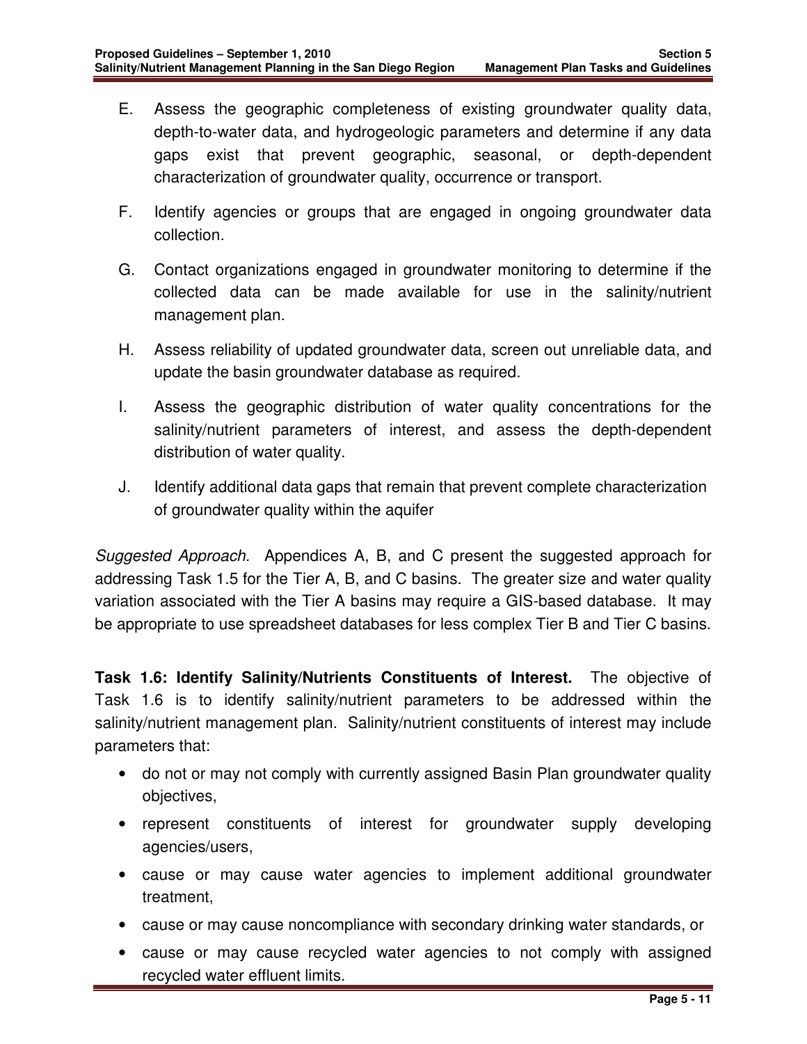E. Assess the geographic completeness of existing groundwater quality data, depth-to-water data, and hydrogeologic parameters and determine if any data gaps exist that prevent geographic, seasonal, or depth-dependent characterization of groundwater quality, occurrence or transport.

F. Identify agencies or groups that are engaged in ongoing groundwater data collection.

G. Contact organizations engaged in groundwater monitoring to determine if the collected data can be made available for use in the salinity/nutrient management plan.

H. Assess reliability of updated groundwater data, screen out unreliable data, and update the basin groundwater database as required.

I. Assess the geographic distribution of water quality concentrations for the salinity/nutrient parameters of interest, and assess the depth-dependent distribution of water quality.

J. Identify additional data gaps that remain that prevent complete characterization of groundwater quality within the aquifer

*Suggested Approach.* Appendices A, B, and C present the suggested approach for addressing Task 1.5 for the Tier A, B, and C basins. The greater size and water quality variation associated with the Tier A basins may require a GIS-based database. It may be appropriate to use spreadsheet databases for less complex Tier B and Tier C basins.

**Task 1.6: Identify Salinity/Nutrients Constituents of Interest.** The objective of Task 1.6 is to identify salinity/nutrient parameters to be addressed within the salinity/nutrient management plan. Salinity/nutrient constituents of interest may include parameters that:

- do not or may not comply with currently assigned Basin Plan groundwater quality objectives,
- represent constituents of interest for groundwater supply developing agencies/users,
- cause or may cause water agencies to implement additional groundwater treatment,
- cause or may cause noncompliance with secondary drinking water standards, or
- cause or may cause recycled water agencies to not comply with assigned recycled water effluent limits.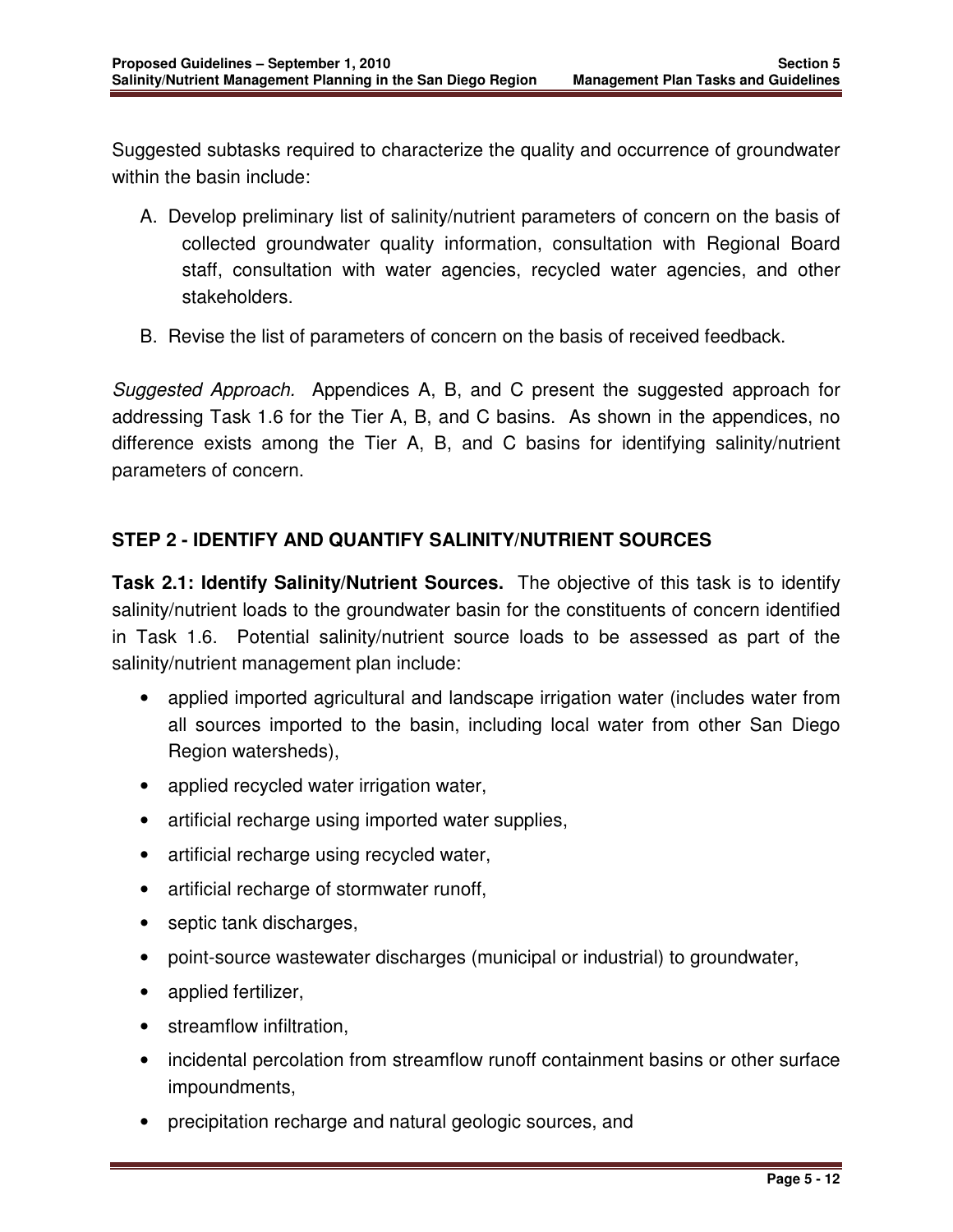Suggested subtasks required to characterize the quality and occurrence of groundwater within the basin include:

A. Develop preliminary list of salinity/nutrient parameters of concern on the basis of collected groundwater quality information, consultation with Regional Board staff, consultation with water agencies, recycled water agencies, and other stakeholders.

B. Revise the list of parameters of concern on the basis of received feedback.

*Suggested Approach.* Appendices A, B, and C present the suggested approach for addressing Task 1.6 for the Tier A, B, and C basins. As shown in the appendices, no difference exists among the Tier A, B, and C basins for identifying salinity/nutrient parameters of concern.

## STEP 2 - IDENTIFY AND QUANTIFY SALINITY/NUTRIENT SOURCES

**Task 2.1: Identify Salinity/Nutrient Sources.** The objective of this task is to identify salinity/nutrient loads to the groundwater basin for the constituents of concern identified in Task 1.6. Potential salinity/nutrient source loads to be assessed as part of the salinity/nutrient management plan include:

- applied imported agricultural and landscape irrigation water (includes water from all sources imported to the basin, including local water from other San Diego Region watersheds),
- applied recycled water irrigation water,
- artificial recharge using imported water supplies,
- artificial recharge using recycled water,
- artificial recharge of stormwater runoff,
- septic tank discharges,
- point-source wastewater discharges (municipal or industrial) to groundwater,
- applied fertilizer,
- streamflow infiltration,
- incidental percolation from streamflow runoff containment basins or other surface impoundments,
- precipitation recharge and natural geologic sources, and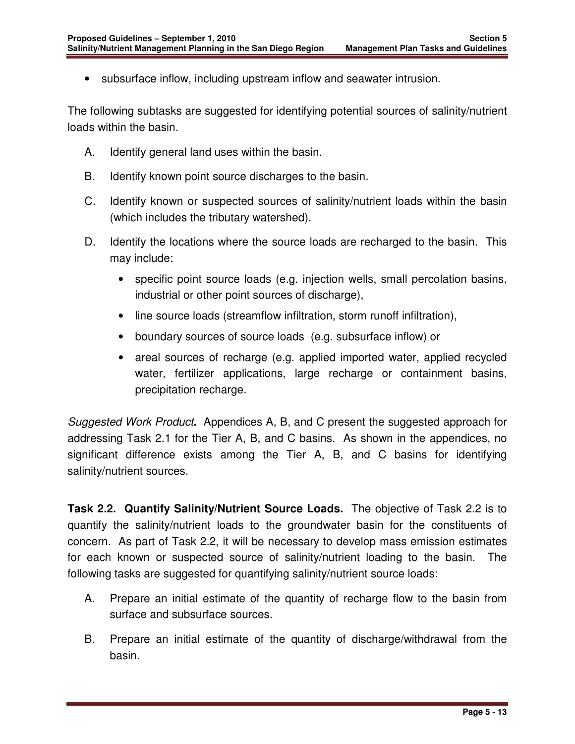- subsurface inflow, including upstream inflow and seawater intrusion.

The following subtasks are suggested for identifying potential sources of salinity/nutrient loads within the basin.

A. Identify general land uses within the basin.

B. Identify known point source discharges to the basin.

C. Identify known or suspected sources of salinity/nutrient loads within the basin (which includes the tributary watershed).

D. Identify the locations where the source loads are recharged to the basin. This may include:

   - specific point source loads (e.g. injection wells, small percolation basins, industrial or other point sources of discharge),
   - line source loads (streamflow infiltration, storm runoff infiltration),
   - boundary sources of source loads (e.g. subsurface inflow) or
   - areal sources of recharge (e.g. applied imported water, applied recycled water, fertilizer applications, large recharge or containment basins, precipitation recharge.

*Suggested Work Product***.** Appendices A, B, and C present the suggested approach for addressing Task 2.1 for the Tier A, B, and C basins. As shown in the appendices, no significant difference exists among the Tier A, B, and C basins for identifying salinity/nutrient sources.

**Task 2.2. Quantify Salinity/Nutrient Source Loads.** The objective of Task 2.2 is to quantify the salinity/nutrient loads to the groundwater basin for the constituents of concern. As part of Task 2.2, it will be necessary to develop mass emission estimates for each known or suspected source of salinity/nutrient loading to the basin. The following tasks are suggested for quantifying salinity/nutrient source loads:

A. Prepare an initial estimate of the quantity of recharge flow to the basin from surface and subsurface sources.

B. Prepare an initial estimate of the quantity of discharge/withdrawal from the basin.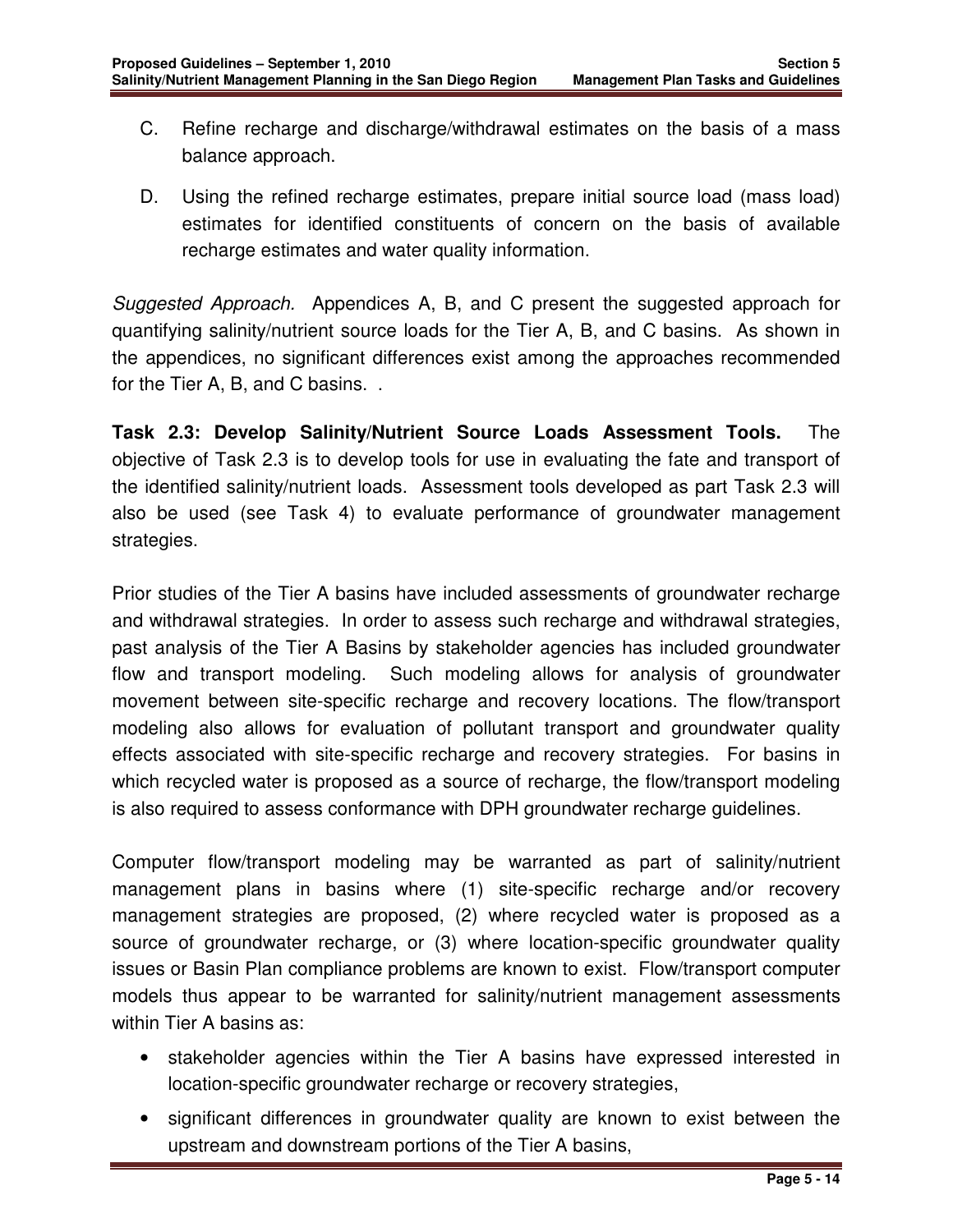C. Refine recharge and discharge/withdrawal estimates on the basis of a mass balance approach.

D. Using the refined recharge estimates, prepare initial source load (mass load) estimates for identified constituents of concern on the basis of available recharge estimates and water quality information.

*Suggested Approach.* Appendices A, B, and C present the suggested approach for quantifying salinity/nutrient source loads for the Tier A, B, and C basins. As shown in the appendices, no significant differences exist among the approaches recommended for the Tier A, B, and C basins. .

**Task 2.3: Develop Salinity/Nutrient Source Loads Assessment Tools.** The objective of Task 2.3 is to develop tools for use in evaluating the fate and transport of the identified salinity/nutrient loads. Assessment tools developed as part Task 2.3 will also be used (see Task 4) to evaluate performance of groundwater management strategies.

Prior studies of the Tier A basins have included assessments of groundwater recharge and withdrawal strategies. In order to assess such recharge and withdrawal strategies, past analysis of the Tier A Basins by stakeholder agencies has included groundwater flow and transport modeling. Such modeling allows for analysis of groundwater movement between site-specific recharge and recovery locations. The flow/transport modeling also allows for evaluation of pollutant transport and groundwater quality effects associated with site-specific recharge and recovery strategies. For basins in which recycled water is proposed as a source of recharge, the flow/transport modeling is also required to assess conformance with DPH groundwater recharge guidelines.

Computer flow/transport modeling may be warranted as part of salinity/nutrient management plans in basins where (1) site-specific recharge and/or recovery management strategies are proposed, (2) where recycled water is proposed as a source of groundwater recharge, or (3) where location-specific groundwater quality issues or Basin Plan compliance problems are known to exist. Flow/transport computer models thus appear to be warranted for salinity/nutrient management assessments within Tier A basins as:

- stakeholder agencies within the Tier A basins have expressed interested in location-specific groundwater recharge or recovery strategies,
- significant differences in groundwater quality are known to exist between the upstream and downstream portions of the Tier A basins,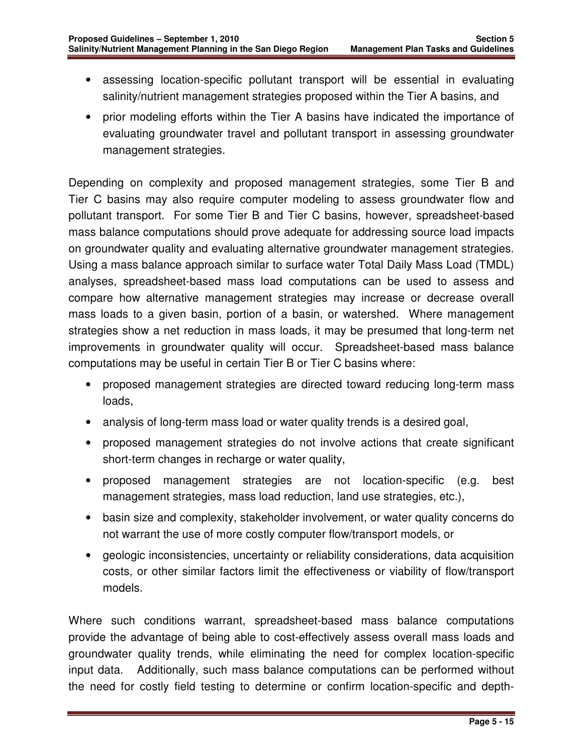- assessing location-specific pollutant transport will be essential in evaluating salinity/nutrient management strategies proposed within the Tier A basins, and
- prior modeling efforts within the Tier A basins have indicated the importance of evaluating groundwater travel and pollutant transport in assessing groundwater management strategies.

Depending on complexity and proposed management strategies, some Tier B and Tier C basins may also require computer modeling to assess groundwater flow and pollutant transport. For some Tier B and Tier C basins, however, spreadsheet-based mass balance computations should prove adequate for addressing source load impacts on groundwater quality and evaluating alternative groundwater management strategies. Using a mass balance approach similar to surface water Total Daily Mass Load (TMDL) analyses, spreadsheet-based mass load computations can be used to assess and compare how alternative management strategies may increase or decrease overall mass loads to a given basin, portion of a basin, or watershed. Where management strategies show a net reduction in mass loads, it may be presumed that long-term net improvements in groundwater quality will occur. Spreadsheet-based mass balance computations may be useful in certain Tier B or Tier C basins where:

- proposed management strategies are directed toward reducing long-term mass loads,
- analysis of long-term mass load or water quality trends is a desired goal,
- proposed management strategies do not involve actions that create significant short-term changes in recharge or water quality,
- proposed management strategies are not location-specific (e.g. best management strategies, mass load reduction, land use strategies, etc.),
- basin size and complexity, stakeholder involvement, or water quality concerns do not warrant the use of more costly computer flow/transport models, or
- geologic inconsistencies, uncertainty or reliability considerations, data acquisition costs, or other similar factors limit the effectiveness or viability of flow/transport models.

Where such conditions warrant, spreadsheet-based mass balance computations provide the advantage of being able to cost-effectively assess overall mass loads and groundwater quality trends, while eliminating the need for complex location-specific input data. Additionally, such mass balance computations can be performed without the need for costly field testing to determine or confirm location-specific and depth-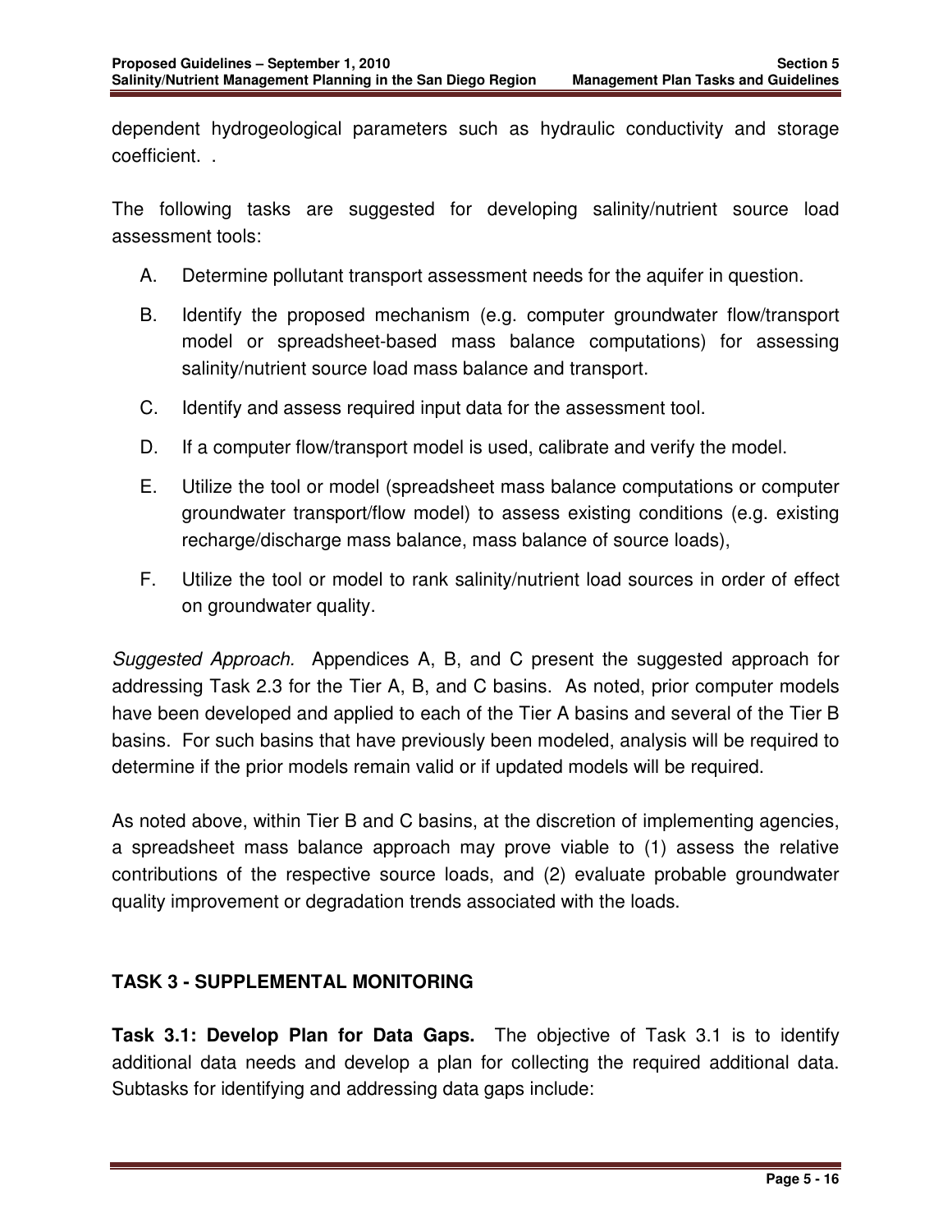dependent hydrogeological parameters such as hydraulic conductivity and storage coefficient. .

The following tasks are suggested for developing salinity/nutrient source load assessment tools:

A. Determine pollutant transport assessment needs for the aquifer in question.

B. Identify the proposed mechanism (e.g. computer groundwater flow/transport model or spreadsheet-based mass balance computations) for assessing salinity/nutrient source load mass balance and transport.

C. Identify and assess required input data for the assessment tool.

D. If a computer flow/transport model is used, calibrate and verify the model.

E. Utilize the tool or model (spreadsheet mass balance computations or computer groundwater transport/flow model) to assess existing conditions (e.g. existing recharge/discharge mass balance, mass balance of source loads),

F. Utilize the tool or model to rank salinity/nutrient load sources in order of effect on groundwater quality.

*Suggested Approach*. Appendices A, B, and C present the suggested approach for addressing Task 2.3 for the Tier A, B, and C basins. As noted, prior computer models have been developed and applied to each of the Tier A basins and several of the Tier B basins. For such basins that have previously been modeled, analysis will be required to determine if the prior models remain valid or if updated models will be required.

As noted above, within Tier B and C basins, at the discretion of implementing agencies, a spreadsheet mass balance approach may prove viable to (1) assess the relative contributions of the respective source loads, and (2) evaluate probable groundwater quality improvement or degradation trends associated with the loads.

## TASK 3 - SUPPLEMENTAL MONITORING

**Task 3.1: Develop Plan for Data Gaps.** The objective of Task 3.1 is to identify additional data needs and develop a plan for collecting the required additional data. Subtasks for identifying and addressing data gaps include: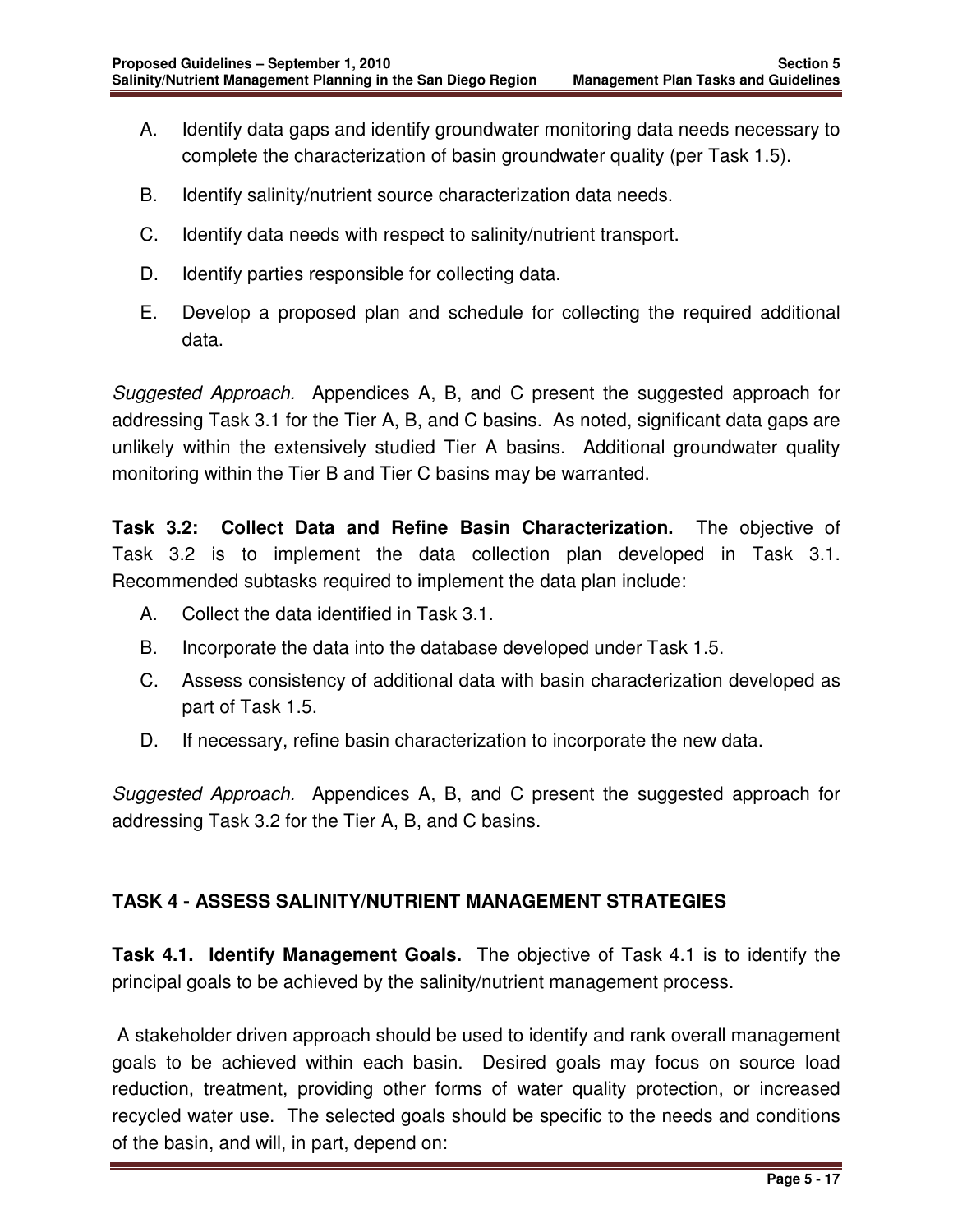A. Identify data gaps and identify groundwater monitoring data needs necessary to complete the characterization of basin groundwater quality (per Task 1.5).

B. Identify salinity/nutrient source characterization data needs.

C. Identify data needs with respect to salinity/nutrient transport.

D. Identify parties responsible for collecting data.

E. Develop a proposed plan and schedule for collecting the required additional data.

*Suggested Approach*. Appendices A, B, and C present the suggested approach for addressing Task 3.1 for the Tier A, B, and C basins. As noted, significant data gaps are unlikely within the extensively studied Tier A basins. Additional groundwater quality monitoring within the Tier B and Tier C basins may be warranted.

**Task 3.2: Collect Data and Refine Basin Characterization.** The objective of Task 3.2 is to implement the data collection plan developed in Task 3.1. Recommended subtasks required to implement the data plan include:

A. Collect the data identified in Task 3.1.

B. Incorporate the data into the database developed under Task 1.5.

C. Assess consistency of additional data with basin characterization developed as part of Task 1.5.

D. If necessary, refine basin characterization to incorporate the new data.

*Suggested Approach*. Appendices A, B, and C present the suggested approach for addressing Task 3.2 for the Tier A, B, and C basins.

## TASK 4 - ASSESS SALINITY/NUTRIENT MANAGEMENT STRATEGIES

**Task 4.1. Identify Management Goals.** The objective of Task 4.1 is to identify the principal goals to be achieved by the salinity/nutrient management process.

A stakeholder driven approach should be used to identify and rank overall management goals to be achieved within each basin. Desired goals may focus on source load reduction, treatment, providing other forms of water quality protection, or increased recycled water use. The selected goals should be specific to the needs and conditions of the basin, and will, in part, depend on: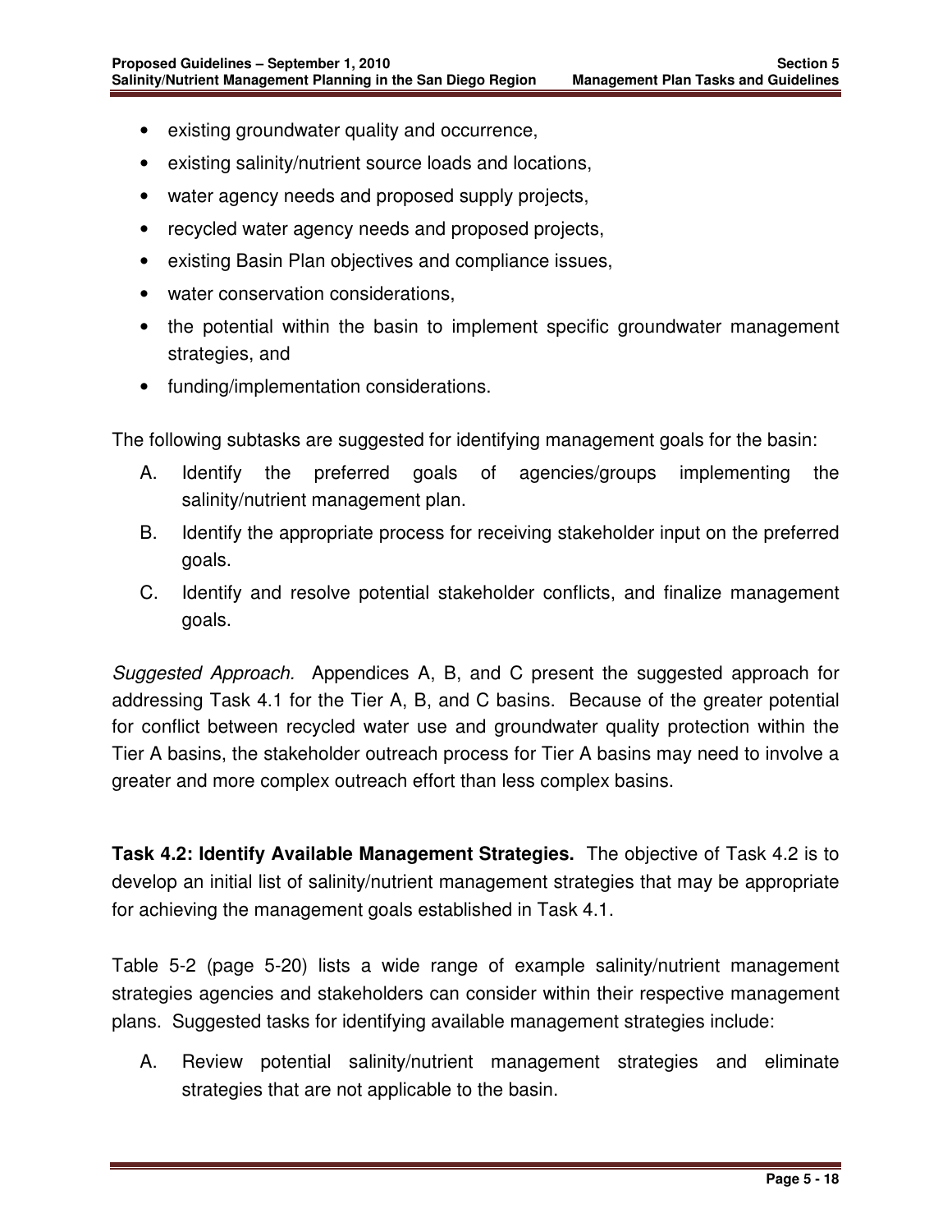- existing groundwater quality and occurrence,
- existing salinity/nutrient source loads and locations,
- water agency needs and proposed supply projects,
- recycled water agency needs and proposed projects,
- existing Basin Plan objectives and compliance issues,
- water conservation considerations,
- the potential within the basin to implement specific groundwater management strategies, and
- funding/implementation considerations.

The following subtasks are suggested for identifying management goals for the basin:

A. Identify the preferred goals of agencies/groups implementing the salinity/nutrient management plan.

B. Identify the appropriate process for receiving stakeholder input on the preferred goals.

C. Identify and resolve potential stakeholder conflicts, and finalize management goals.

*Suggested Approach.* Appendices A, B, and C present the suggested approach for addressing Task 4.1 for the Tier A, B, and C basins. Because of the greater potential for conflict between recycled water use and groundwater quality protection within the Tier A basins, the stakeholder outreach process for Tier A basins may need to involve a greater and more complex outreach effort than less complex basins.

**Task 4.2: Identify Available Management Strategies.** The objective of Task 4.2 is to develop an initial list of salinity/nutrient management strategies that may be appropriate for achieving the management goals established in Task 4.1.

Table 5-2 (page 5-20) lists a wide range of example salinity/nutrient management strategies agencies and stakeholders can consider within their respective management plans. Suggested tasks for identifying available management strategies include:

A. Review potential salinity/nutrient management strategies and eliminate strategies that are not applicable to the basin.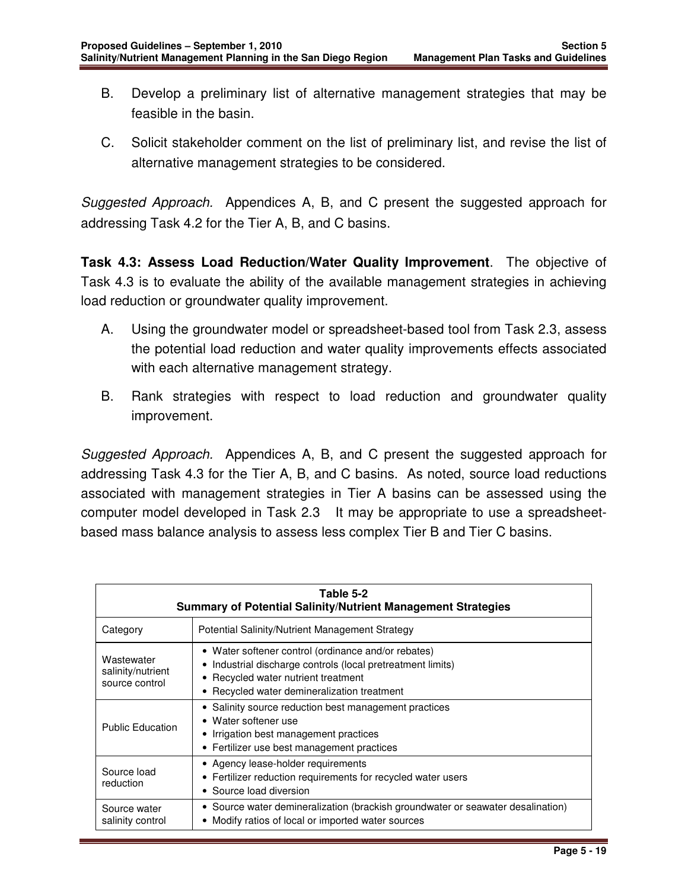B. Develop a preliminary list of alternative management strategies that may be feasible in the basin.

C. Solicit stakeholder comment on the list of preliminary list, and revise the list of alternative management strategies to be considered.

*Suggested Approach.* Appendices A, B, and C present the suggested approach for addressing Task 4.2 for the Tier A, B, and C basins.

**Task 4.3: Assess Load Reduction/Water Quality Improvement**. The objective of Task 4.3 is to evaluate the ability of the available management strategies in achieving load reduction or groundwater quality improvement.

A. Using the groundwater model or spreadsheet-based tool from Task 2.3, assess the potential load reduction and water quality improvements effects associated with each alternative management strategy.

B. Rank strategies with respect to load reduction and groundwater quality improvement.

*Suggested Approach*. Appendices A, B, and C present the suggested approach for addressing Task 4.3 for the Tier A, B, and C basins. As noted, source load reductions associated with management strategies in Tier A basins can be assessed using the computer model developed in Task 2.3 It may be appropriate to use a spreadsheet-based mass balance analysis to assess less complex Tier B and Tier C basins.

**Table 5-2**
**Summary of Potential Salinity/Nutrient Management Strategies**

| Category | Potential Salinity/Nutrient Management Strategy |
|---|---|
| Wastewater salinity/nutrient source control | • Water softener control (ordinance and/or rebates)<br>• Industrial discharge controls (local pretreatment limits)<br>• Recycled water nutrient treatment<br>• Recycled water demineralization treatment |
| Public Education | • Salinity source reduction best management practices<br>• Water softener use<br>• Irrigation best management practices<br>• Fertilizer use best management practices |
| Source load reduction | • Agency lease-holder requirements<br>• Fertilizer reduction requirements for recycled water users<br>• Source load diversion |
| Source water salinity control | • Source water demineralization (brackish groundwater or seawater desalination)<br>• Modify ratios of local or imported water sources |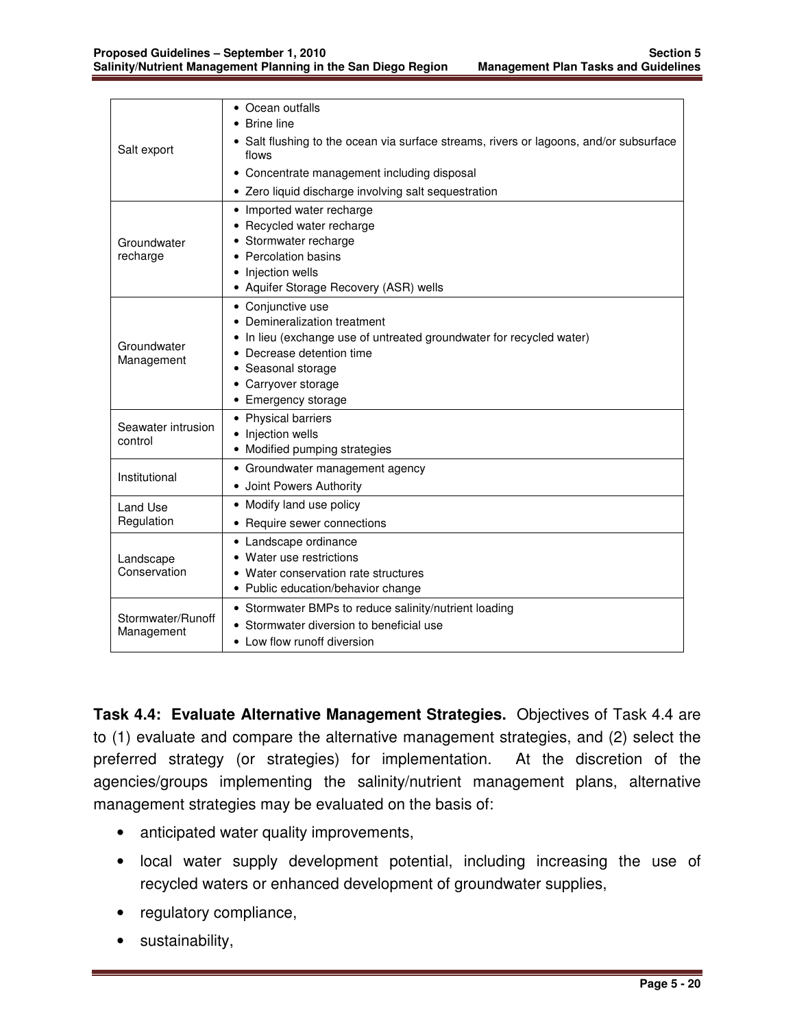| | |
|---|---|
| Salt export | • Ocean outfalls<br>• Brine line<br>• Salt flushing to the ocean via surface streams, rivers or lagoons, and/or subsurface flows<br>• Concentrate management including disposal<br>• Zero liquid discharge involving salt sequestration |
| Groundwater recharge | • Imported water recharge<br>• Recycled water recharge<br>• Stormwater recharge<br>• Percolation basins<br>• Injection wells<br>• Aquifer Storage Recovery (ASR) wells |
| Groundwater Management | • Conjunctive use<br>• Demineralization treatment<br>• In lieu (exchange use of untreated groundwater for recycled water)<br>• Decrease detention time<br>• Seasonal storage<br>• Carryover storage<br>• Emergency storage |
| Seawater intrusion control | • Physical barriers<br>• Injection wells<br>• Modified pumping strategies |
| Institutional | • Groundwater management agency<br>• Joint Powers Authority |
| Land Use Regulation | • Modify land use policy<br>• Require sewer connections |
| Landscape Conservation | • Landscape ordinance<br>• Water use restrictions<br>• Water conservation rate structures<br>• Public education/behavior change |
| Stormwater/Runoff Management | • Stormwater BMPs to reduce salinity/nutrient loading<br>• Stormwater diversion to beneficial use<br>• Low flow runoff diversion |

**Task 4.4: Evaluate Alternative Management Strategies.** Objectives of Task 4.4 are to (1) evaluate and compare the alternative management strategies, and (2) select the preferred strategy (or strategies) for implementation. At the discretion of the agencies/groups implementing the salinity/nutrient management plans, alternative management strategies may be evaluated on the basis of:

- anticipated water quality improvements,
- local water supply development potential, including increasing the use of recycled waters or enhanced development of groundwater supplies,
- regulatory compliance,
- sustainability,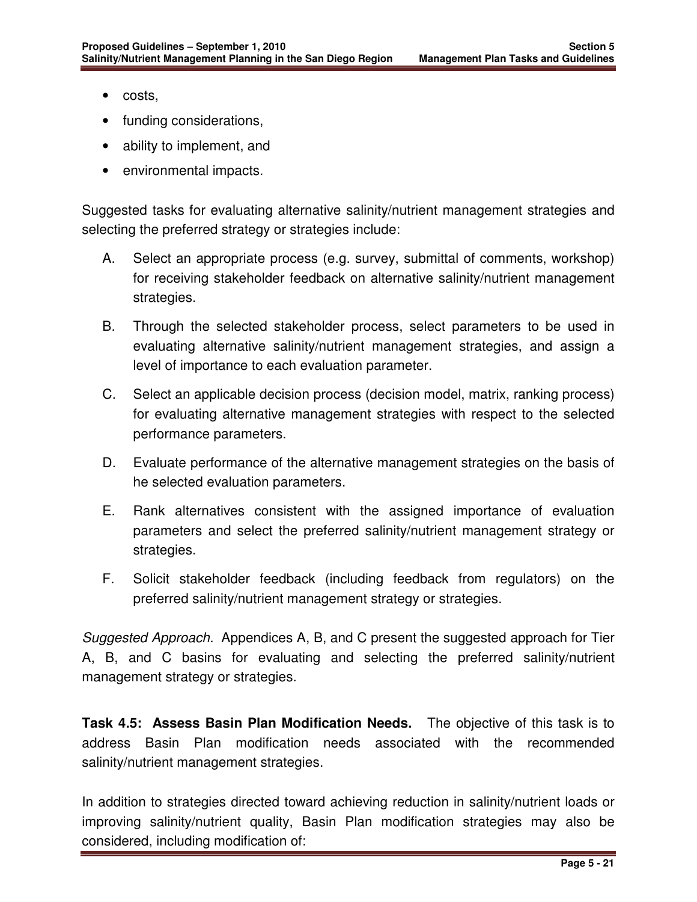- costs,
- funding considerations,
- ability to implement, and
- environmental impacts.

Suggested tasks for evaluating alternative salinity/nutrient management strategies and selecting the preferred strategy or strategies include:

A. Select an appropriate process (e.g. survey, submittal of comments, workshop) for receiving stakeholder feedback on alternative salinity/nutrient management strategies.

B. Through the selected stakeholder process, select parameters to be used in evaluating alternative salinity/nutrient management strategies, and assign a level of importance to each evaluation parameter.

C. Select an applicable decision process (decision model, matrix, ranking process) for evaluating alternative management strategies with respect to the selected performance parameters.

D. Evaluate performance of the alternative management strategies on the basis of he selected evaluation parameters.

E. Rank alternatives consistent with the assigned importance of evaluation parameters and select the preferred salinity/nutrient management strategy or strategies.

F. Solicit stakeholder feedback (including feedback from regulators) on the preferred salinity/nutrient management strategy or strategies.

*Suggested Approach.* Appendices A, B, and C present the suggested approach for Tier A, B, and C basins for evaluating and selecting the preferred salinity/nutrient management strategy or strategies.

**Task 4.5: Assess Basin Plan Modification Needs.** The objective of this task is to address Basin Plan modification needs associated with the recommended salinity/nutrient management strategies.

In addition to strategies directed toward achieving reduction in salinity/nutrient loads or improving salinity/nutrient quality, Basin Plan modification strategies may also be considered, including modification of: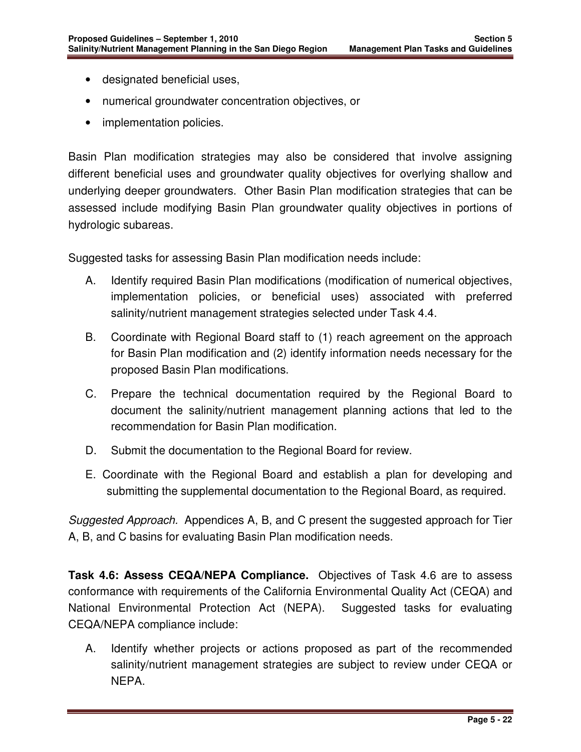- designated beneficial uses,
- numerical groundwater concentration objectives, or
- implementation policies.

Basin Plan modification strategies may also be considered that involve assigning different beneficial uses and groundwater quality objectives for overlying shallow and underlying deeper groundwaters. Other Basin Plan modification strategies that can be assessed include modifying Basin Plan groundwater quality objectives in portions of hydrologic subareas.

Suggested tasks for assessing Basin Plan modification needs include:

A. Identify required Basin Plan modifications (modification of numerical objectives, implementation policies, or beneficial uses) associated with preferred salinity/nutrient management strategies selected under Task 4.4.

B. Coordinate with Regional Board staff to (1) reach agreement on the approach for Basin Plan modification and (2) identify information needs necessary for the proposed Basin Plan modifications.

C. Prepare the technical documentation required by the Regional Board to document the salinity/nutrient management planning actions that led to the recommendation for Basin Plan modification.

D. Submit the documentation to the Regional Board for review.

E. Coordinate with the Regional Board and establish a plan for developing and submitting the supplemental documentation to the Regional Board, as required.

*Suggested Approach.* Appendices A, B, and C present the suggested approach for Tier A, B, and C basins for evaluating Basin Plan modification needs.

**Task 4.6: Assess CEQA/NEPA Compliance.** Objectives of Task 4.6 are to assess conformance with requirements of the California Environmental Quality Act (CEQA) and National Environmental Protection Act (NEPA). Suggested tasks for evaluating CEQA/NEPA compliance include:

A. Identify whether projects or actions proposed as part of the recommended salinity/nutrient management strategies are subject to review under CEQA or NEPA.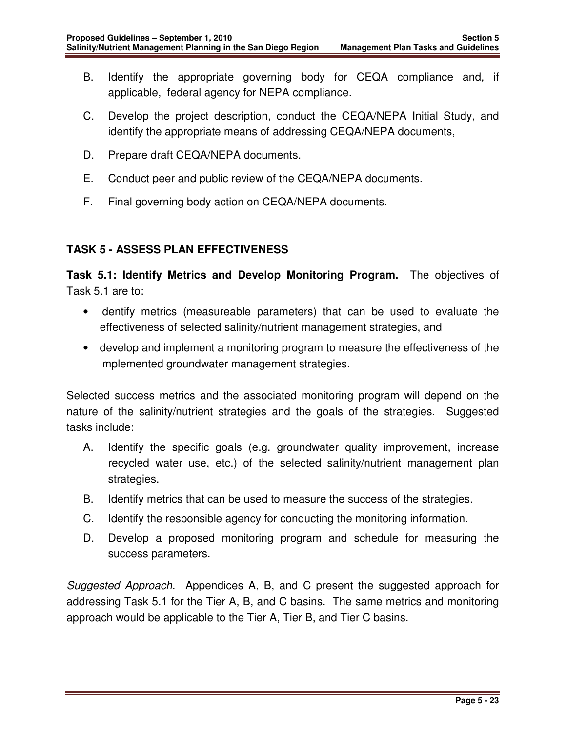B. Identify the appropriate governing body for CEQA compliance and, if applicable, federal agency for NEPA compliance.

C. Develop the project description, conduct the CEQA/NEPA Initial Study, and identify the appropriate means of addressing CEQA/NEPA documents,

D. Prepare draft CEQA/NEPA documents.

E. Conduct peer and public review of the CEQA/NEPA documents.

F. Final governing body action on CEQA/NEPA documents.

## TASK 5 - ASSESS PLAN EFFECTIVENESS

**Task 5.1: Identify Metrics and Develop Monitoring Program.** The objectives of Task 5.1 are to:

- identify metrics (measureable parameters) that can be used to evaluate the effectiveness of selected salinity/nutrient management strategies, and
- develop and implement a monitoring program to measure the effectiveness of the implemented groundwater management strategies.

Selected success metrics and the associated monitoring program will depend on the nature of the salinity/nutrient strategies and the goals of the strategies. Suggested tasks include:

A. Identify the specific goals (e.g. groundwater quality improvement, increase recycled water use, etc.) of the selected salinity/nutrient management plan strategies.

B. Identify metrics that can be used to measure the success of the strategies.

C. Identify the responsible agency for conducting the monitoring information.

D. Develop a proposed monitoring program and schedule for measuring the success parameters.

*Suggested Approach.* Appendices A, B, and C present the suggested approach for addressing Task 5.1 for the Tier A, B, and C basins. The same metrics and monitoring approach would be applicable to the Tier A, Tier B, and Tier C basins.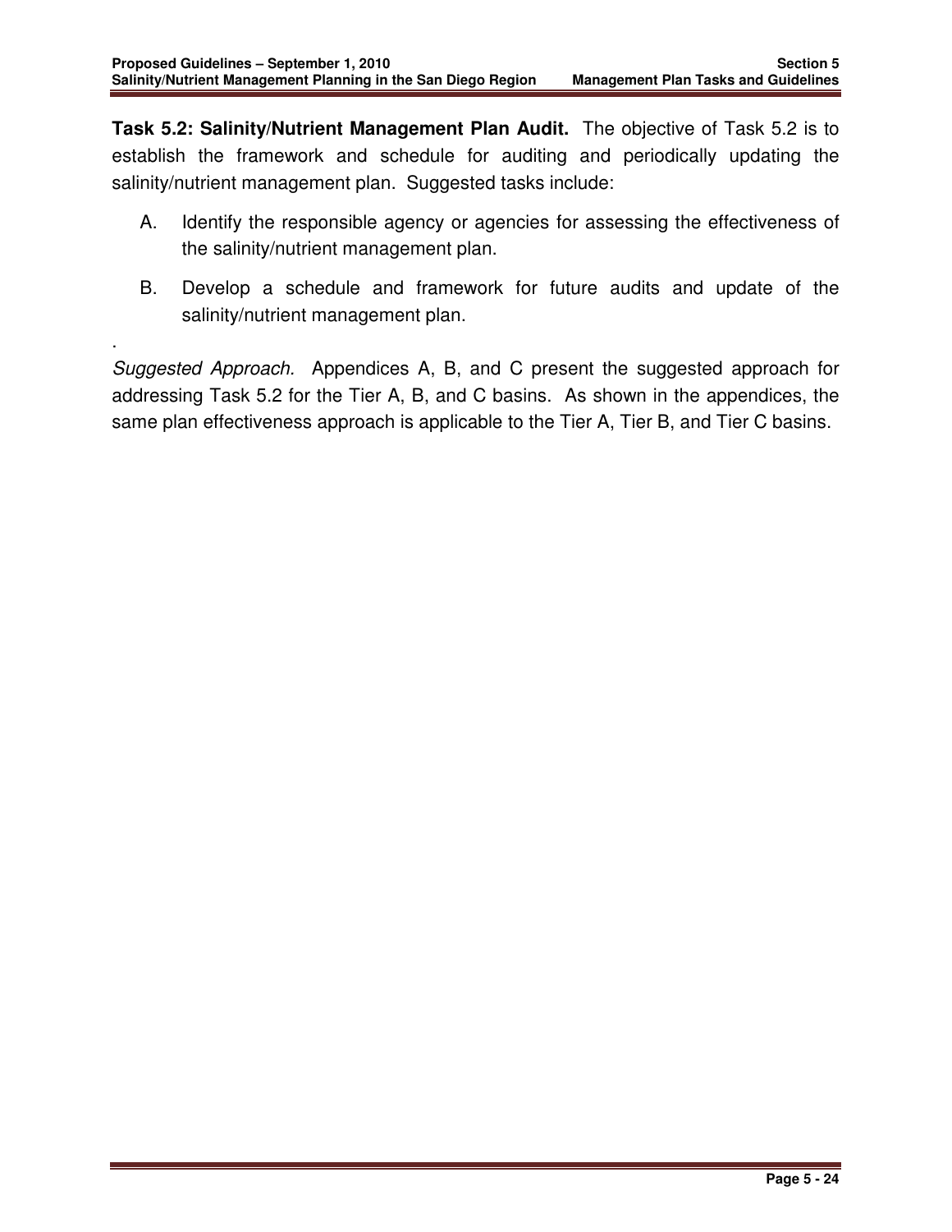**Task 5.2: Salinity/Nutrient Management Plan Audit.** The objective of Task 5.2 is to establish the framework and schedule for auditing and periodically updating the salinity/nutrient management plan. Suggested tasks include:

A. Identify the responsible agency or agencies for assessing the effectiveness of the salinity/nutrient management plan.

B. Develop a schedule and framework for future audits and update of the salinity/nutrient management plan.

.

*Suggested Approach.* Appendices A, B, and C present the suggested approach for addressing Task 5.2 for the Tier A, B, and C basins. As shown in the appendices, the same plan effectiveness approach is applicable to the Tier A, Tier B, and Tier C basins.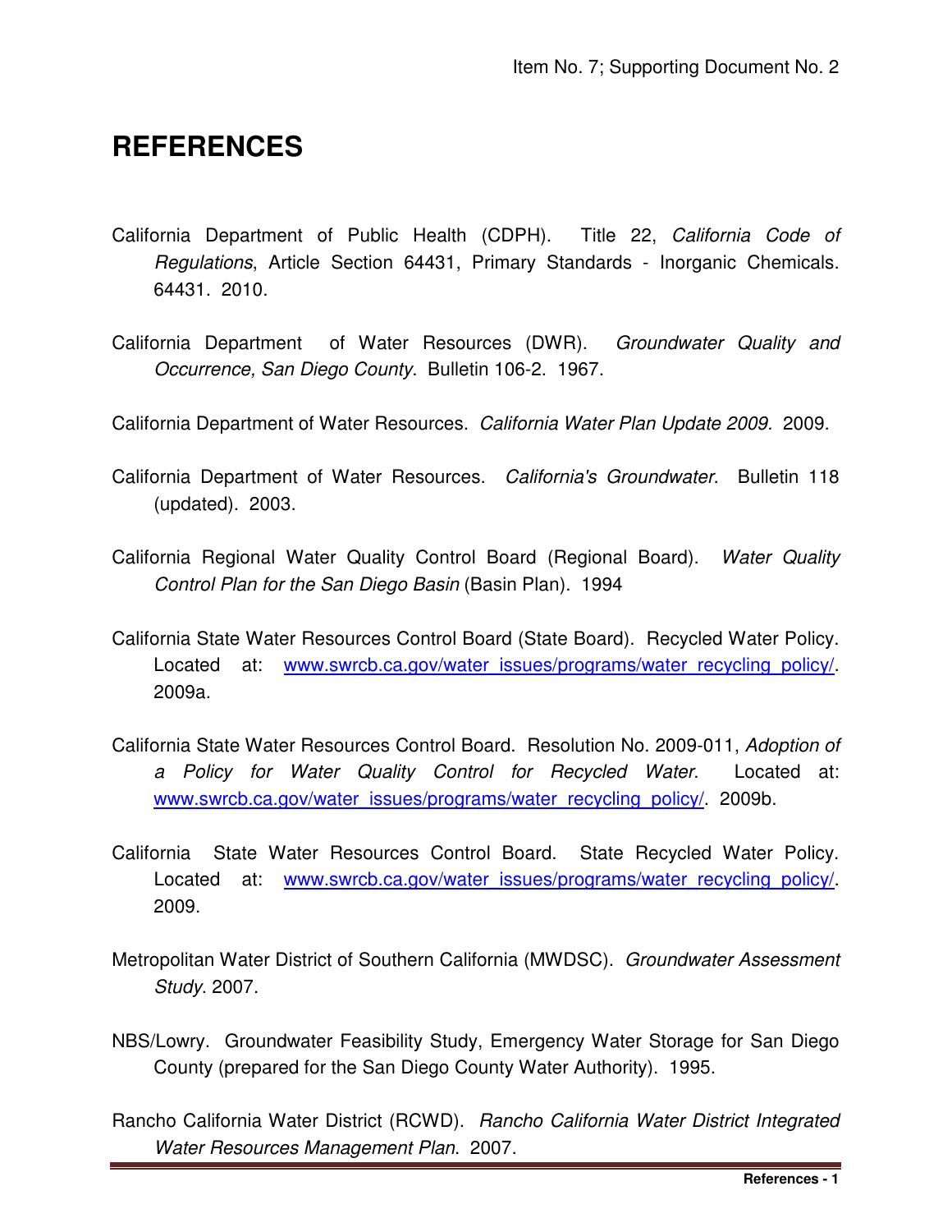# REFERENCES

California Department of Public Health (CDPH). Title 22, *California Code of Regulations*, Article Section 64431, Primary Standards - Inorganic Chemicals. 64431. 2010.

California Department of Water Resources (DWR). *Groundwater Quality and Occurrence, San Diego County*. Bulletin 106-2. 1967.

California Department of Water Resources. *California Water Plan Update 2009.* 2009.

California Department of Water Resources. *California's Groundwater*. Bulletin 118 (updated). 2003.

California Regional Water Quality Control Board (Regional Board). *Water Quality Control Plan for the San Diego Basin* (Basin Plan). 1994

California State Water Resources Control Board (State Board). Recycled Water Policy. Located at: www.swrcb.ca.gov/water_issues/programs/water_recycling_policy/. 2009a.

California State Water Resources Control Board. Resolution No. 2009-011, *Adoption of a Policy for Water Quality Control for Recycled Water*. Located at: www.swrcb.ca.gov/water_issues/programs/water_recycling_policy/. 2009b.

California State Water Resources Control Board. State Recycled Water Policy. Located at: www.swrcb.ca.gov/water_issues/programs/water_recycling_policy/. 2009.

Metropolitan Water District of Southern California (MWDSC). *Groundwater Assessment Study*. 2007.

NBS/Lowry. Groundwater Feasibility Study, Emergency Water Storage for San Diego County (prepared for the San Diego County Water Authority). 1995.

Rancho California Water District (RCWD). *Rancho California Water District Integrated Water Resources Management Plan*. 2007.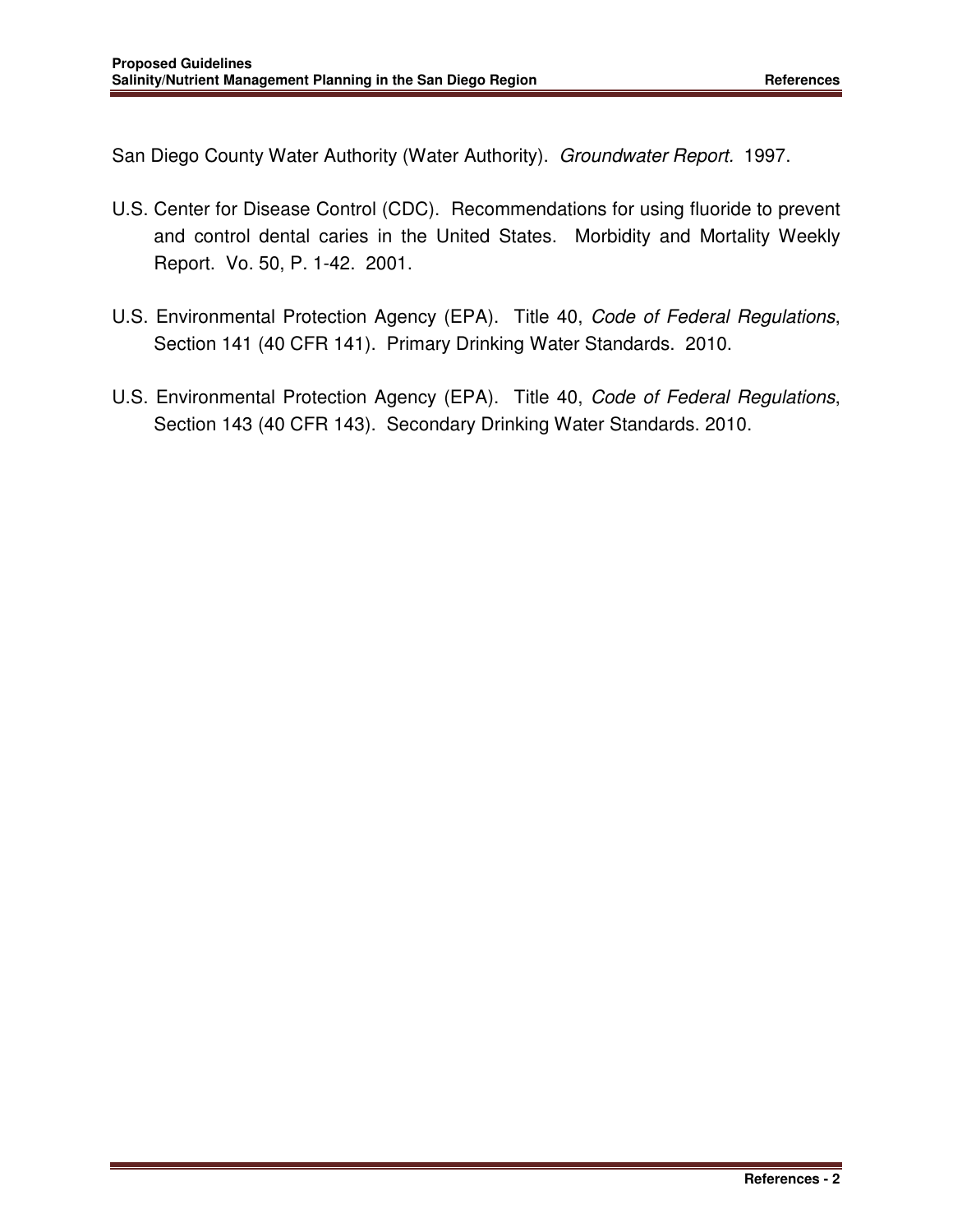San Diego County Water Authority (Water Authority). *Groundwater Report.* 1997.

U.S. Center for Disease Control (CDC). Recommendations for using fluoride to prevent and control dental caries in the United States. Morbidity and Mortality Weekly Report. Vo. 50, P. 1-42. 2001.

U.S. Environmental Protection Agency (EPA). Title 40, *Code of Federal Regulations*, Section 141 (40 CFR 141). Primary Drinking Water Standards. 2010.

U.S. Environmental Protection Agency (EPA). Title 40, *Code of Federal Regulations*, Section 143 (40 CFR 143). Secondary Drinking Water Standards. 2010.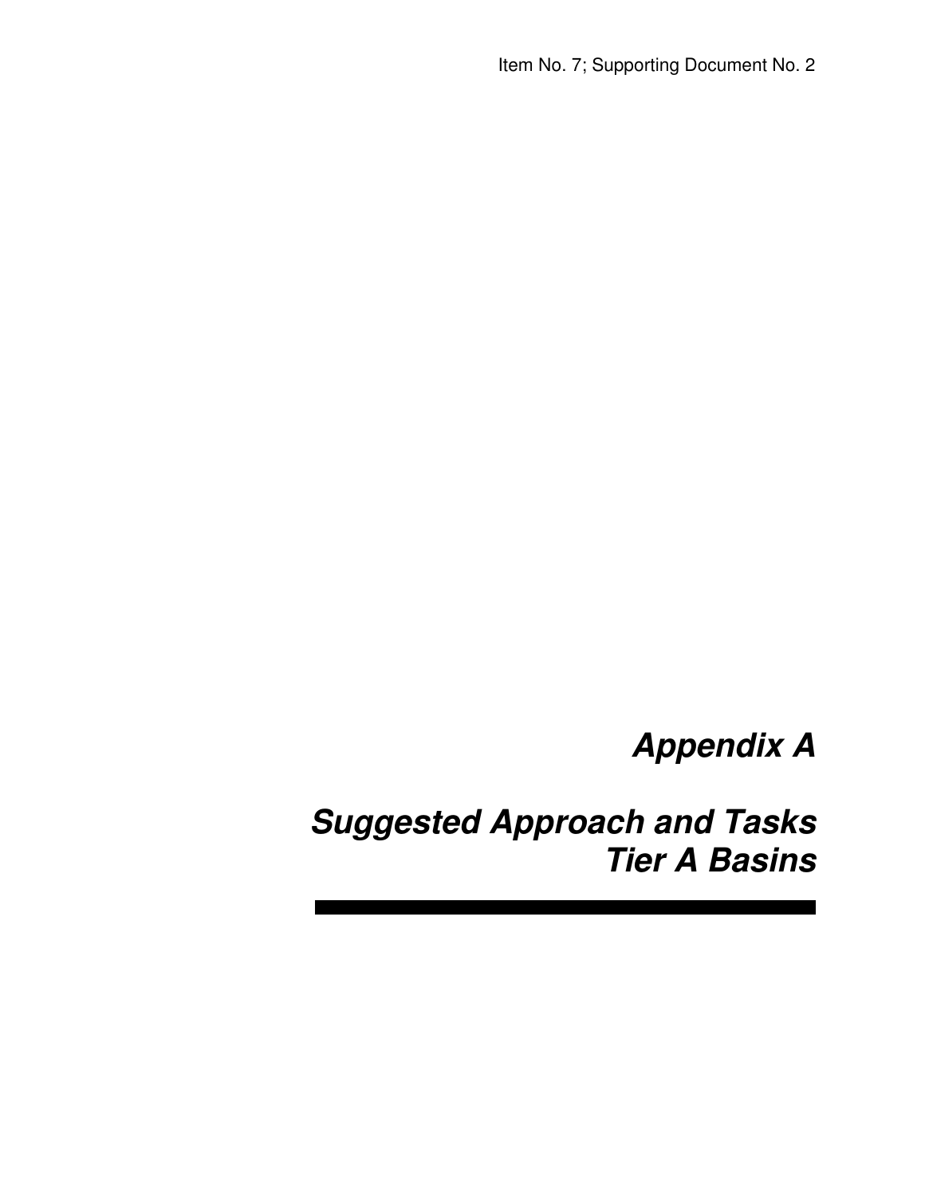# *Appendix A*

# *Suggested Approach and Tasks Tier A Basins*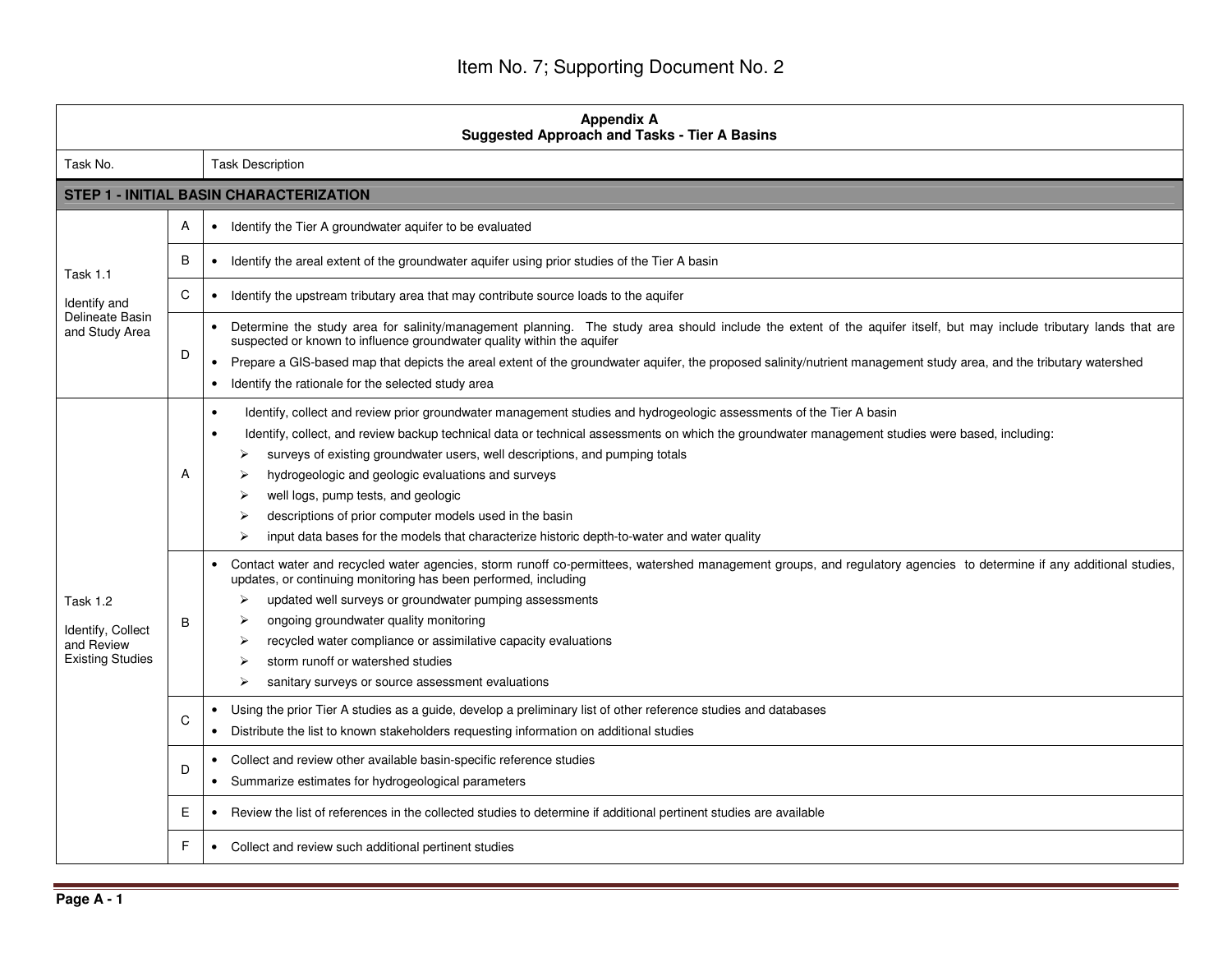Item No. 7; Supporting Document No. 2

| Appendix A<br>Suggested Approach and Tasks - Tier A Basins | | |
|---|---|---|
| **Task No.** | | **Task Description** |
| **STEP 1 - INITIAL BASIN CHARACTERIZATION** | | |
| Task 1.1<br><br>Identify and Delineate Basin and Study Area | A | • Identify the Tier A groundwater aquifer to be evaluated |
| | B | • Identify the areal extent of the groundwater aquifer using prior studies of the Tier A basin |
| | C | • Identify the upstream tributary area that may contribute source loads to the aquifer |
| | D | • Determine the study area for salinity/management planning. The study area should include the extent of the aquifer itself, but may include tributary lands that are suspected or known to influence groundwater quality within the aquifer<br>• Prepare a GIS-based map that depicts the areal extent of the groundwater aquifer, the proposed salinity/nutrient management study area, and the tributary watershed<br>• Identify the rationale for the selected study area |
| Task 1.2<br><br>Identify, Collect and Review Existing Studies | A | • Identify, collect and review prior groundwater management studies and hydrogeologic assessments of the Tier A basin<br>• Identify, collect, and review backup technical data or technical assessments on which the groundwater management studies were based, including:<br>➢ surveys of existing groundwater users, well descriptions, and pumping totals<br>➢ hydrogeologic and geologic evaluations and surveys<br>➢ well logs, pump tests, and geologic<br>➢ descriptions of prior computer models used in the basin<br>➢ input data bases for the models that characterize historic depth-to-water and water quality |
| | B | • Contact water and recycled water agencies, storm runoff co-permittees, watershed management groups, and regulatory agencies to determine if any additional studies, updates, or continuing monitoring has been performed, including<br>➢ updated well surveys or groundwater pumping assessments<br>➢ ongoing groundwater quality monitoring<br>➢ recycled water compliance or assimilative capacity evaluations<br>➢ storm runoff or watershed studies<br>➢ sanitary surveys or source assessment evaluations |
| | C | • Using the prior Tier A studies as a guide, develop a preliminary list of other reference studies and databases<br>• Distribute the list to known stakeholders requesting information on additional studies |
| | D | • Collect and review other available basin-specific reference studies<br>• Summarize estimates for hydrogeological parameters |
| | E | • Review the list of references in the collected studies to determine if additional pertinent studies are available |
| | F | • Collect and review such additional pertinent studies |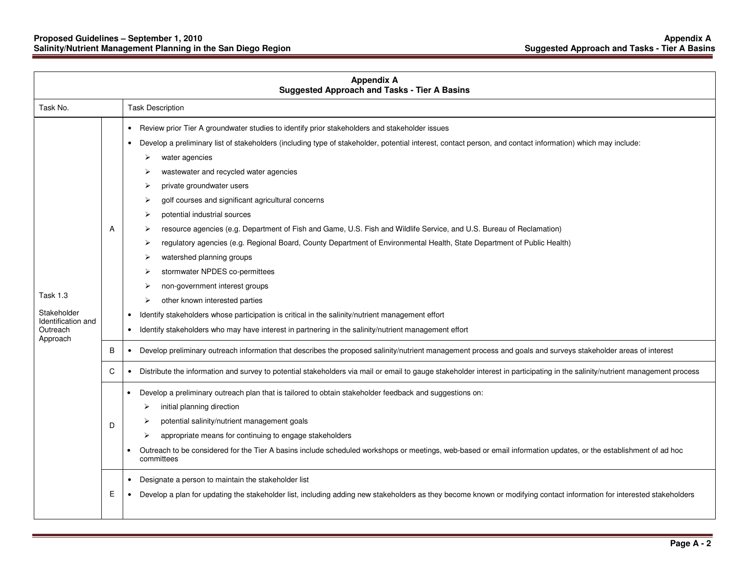| Appendix A<br>Suggested Approach and Tasks - Tier A Basins | | |
|---|---|---|
| Task No. | | Task Description |
| Task 1.3<br><br>Stakeholder Identification and Outreach Approach | A | • Review prior Tier A groundwater studies to identify prior stakeholders and stakeholder issues<br>• Develop a preliminary list of stakeholders (including type of stakeholder, potential interest, contact person, and contact information) which may include:<br>  ➢ water agencies<br>  ➢ wastewater and recycled water agencies<br>  ➢ private groundwater users<br>  ➢ golf courses and significant agricultural concerns<br>  ➢ potential industrial sources<br>  ➢ resource agencies (e.g. Department of Fish and Game, U.S. Fish and Wildlife Service, and U.S. Bureau of Reclamation)<br>  ➢ regulatory agencies (e.g. Regional Board, County Department of Environmental Health, State Department of Public Health)<br>  ➢ watershed planning groups<br>  ➢ stormwater NPDES co-permittees<br>  ➢ non-government interest groups<br>  ➢ other known interested parties<br>• Identify stakeholders whose participation is critical in the salinity/nutrient management effort<br>• Identify stakeholders who may have interest in partnering in the salinity/nutrient management effort |
| | B | • Develop preliminary outreach information that describes the proposed salinity/nutrient management process and goals and surveys stakeholder areas of interest |
| | C | • Distribute the information and survey to potential stakeholders via mail or email to gauge stakeholder interest in participating in the salinity/nutrient management process |
| | D | • Develop a preliminary outreach plan that is tailored to obtain stakeholder feedback and suggestions on:<br>  ➢ initial planning direction<br>  ➢ potential salinity/nutrient management goals<br>  ➢ appropriate means for continuing to engage stakeholders<br>• Outreach to be considered for the Tier A basins include scheduled workshops or meetings, web-based or email information updates, or the establishment of ad hoc committees |
| | E | • Designate a person to maintain the stakeholder list<br>• Develop a plan for updating the stakeholder list, including adding new stakeholders as they become known or modifying contact information for interested stakeholders |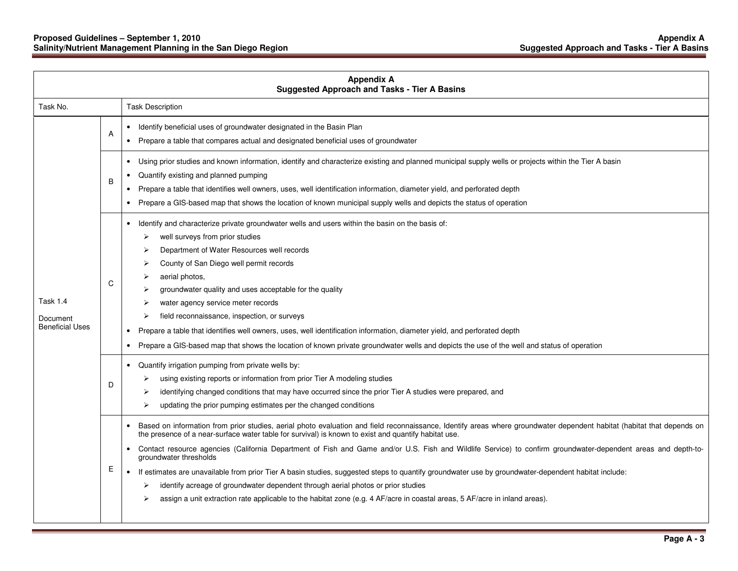| Appendix A Suggested Approach and Tasks - Tier A Basins | | |
|---|---|---|
| Task No. | | Task Description |
| Task 1.4<br><br>Document Beneficial Uses | A | • Identify beneficial uses of groundwater designated in the Basin Plan<br>• Prepare a table that compares actual and designated beneficial uses of groundwater |
| | B | • Using prior studies and known information, identify and characterize existing and planned municipal supply wells or projects within the Tier A basin<br>• Quantify existing and planned pumping<br>• Prepare a table that identifies well owners, uses, well identification information, diameter yield, and perforated depth<br>• Prepare a GIS-based map that shows the location of known municipal supply wells and depicts the status of operation |
| | C | • Identify and characterize private groundwater wells and users within the basin on the basis of:<br>➢ well surveys from prior studies<br>➢ Department of Water Resources well records<br>➢ County of San Diego well permit records<br>➢ aerial photos,<br>➢ groundwater quality and uses acceptable for the quality<br>➢ water agency service meter records<br>➢ field reconnaissance, inspection, or surveys<br>• Prepare a table that identifies well owners, uses, well identification information, diameter yield, and perforated depth<br>• Prepare a GIS-based map that shows the location of known private groundwater wells and depicts the use of the well and status of operation |
| | D | • Quantify irrigation pumping from private wells by:<br>➢ using existing reports or information from prior Tier A modeling studies<br>➢ identifying changed conditions that may have occurred since the prior Tier A studies were prepared, and<br>➢ updating the prior pumping estimates per the changed conditions |
| | E | • Based on information from prior studies, aerial photo evaluation and field reconnaissance, Identify areas where groundwater dependent habitat (habitat that depends on the presence of a near-surface water table for survival) is known to exist and quantify habitat use.<br>• Contact resource agencies (California Department of Fish and Game and/or U.S. Fish and Wildlife Service) to confirm groundwater-dependent areas and depth-to-groundwater thresholds<br>• If estimates are unavailable from prior Tier A basin studies, suggested steps to quantify groundwater use by groundwater-dependent habitat include:<br>➢ identify acreage of groundwater dependent through aerial photos or prior studies<br>➢ assign a unit extraction rate applicable to the habitat zone (e.g. 4 AF/acre in coastal areas, 5 AF/acre in inland areas). |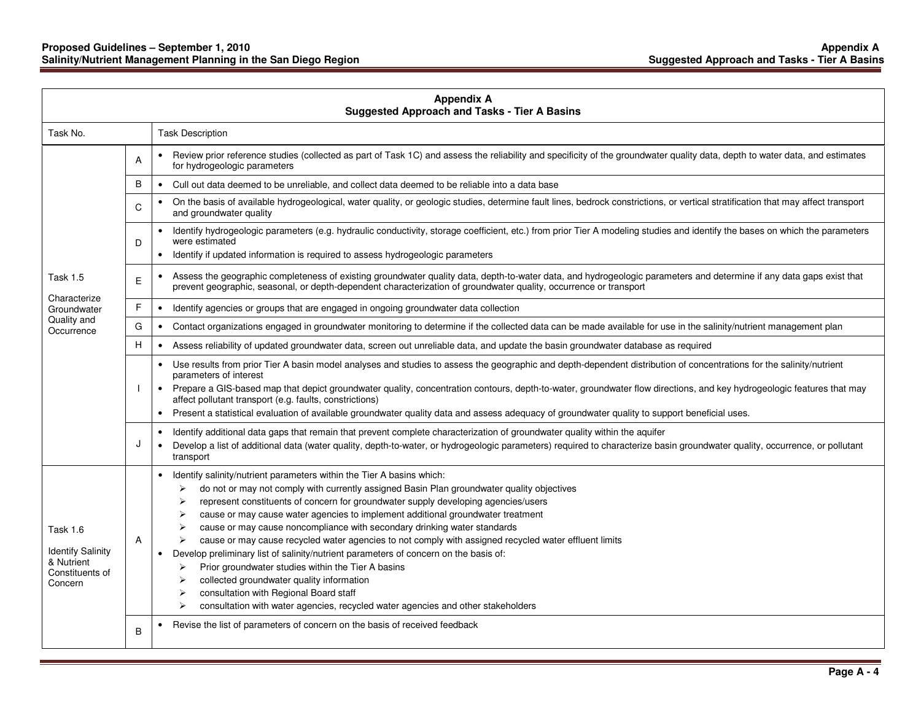**Appendix A**
**Suggested Approach and Tasks - Tier A Basins**

| Task No. | | Task Description |
|---|---|---|
| Task 1.5<br><br>Characterize Groundwater Quality and Occurrence | A | • Review prior reference studies (collected as part of Task 1C) and assess the reliability and specificity of the groundwater quality data, depth to water data, and estimates for hydrogeologic parameters |
| | B | • Cull out data deemed to be unreliable, and collect data deemed to be reliable into a data base |
| | C | • On the basis of available hydrogeological, water quality, or geologic studies, determine fault lines, bedrock constrictions, or vertical stratification that may affect transport and groundwater quality |
| | D | • Identify hydrogeologic parameters (e.g. hydraulic conductivity, storage coefficient, etc.) from prior Tier A modeling studies and identify the bases on which the parameters were estimated<br>• Identify if updated information is required to assess hydrogeologic parameters |
| | E | • Assess the geographic completeness of existing groundwater quality data, depth-to-water data, and hydrogeologic parameters and determine if any data gaps exist that prevent geographic, seasonal, or depth-dependent characterization of groundwater quality, occurrence or transport |
| | F | • Identify agencies or groups that are engaged in ongoing groundwater data collection |
| | G | • Contact organizations engaged in groundwater monitoring to determine if the collected data can be made available for use in the salinity/nutrient management plan |
| | H | • Assess reliability of updated groundwater data, screen out unreliable data, and update the basin groundwater database as required |
| | I | • Use results from prior Tier A basin model analyses and studies to assess the geographic and depth-dependent distribution of concentrations for the salinity/nutrient parameters of interest<br>• Prepare a GIS-based map that depict groundwater quality, concentration contours, depth-to-water, groundwater flow directions, and key hydrogeologic features that may affect pollutant transport (e.g. faults, constrictions)<br>• Present a statistical evaluation of available groundwater quality data and assess adequacy of groundwater quality to support beneficial uses. |
| | J | • Identify additional data gaps that remain that prevent complete characterization of groundwater quality within the aquifer<br>• Develop a list of additional data (water quality, depth-to-water, or hydrogeologic parameters) required to characterize basin groundwater quality, occurrence, or pollutant transport |
| Task 1.6<br><br>Identify Salinity & Nutrient Constituents of Concern | A | • Identify salinity/nutrient parameters within the Tier A basins which:<br>➢ do not or may not comply with currently assigned Basin Plan groundwater quality objectives<br>➢ represent constituents of concern for groundwater supply developing agencies/users<br>➢ cause or may cause water agencies to implement additional groundwater treatment<br>➢ cause or may cause noncompliance with secondary drinking water standards<br>➢ cause or may cause recycled water agencies to not comply with assigned recycled water effluent limits<br>• Develop preliminary list of salinity/nutrient parameters of concern on the basis of:<br>➢ Prior groundwater studies within the Tier A basins<br>➢ collected groundwater quality information<br>➢ consultation with Regional Board staff<br>➢ consultation with water agencies, recycled water agencies and other stakeholders |
| | B | • Revise the list of parameters of concern on the basis of received feedback |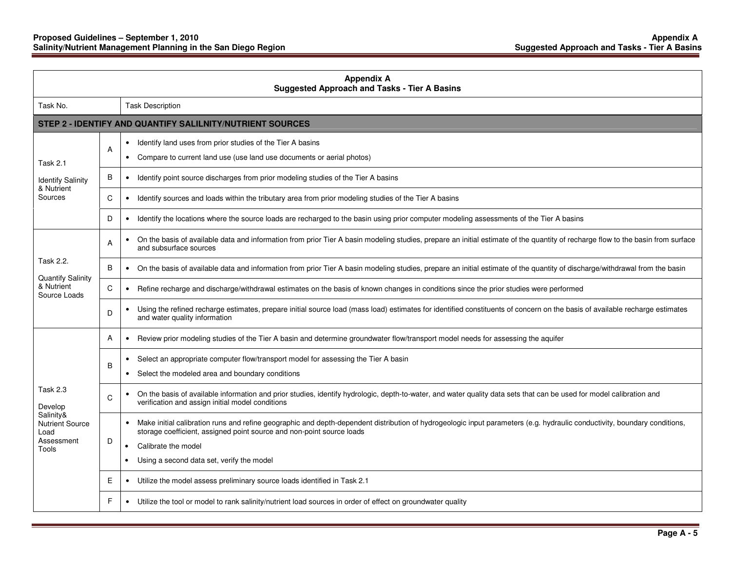**Appendix A**
**Suggested Approach and Tasks - Tier A Basins**

| Task No. | | Task Description |
|---|---|---|
| **STEP 2 - IDENTIFY AND QUANTIFY SALILNITY/NUTRIENT SOURCES** | | |
| Task 2.1<br><br>Identify Salinity & Nutrient Sources | A | • Identify land uses from prior studies of the Tier A basins<br>• Compare to current land use (use land use documents or aerial photos) |
| | B | • Identify point source discharges from prior modeling studies of the Tier A basins |
| | C | • Identify sources and loads within the tributary area from prior modeling studies of the Tier A basins |
| | D | • Identify the locations where the source loads are recharged to the basin using prior computer modeling assessments of the Tier A basins |
| Task 2.2.<br><br>Quantify Salinity & Nutrient Source Loads | A | • On the basis of available data and information from prior Tier A basin modeling studies, prepare an initial estimate of the quantity of recharge flow to the basin from surface and subsurface sources |
| | B | • On the basis of available data and information from prior Tier A basin modeling studies, prepare an initial estimate of the quantity of discharge/withdrawal from the basin |
| | C | • Refine recharge and discharge/withdrawal estimates on the basis of known changes in conditions since the prior studies were performed |
| | D | • Using the refined recharge estimates, prepare initial source load (mass load) estimates for identified constituents of concern on the basis of available recharge estimates and water quality information |
| Task 2.3<br><br>Develop Salinity& Nutrient Source Load Assessment Tools | A | • Review prior modeling studies of the Tier A basin and determine groundwater flow/transport model needs for assessing the aquifer |
| | B | • Select an appropriate computer flow/transport model for assessing the Tier A basin<br>• Select the modeled area and boundary conditions |
| | C | • On the basis of available information and prior studies, identify hydrologic, depth-to-water, and water quality data sets that can be used for model calibration and verification and assign initial model conditions |
| | D | • Make initial calibration runs and refine geographic and depth-dependent distribution of hydrogeologic input parameters (e.g. hydraulic conductivity, boundary conditions, storage coefficient, assigned point source and non-point source loads<br>• Calibrate the model<br>• Using a second data set, verify the model |
| | E | • Utilize the model assess preliminary source loads identified in Task 2.1 |
| | F | • Utilize the tool or model to rank salinity/nutrient load sources in order of effect on groundwater quality |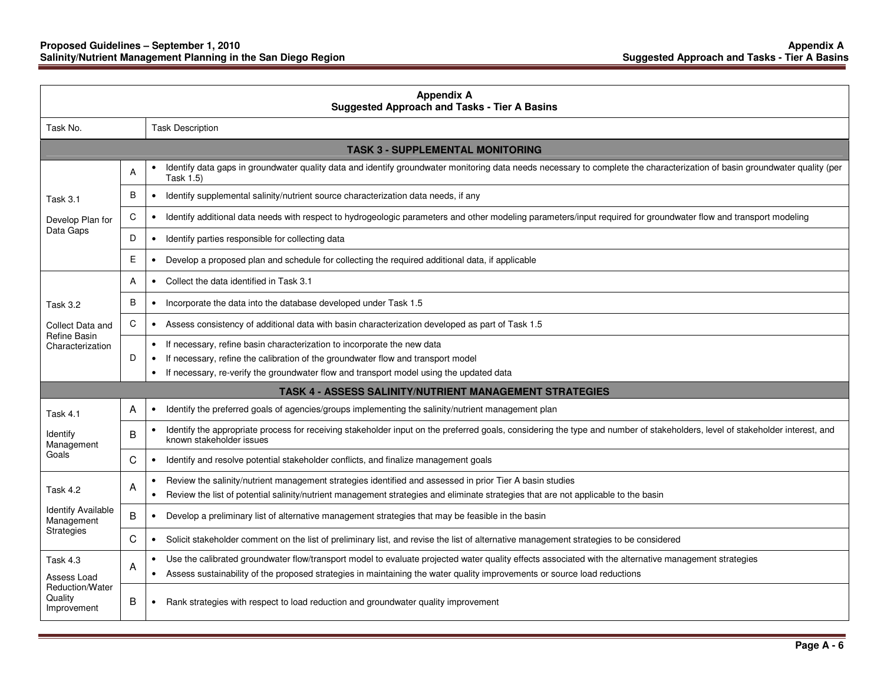## Appendix A
## Suggested Approach and Tasks - Tier A Basins

| Task No. | | Task Description |
|---|---|---|
| **TASK 3 - SUPPLEMENTAL MONITORING** | | |
| Task 3.1<br><br>Develop Plan for Data Gaps | A | • Identify data gaps in groundwater quality data and identify groundwater monitoring data needs necessary to complete the characterization of basin groundwater quality (per Task 1.5) |
| | B | • Identify supplemental salinity/nutrient source characterization data needs, if any |
| | C | • Identify additional data needs with respect to hydrogeologic parameters and other modeling parameters/input required for groundwater flow and transport modeling |
| | D | • Identify parties responsible for collecting data |
| | E | • Develop a proposed plan and schedule for collecting the required additional data, if applicable |
| Task 3.2<br><br>Collect Data and Refine Basin Characterization | A | • Collect the data identified in Task 3.1 |
| | B | • Incorporate the data into the database developed under Task 1.5 |
| | C | • Assess consistency of additional data with basin characterization developed as part of Task 1.5 |
| | D | • If necessary, refine basin characterization to incorporate the new data<br>• If necessary, refine the calibration of the groundwater flow and transport model<br>• If necessary, re-verify the groundwater flow and transport model using the updated data |
| **TASK 4 - ASSESS SALINITY/NUTRIENT MANAGEMENT STRATEGIES** | | |
| Task 4.1<br><br>Identify Management Goals | A | • Identify the preferred goals of agencies/groups implementing the salinity/nutrient management plan |
| | B | • Identify the appropriate process for receiving stakeholder input on the preferred goals, considering the type and number of stakeholders, level of stakeholder interest, and known stakeholder issues |
| | C | • Identify and resolve potential stakeholder conflicts, and finalize management goals |
| Task 4.2<br><br>Identify Available Management Strategies | A | • Review the salinity/nutrient management strategies identified and assessed in prior Tier A basin studies<br>• Review the list of potential salinity/nutrient management strategies and eliminate strategies that are not applicable to the basin |
| | B | • Develop a preliminary list of alternative management strategies that may be feasible in the basin |
| | C | • Solicit stakeholder comment on the list of preliminary list, and revise the list of alternative management strategies to be considered |
| Task 4.3<br><br>Assess Load Reduction/Water Quality Improvement | A | • Use the calibrated groundwater flow/transport model to evaluate projected water quality effects associated with the alternative management strategies<br>• Assess sustainability of the proposed strategies in maintaining the water quality improvements or source load reductions |
| | B | • Rank strategies with respect to load reduction and groundwater quality improvement |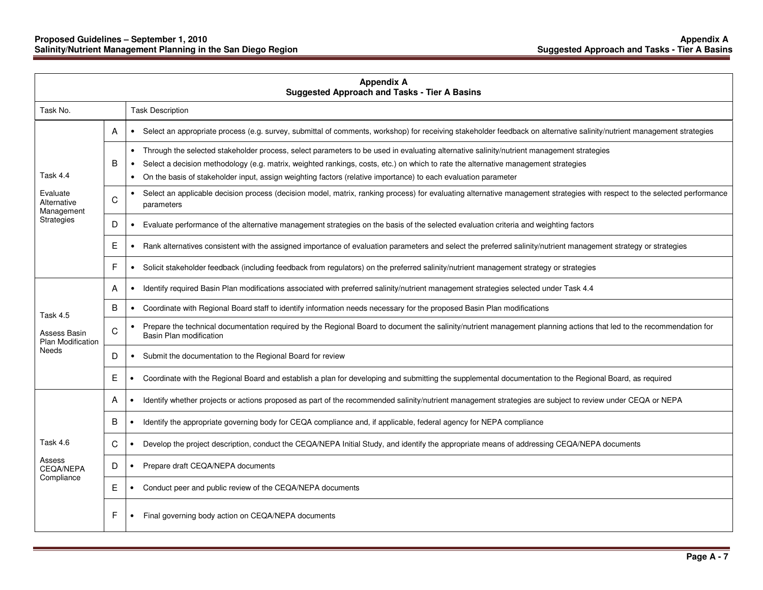**Appendix A**
**Suggested Approach and Tasks - Tier A Basins**

| Task No. | | Task Description |
|---|---|---|
| Task 4.4<br><br>Evaluate Alternative Management Strategies | A | • Select an appropriate process (e.g. survey, submittal of comments, workshop) for receiving stakeholder feedback on alternative salinity/nutrient management strategies |
| | B | • Through the selected stakeholder process, select parameters to be used in evaluating alternative salinity/nutrient management strategies<br>• Select a decision methodology (e.g. matrix, weighted rankings, costs, etc.) on which to rate the alternative management strategies<br>• On the basis of stakeholder input, assign weighting factors (relative importance) to each evaluation parameter |
| | C | • Select an applicable decision process (decision model, matrix, ranking process) for evaluating alternative management strategies with respect to the selected performance parameters |
| | D | • Evaluate performance of the alternative management strategies on the basis of the selected evaluation criteria and weighting factors |
| | E | • Rank alternatives consistent with the assigned importance of evaluation parameters and select the preferred salinity/nutrient management strategy or strategies |
| | F | • Solicit stakeholder feedback (including feedback from regulators) on the preferred salinity/nutrient management strategy or strategies |
| Task 4.5<br><br>Assess Basin Plan Modification Needs | A | • Identify required Basin Plan modifications associated with preferred salinity/nutrient management strategies selected under Task 4.4 |
| | B | • Coordinate with Regional Board staff to identify information needs necessary for the proposed Basin Plan modifications |
| | C | • Prepare the technical documentation required by the Regional Board to document the salinity/nutrient management planning actions that led to the recommendation for Basin Plan modification |
| | D | • Submit the documentation to the Regional Board for review |
| | E | • Coordinate with the Regional Board and establish a plan for developing and submitting the supplemental documentation to the Regional Board, as required |
| Task 4.6<br><br>Assess CEQA/NEPA Compliance | A | • Identify whether projects or actions proposed as part of the recommended salinity/nutrient management strategies are subject to review under CEQA or NEPA |
| | B | • Identify the appropriate governing body for CEQA compliance and, if applicable, federal agency for NEPA compliance |
| | C | • Develop the project description, conduct the CEQA/NEPA Initial Study, and identify the appropriate means of addressing CEQA/NEPA documents |
| | D | • Prepare draft CEQA/NEPA documents |
| | E | • Conduct peer and public review of the CEQA/NEPA documents |
| | F | • Final governing body action on CEQA/NEPA documents |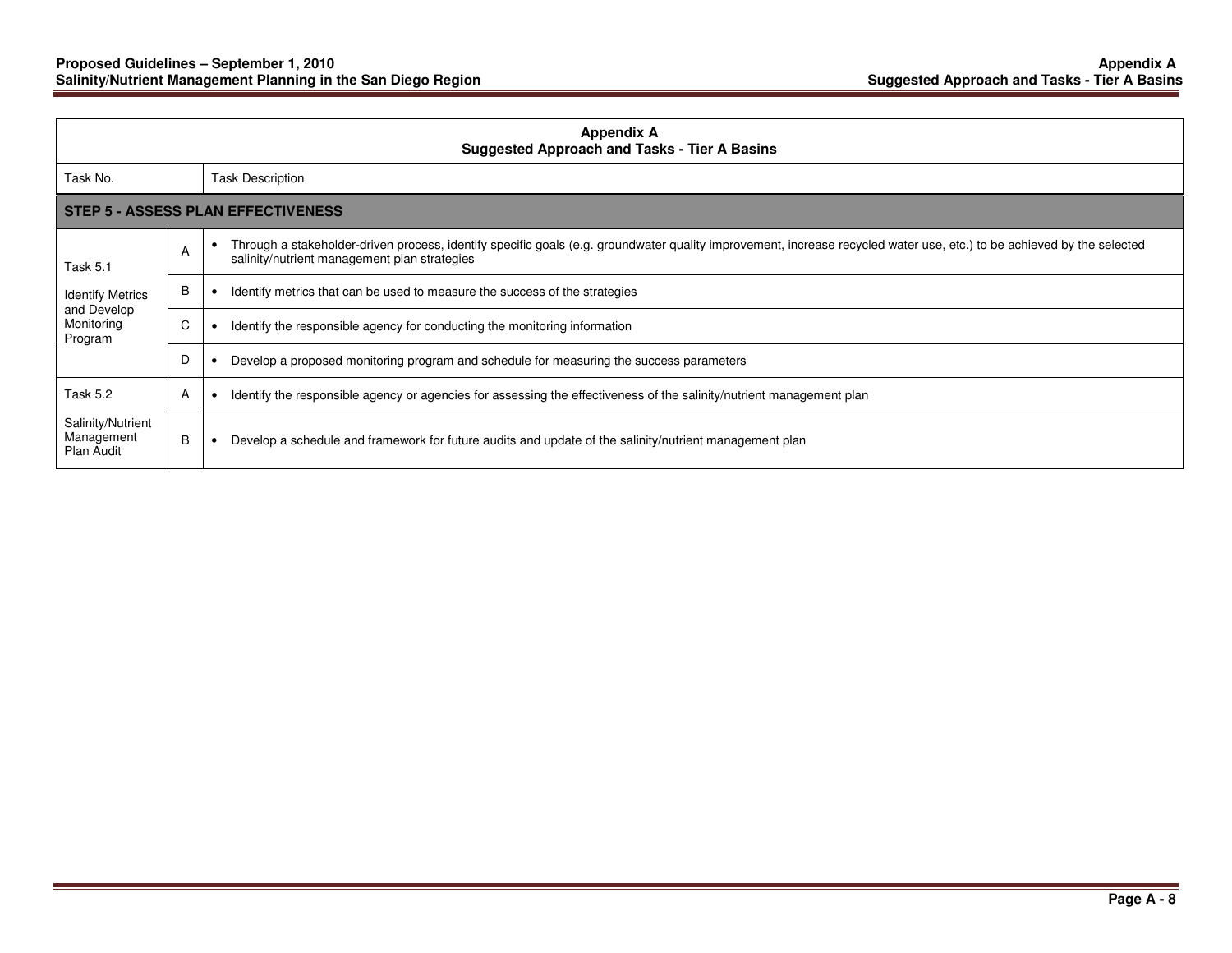| Appendix A<br>Suggested Approach and Tasks - Tier A Basins | | |
|---|---|---|
| Task No. | | Task Description |
| **STEP 5 - ASSESS PLAN EFFECTIVENESS** | | |
| Task 5.1<br><br>Identify Metrics and Develop Monitoring Program | A | • Through a stakeholder-driven process, identify specific goals (e.g. groundwater quality improvement, increase recycled water use, etc.) to be achieved by the selected salinity/nutrient management plan strategies |
| | B | • Identify metrics that can be used to measure the success of the strategies |
| | C | • Identify the responsible agency for conducting the monitoring information |
| | D | • Develop a proposed monitoring program and schedule for measuring the success parameters |
| Task 5.2<br><br>Salinity/Nutrient Management Plan Audit | A | • Identify the responsible agency or agencies for assessing the effectiveness of the salinity/nutrient management plan |
| | B | • Develop a schedule and framework for future audits and update of the salinity/nutrient management plan |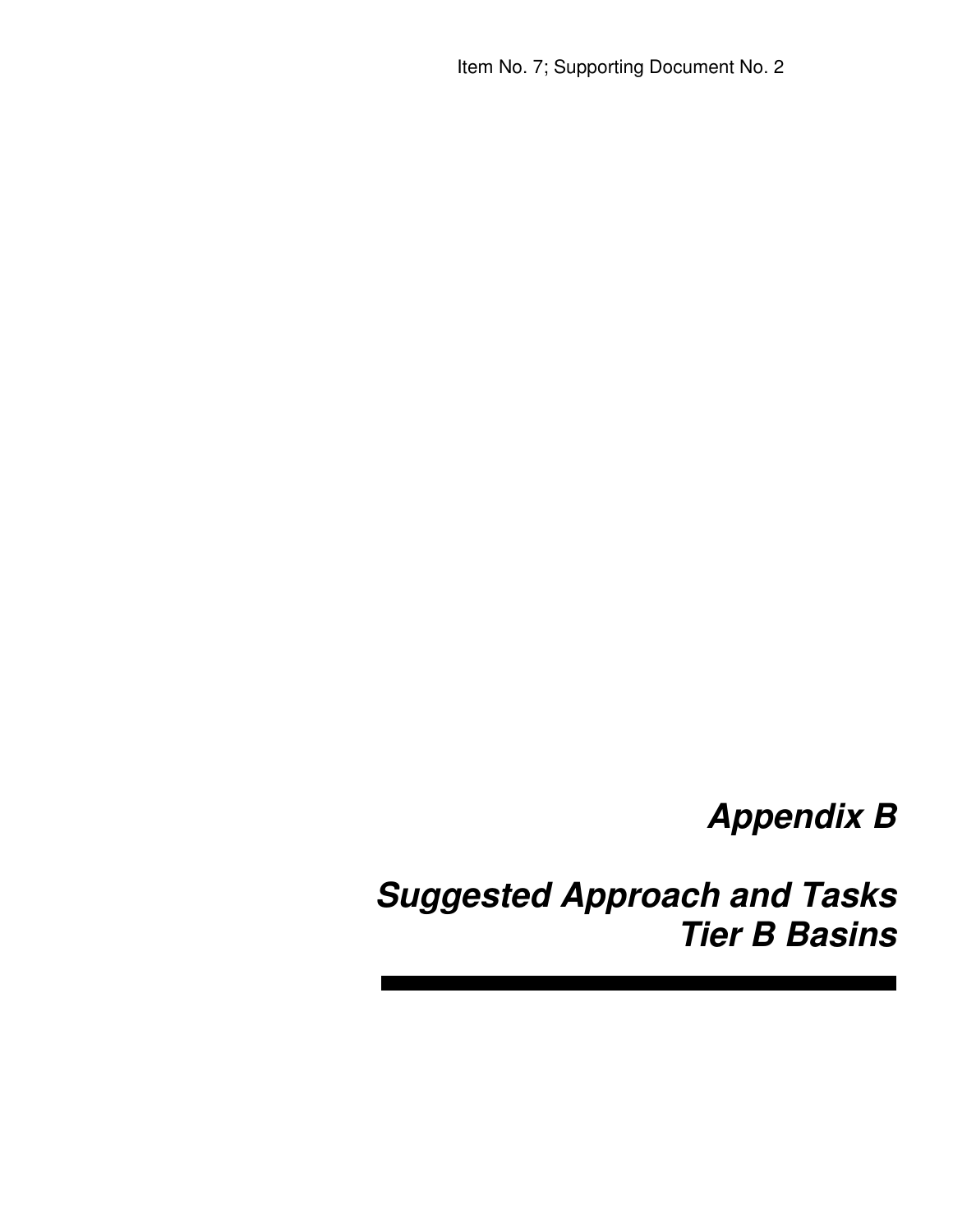# *Appendix B*

# *Suggested Approach and Tasks Tier B Basins*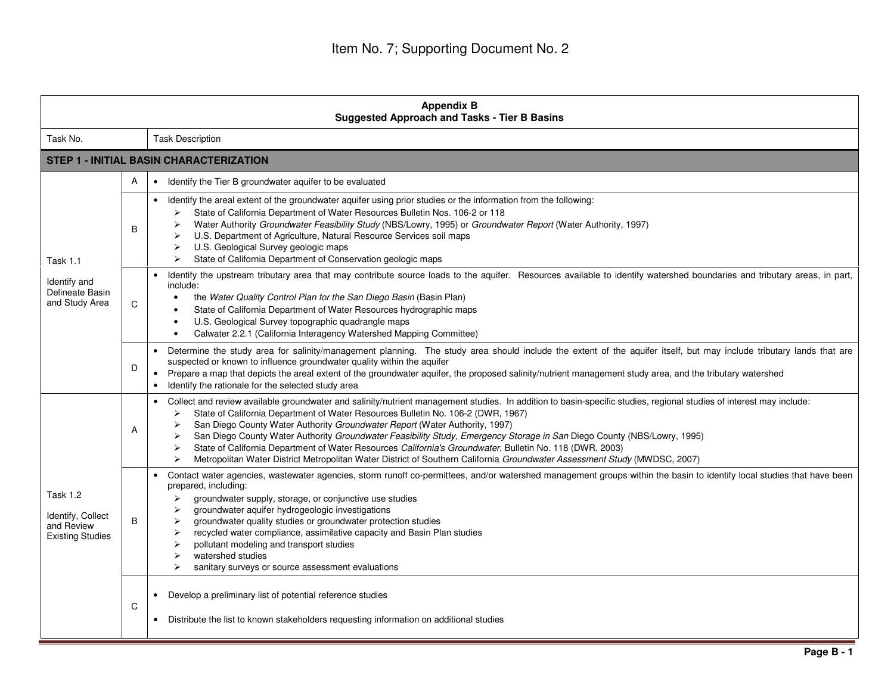Item No. 7; Supporting Document No. 2

**Appendix B**
**Suggested Approach and Tasks - Tier B Basins**

| Task No. | | Task Description |
|---|---|---|
| **STEP 1 - INITIAL BASIN CHARACTERIZATION** | | |
| Task 1.1<br><br>Identify and Delineate Basin and Study Area | A | • Identify the Tier B groundwater aquifer to be evaluated |
| | B | • Identify the areal extent of the groundwater aquifer using prior studies or the information from the following:<br>➢ State of California Department of Water Resources Bulletin Nos. 106-2 or 118<br>➢ Water Authority *Groundwater Feasibility Study* (NBS/Lowry, 1995) or *Groundwater Report* (Water Authority, 1997)<br>➢ U.S. Department of Agriculture, Natural Resource Services soil maps<br>➢ U.S. Geological Survey geologic maps<br>➢ State of California Department of Conservation geologic maps |
| | C | • Identify the upstream tributary area that may contribute source loads to the aquifer. Resources available to identify watershed boundaries and tributary areas, in part, include:<br>• the *Water Quality Control Plan for the San Diego Basin* (Basin Plan)<br>• State of California Department of Water Resources hydrographic maps<br>• U.S. Geological Survey topographic quadrangle maps<br>• Calwater 2.2.1 (California Interagency Watershed Mapping Committee) |
| | D | • Determine the study area for salinity/management planning. The study area should include the extent of the aquifer itself, but may include tributary lands that are suspected or known to influence groundwater quality within the aquifer<br>• Prepare a map that depicts the areal extent of the groundwater aquifer, the proposed salinity/nutrient management study area, and the tributary watershed<br>• Identify the rationale for the selected study area |
| Task 1.2<br><br>Identify, Collect and Review Existing Studies | A | • Collect and review available groundwater and salinity/nutrient management studies. In addition to basin-specific studies, regional studies of interest may include:<br>➢ State of California Department of Water Resources Bulletin No. 106-2 (DWR, 1967)<br>➢ San Diego County Water Authority *Groundwater Report* (Water Authority, 1997)<br>➢ San Diego County Water Authority *Groundwater Feasibility Study, Emergency Storage in San* Diego County (NBS/Lowry, 1995)<br>➢ State of California Department of Water Resources *California's Groundwater*, Bulletin No. 118 (DWR, 2003)<br>➢ Metropolitan Water District Metropolitan Water District of Southern California *Groundwater Assessment Study* (MWDSC, 2007) |
| | B | • Contact water agencies, wastewater agencies, storm runoff co-permittees, and/or watershed management groups within the basin to identify local studies that have been prepared, including:<br>➢ groundwater supply, storage, or conjunctive use studies<br>➢ groundwater aquifer hydrogeologic investigations<br>➢ groundwater quality studies or groundwater protection studies<br>➢ recycled water compliance, assimilative capacity and Basin Plan studies<br>➢ pollutant modeling and transport studies<br>➢ watershed studies<br>➢ sanitary surveys or source assessment evaluations |
| | C | • Develop a preliminary list of potential reference studies<br><br>• Distribute the list to known stakeholders requesting information on additional studies |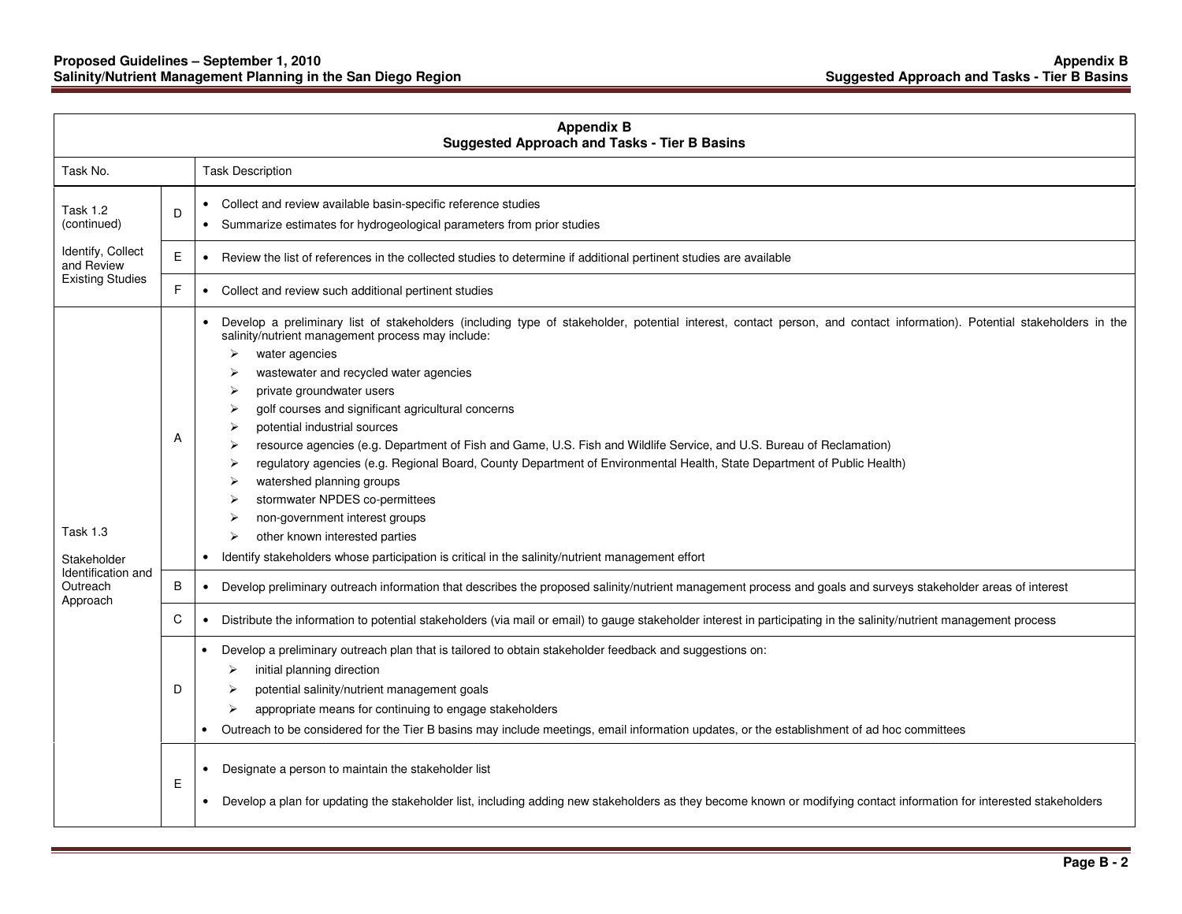| Appendix B<br>Suggested Approach and Tasks - Tier B Basins | | |
|---|---|---|
| Task No. | | Task Description |
| Task 1.2 (continued)<br><br>Identify, Collect and Review Existing Studies | D | • Collect and review available basin-specific reference studies<br>• Summarize estimates for hydrogeological parameters from prior studies |
| | E | • Review the list of references in the collected studies to determine if additional pertinent studies are available |
| | F | • Collect and review such additional pertinent studies |
| Task 1.3<br><br>Stakeholder Identification and Outreach Approach | A | • Develop a preliminary list of stakeholders (including type of stakeholder, potential interest, contact person, and contact information). Potential stakeholders in the salinity/nutrient management process may include:<br>➢ water agencies<br>➢ wastewater and recycled water agencies<br>➢ private groundwater users<br>➢ golf courses and significant agricultural concerns<br>➢ potential industrial sources<br>➢ resource agencies (e.g. Department of Fish and Game, U.S. Fish and Wildlife Service, and U.S. Bureau of Reclamation)<br>➢ regulatory agencies (e.g. Regional Board, County Department of Environmental Health, State Department of Public Health)<br>➢ watershed planning groups<br>➢ stormwater NPDES co-permittees<br>➢ non-government interest groups<br>➢ other known interested parties<br>• Identify stakeholders whose participation is critical in the salinity/nutrient management effort |
| | B | • Develop preliminary outreach information that describes the proposed salinity/nutrient management process and goals and surveys stakeholder areas of interest |
| | C | • Distribute the information to potential stakeholders (via mail or email) to gauge stakeholder interest in participating in the salinity/nutrient management process |
| | D | • Develop a preliminary outreach plan that is tailored to obtain stakeholder feedback and suggestions on:<br>➢ initial planning direction<br>➢ potential salinity/nutrient management goals<br>➢ appropriate means for continuing to engage stakeholders<br>• Outreach to be considered for the Tier B basins may include meetings, email information updates, or the establishment of ad hoc committees |
| | E | • Designate a person to maintain the stakeholder list<br>• Develop a plan for updating the stakeholder list, including adding new stakeholders as they become known or modifying contact information for interested stakeholders |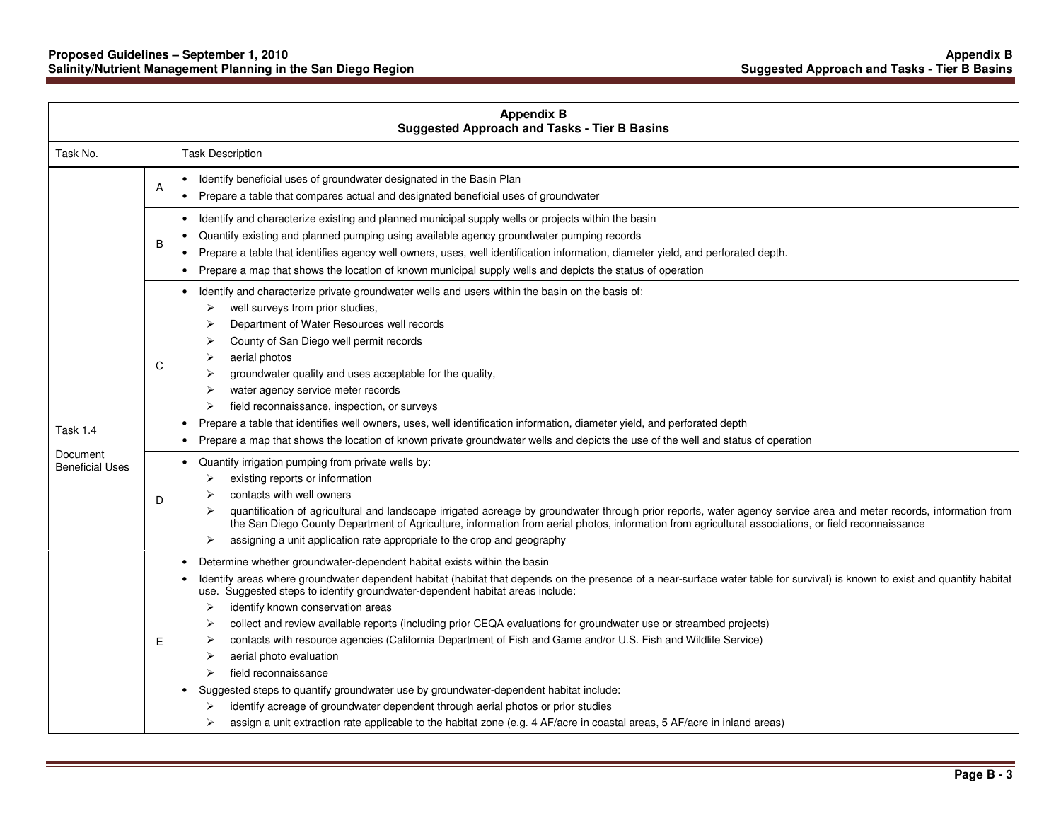| Appendix B<br>Suggested Approach and Tasks - Tier B Basins | | |
|---|---|---|
| Task No. | | Task Description |
| Task 1.4<br><br>Document Beneficial Uses | A | • Identify beneficial uses of groundwater designated in the Basin Plan<br>• Prepare a table that compares actual and designated beneficial uses of groundwater |
| | B | • Identify and characterize existing and planned municipal supply wells or projects within the basin<br>• Quantify existing and planned pumping using available agency groundwater pumping records<br>• Prepare a table that identifies agency well owners, uses, well identification information, diameter yield, and perforated depth.<br>• Prepare a map that shows the location of known municipal supply wells and depicts the status of operation |
| | C | • Identify and characterize private groundwater wells and users within the basin on the basis of:<br>➢ well surveys from prior studies,<br>➢ Department of Water Resources well records<br>➢ County of San Diego well permit records<br>➢ aerial photos<br>➢ groundwater quality and uses acceptable for the quality,<br>➢ water agency service meter records<br>➢ field reconnaissance, inspection, or surveys<br>• Prepare a table that identifies well owners, uses, well identification information, diameter yield, and perforated depth<br>• Prepare a map that shows the location of known private groundwater wells and depicts the use of the well and status of operation |
| | D | • Quantify irrigation pumping from private wells by:<br>➢ existing reports or information<br>➢ contacts with well owners<br>➢ quantification of agricultural and landscape irrigated acreage by groundwater through prior reports, water agency service area and meter records, information from the San Diego County Department of Agriculture, information from aerial photos, information from agricultural associations, or field reconnaissance<br>➢ assigning a unit application rate appropriate to the crop and geography |
| | E | • Determine whether groundwater-dependent habitat exists within the basin<br>• Identify areas where groundwater dependent habitat (habitat that depends on the presence of a near-surface water table for survival) is known to exist and quantify habitat use. Suggested steps to identify groundwater-dependent habitat areas include:<br>➢ identify known conservation areas<br>➢ collect and review available reports (including prior CEQA evaluations for groundwater use or streambed projects)<br>➢ contacts with resource agencies (California Department of Fish and Game and/or U.S. Fish and Wildlife Service)<br>➢ aerial photo evaluation<br>➢ field reconnaissance<br>• Suggested steps to quantify groundwater use by groundwater-dependent habitat include:<br>➢ identify acreage of groundwater dependent through aerial photos or prior studies<br>➢ assign a unit extraction rate applicable to the habitat zone (e.g. 4 AF/acre in coastal areas, 5 AF/acre in inland areas) |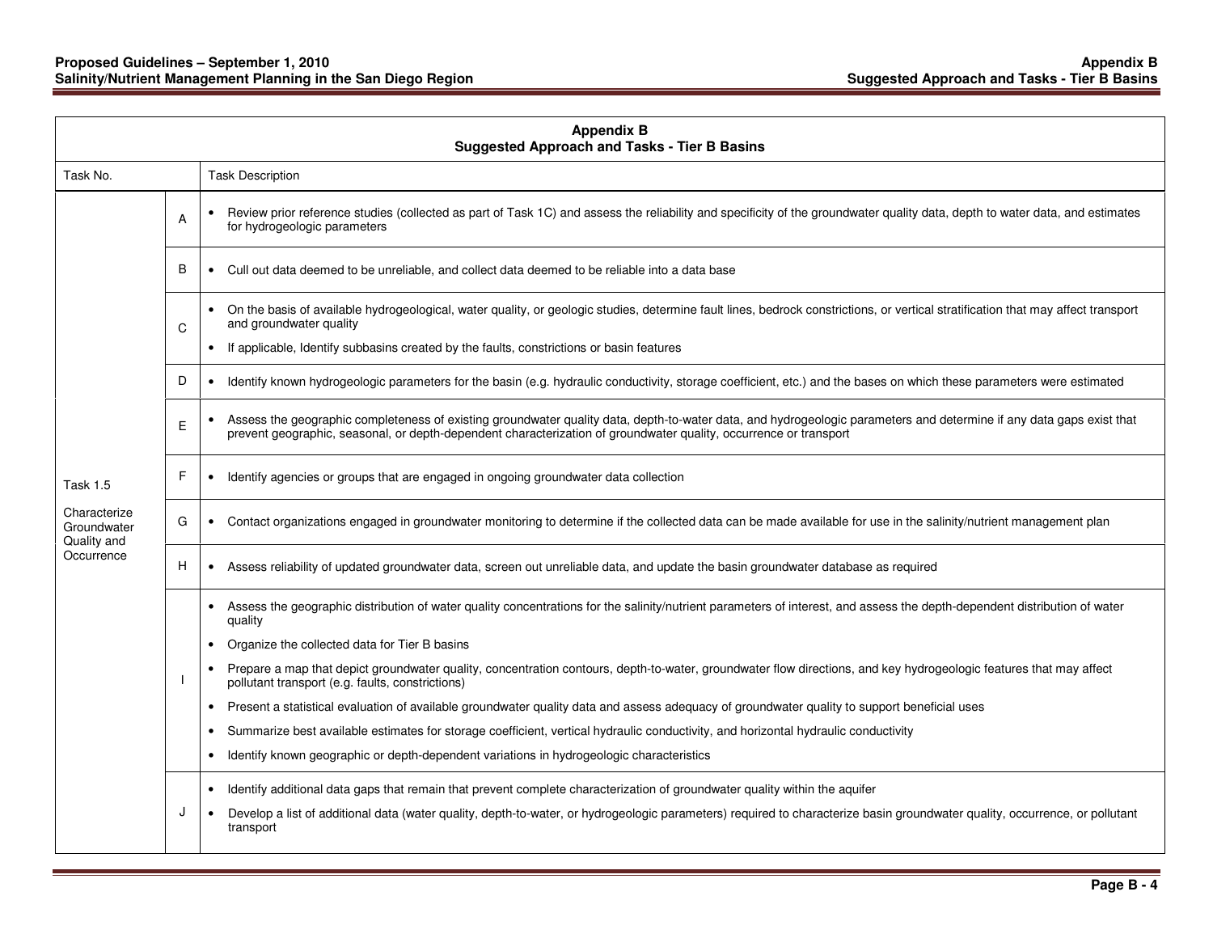| Appendix B<br>Suggested Approach and Tasks - Tier B Basins | | |
|---|---|---|
| Task No. | | Task Description |
| Task 1.5<br><br>Characterize Groundwater Quality and Occurrence | A | • Review prior reference studies (collected as part of Task 1C) and assess the reliability and specificity of the groundwater quality data, depth to water data, and estimates for hydrogeologic parameters |
| | B | • Cull out data deemed to be unreliable, and collect data deemed to be reliable into a data base |
| | C | • On the basis of available hydrogeological, water quality, or geologic studies, determine fault lines, bedrock constrictions, or vertical stratification that may affect transport and groundwater quality<br>• If applicable, Identify subbasins created by the faults, constrictions or basin features |
| | D | • Identify known hydrogeologic parameters for the basin (e.g. hydraulic conductivity, storage coefficient, etc.) and the bases on which these parameters were estimated |
| | E | • Assess the geographic completeness of existing groundwater quality data, depth-to-water data, and hydrogeologic parameters and determine if any data gaps exist that prevent geographic, seasonal, or depth-dependent characterization of groundwater quality, occurrence or transport |
| | F | • Identify agencies or groups that are engaged in ongoing groundwater data collection |
| | G | • Contact organizations engaged in groundwater monitoring to determine if the collected data can be made available for use in the salinity/nutrient management plan |
| | H | • Assess reliability of updated groundwater data, screen out unreliable data, and update the basin groundwater database as required |
| | I | • Assess the geographic distribution of water quality concentrations for the salinity/nutrient parameters of interest, and assess the depth-dependent distribution of water quality<br>• Organize the collected data for Tier B basins<br>• Prepare a map that depict groundwater quality, concentration contours, depth-to-water, groundwater flow directions, and key hydrogeologic features that may affect pollutant transport (e.g. faults, constrictions)<br>• Present a statistical evaluation of available groundwater quality data and assess adequacy of groundwater quality to support beneficial uses<br>• Summarize best available estimates for storage coefficient, vertical hydraulic conductivity, and horizontal hydraulic conductivity<br>• Identify known geographic or depth-dependent variations in hydrogeologic characteristics |
| | J | • Identify additional data gaps that remain that prevent complete characterization of groundwater quality within the aquifer<br>• Develop a list of additional data (water quality, depth-to-water, or hydrogeologic parameters) required to characterize basin groundwater quality, occurrence, or pollutant transport |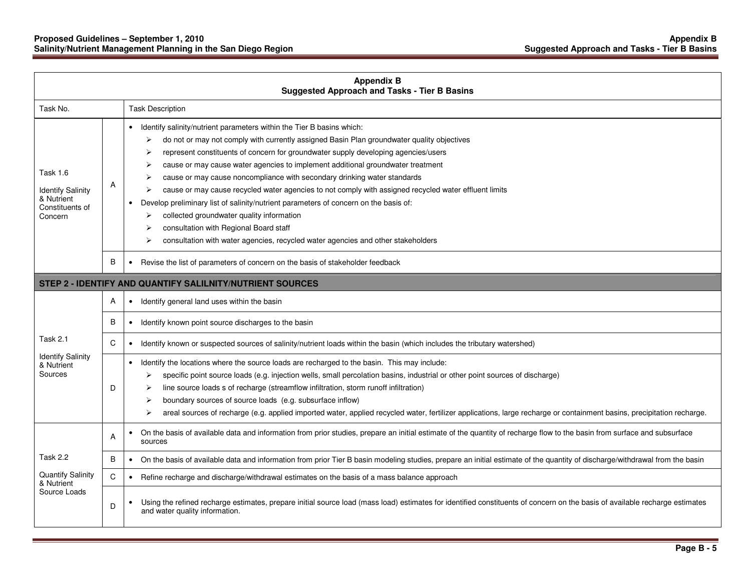| Appendix B<br>Suggested Approach and Tasks - Tier B Basins | | |
|---|---|---|
| Task No. | | Task Description |
| Task 1.6<br><br>Identify Salinity & Nutrient Constituents of Concern | A | • Identify salinity/nutrient parameters within the Tier B basins which:<br>➢ do not or may not comply with currently assigned Basin Plan groundwater quality objectives<br>➢ represent constituents of concern for groundwater supply developing agencies/users<br>➢ cause or may cause water agencies to implement additional groundwater treatment<br>➢ cause or may cause noncompliance with secondary drinking water standards<br>➢ cause or may cause recycled water agencies to not comply with assigned recycled water effluent limits<br>• Develop preliminary list of salinity/nutrient parameters of concern on the basis of:<br>➢ collected groundwater quality information<br>➢ consultation with Regional Board staff<br>➢ consultation with water agencies, recycled water agencies and other stakeholders |
| | B | • Revise the list of parameters of concern on the basis of stakeholder feedback |
| **STEP 2 - IDENTIFY AND QUANTIFY SALILNITY/NUTRIENT SOURCES** | | |
| Task 2.1<br><br>Identify Salinity & Nutrient Sources | A | • Identify general land uses within the basin |
| | B | • Identify known point source discharges to the basin |
| | C | • Identify known or suspected sources of salinity/nutrient loads within the basin (which includes the tributary watershed) |
| | D | • Identify the locations where the source loads are recharged to the basin. This may include:<br>➢ specific point source loads (e.g. injection wells, small percolation basins, industrial or other point sources of discharge)<br>➢ line source loads s of recharge (streamflow infiltration, storm runoff infiltration)<br>➢ boundary sources of source loads (e.g. subsurface inflow)<br>➢ areal sources of recharge (e.g. applied imported water, applied recycled water, fertilizer applications, large recharge or containment basins, precipitation recharge. |
| Task 2.2<br><br>Quantify Salinity & Nutrient Source Loads | A | • On the basis of available data and information from prior studies, prepare an initial estimate of the quantity of recharge flow to the basin from surface and subsurface sources |
| | B | • On the basis of available data and information from prior Tier B basin modeling studies, prepare an initial estimate of the quantity of discharge/withdrawal from the basin |
| | C | • Refine recharge and discharge/withdrawal estimates on the basis of a mass balance approach |
| | D | • Using the refined recharge estimates, prepare initial source load (mass load) estimates for identified constituents of concern on the basis of available recharge estimates and water quality information. |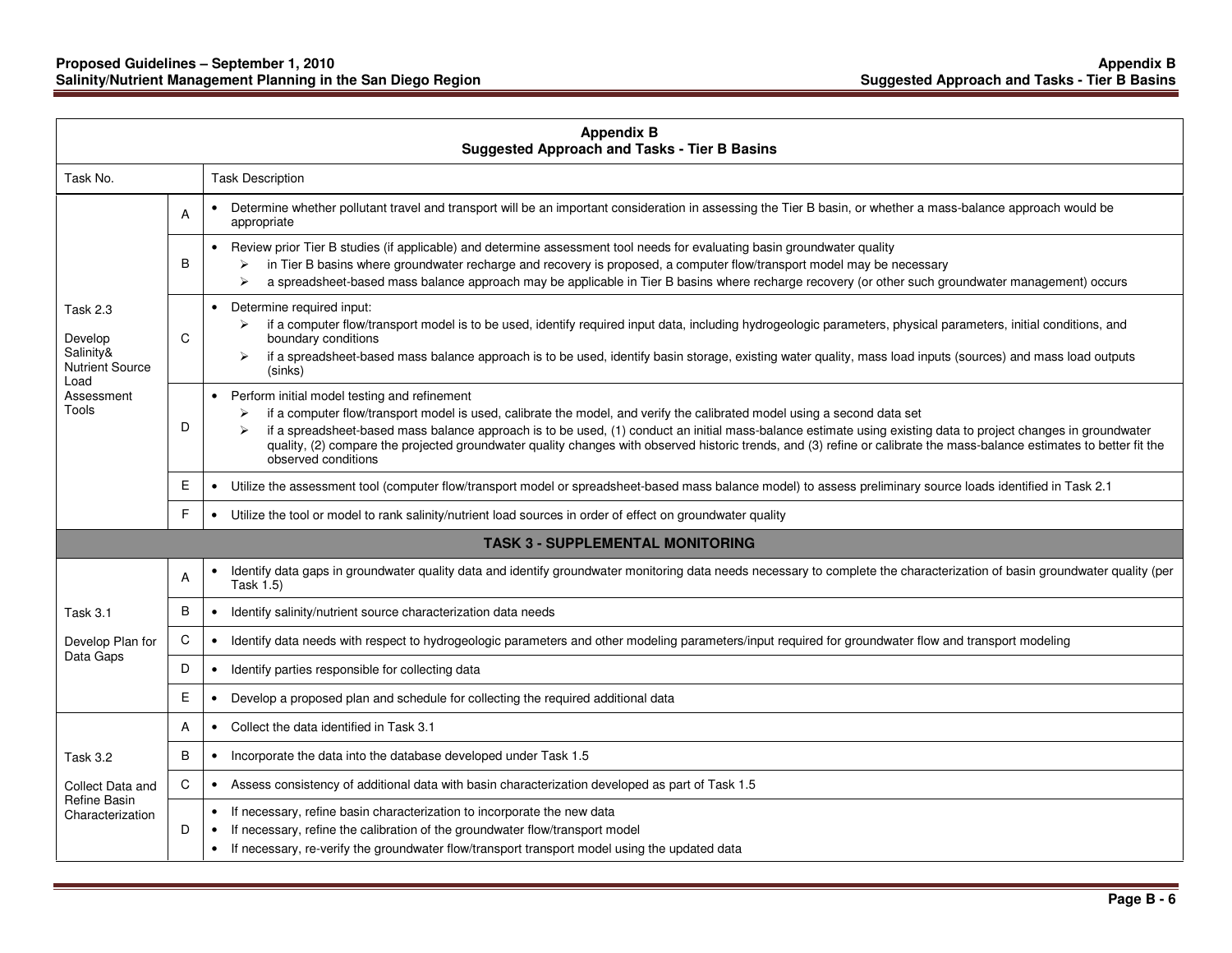| Appendix B<br>Suggested Approach and Tasks - Tier B Basins | | |
|---|---|---|
| Task No. | | Task Description |
| Task 2.3<br><br>Develop Salinity& Nutrient Source Load Assessment Tools | A | • Determine whether pollutant travel and transport will be an important consideration in assessing the Tier B basin, or whether a mass-balance approach would be appropriate |
| | B | • Review prior Tier B studies (if applicable) and determine assessment tool needs for evaluating basin groundwater quality<br>➢ in Tier B basins where groundwater recharge and recovery is proposed, a computer flow/transport model may be necessary<br>➢ a spreadsheet-based mass balance approach may be applicable in Tier B basins where recharge recovery (or other such groundwater management) occurs |
| | C | • Determine required input:<br>➢ if a computer flow/transport model is to be used, identify required input data, including hydrogeologic parameters, physical parameters, initial conditions, and boundary conditions<br>➢ if a spreadsheet-based mass balance approach is to be used, identify basin storage, existing water quality, mass load inputs (sources) and mass load outputs (sinks) |
| | D | • Perform initial model testing and refinement<br>➢ if a computer flow/transport model is used, calibrate the model, and verify the calibrated model using a second data set<br>➢ if a spreadsheet-based mass balance approach is to be used, (1) conduct an initial mass-balance estimate using existing data to project changes in groundwater quality, (2) compare the projected groundwater quality changes with observed historic trends, and (3) refine or calibrate the mass-balance estimates to better fit the observed conditions |
| | E | • Utilize the assessment tool (computer flow/transport model or spreadsheet-based mass balance model) to assess preliminary source loads identified in Task 2.1 |
| | F | • Utilize the tool or model to rank salinity/nutrient load sources in order of effect on groundwater quality |
| **TASK 3 - SUPPLEMENTAL MONITORING** | | |
| Task 3.1<br><br>Develop Plan for Data Gaps | A | • Identify data gaps in groundwater quality data and identify groundwater monitoring data needs necessary to complete the characterization of basin groundwater quality (per Task 1.5) |
| | B | • Identify salinity/nutrient source characterization data needs |
| | C | • Identify data needs with respect to hydrogeologic parameters and other modeling parameters/input required for groundwater flow and transport modeling |
| | D | • Identify parties responsible for collecting data |
| | E | • Develop a proposed plan and schedule for collecting the required additional data |
| Task 3.2<br><br>Collect Data and Refine Basin Characterization | A | • Collect the data identified in Task 3.1 |
| | B | • Incorporate the data into the database developed under Task 1.5 |
| | C | • Assess consistency of additional data with basin characterization developed as part of Task 1.5 |
| | D | • If necessary, refine basin characterization to incorporate the new data<br>• If necessary, refine the calibration of the groundwater flow/transport model<br>• If necessary, re-verify the groundwater flow/transport transport model using the updated data |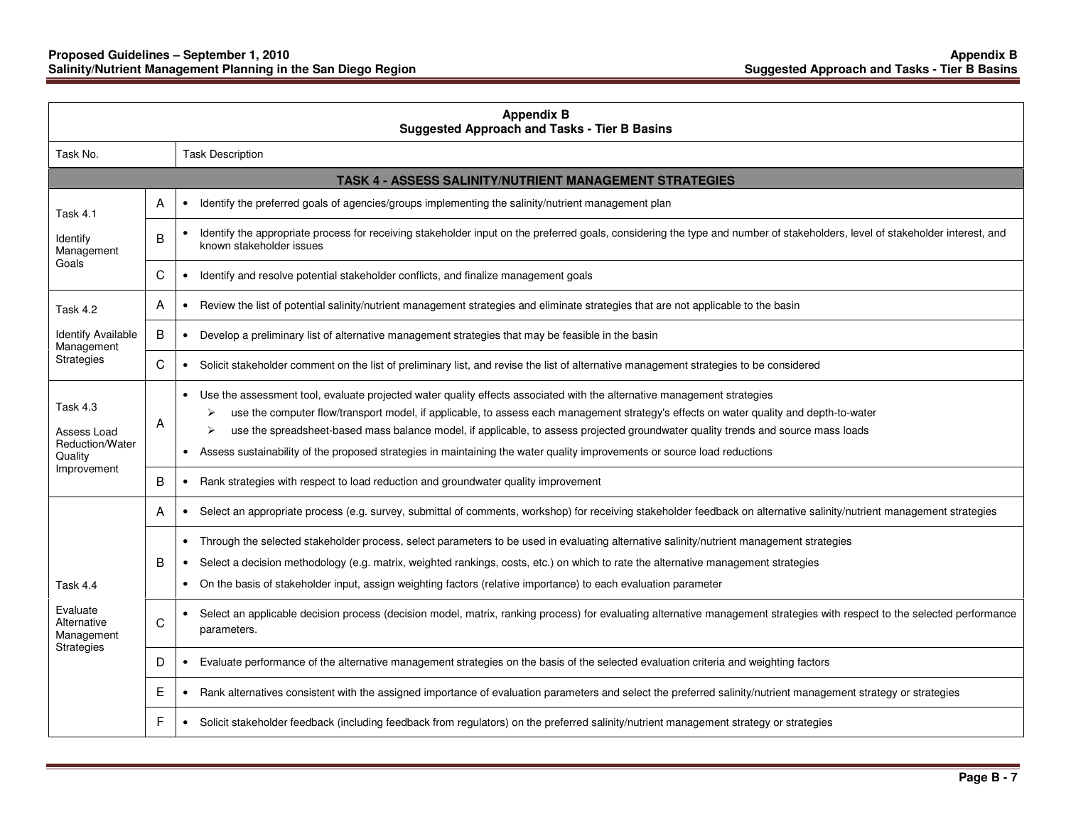**Appendix B**
**Suggested Approach and Tasks - Tier B Basins**

| Task No. | | Task Description |
|---|---|---|
| **TASK 4 - ASSESS SALINITY/NUTRIENT MANAGEMENT STRATEGIES** | | |
| Task 4.1<br><br>Identify Management Goals | A | • Identify the preferred goals of agencies/groups implementing the salinity/nutrient management plan |
| | B | • Identify the appropriate process for receiving stakeholder input on the preferred goals, considering the type and number of stakeholders, level of stakeholder interest, and known stakeholder issues |
| | C | • Identify and resolve potential stakeholder conflicts, and finalize management goals |
| Task 4.2<br><br>Identify Available Management Strategies | A | • Review the list of potential salinity/nutrient management strategies and eliminate strategies that are not applicable to the basin |
| | B | • Develop a preliminary list of alternative management strategies that may be feasible in the basin |
| | C | • Solicit stakeholder comment on the list of preliminary list, and revise the list of alternative management strategies to be considered |
| Task 4.3<br><br>Assess Load Reduction/Water Quality Improvement | A | • Use the assessment tool, evaluate projected water quality effects associated with the alternative management strategies<br>➢ use the computer flow/transport model, if applicable, to assess each management strategy's effects on water quality and depth-to-water<br>➢ use the spreadsheet-based mass balance model, if applicable, to assess projected groundwater quality trends and source mass loads<br>• Assess sustainability of the proposed strategies in maintaining the water quality improvements or source load reductions |
| | B | • Rank strategies with respect to load reduction and groundwater quality improvement |
| Task 4.4<br><br>Evaluate Alternative Management Strategies | A | • Select an appropriate process (e.g. survey, submittal of comments, workshop) for receiving stakeholder feedback on alternative salinity/nutrient management strategies |
| | B | • Through the selected stakeholder process, select parameters to be used in evaluating alternative salinity/nutrient management strategies<br>• Select a decision methodology (e.g. matrix, weighted rankings, costs, etc.) on which to rate the alternative management strategies<br>• On the basis of stakeholder input, assign weighting factors (relative importance) to each evaluation parameter |
| | C | • Select an applicable decision process (decision model, matrix, ranking process) for evaluating alternative management strategies with respect to the selected performance parameters. |
| | D | • Evaluate performance of the alternative management strategies on the basis of the selected evaluation criteria and weighting factors |
| | E | • Rank alternatives consistent with the assigned importance of evaluation parameters and select the preferred salinity/nutrient management strategy or strategies |
| | F | • Solicit stakeholder feedback (including feedback from regulators) on the preferred salinity/nutrient management strategy or strategies |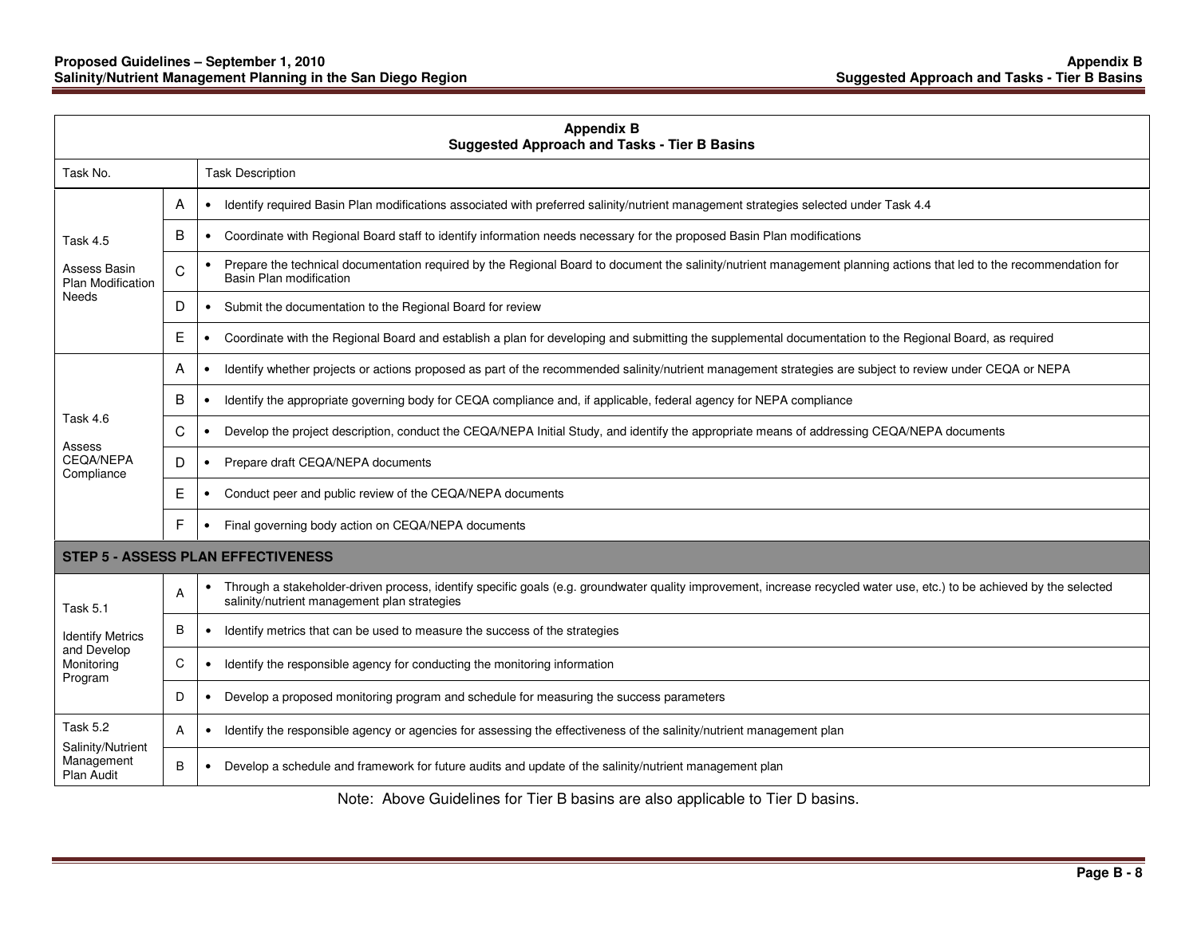| Appendix B<br>Suggested Approach and Tasks - Tier B Basins | | |
|---|---|---|
| Task No. | | Task Description |
| Task 4.5<br><br>Assess Basin Plan Modification Needs | A | • Identify required Basin Plan modifications associated with preferred salinity/nutrient management strategies selected under Task 4.4 |
| | B | • Coordinate with Regional Board staff to identify information needs necessary for the proposed Basin Plan modifications |
| | C | • Prepare the technical documentation required by the Regional Board to document the salinity/nutrient management planning actions that led to the recommendation for Basin Plan modification |
| | D | • Submit the documentation to the Regional Board for review |
| | E | • Coordinate with the Regional Board and establish a plan for developing and submitting the supplemental documentation to the Regional Board, as required |
| Task 4.6<br><br>Assess CEQA/NEPA Compliance | A | • Identify whether projects or actions proposed as part of the recommended salinity/nutrient management strategies are subject to review under CEQA or NEPA |
| | B | • Identify the appropriate governing body for CEQA compliance and, if applicable, federal agency for NEPA compliance |
| | C | • Develop the project description, conduct the CEQA/NEPA Initial Study, and identify the appropriate means of addressing CEQA/NEPA documents |
| | D | • Prepare draft CEQA/NEPA documents |
| | E | • Conduct peer and public review of the CEQA/NEPA documents |
| | F | • Final governing body action on CEQA/NEPA documents |
| **STEP 5 - ASSESS PLAN EFFECTIVENESS** | | |
| Task 5.1<br><br>Identify Metrics and Develop Monitoring Program | A | • Through a stakeholder-driven process, identify specific goals (e.g. groundwater quality improvement, increase recycled water use, etc.) to be achieved by the selected salinity/nutrient management plan strategies |
| | B | • Identify metrics that can be used to measure the success of the strategies |
| | C | • Identify the responsible agency for conducting the monitoring information |
| | D | • Develop a proposed monitoring program and schedule for measuring the success parameters |
| Task 5.2<br>Salinity/Nutrient Management Plan Audit | A | • Identify the responsible agency or agencies for assessing the effectiveness of the salinity/nutrient management plan |
| | B | • Develop a schedule and framework for future audits and update of the salinity/nutrient management plan |

Note: Above Guidelines for Tier B basins are also applicable to Tier D basins.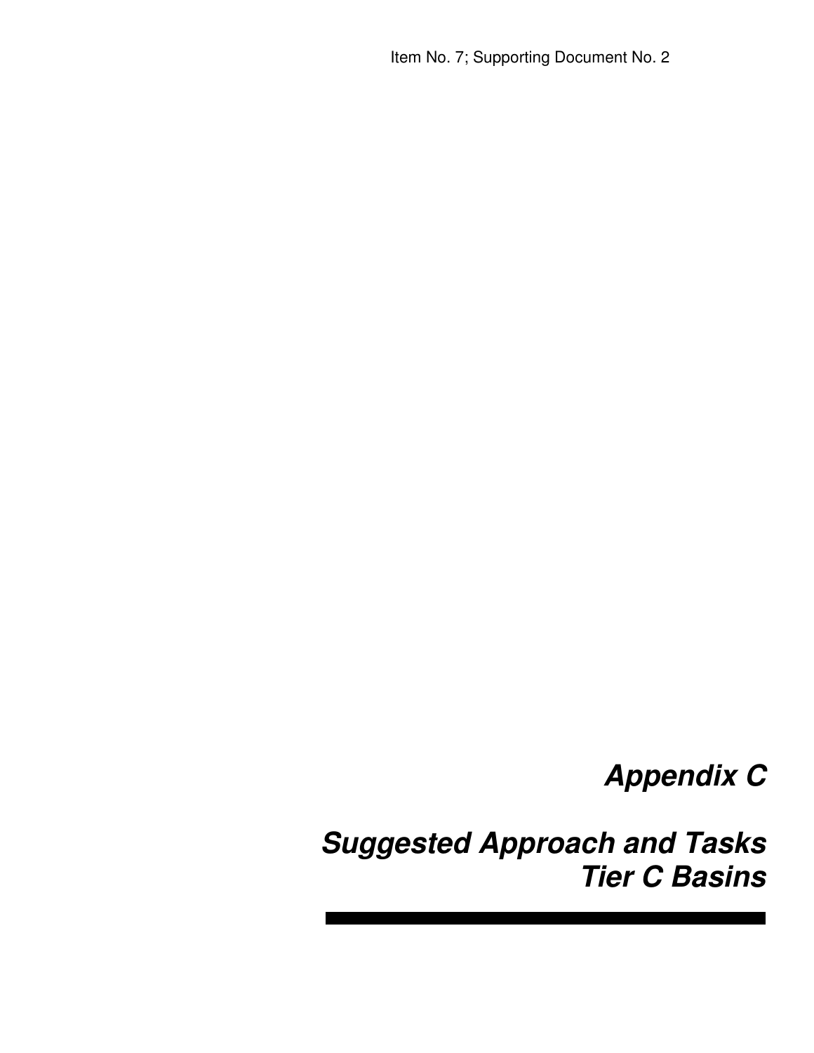# Appendix C

# Suggested Approach and Tasks Tier C Basins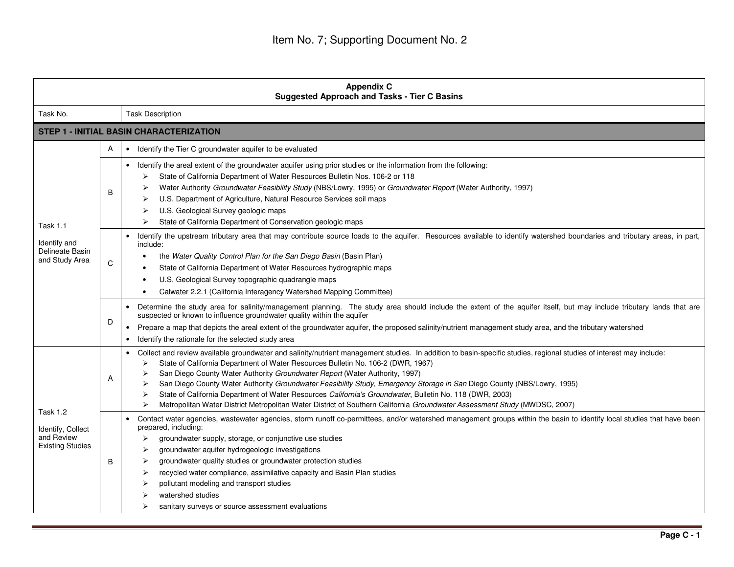Item No. 7; Supporting Document No. 2

| **Appendix C**<br>**Suggested Approach and Tasks - Tier C Basins** | | |
|---|---|---|
| Task No. | | Task Description |
| **STEP 1 - INITIAL BASIN CHARACTERIZATION** | | |
| Task 1.1<br><br>Identify and Delineate Basin and Study Area | A | • Identify the Tier C groundwater aquifer to be evaluated |
| | B | • Identify the areal extent of the groundwater aquifer using prior studies or the information from the following:<br>➢ State of California Department of Water Resources Bulletin Nos. 106-2 or 118<br>➢ Water Authority *Groundwater Feasibility Study* (NBS/Lowry, 1995) or *Groundwater Report* (Water Authority, 1997)<br>➢ U.S. Department of Agriculture, Natural Resource Services soil maps<br>➢ U.S. Geological Survey geologic maps<br>➢ State of California Department of Conservation geologic maps |
| | C | • Identify the upstream tributary area that may contribute source loads to the aquifer. Resources available to identify watershed boundaries and tributary areas, in part, include:<br>• the *Water Quality Control Plan for the San Diego Basin* (Basin Plan)<br>• State of California Department of Water Resources hydrographic maps<br>• U.S. Geological Survey topographic quadrangle maps<br>• Calwater 2.2.1 (California Interagency Watershed Mapping Committee) |
| | D | • Determine the study area for salinity/management planning. The study area should include the extent of the aquifer itself, but may include tributary lands that are suspected or known to influence groundwater quality within the aquifer<br>• Prepare a map that depicts the areal extent of the groundwater aquifer, the proposed salinity/nutrient management study area, and the tributary watershed<br>• Identify the rationale for the selected study area |
| Task 1.2<br><br>Identify, Collect and Review Existing Studies | A | • Collect and review available groundwater and salinity/nutrient management studies. In addition to basin-specific studies, regional studies of interest may include:<br>➢ State of California Department of Water Resources Bulletin No. 106-2 (DWR, 1967)<br>➢ San Diego County Water Authority *Groundwater Report* (Water Authority, 1997)<br>➢ San Diego County Water Authority *Groundwater Feasibility Study, Emergency Storage in San* Diego County (NBS/Lowry, 1995)<br>➢ State of California Department of Water Resources *California's Groundwater*, Bulletin No. 118 (DWR, 2003)<br>➢ Metropolitan Water District Metropolitan Water District of Southern California *Groundwater Assessment Study* (MWDSC, 2007) |
| | B | • Contact water agencies, wastewater agencies, storm runoff co-permittees, and/or watershed management groups within the basin to identify local studies that have been prepared, including:<br>➢ groundwater supply, storage, or conjunctive use studies<br>➢ groundwater aquifer hydrogeologic investigations<br>➢ groundwater quality studies or groundwater protection studies<br>➢ recycled water compliance, assimilative capacity and Basin Plan studies<br>➢ pollutant modeling and transport studies<br>➢ watershed studies<br>➢ sanitary surveys or source assessment evaluations |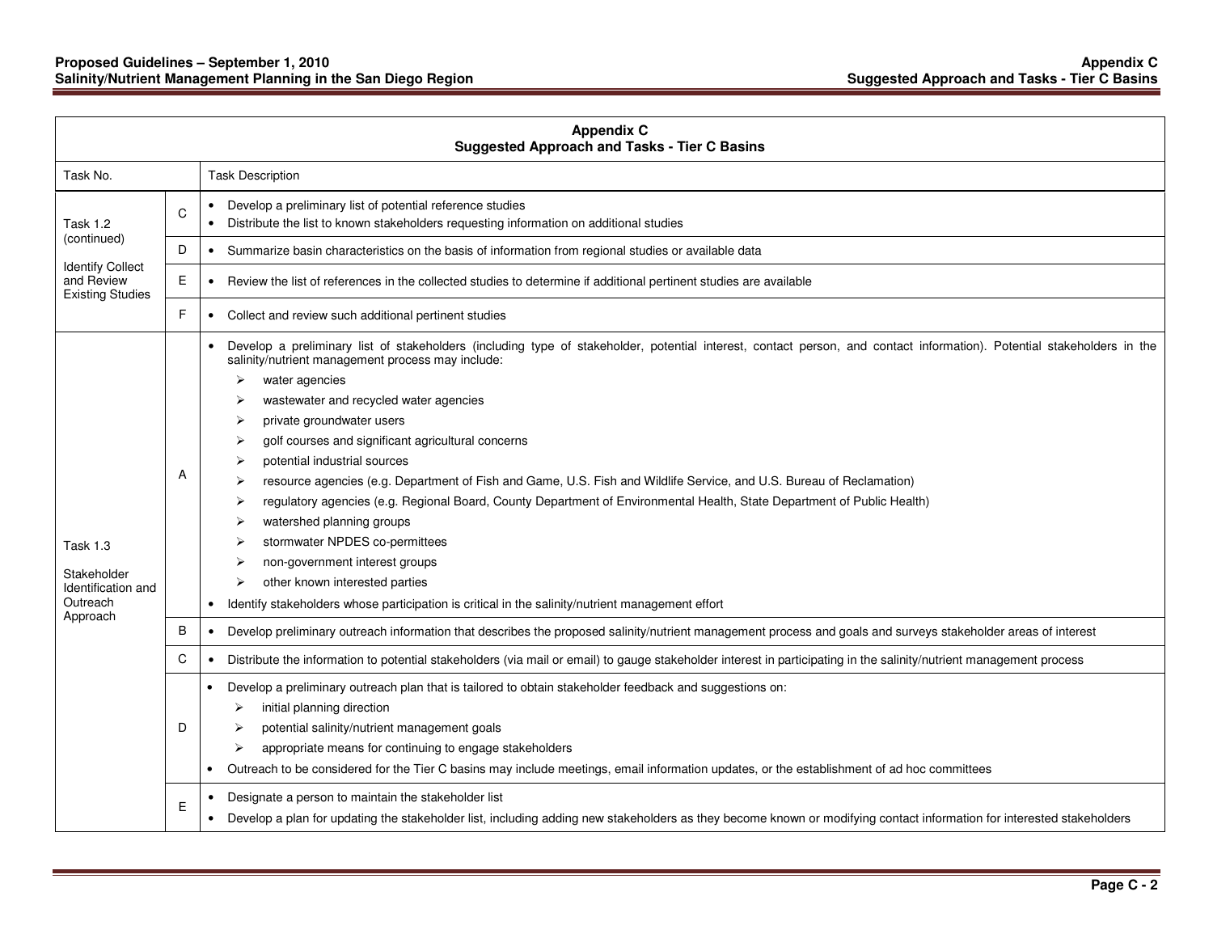| Appendix C<br>Suggested Approach and Tasks - Tier C Basins | | |
|---|---|---|
| Task No. | | Task Description |
| Task 1.2 (continued)<br><br>Identify Collect and Review Existing Studies | C | • Develop a preliminary list of potential reference studies<br>• Distribute the list to known stakeholders requesting information on additional studies |
| | D | • Summarize basin characteristics on the basis of information from regional studies or available data |
| | E | • Review the list of references in the collected studies to determine if additional pertinent studies are available |
| | F | • Collect and review such additional pertinent studies |
| Task 1.3<br><br>Stakeholder Identification and Outreach Approach | A | • Develop a preliminary list of stakeholders (including type of stakeholder, potential interest, contact person, and contact information). Potential stakeholders in the salinity/nutrient management process may include:<br>➢ water agencies<br>➢ wastewater and recycled water agencies<br>➢ private groundwater users<br>➢ golf courses and significant agricultural concerns<br>➢ potential industrial sources<br>➢ resource agencies (e.g. Department of Fish and Game, U.S. Fish and Wildlife Service, and U.S. Bureau of Reclamation)<br>➢ regulatory agencies (e.g. Regional Board, County Department of Environmental Health, State Department of Public Health)<br>➢ watershed planning groups<br>➢ stormwater NPDES co-permittees<br>➢ non-government interest groups<br>➢ other known interested parties<br>• Identify stakeholders whose participation is critical in the salinity/nutrient management effort |
| | B | • Develop preliminary outreach information that describes the proposed salinity/nutrient management process and goals and surveys stakeholder areas of interest |
| | C | • Distribute the information to potential stakeholders (via mail or email) to gauge stakeholder interest in participating in the salinity/nutrient management process |
| | D | • Develop a preliminary outreach plan that is tailored to obtain stakeholder feedback and suggestions on:<br>➢ initial planning direction<br>➢ potential salinity/nutrient management goals<br>➢ appropriate means for continuing to engage stakeholders<br>• Outreach to be considered for the Tier C basins may include meetings, email information updates, or the establishment of ad hoc committees |
| | E | • Designate a person to maintain the stakeholder list<br>• Develop a plan for updating the stakeholder list, including adding new stakeholders as they become known or modifying contact information for interested stakeholders |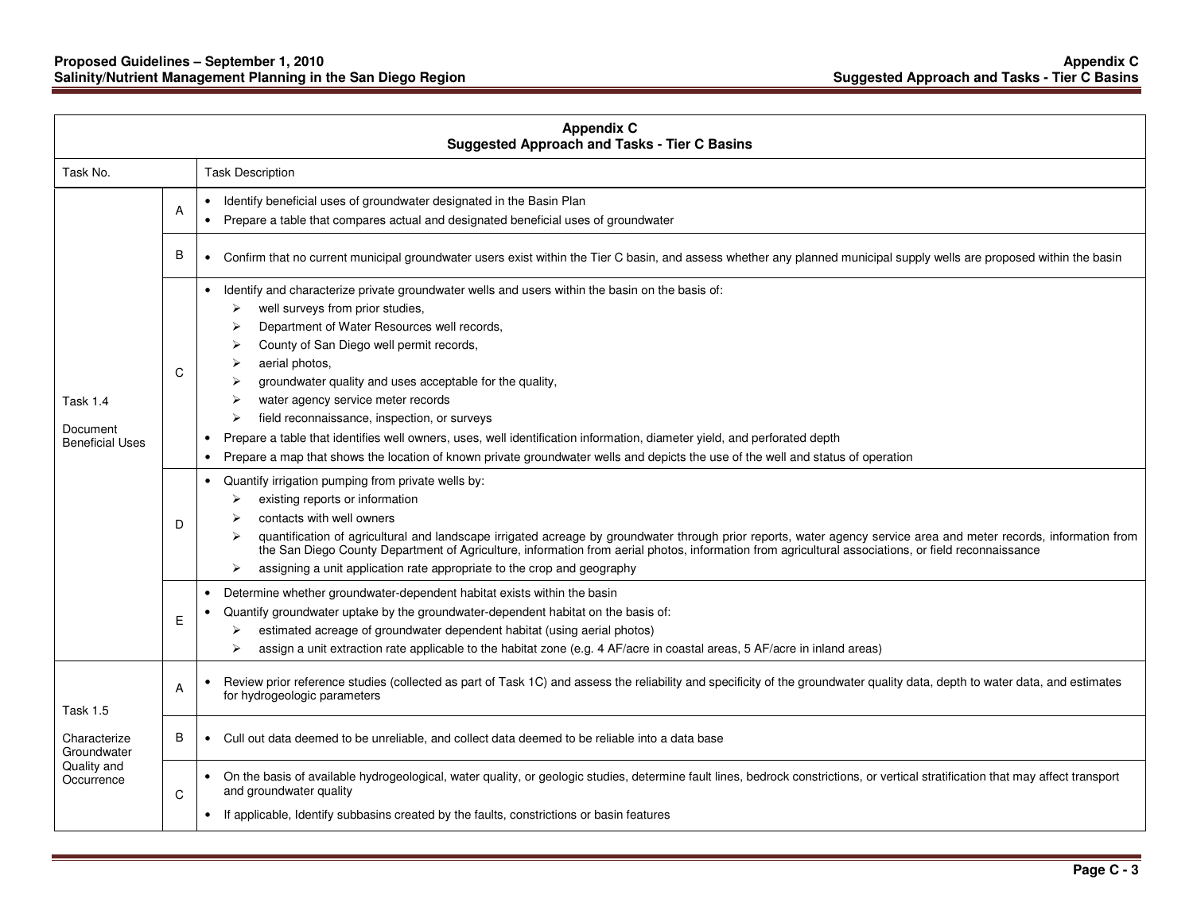| Appendix C<br>Suggested Approach and Tasks - Tier C Basins | | |
|---|---|---|
| Task No. | | Task Description |
| Task 1.4<br><br>Document Beneficial Uses | A | • Identify beneficial uses of groundwater designated in the Basin Plan<br>• Prepare a table that compares actual and designated beneficial uses of groundwater |
| | B | • Confirm that no current municipal groundwater users exist within the Tier C basin, and assess whether any planned municipal supply wells are proposed within the basin |
| | C | • Identify and characterize private groundwater wells and users within the basin on the basis of:<br>➢ well surveys from prior studies,<br>➢ Department of Water Resources well records,<br>➢ County of San Diego well permit records,<br>➢ aerial photos,<br>➢ groundwater quality and uses acceptable for the quality,<br>➢ water agency service meter records<br>➢ field reconnaissance, inspection, or surveys<br>• Prepare a table that identifies well owners, uses, well identification information, diameter yield, and perforated depth<br>• Prepare a map that shows the location of known private groundwater wells and depicts the use of the well and status of operation |
| | D | • Quantify irrigation pumping from private wells by:<br>➢ existing reports or information<br>➢ contacts with well owners<br>➢ quantification of agricultural and landscape irrigated acreage by groundwater through prior reports, water agency service area and meter records, information from the San Diego County Department of Agriculture, information from aerial photos, information from agricultural associations, or field reconnaissance<br>➢ assigning a unit application rate appropriate to the crop and geography |
| | E | • Determine whether groundwater-dependent habitat exists within the basin<br>• Quantify groundwater uptake by the groundwater-dependent habitat on the basis of:<br>➢ estimated acreage of groundwater dependent habitat (using aerial photos)<br>➢ assign a unit extraction rate applicable to the habitat zone (e.g. 4 AF/acre in coastal areas, 5 AF/acre in inland areas) |
| Task 1.5<br><br>Characterize Groundwater Quality and Occurrence | A | • Review prior reference studies (collected as part of Task 1C) and assess the reliability and specificity of the groundwater quality data, depth to water data, and estimates for hydrogeologic parameters |
| | B | • Cull out data deemed to be unreliable, and collect data deemed to be reliable into a data base |
| | C | • On the basis of available hydrogeological, water quality, or geologic studies, determine fault lines, bedrock constrictions, or vertical stratification that may affect transport and groundwater quality<br>• If applicable, Identify subbasins created by the faults, constrictions or basin features |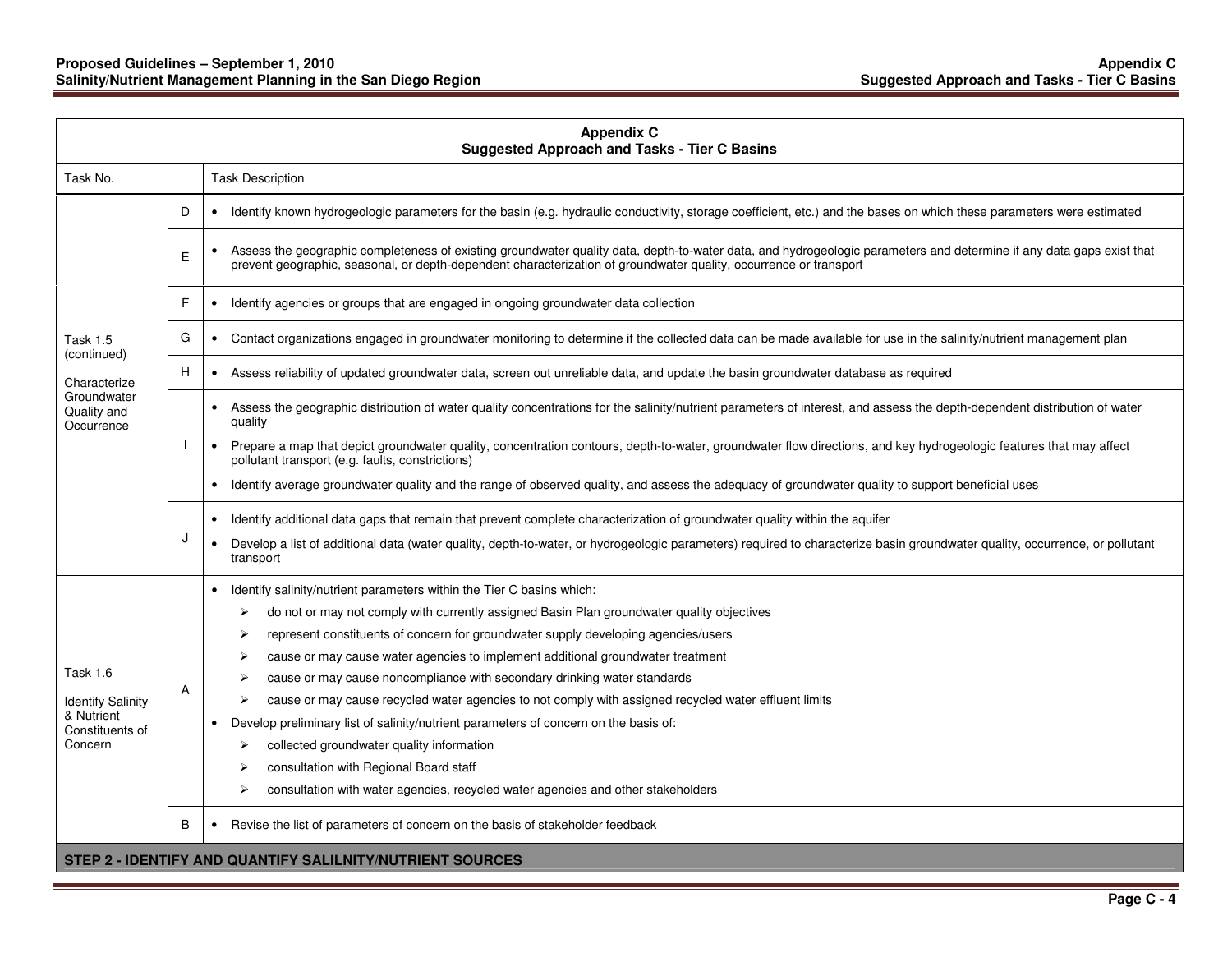| Appendix C<br>Suggested Approach and Tasks - Tier C Basins | | |
|---|---|---|
| Task No. | | Task Description |
| Task 1.5 (continued)<br><br>Characterize Groundwater Quality and Occurrence | D | • Identify known hydrogeologic parameters for the basin (e.g. hydraulic conductivity, storage coefficient, etc.) and the bases on which these parameters were estimated |
| | E | • Assess the geographic completeness of existing groundwater quality data, depth-to-water data, and hydrogeologic parameters and determine if any data gaps exist that prevent geographic, seasonal, or depth-dependent characterization of groundwater quality, occurrence or transport |
| | F | • Identify agencies or groups that are engaged in ongoing groundwater data collection |
| | G | • Contact organizations engaged in groundwater monitoring to determine if the collected data can be made available for use in the salinity/nutrient management plan |
| | H | • Assess reliability of updated groundwater data, screen out unreliable data, and update the basin groundwater database as required |
| | I | • Assess the geographic distribution of water quality concentrations for the salinity/nutrient parameters of interest, and assess the depth-dependent distribution of water quality<br>• Prepare a map that depict groundwater quality, concentration contours, depth-to-water, groundwater flow directions, and key hydrogeologic features that may affect pollutant transport (e.g. faults, constrictions)<br>• Identify average groundwater quality and the range of observed quality, and assess the adequacy of groundwater quality to support beneficial uses |
| | J | • Identify additional data gaps that remain that prevent complete characterization of groundwater quality within the aquifer<br>• Develop a list of additional data (water quality, depth-to-water, or hydrogeologic parameters) required to characterize basin groundwater quality, occurrence, or pollutant transport |
| Task 1.6<br><br>Identify Salinity & Nutrient Constituents of Concern | A | • Identify salinity/nutrient parameters within the Tier C basins which:<br>➢ do not or may not comply with currently assigned Basin Plan groundwater quality objectives<br>➢ represent constituents of concern for groundwater supply developing agencies/users<br>➢ cause or may cause water agencies to implement additional groundwater treatment<br>➢ cause or may cause noncompliance with secondary drinking water standards<br>➢ cause or may cause recycled water agencies to not comply with assigned recycled water effluent limits<br>• Develop preliminary list of salinity/nutrient parameters of concern on the basis of:<br>➢ collected groundwater quality information<br>➢ consultation with Regional Board staff<br>➢ consultation with water agencies, recycled water agencies and other stakeholders |
| | B | • Revise the list of parameters of concern on the basis of stakeholder feedback |
| **STEP 2 - IDENTIFY AND QUANTIFY SALILNITY/NUTRIENT SOURCES** | | |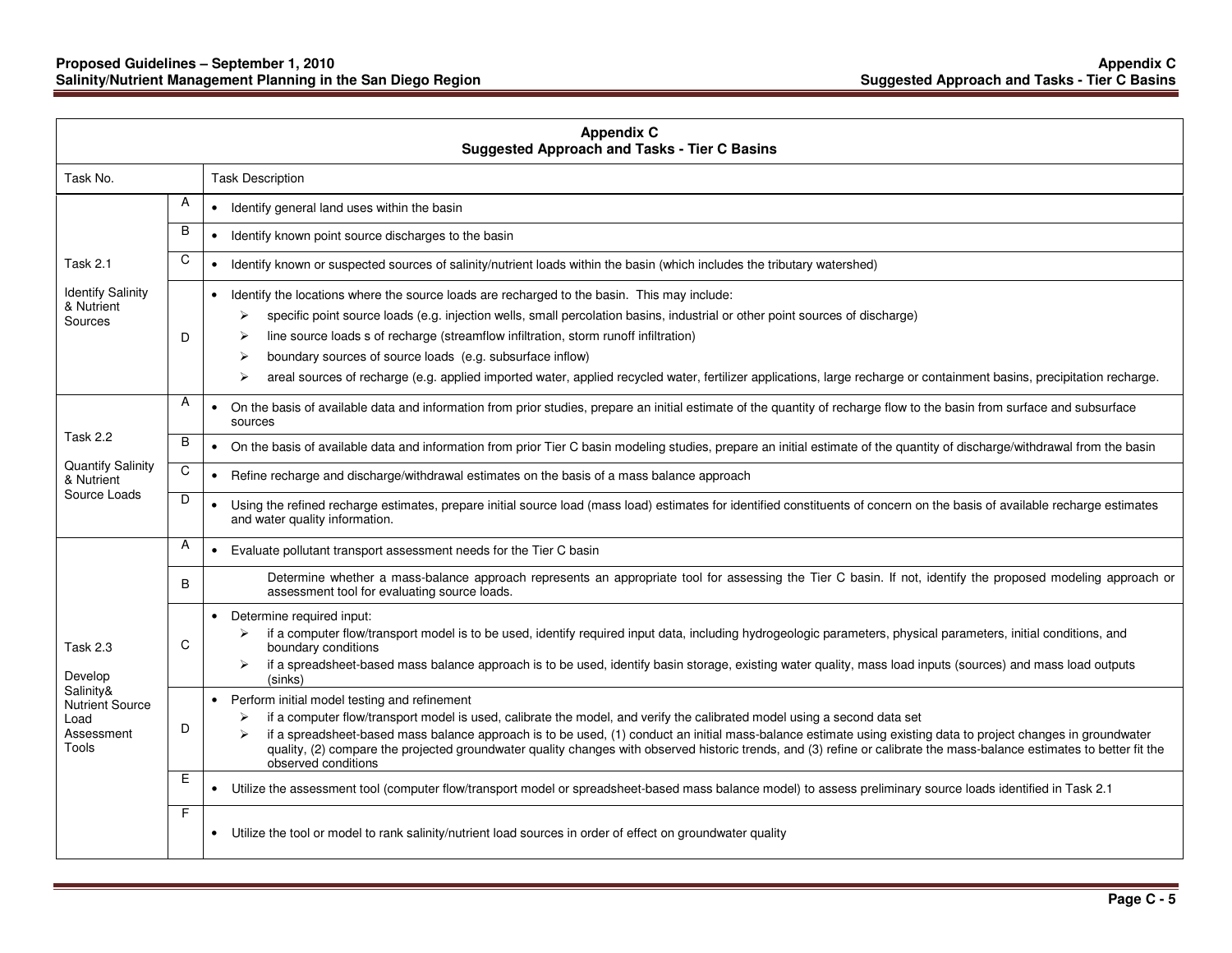| Appendix C<br>Suggested Approach and Tasks - Tier C Basins | | |
|---|---|---|
| Task No. | | Task Description |
| Task 2.1<br><br>Identify Salinity & Nutrient Sources | A | • Identify general land uses within the basin |
| | B | • Identify known point source discharges to the basin |
| | C | • Identify known or suspected sources of salinity/nutrient loads within the basin (which includes the tributary watershed) |
| | D | • Identify the locations where the source loads are recharged to the basin. This may include:<br>➢ specific point source loads (e.g. injection wells, small percolation basins, industrial or other point sources of discharge)<br>➢ line source loads s of recharge (streamflow infiltration, storm runoff infiltration)<br>➢ boundary sources of source loads (e.g. subsurface inflow)<br>➢ areal sources of recharge (e.g. applied imported water, applied recycled water, fertilizer applications, large recharge or containment basins, precipitation recharge. |
| Task 2.2<br><br>Quantify Salinity & Nutrient Source Loads | A | • On the basis of available data and information from prior studies, prepare an initial estimate of the quantity of recharge flow to the basin from surface and subsurface sources |
| | B | • On the basis of available data and information from prior Tier C basin modeling studies, prepare an initial estimate of the quantity of discharge/withdrawal from the basin |
| | C | • Refine recharge and discharge/withdrawal estimates on the basis of a mass balance approach |
| | D | • Using the refined recharge estimates, prepare initial source load (mass load) estimates for identified constituents of concern on the basis of available recharge estimates and water quality information. |
| Task 2.3<br><br>Develop Salinity& Nutrient Source Load Assessment Tools | A | • Evaluate pollutant transport assessment needs for the Tier C basin |
| | B | Determine whether a mass-balance approach represents an appropriate tool for assessing the Tier C basin. If not, identify the proposed modeling approach or assessment tool for evaluating source loads. |
| | C | • Determine required input:<br>➢ if a computer flow/transport model is to be used, identify required input data, including hydrogeologic parameters, physical parameters, initial conditions, and boundary conditions<br>➢ if a spreadsheet-based mass balance approach is to be used, identify basin storage, existing water quality, mass load inputs (sources) and mass load outputs (sinks) |
| | D | • Perform initial model testing and refinement<br>➢ if a computer flow/transport model is used, calibrate the model, and verify the calibrated model using a second data set<br>➢ if a spreadsheet-based mass balance approach is to be used, (1) conduct an initial mass-balance estimate using existing data to project changes in groundwater quality, (2) compare the projected groundwater quality changes with observed historic trends, and (3) refine or calibrate the mass-balance estimates to better fit the observed conditions |
| | E | • Utilize the assessment tool (computer flow/transport model or spreadsheet-based mass balance model) to assess preliminary source loads identified in Task 2.1 |
| | F | • Utilize the tool or model to rank salinity/nutrient load sources in order of effect on groundwater quality |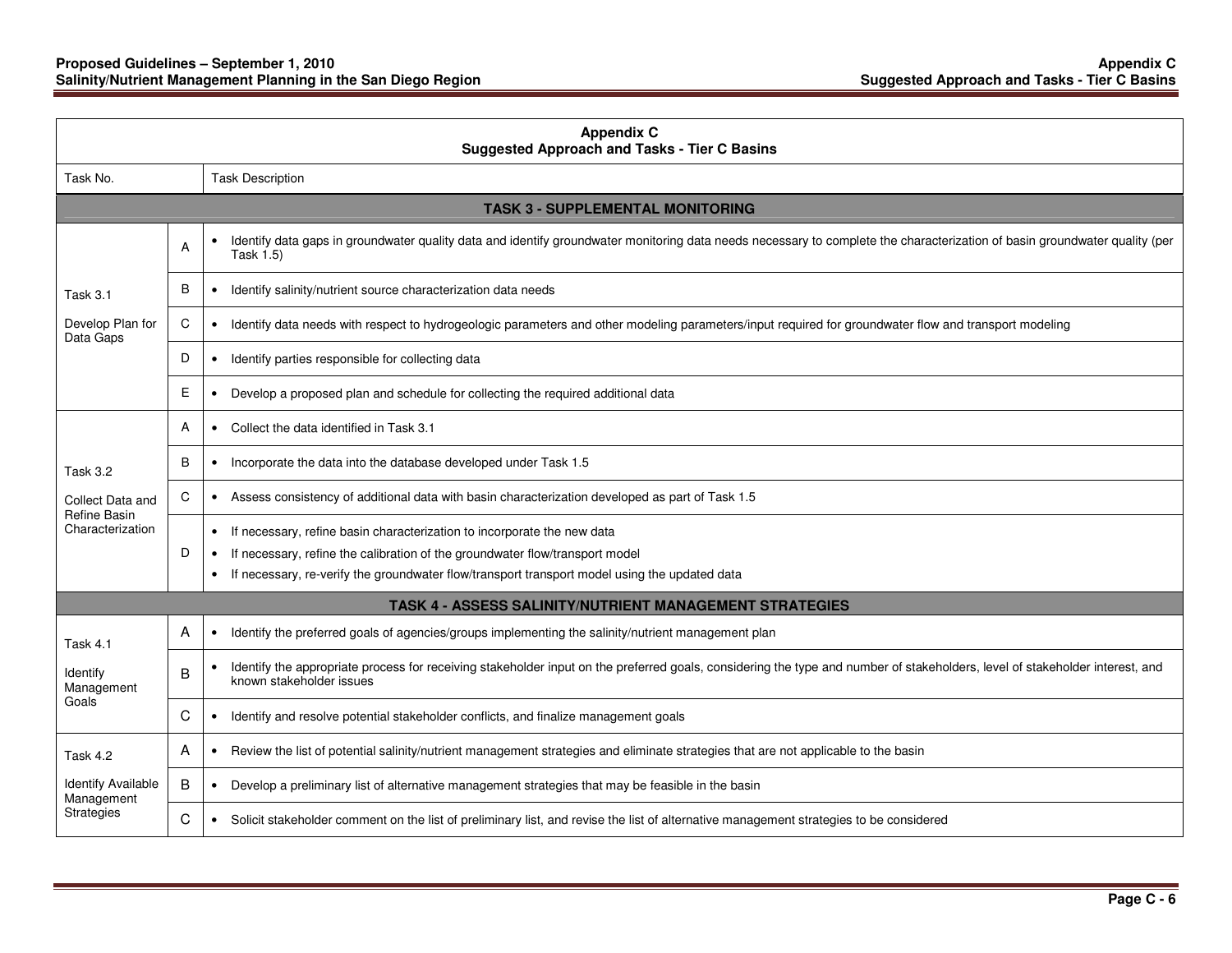| Appendix C<br>Suggested Approach and Tasks - Tier C Basins | | |
|---|---|---|
| Task No. | | Task Description |
| **TASK 3 - SUPPLEMENTAL MONITORING** | | |
| Task 3.1<br><br>Develop Plan for Data Gaps | A | • Identify data gaps in groundwater quality data and identify groundwater monitoring data needs necessary to complete the characterization of basin groundwater quality (per Task 1.5) |
| | B | • Identify salinity/nutrient source characterization data needs |
| | C | • Identify data needs with respect to hydrogeologic parameters and other modeling parameters/input required for groundwater flow and transport modeling |
| | D | • Identify parties responsible for collecting data |
| | E | • Develop a proposed plan and schedule for collecting the required additional data |
| Task 3.2<br><br>Collect Data and Refine Basin Characterization | A | • Collect the data identified in Task 3.1 |
| | B | • Incorporate the data into the database developed under Task 1.5 |
| | C | • Assess consistency of additional data with basin characterization developed as part of Task 1.5 |
| | D | • If necessary, refine basin characterization to incorporate the new data<br>• If necessary, refine the calibration of the groundwater flow/transport model<br>• If necessary, re-verify the groundwater flow/transport transport model using the updated data |
| **TASK 4 - ASSESS SALINITY/NUTRIENT MANAGEMENT STRATEGIES** | | |
| Task 4.1<br><br>Identify Management Goals | A | • Identify the preferred goals of agencies/groups implementing the salinity/nutrient management plan |
| | B | • Identify the appropriate process for receiving stakeholder input on the preferred goals, considering the type and number of stakeholders, level of stakeholder interest, and known stakeholder issues |
| | C | • Identify and resolve potential stakeholder conflicts, and finalize management goals |
| Task 4.2<br><br>Identify Available Management Strategies | A | • Review the list of potential salinity/nutrient management strategies and eliminate strategies that are not applicable to the basin |
| | B | • Develop a preliminary list of alternative management strategies that may be feasible in the basin |
| | C | • Solicit stakeholder comment on the list of preliminary list, and revise the list of alternative management strategies to be considered |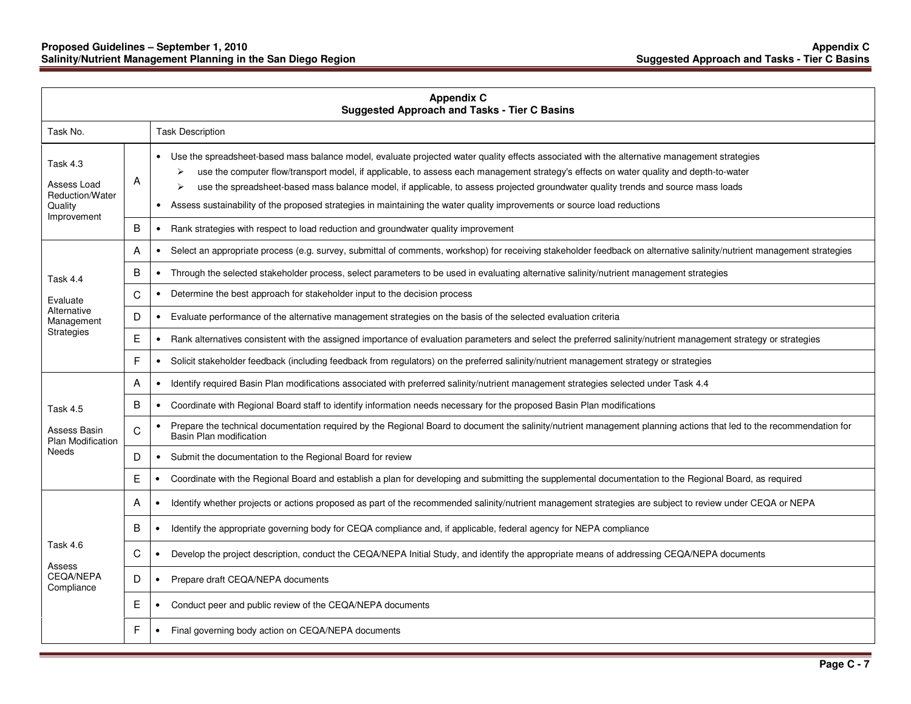| Appendix C<br>Suggested Approach and Tasks - Tier C Basins | | |
|---|---|---|
| Task No. | | Task Description |
| Task 4.3<br><br>Assess Load Reduction/Water Quality Improvement | A | • Use the spreadsheet-based mass balance model, evaluate projected water quality effects associated with the alternative management strategies<br>➢ use the computer flow/transport model, if applicable, to assess each management strategy's effects on water quality and depth-to-water<br>➢ use the spreadsheet-based mass balance model, if applicable, to assess projected groundwater quality trends and source mass loads<br>• Assess sustainability of the proposed strategies in maintaining the water quality improvements or source load reductions |
| | B | • Rank strategies with respect to load reduction and groundwater quality improvement |
| Task 4.4<br><br>Evaluate Alternative Management Strategies | A | • Select an appropriate process (e.g. survey, submittal of comments, workshop) for receiving stakeholder feedback on alternative salinity/nutrient management strategies |
| | B | • Through the selected stakeholder process, select parameters to be used in evaluating alternative salinity/nutrient management strategies |
| | C | • Determine the best approach for stakeholder input to the decision process |
| | D | • Evaluate performance of the alternative management strategies on the basis of the selected evaluation criteria |
| | E | • Rank alternatives consistent with the assigned importance of evaluation parameters and select the preferred salinity/nutrient management strategy or strategies |
| | F | • Solicit stakeholder feedback (including feedback from regulators) on the preferred salinity/nutrient management strategy or strategies |
| Task 4.5<br><br>Assess Basin Plan Modification Needs | A | • Identify required Basin Plan modifications associated with preferred salinity/nutrient management strategies selected under Task 4.4 |
| | B | • Coordinate with Regional Board staff to identify information needs necessary for the proposed Basin Plan modifications |
| | C | • Prepare the technical documentation required by the Regional Board to document the salinity/nutrient management planning actions that led to the recommendation for Basin Plan modification |
| | D | • Submit the documentation to the Regional Board for review |
| | E | • Coordinate with the Regional Board and establish a plan for developing and submitting the supplemental documentation to the Regional Board, as required |
| Task 4.6<br><br>Assess CEQA/NEPA Compliance | A | • Identify whether projects or actions proposed as part of the recommended salinity/nutrient management strategies are subject to review under CEQA or NEPA |
| | B | • Identify the appropriate governing body for CEQA compliance and, if applicable, federal agency for NEPA compliance |
| | C | • Develop the project description, conduct the CEQA/NEPA Initial Study, and identify the appropriate means of addressing CEQA/NEPA documents |
| | D | • Prepare draft CEQA/NEPA documents |
| | E | • Conduct peer and public review of the CEQA/NEPA documents |
| | F | • Final governing body action on CEQA/NEPA documents |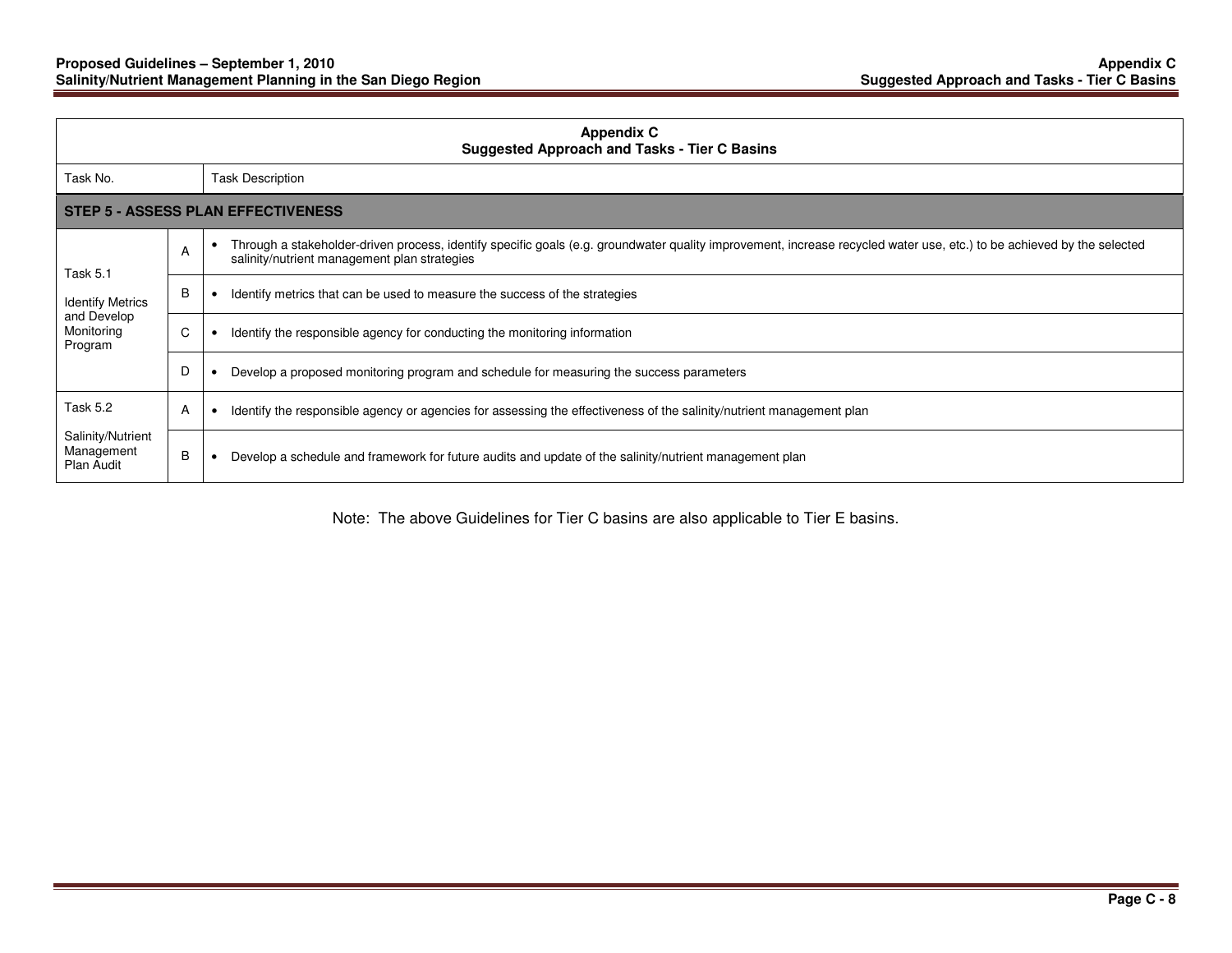| Appendix C<br>Suggested Approach and Tasks - Tier C Basins | | |
|---|---|---|
| Task No. | | Task Description |
| **STEP 5 - ASSESS PLAN EFFECTIVENESS** | | |
| Task 5.1<br><br>Identify Metrics and Develop Monitoring Program | A | • Through a stakeholder-driven process, identify specific goals (e.g. groundwater quality improvement, increase recycled water use, etc.) to be achieved by the selected salinity/nutrient management plan strategies |
| | B | • Identify metrics that can be used to measure the success of the strategies |
| | C | • Identify the responsible agency for conducting the monitoring information |
| | D | • Develop a proposed monitoring program and schedule for measuring the success parameters |
| Task 5.2<br><br>Salinity/Nutrient Management Plan Audit | A | • Identify the responsible agency or agencies for assessing the effectiveness of the salinity/nutrient management plan |
| | B | • Develop a schedule and framework for future audits and update of the salinity/nutrient management plan |

Note: The above Guidelines for Tier C basins are also applicable to Tier E basins.